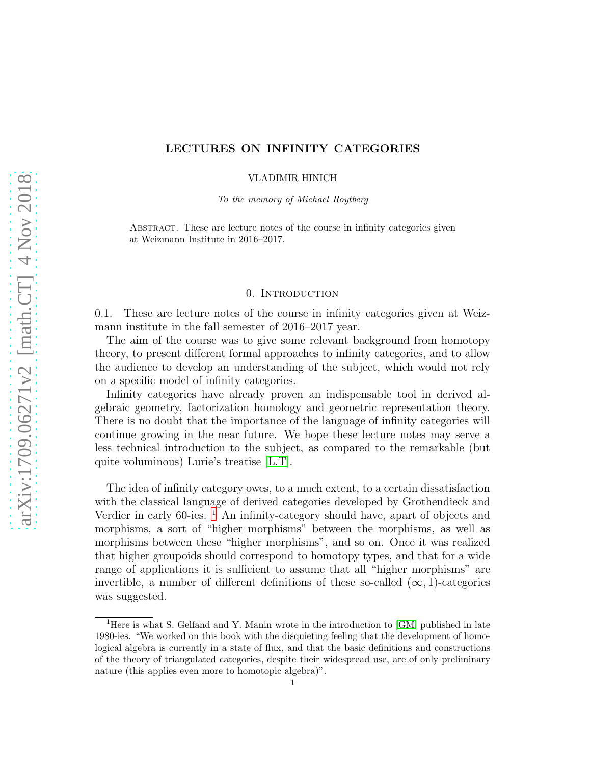# LECTURES ON INFINITY CATEGORIES

VLADIMIR HINICH

*To the memory of Michael Roytberg*

Abstract. These are lecture notes of the course in infinity categories given at Weizmann Institute in 2016–2017.

## 0. Introduction

0.1. These are lecture notes of the course in infinity categories given at Weizmann institute in the fall semester of 2016–2017 year.

The aim of the course was to give some relevant background from homotopy theory, to present different formal approaches to infinity categories, and to allow the audience to develop an understanding of the subject, which would not rely on a specific model of infinity categories.

Infinity categories have already proven an indispensable tool in derived algebraic geometry, factorization homology and geometric representation theory. There is no doubt that the importance of the language of infinity categories will continue growing in the near future. We hope these lecture notes may serve a less technical introduction to the subject, as compared to the remarkable (but quite voluminous) Lurie's treatise [L.T].

The idea of infinity category owes, to a much extent, to a certain dissatisfaction with the classical language of derived categories developed by Grothendieck and Verdier in early 60-ies. [1] An infinity-category should have, apart of objects and morphisms, a sort of "higher morphisms" between the morphisms, as well as morphisms between these "higher morphisms", and so on. Once it was realized that higher groupoids should correspond to homotopy types, and that for a wide range of applications it is sufficient to assume that all "higher morphisms" are invertible, a number of different definitions of these so-called $(\infty, 1)$-categories was suggested.

[1] Here is what S. Gelfand and Y. Manin wrote in the introduction to [GM] published in late 1980-ies. "We worked on this book with the disquieting feeling that the development of homological algebra is currently in a state of flux, and that the basic definitions and constructions of the theory of triangulated categories, despite their widespread use, are of only preliminary nature (this applies even more to homotopic algebra)".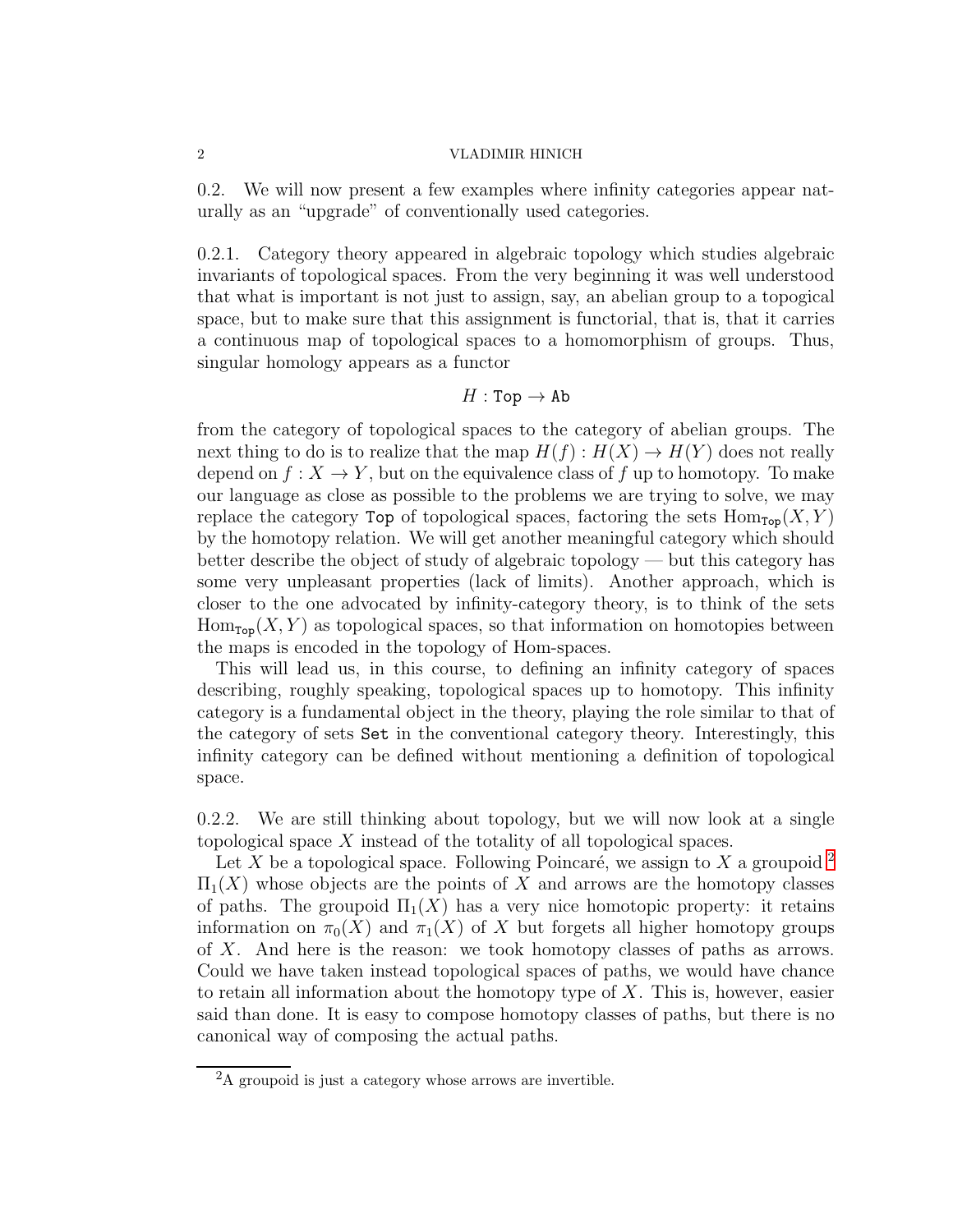0.2. We will now present a few examples where infinity categories appear naturally as an "upgrade" of conventionally used categories.

0.2.1. Category theory appeared in algebraic topology which studies algebraic invariants of topological spaces. From the very beginning it was well understood that what is important is not just to assign, say, an abelian group to a topogical space, but to make sure that this assignment is functorial, that is, that it carries a continuous map of topological spaces to a homomorphism of groups. Thus, singular homology appears as a functor

$$H : \mathtt{Top} \to \mathtt{Ab}$$

from the category of topological spaces to the category of abelian groups. The next thing to do is to realize that the map $H(f) : H(X) \to H(Y)$ does not really depend on $f : X \to Y$, but on the equivalence class of $f$ up to homotopy. To make our language as close as possible to the problems we are trying to solve, we may replace the category $\mathtt{Top}$ of topological spaces, factoring the sets $\mathrm{Hom}_{\mathtt{Top}}(X, Y)$ by the homotopy relation. We will get another meaningful category which should better describe the object of study of algebraic topology — but this category has some very unpleasant properties (lack of limits). Another approach, which is closer to the one advocated by infinity-category theory, is to think of the sets $\mathrm{Hom}_{\mathtt{Top}}(X, Y)$ as topological spaces, so that information on homotopies between the maps is encoded in the topology of Hom-spaces.

This will lead us, in this course, to defining an infinity category of spaces describing, roughly speaking, topological spaces up to homotopy. This infinity category is a fundamental object in the theory, playing the role similar to that of the category of sets $\mathtt{Set}$ in the conventional category theory. Interestingly, this infinity category can be defined without mentioning a definition of topological space.

0.2.2. We are still thinking about topology, but we will now look at a single topological space $X$ instead of the totality of all topological spaces.

Let $X$ be a topological space. Following Poincaré, we assign to $X$ a groupoid [2] $\Pi_1(X)$ whose objects are the points of $X$ and arrows are the homotopy classes of paths. The groupoid $\Pi_1(X)$ has a very nice homotopic property: it retains information on $\pi_0(X)$ and $\pi_1(X)$ of $X$ but forgets all higher homotopy groups of $X$. And here is the reason: we took homotopy classes of paths as arrows. Could we have taken instead topological spaces of paths, we would have chance to retain all information about the homotopy type of $X$. This is, however, easier said than done. It is easy to compose homotopy classes of paths, but there is no canonical way of composing the actual paths.

[2] A groupoid is just a category whose arrows are invertible.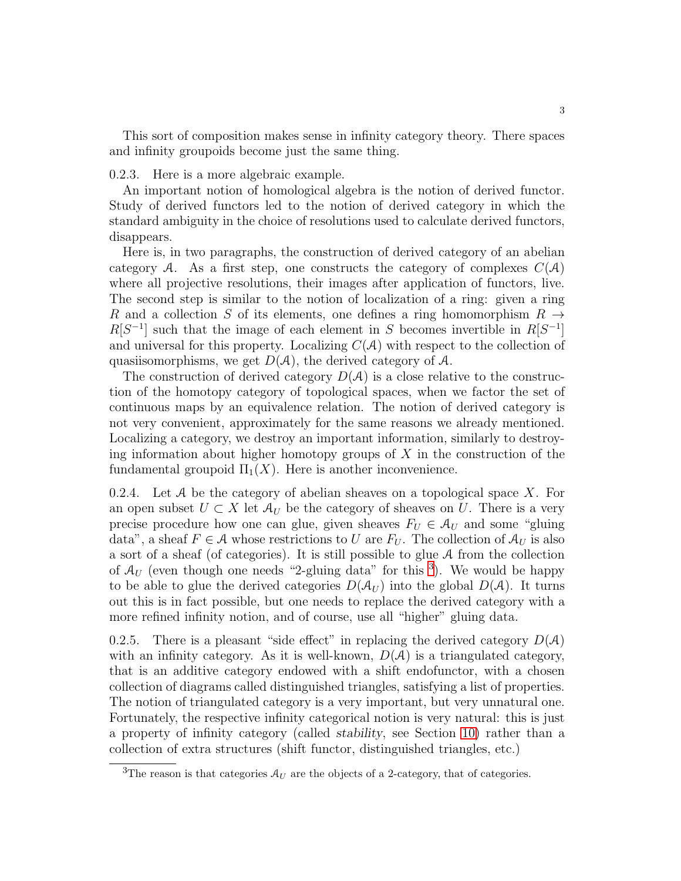This sort of composition makes sense in infinity category theory. There spaces and infinity groupoids become just the same thing.

0.2.3. Here is a more algebraic example.

An important notion of homological algebra is the notion of derived functor. Study of derived functors led to the notion of derived category in which the standard ambiguity in the choice of resolutions used to calculate derived functors, disappears.

Here is, in two paragraphs, the construction of derived category of an abelian category $\mathcal{A}$. As a first step, one constructs the category of complexes $C(\mathcal{A})$ where all projective resolutions, their images after application of functors, live. The second step is similar to the notion of localization of a ring: given a ring $R$ and a collection $S$ of its elements, one defines a ring homomorphism $R \to R[S^{-1}]$ such that the image of each element in $S$ becomes invertible in $R[S^{-1}]$ and universal for this property. Localizing $C(\mathcal{A})$ with respect to the collection of quasiisomorphisms, we get $D(\mathcal{A})$, the derived category of $\mathcal{A}$.

The construction of derived category $D(\mathcal{A})$ is a close relative to the construction of the homotopy category of topological spaces, when we factor the set of continuous maps by an equivalence relation. The notion of derived category is not very convenient, approximately for the same reasons we already mentioned. Localizing a category, we destroy an important information, similarly to destroying information about higher homotopy groups of $X$ in the construction of the fundamental groupoid $\Pi_1(X)$. Here is another inconvenience.

0.2.4. Let $\mathcal{A}$ be the category of abelian sheaves on a topological space $X$. For an open subset $U \subset X$ let $\mathcal{A}_U$ be the category of sheaves on $U$. There is a very precise procedure how one can glue, given sheaves $F_U \in \mathcal{A}_U$ and some "gluing data", a sheaf $F \in \mathcal{A}$ whose restrictions to $U$ are $F_U$. The collection of $\mathcal{A}_U$ is also a sort of a sheaf (of categories). It is still possible to glue $\mathcal{A}$ from the collection of $\mathcal{A}_U$ (even though one needs "2-gluing data" for this [3]). We would be happy to be able to glue the derived categories $D(\mathcal{A}_U)$ into the global $D(\mathcal{A})$. It turns out this is in fact possible, but one needs to replace the derived category with a more refined infinity notion, and of course, use all "higher" gluing data.

0.2.5. There is a pleasant "side effect" in replacing the derived category $D(\mathcal{A})$ with an infinity category. As it is well-known, $D(\mathcal{A})$ is a triangulated category, that is an additive category endowed with a shift endofunctor, with a chosen collection of diagrams called distinguished triangles, satisfying a list of properties. The notion of triangulated category is a very important, but very unnatural one. Fortunately, the respective infinity categorical notion is very natural: this is just a property of infinity category (called *stability*, see Section 10) rather than a collection of extra structures (shift functor, distinguished triangles, etc.)

[3]The reason is that categories $\mathcal{A}_U$ are the objects of a 2-category, that of categories.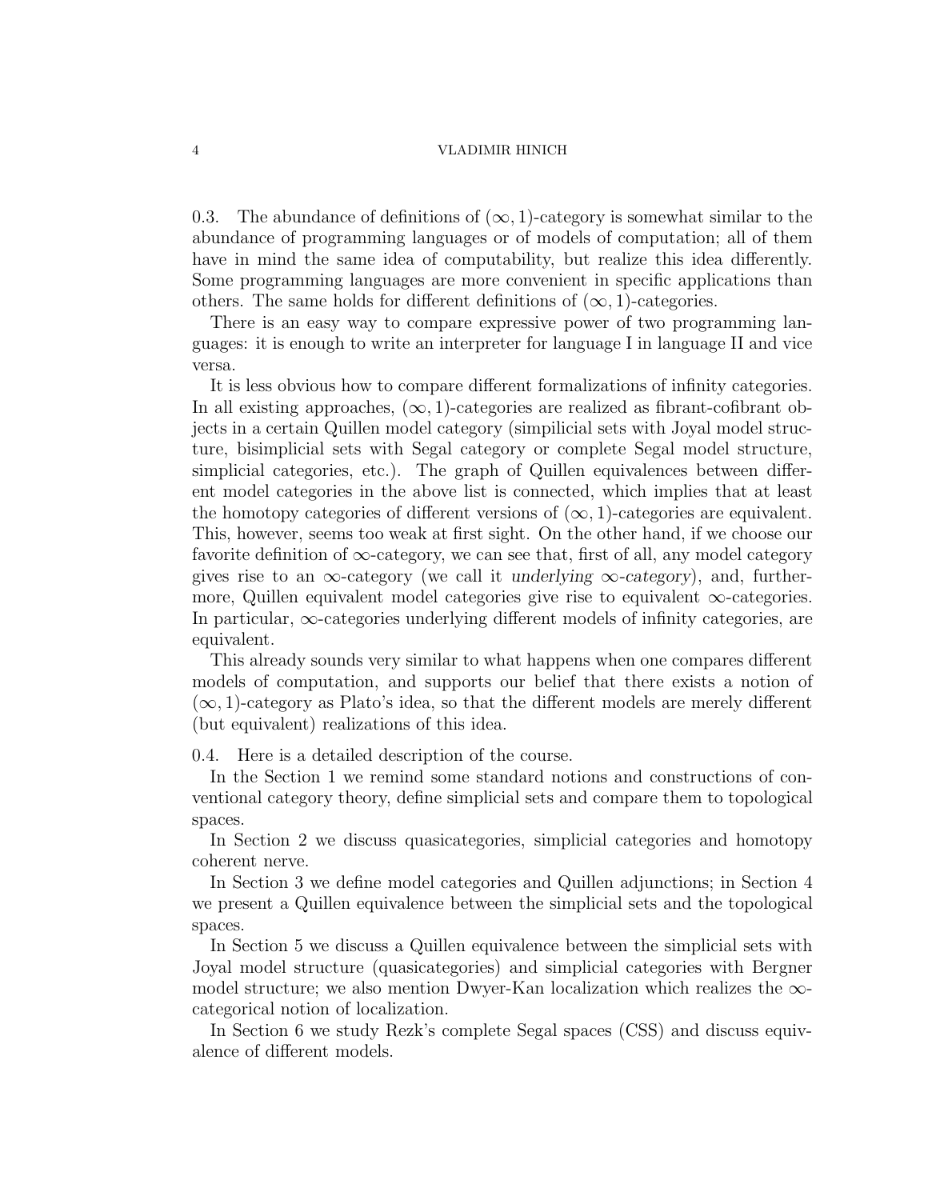0.3. The abundance of definitions of $(\infty, 1)$-category is somewhat similar to the abundance of programming languages or of models of computation; all of them have in mind the same idea of computability, but realize this idea differently. Some programming languages are more convenient in specific applications than others. The same holds for different definitions of $(\infty, 1)$-categories.

There is an easy way to compare expressive power of two programming languages: it is enough to write an interpreter for language I in language II and vice versa.

It is less obvious how to compare different formalizations of infinity categories. In all existing approaches, $(\infty, 1)$-categories are realized as fibrant-cofibrant objects in a certain Quillen model category (simpicial sets with Joyal model structure, bisimplicial sets with Segal category or complete Segal model structure, simplicial categories, etc.). The graph of Quillen equivalences between different model categories in the above list is connected, which implies that at least the homotopy categories of different versions of $(\infty, 1)$-categories are equivalent. This, however, seems too weak at first sight. On the other hand, if we choose our favorite definition of $\infty$-category, we can see that, first of all, any model category gives rise to an $\infty$-category (we call it *underlying $\infty$-category*), and, furthermore, Quillen equivalent model categories give rise to equivalent $\infty$-categories. In particular, $\infty$-categories underlying different models of infinity categories, are equivalent.

This already sounds very similar to what happens when one compares different models of computation, and supports our belief that there exists a notion of $(\infty, 1)$-category as Plato's idea, so that the different models are merely different (but equivalent) realizations of this idea.

0.4. Here is a detailed description of the course.

In the Section 1 we remind some standard notions and constructions of conventional category theory, define simplicial sets and compare them to topological spaces.

In Section 2 we discuss quasicategories, simplicial categories and homotopy coherent nerve.

In Section 3 we define model categories and Quillen adjunctions; in Section 4 we present a Quillen equivalence between the simplicial sets and the topological spaces.

In Section 5 we discuss a Quillen equivalence between the simplicial sets with Joyal model structure (quasicategories) and simplicial categories with Bergner model structure; we also mention Dwyer-Kan localization which realizes the $\infty$-categorical notion of localization.

In Section 6 we study Rezk's complete Segal spaces (CSS) and discuss equivalence of different models.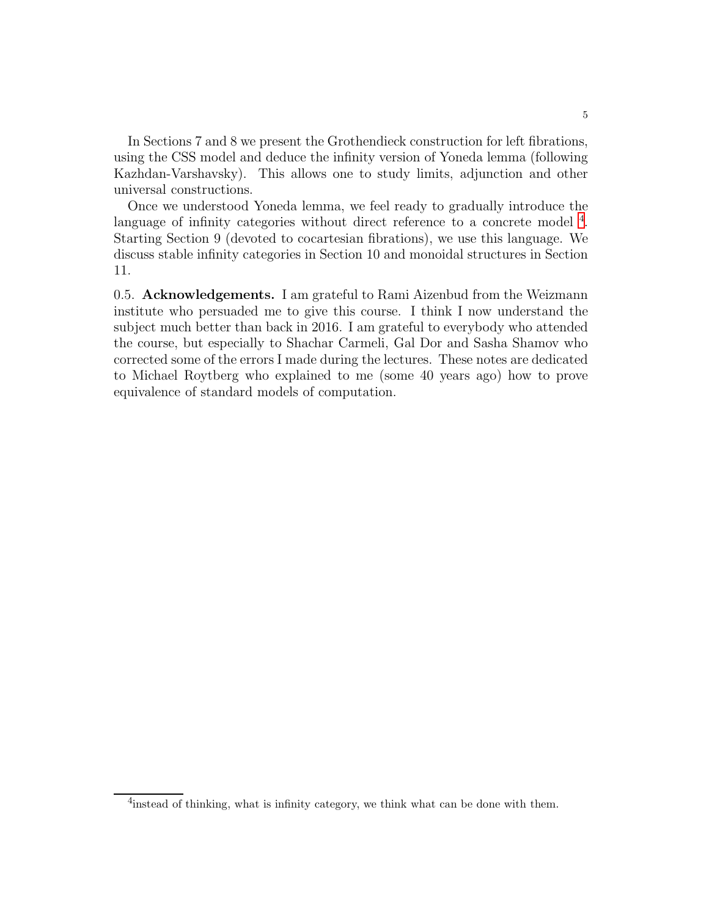In Sections 7 and 8 we present the Grothendieck construction for left fibrations, using the CSS model and deduce the infinity version of Yoneda lemma (following Kazhdan-Varshavsky). This allows one to study limits, adjunction and other universal constructions.

Once we understood Yoneda lemma, we feel ready to gradually introduce the language of infinity categories without direct reference to a concrete model [4]. Starting Section 9 (devoted to cocartesian fibrations), we use this language. We discuss stable infinity categories in Section 10 and monoidal structures in Section 11.

0.5. **Acknowledgements.** I am grateful to Rami Aizenbud from the Weizmann institute who persuaded me to give this course. I think I now understand the subject much better than back in 2016. I am grateful to everybody who attended the course, but especially to Shachar Carmeli, Gal Dor and Sasha Shamov who corrected some of the errors I made during the lectures. These notes are dedicated to Michael Roytberg who explained to me (some 40 years ago) how to prove equivalence of standard models of computation.

[4] instead of thinking, what is infinity category, we think what can be done with them.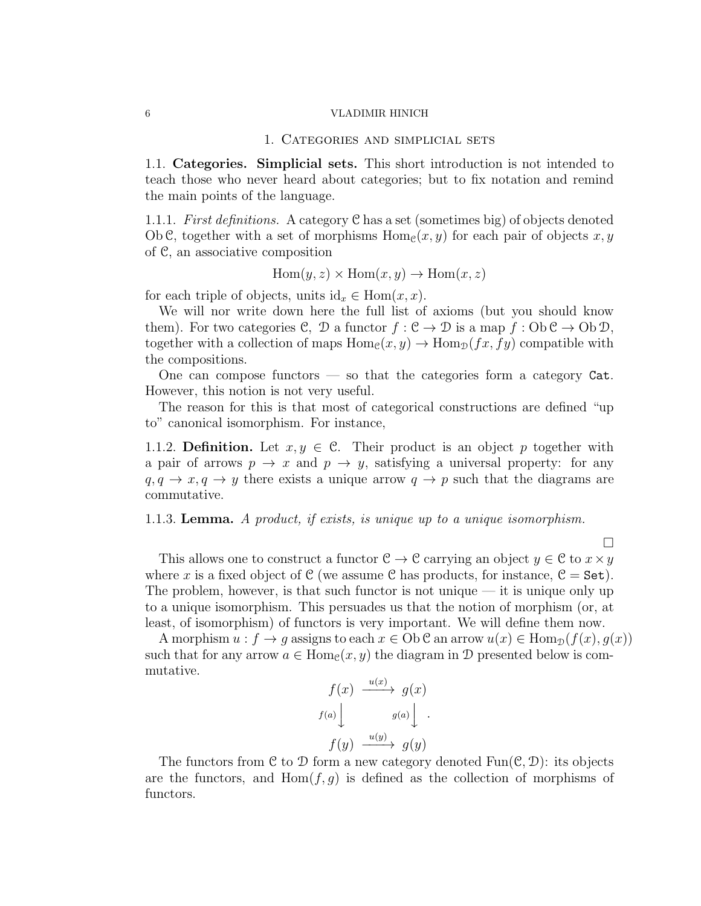# 1. Categories and simplicial sets

## 1.1. **Categories. Simplicial sets.**

This short introduction is not intended to teach those who never heard about categories; but to fix notation and remind the main points of the language.

1.1.1. *First definitions.* A category $\mathcal{C}$ has a set (sometimes big) of objects denoted $\operatorname{Ob}\mathcal{C}$, together with a set of morphisms $\operatorname{Hom}_{\mathcal{C}}(x,y)$ for each pair of objects $x, y$ of $\mathcal{C}$, an associative composition

$$\operatorname{Hom}(y,z)\times\operatorname{Hom}(x,y)\to\operatorname{Hom}(x,z)$$

for each triple of objects, units $\mathrm{id}_x\in\operatorname{Hom}(x,x)$.

We will nor write down here the full list of axioms (but you should know them). For two categories $\mathcal{C}$, $\mathcal{D}$ a functor $f:\mathcal{C}\to\mathcal{D}$ is a map $f:\operatorname{Ob}\mathcal{C}\to\operatorname{Ob}\mathcal{D}$, together with a collection of maps $\operatorname{Hom}_{\mathcal{C}}(x,y)\to\operatorname{Hom}_{\mathcal{D}}(fx,fy)$ compatible with the compositions.

One can compose functors — so that the categories form a category $\mathtt{Cat}$. However, this notion is not very useful.

The reason for this is that most of categorical constructions are defined "up to" canonical isomorphism. For instance,

1.1.2. **Definition.** Let $x,y\in\mathcal{C}$. Their product is an object $p$ together with a pair of arrows $p\to x$ and $p\to y$, satisfying a universal property: for any $q, q\to x, q\to y$ there exists a unique arrow $q\to p$ such that the diagrams are commutative.

1.1.3. **Lemma.** *A product, if exists, is unique up to a unique isomorphism.*

□

This allows one to construct a functor $\mathcal{C}\to\mathcal{C}$ carrying an object $y\in\mathcal{C}$ to $x\times y$ where $x$ is a fixed object of $\mathcal{C}$ (we assume $\mathcal{C}$ has products, for instance, $\mathcal{C}=\mathtt{Set}$). The problem, however, is that such functor is not unique — it is unique only up to a unique isomorphism. This persuades us that the notion of morphism (or, at least, of isomorphism) of functors is very important. We will define them now.

A morphism $u:f\to g$ assigns to each $x\in\operatorname{Ob}\mathcal{C}$ an arrow $u(x)\in\operatorname{Hom}_{\mathcal{D}}(f(x),g(x))$ such that for any arrow $a\in\operatorname{Hom}_{\mathcal{C}}(x,y)$ the diagram in $\mathcal{D}$ presented below is commutative.

$$\begin{array}{ccc} f(x) & \xrightarrow{u(x)} & g(x) \\ {\scriptstyle f(a)}\downarrow & & \downarrow{\scriptstyle g(a)} \\ f(y) & \xrightarrow{u(y)} & g(y) \end{array}.$$

The functors from $\mathcal{C}$ to $\mathcal{D}$ form a new category denoted $\operatorname{Fun}(\mathcal{C},\mathcal{D})$: its objects are the functors, and $\operatorname{Hom}(f,g)$ is defined as the collection of morphisms of functors.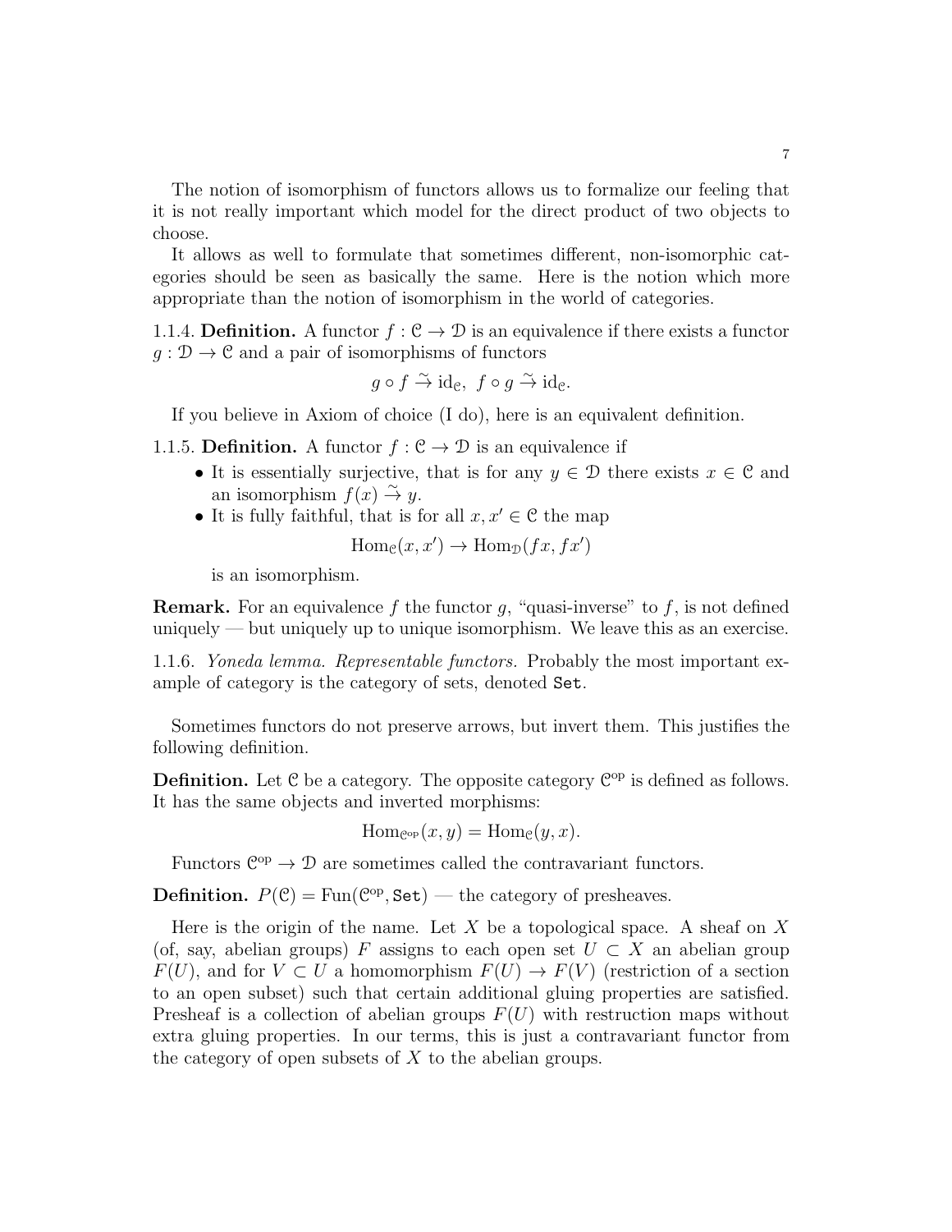The notion of isomorphism of functors allows us to formalize our feeling that it is not really important which model for the direct product of two objects to choose.

It allows as well to formulate that sometimes different, non-isomorphic categories should be seen as basically the same. Here is the notion which more appropriate than the notion of isomorphism in the world of categories.

1.1.4. **Definition.** A functor $f : \mathcal{C} \to \mathcal{D}$ is an equivalence if there exists a functor $g : \mathcal{D} \to \mathcal{C}$ and a pair of isomorphisms of functors

$$g \circ f \tilde{\to} \mathrm{id}_{\mathcal{C}},\ \ f \circ g \tilde{\to} \mathrm{id}_{\mathcal{C}}.$$

If you believe in Axiom of choice (I do), here is an equivalent definition.

1.1.5. **Definition.** A functor $f : \mathcal{C} \to \mathcal{D}$ is an equivalence if

- It is essentially surjective, that is for any $y \in \mathcal{D}$ there exists $x \in \mathcal{C}$ and an isomorphism $f(x) \tilde{\to} y$.
- It is fully faithful, that is for all $x, x' \in \mathcal{C}$ the map

  $$\mathrm{Hom}_{\mathcal{C}}(x, x') \to \mathrm{Hom}_{\mathcal{D}}(fx, fx')$$

  is an isomorphism.

**Remark.** For an equivalence $f$ the functor $g$, "quasi-inverse" to $f$, is not defined uniquely — but uniquely up to unique isomorphism. We leave this as an exercise.

1.1.6. *Yoneda lemma. Representable functors.* Probably the most important example of category is the category of sets, denoted `Set`.

Sometimes functors do not preserve arrows, but invert them. This justifies the following definition.

**Definition.** Let $\mathcal{C}$ be a category. The opposite category $\mathcal{C}^{\mathrm{op}}$ is defined as follows. It has the same objects and inverted morphisms:

$$\mathrm{Hom}_{\mathcal{C}^{\mathrm{op}}}(x, y) = \mathrm{Hom}_{\mathcal{C}}(y, x).$$

Functors $\mathcal{C}^{\mathrm{op}} \to \mathcal{D}$ are sometimes called the contravariant functors.

**Definition.** $P(\mathcal{C}) = \mathrm{Fun}(\mathcal{C}^{\mathrm{op}}, \mathtt{Set})$ — the category of presheaves.

Here is the origin of the name. Let $X$ be a topological space. A sheaf on $X$ (of, say, abelian groups) $F$ assigns to each open set $U \subset X$ an abelian group $F(U)$, and for $V \subset U$ a homomorphism $F(U) \to F(V)$ (restriction of a section to an open subset) such that certain additional gluing properties are satisfied. Presheaf is a collection of abelian groups $F(U)$ with restruction maps without extra gluing properties. In our terms, this is just a contravariant functor from the category of open subsets of $X$ to the abelian groups.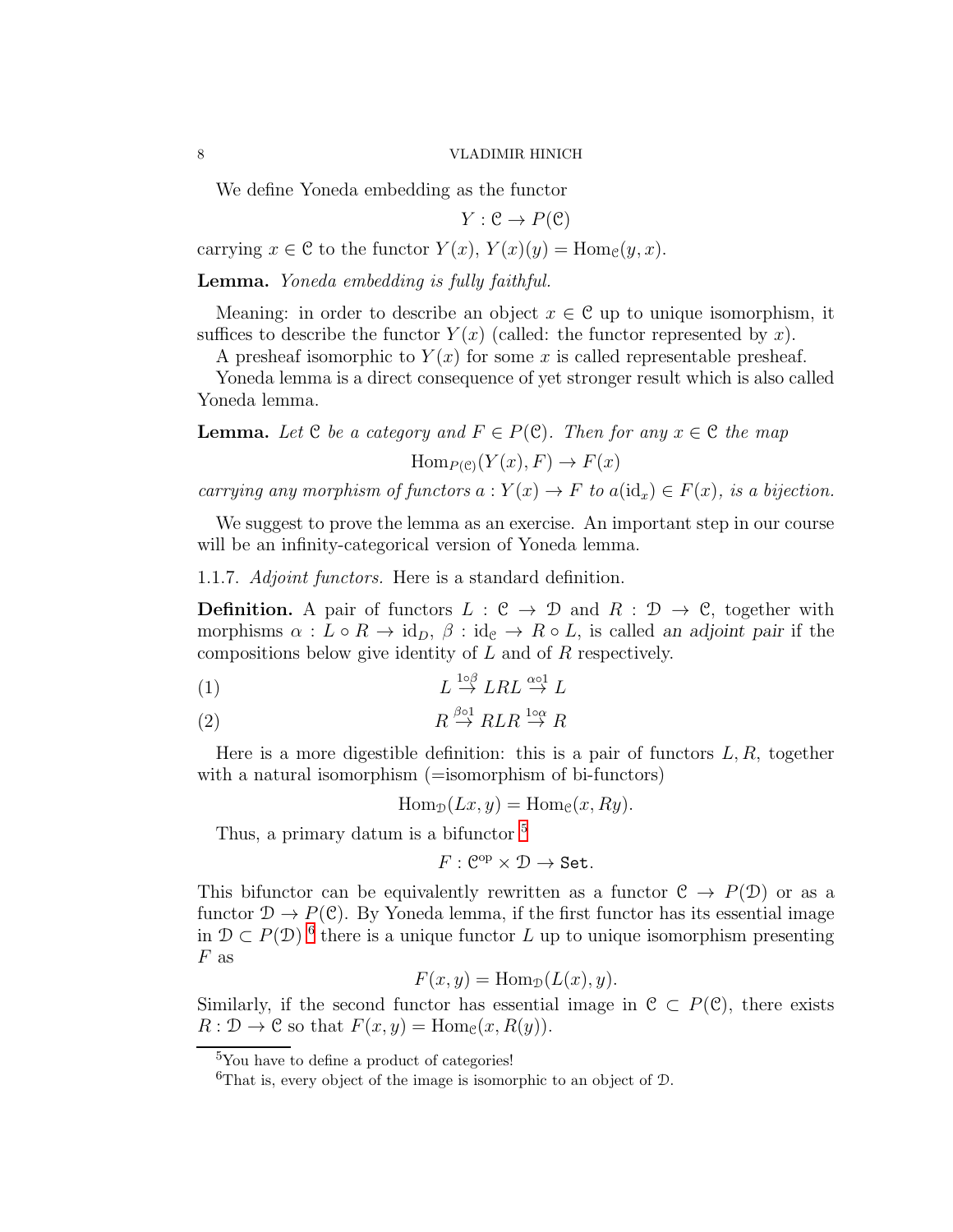We define Yoneda embedding as the functor

$$Y : \mathcal{C} \to P(\mathcal{C})$$

carrying $x \in \mathcal{C}$ to the functor $Y(x)$, $Y(x)(y) = \mathrm{Hom}_{\mathcal{C}}(y, x)$.

**Lemma.** *Yoneda embedding is fully faithful.*

Meaning: in order to describe an object $x \in \mathcal{C}$ up to unique isomorphism, it suffices to describe the functor $Y(x)$ (called: the functor represented by $x$).

A presheaf isomorphic to $Y(x)$ for some $x$ is called representable presheaf.

Yoneda lemma is a direct consequence of yet stronger result which is also called Yoneda lemma.

**Lemma.** *Let $\mathcal{C}$ be a category and $F \in P(\mathcal{C})$. Then for any $x \in \mathcal{C}$ the map*

$$\mathrm{Hom}_{P(\mathcal{C})}(Y(x), F) \to F(x)$$

*carrying any morphism of functors $a : Y(x) \to F$ to $a(\mathrm{id}_x) \in F(x)$, is a bijection.*

We suggest to prove the lemma as an exercise. An important step in our course will be an infinity-categorical version of Yoneda lemma.

1.1.7. *Adjoint functors.* Here is a standard definition.

**Definition.** A pair of functors $L : \mathcal{C} \to \mathcal{D}$ and $R : \mathcal{D} \to \mathcal{C}$, together with morphisms $\alpha : L \circ R \to \mathrm{id}_D$, $\beta : \mathrm{id}_{\mathcal{C}} \to R \circ L$, is called *an adjoint pair* if the compositions below give identity of $L$ and of $R$ respectively.

$$L \stackrel{1\circ\beta}{\to} LRL \stackrel{\alpha\circ 1}{\to} L \tag{1}$$

$$R \stackrel{\beta\circ 1}{\to} RLR \stackrel{1\circ\alpha}{\to} R \tag{2}$$

Here is a more digestible definition: this is a pair of functors $L, R$, together with a natural isomorphism (=isomorphism of bi-functors)

$$\mathrm{Hom}_{\mathcal{D}}(Lx, y) = \mathrm{Hom}_{\mathcal{C}}(x, Ry).$$

Thus, a primary datum is a bifunctor [5]

$$F : \mathcal{C}^{\mathrm{op}} \times \mathcal{D} \to \mathtt{Set}.$$

This bifunctor can be equivalently rewritten as a functor $\mathcal{C} \to P(\mathcal{D})$ or as a functor $\mathcal{D} \to P(\mathcal{C})$. By Yoneda lemma, if the first functor has its essential image in $\mathcal{D} \subset P(\mathcal{D})$ [6] there is a unique functor $L$ up to unique isomorphism presenting $F$ as

$$F(x, y) = \mathrm{Hom}_{\mathcal{D}}(L(x), y).$$

Similarly, if the second functor has essential image in $\mathcal{C} \subset P(\mathcal{C})$, there exists $R : \mathcal{D} \to \mathcal{C}$ so that $F(x, y) = \mathrm{Hom}_{\mathcal{C}}(x, R(y))$.

---

[5] You have to define a product of categories!

[6] That is, every object of the image is isomorphic to an object of $\mathcal{D}$.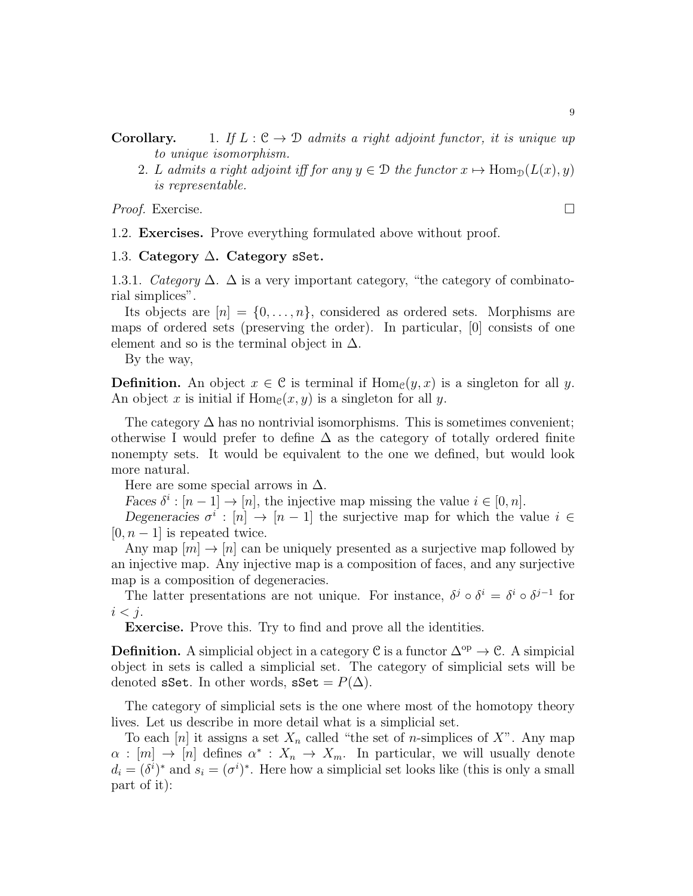**Corollary.** 1. *If $L : \mathcal{C} \to \mathcal{D}$ admits a right adjoint functor, it is unique up to unique isomorphism.*

2. *$L$ admits a right adjoint iff for any $y \in \mathcal{D}$ the functor $x \mapsto \mathrm{Hom}_{\mathcal{D}}(L(x), y)$ is representable.*

*Proof.* Exercise. □

1.2. **Exercises.** Prove everything formulated above without proof.

### 1.3. Category $\Delta$. Category sSet.

1.3.1. *Category* $\Delta$. $\Delta$ is a very important category, "the category of combinatorial simplices".

Its objects are $[n] = \{0, \ldots, n\}$, considered as ordered sets. Morphisms are maps of ordered sets (preserving the order). In particular, $[0]$ consists of one element and so is the terminal object in $\Delta$.

By the way,

**Definition.** An object $x \in \mathcal{C}$ is terminal if $\mathrm{Hom}_{\mathcal{C}}(y, x)$ is a singleton for all $y$. An object $x$ is initial if $\mathrm{Hom}_{\mathcal{C}}(x, y)$ is a singleton for all $y$.

The category $\Delta$ has no nontrivial isomorphisms. This is sometimes convenient; otherwise I would prefer to define $\Delta$ as the category of totally ordered finite nonempty sets. It would be equivalent to the one we defined, but would look more natural.

Here are some special arrows in $\Delta$.

*Faces* $\delta^i : [n-1] \to [n]$, the injective map missing the value $i \in [0, n]$.

*Degeneracies* $\sigma^i : [n] \to [n-1]$ the surjective map for which the value $i \in [0, n-1]$ is repeated twice.

Any map $[m] \to [n]$ can be uniquely presented as a surjective map followed by an injective map. Any injective map is a composition of faces, and any surjective map is a composition of degeneracies.

The latter presentations are not unique. For instance, $\delta^j \circ \delta^i = \delta^i \circ \delta^{j-1}$ for $i < j$.

**Exercise.** Prove this. Try to find and prove all the identities.

**Definition.** A simplicial object in a category $\mathcal{C}$ is a functor $\Delta^{\mathrm{op}} \to \mathcal{C}$. A simpicial object in sets is called a simplicial set. The category of simplicial sets will be denoted sSet. In other words, $\mathtt{sSet} = P(\Delta)$.

The category of simplicial sets is the one where most of the homotopy theory lives. Let us describe in more detail what is a simplicial set.

To each $[n]$ it assigns a set $X_n$ called "the set of $n$-simplices of $X$". Any map $\alpha : [m] \to [n]$ defines $\alpha^* : X_n \to X_m$. In particular, we will usually denote $d_i = (\delta^i)^*$ and $s_i = (\sigma^i)^*$. Here how a simplicial set looks like (this is only a small part of it):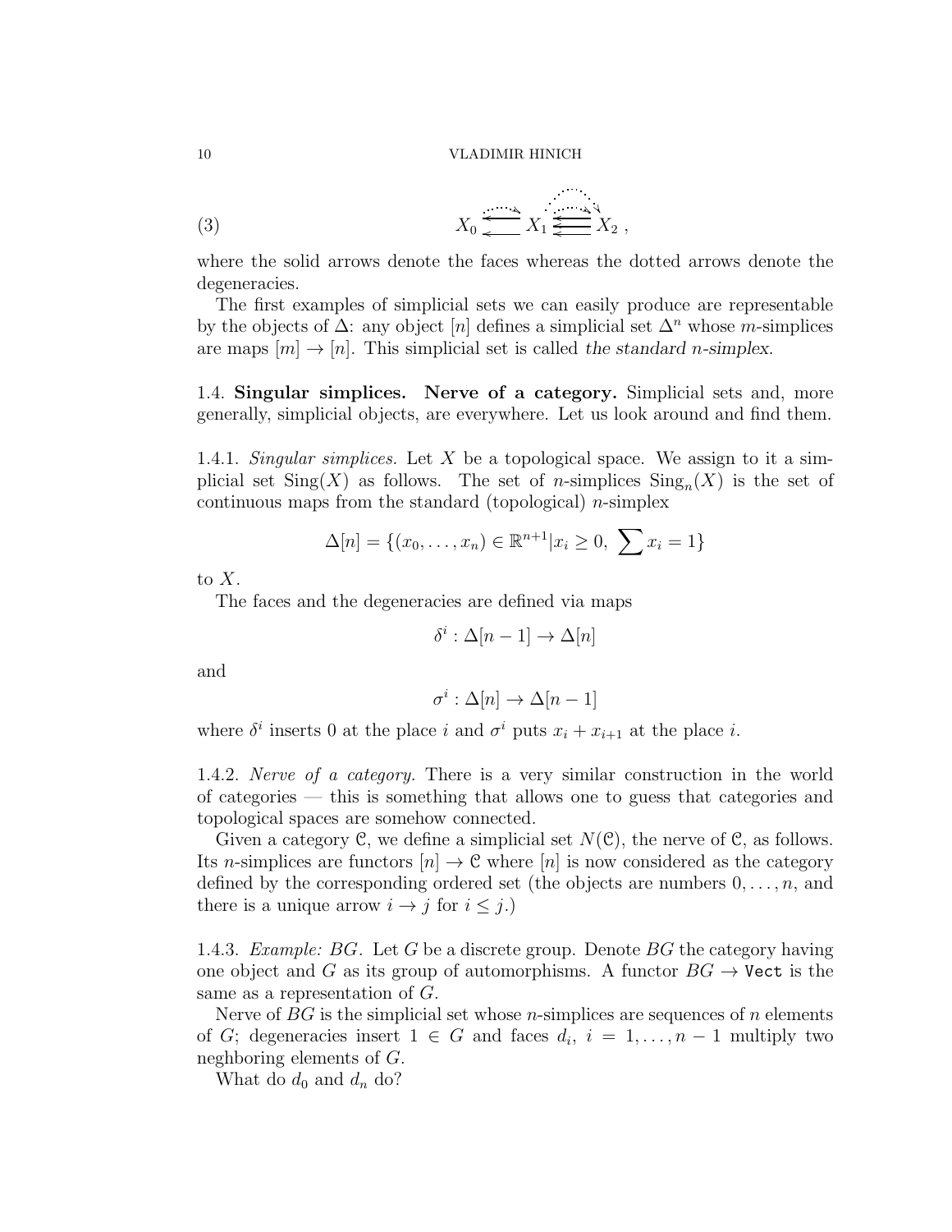$$X_0 \leftleftarrows X_1 \; \overset{\leftarrow}{\leftleftarrows} X_2 \,, \tag{3}$$

where the solid arrows denote the faces whereas the dotted arrows denote the degeneracies.

The first examples of simplicial sets we can easily produce are representable by the objects of $\Delta$: any object $[n]$ defines a simplicial set $\Delta^n$ whose $m$-simplices are maps $[m] \to [n]$. This simplicial set is called *the standard $n$-simplex*.

1.4. **Singular simplices. Nerve of a category.** Simplicial sets and, more generally, simplicial objects, are everywhere. Let us look around and find them.

1.4.1. *Singular simplices.* Let $X$ be a topological space. We assign to it a simplicial set $\mathrm{Sing}(X)$ as follows. The set of $n$-simplices $\mathrm{Sing}_n(X)$ is the set of continuous maps from the standard (topological) $n$-simplex

$$\Delta[n] = \{(x_0, \dots, x_n) \in \mathbb{R}^{n+1} | x_i \geq 0, \; \sum x_i = 1\}$$

to $X$.

The faces and the degeneracies are defined via maps

$$\delta^i : \Delta[n-1] \to \Delta[n]$$

and

$$\sigma^i : \Delta[n] \to \Delta[n-1]$$

where $\delta^i$ inserts 0 at the place $i$ and $\sigma^i$ puts $x_i + x_{i+1}$ at the place $i$.

1.4.2. *Nerve of a category.* There is a very similar construction in the world of categories — this is something that allows one to guess that categories and topological spaces are somehow connected.

Given a category $\mathcal{C}$, we define a simplicial set $N(\mathcal{C})$, the nerve of $\mathcal{C}$, as follows. Its $n$-simplices are functors $[n] \to \mathcal{C}$ where $[n]$ is now considered as the category defined by the corresponding ordered set (the objects are numbers $0, \dots, n$, and there is a unique arrow $i \to j$ for $i \leq j$.)

1.4.3. *Example: $BG$.* Let $G$ be a discrete group. Denote $BG$ the category having one object and $G$ as its group of automorphisms. A functor $BG \to \mathtt{Vect}$ is the same as a representation of $G$.

Nerve of $BG$ is the simplicial set whose $n$-simplices are sequences of $n$ elements of $G$; degeneracies insert $1 \in G$ and faces $d_i$, $i = 1, \dots, n-1$ multiply two neghboring elements of $G$.

What do $d_0$ and $d_n$ do?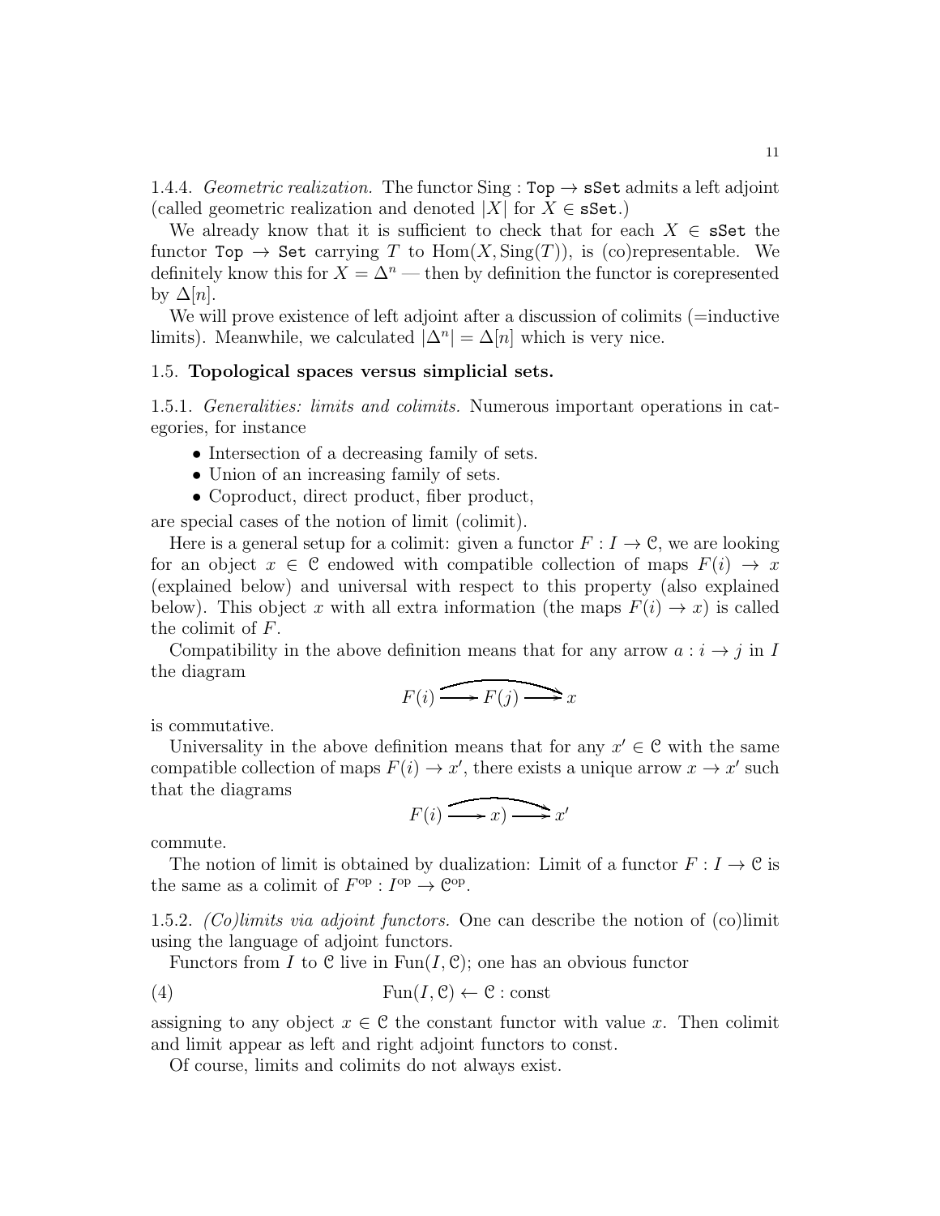1.4.4. *Geometric realization.* The functor Sing : `Top` $\to$ `sSet` admits a left adjoint (called geometric realization and denoted $|X|$ for $X \in$ `sSet`.)

We already know that it is sufficient to check that for each $X \in$ `sSet` the functor `Top` $\to$ `Set` carrying $T$ to $\mathrm{Hom}(X, \mathrm{Sing}(T))$, is (co)representable. We definitely know this for $X = \Delta^n$ — then by definition the functor is corepresented by $\Delta[n]$.

We will prove existence of left adjoint after a discussion of colimits (=inductive limits). Meanwhile, we calculated $|\Delta^n| = \Delta[n]$ which is very nice.

## 1.5. **Topological spaces versus simplicial sets.**

1.5.1. *Generalities: limits and colimits.* Numerous important operations in categories, for instance

- Intersection of a decreasing family of sets.
- Union of an increasing family of sets.
- Coproduct, direct product, fiber product,

are special cases of the notion of limit (colimit).

Here is a general setup for a colimit: given a functor $F : I \to \mathcal{C}$, we are looking for an object $x \in \mathcal{C}$ endowed with compatible collection of maps $F(i) \to x$ (explained below) and universal with respect to this property (also explained below). This object $x$ with all extra information (the maps $F(i) \to x$) is called the colimit of $F$.

Compatibility in the above definition means that for any arrow $a : i \to j$ in $I$ the diagram

$$F(i) \longrightarrow F(j) \longrightarrow x$$

is commutative.

Universality in the above definition means that for any $x' \in \mathcal{C}$ with the same compatible collection of maps $F(i) \to x'$, there exists a unique arrow $x \to x'$ such that the diagrams

$$F(i) \longrightarrow x) \longrightarrow x'$$

commute.

The notion of limit is obtained by dualization: Limit of a functor $F : I \to \mathcal{C}$ is the same as a colimit of $F^{\mathrm{op}} : I^{\mathrm{op}} \to \mathcal{C}^{\mathrm{op}}$.

1.5.2. *(Co)limits via adjoint functors.* One can describe the notion of (co)limit using the language of adjoint functors.

Functors from $I$ to $\mathcal{C}$ live in $\mathrm{Fun}(I, \mathcal{C})$; one has an obvious functor

$$\mathrm{Fun}(I, \mathcal{C}) \leftarrow \mathcal{C} : \mathrm{const} \tag{4}$$

assigning to any object $x \in \mathcal{C}$ the constant functor with value $x$. Then colimit and limit appear as left and right adjoint functors to const.

Of course, limits and colimits do not always exist.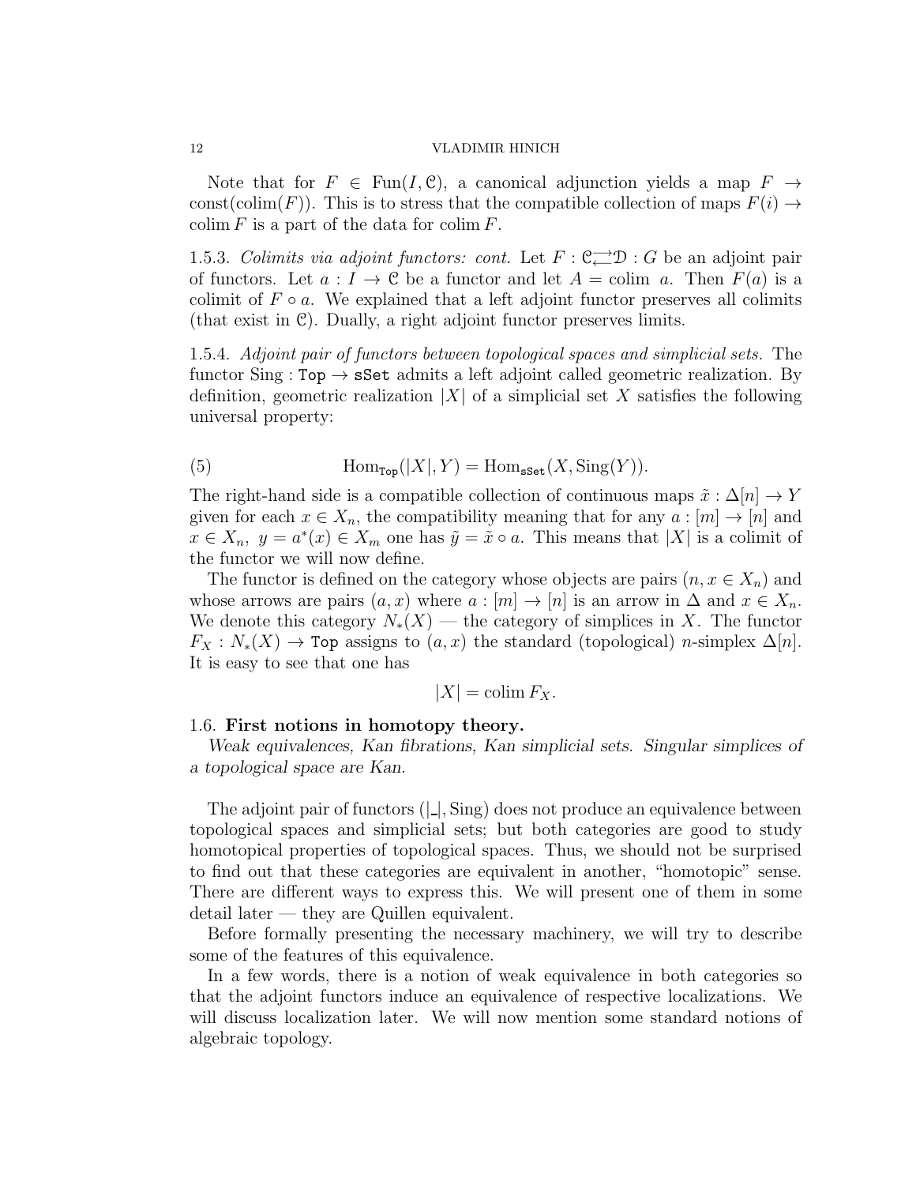Note that for $F \in \mathrm{Fun}(I, \mathcal{C})$, a canonical adjunction yields a map $F \to \mathrm{const}(\mathrm{colim}(F))$. This is to stress that the compatible collection of maps $F(i) \to \mathrm{colim}\, F$ is a part of the data for $\mathrm{colim}\, F$.

1.5.3. *Colimits via adjoint functors: cont.* Let $F : \mathcal{C} \rightleftarrows \mathcal{D} : G$ be an adjoint pair of functors. Let $a : I \to \mathcal{C}$ be a functor and let $A = \mathrm{colim}\ a$. Then $F(a)$ is a colimit of $F \circ a$. We explained that a left adjoint functor preserves all colimits (that exist in $\mathcal{C}$). Dually, a right adjoint functor preserves limits.

1.5.4. *Adjoint pair of functors between topological spaces and simplicial sets.* The functor $\mathrm{Sing} : \mathtt{Top} \to \mathtt{sSet}$ admits a left adjoint called geometric realization. By definition, geometric realization $|X|$ of a simplicial set $X$ satisfies the following universal property:

$$\mathrm{Hom}_{\mathtt{Top}}(|X|, Y) = \mathrm{Hom}_{\mathtt{sSet}}(X, \mathrm{Sing}(Y)). \tag{5}$$

The right-hand side is a compatible collection of continuous maps $\tilde{x} : \Delta[n] \to Y$ given for each $x \in X_n$, the compatibility meaning that for any $a : [m] \to [n]$ and $x \in X_n,\ y = a^*(x) \in X_m$ one has $\tilde{y} = \tilde{x} \circ a$. This means that $|X|$ is a colimit of the functor we will now define.

The functor is defined on the category whose objects are pairs $(n, x \in X_n)$ and whose arrows are pairs $(a, x)$ where $a : [m] \to [n]$ is an arrow in $\Delta$ and $x \in X_n$. We denote this category $N_*(X)$ — the category of simplices in $X$. The functor $F_X : N_*(X) \to \mathtt{Top}$ assigns to $(a, x)$ the standard (topological) $n$-simplex $\Delta[n]$. It is easy to see that one has

$$|X| = \mathrm{colim}\, F_X.$$

### 1.6. First notions in homotopy theory.

*Weak equivalences, Kan fibrations, Kan simplicial sets. Singular simplices of a topological space are Kan.*

The adjoint pair of functors $(|\_|, \mathrm{Sing})$ does not produce an equivalence between topological spaces and simplicial sets; but both categories are good to study homotopical properties of topological spaces. Thus, we should not be surprised to find out that these categories are equivalent in another, "homotopic" sense. There are different ways to express this. We will present one of them in some detail later — they are Quillen equivalent.

Before formally presenting the necessary machinery, we will try to describe some of the features of this equivalence.

In a few words, there is a notion of weak equivalence in both categories so that the adjoint functors induce an equivalence of respective localizations. We will discuss localization later. We will now mention some standard notions of algebraic topology.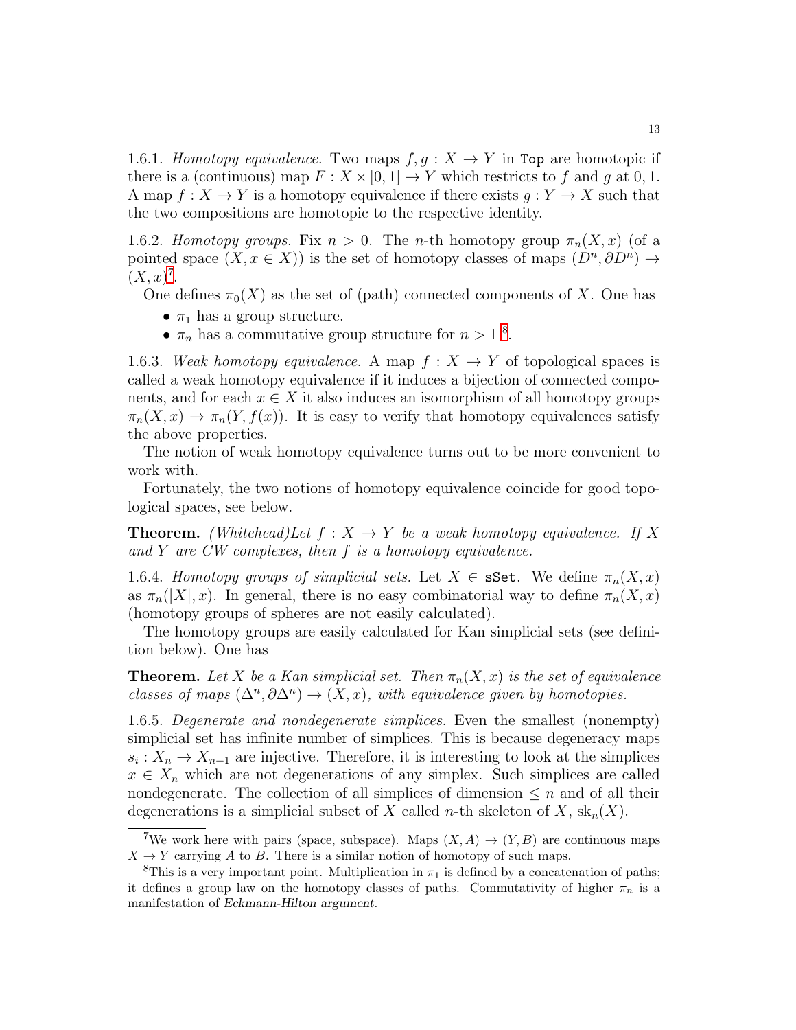1.6.1. *Homotopy equivalence.* Two maps $f, g : X \to Y$ in Top are homotopic if there is a (continuous) map $F : X \times [0,1] \to Y$ which restricts to $f$ and $g$ at $0, 1$. A map $f : X \to Y$ is a homotopy equivalence if there exists $g : Y \to X$ such that the two compositions are homotopic to the respective identity.

1.6.2. *Homotopy groups.* Fix $n > 0$. The $n$-th homotopy group $\pi_n(X, x)$ (of a pointed space $(X, x \in X)$) is the set of homotopy classes of maps $(D^n, \partial D^n) \to (X, x)$[7].

One defines $\pi_0(X)$ as the set of (path) connected components of $X$. One has

- $\pi_1$ has a group structure.
- $\pi_n$ has a commutative group structure for $n > 1$ [8].

1.6.3. *Weak homotopy equivalence.* A map $f : X \to Y$ of topological spaces is called a weak homotopy equivalence if it induces a bijection of connected components, and for each $x \in X$ it also induces an isomorphism of all homotopy groups $\pi_n(X, x) \to \pi_n(Y, f(x))$. It is easy to verify that homotopy equivalences satisfy the above properties.

The notion of weak homotopy equivalence turns out to be more convenient to work with.

Fortunately, the two notions of homotopy equivalence coincide for good topological spaces, see below.

**Theorem.** *(Whitehead)Let $f : X \to Y$ be a weak homotopy equivalence. If $X$ and $Y$ are CW complexes, then $f$ is a homotopy equivalence.*

1.6.4. *Homotopy groups of simplicial sets.* Let $X \in$ sSet. We define $\pi_n(X, x)$ as $\pi_n(|X|, x)$. In general, there is no easy combinatorial way to define $\pi_n(X, x)$ (homotopy groups of spheres are not easily calculated).

The homotopy groups are easily calculated for Kan simplicial sets (see definition below). One has

**Theorem.** *Let $X$ be a Kan simplicial set. Then $\pi_n(X, x)$ is the set of equivalence classes of maps $(\Delta^n, \partial\Delta^n) \to (X, x)$, with equivalence given by homotopies.*

1.6.5. *Degenerate and nondegenerate simplices.* Even the smallest (nonempty) simplicial set has infinite number of simplices. This is because degeneracy maps $s_i : X_n \to X_{n+1}$ are injective. Therefore, it is interesting to look at the simplices $x \in X_n$ which are not degenerations of any simplex. Such simplices are called nondegenerate. The collection of all simplices of dimension $\leq n$ and of all their degenerations is a simplicial subset of $X$ called $n$-th skeleton of $X$, $\mathrm{sk}_n(X)$.

---

[7] We work here with pairs (space, subspace). Maps $(X, A) \to (Y, B)$ are continuous maps $X \to Y$ carrying $A$ to $B$. There is a similar notion of homotopy of such maps.

[8] This is a very important point. Multiplication in $\pi_1$ is defined by a concatenation of paths; it defines a group law on the homotopy classes of paths. Commutativity of higher $\pi_n$ is a manifestation of *Eckmann-Hilton argument*.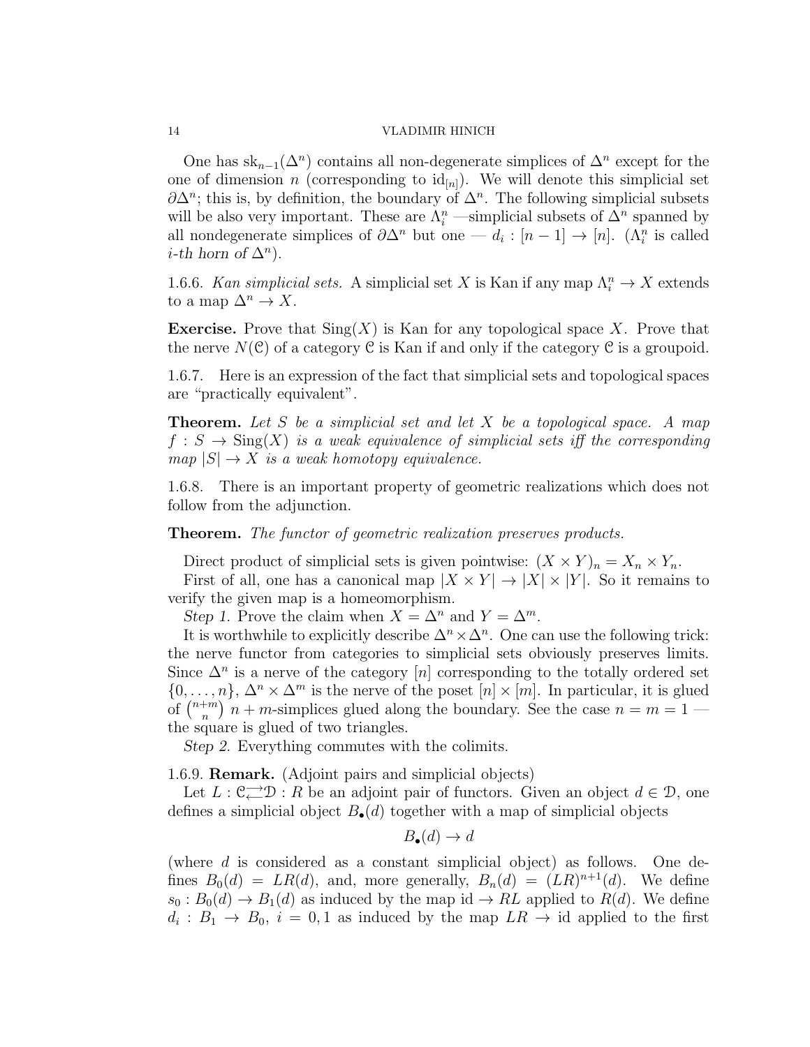One has $\mathrm{sk}_{n-1}(\Delta^n)$ contains all non-degenerate simplices of $\Delta^n$ except for the one of dimension $n$ (corresponding to $\mathrm{id}_{[n]}$). We will denote this simplicial set $\partial\Delta^n$; this is, by definition, the boundary of $\Delta^n$. The following simplicial subsets will be also very important. These are $\Lambda^n_i$ —simplicial subsets of $\Delta^n$ spanned by all nondegenerate simplices of $\partial\Delta^n$ but one — $d_i : [n-1] \to [n]$. ($\Lambda^n_i$ is called *i-th horn of* $\Delta^n$).

1.6.6. *Kan simplicial sets.* A simplicial set $X$ is Kan if any map $\Lambda^n_i \to X$ extends to a map $\Delta^n \to X$.

**Exercise.** Prove that $\mathrm{Sing}(X)$ is Kan for any topological space $X$. Prove that the nerve $N(\mathcal{C})$ of a category $\mathcal{C}$ is Kan if and only if the category $\mathcal{C}$ is a groupoid.

1.6.7. Here is an expression of the fact that simplicial sets and topological spaces are "practically equivalent".

**Theorem.** *Let $S$ be a simplicial set and let $X$ be a topological space. A map $f : S \to \mathrm{Sing}(X)$ is a weak equivalence of simplicial sets iff the corresponding map $|S| \to X$ is a weak homotopy equivalence.*

1.6.8. There is an important property of geometric realizations which does not follow from the adjunction.

**Theorem.** *The functor of geometric realization preserves products.*

Direct product of simplicial sets is given pointwise: $(X \times Y)_n = X_n \times Y_n$.

First of all, one has a canonical map $|X \times Y| \to |X| \times |Y|$. So it remains to verify the given map is a homeomorphism.

*Step 1.* Prove the claim when $X = \Delta^n$ and $Y = \Delta^m$.

It is worthwhile to explicitly describe $\Delta^n \times \Delta^n$. One can use the following trick: the nerve functor from categories to simplicial sets obviously preserves limits. Since $\Delta^n$ is a nerve of the category $[n]$ corresponding to the totally ordered set $\{0, \ldots, n\}$, $\Delta^n \times \Delta^m$ is the nerve of the poset $[n] \times [m]$. In particular, it is glued of $\binom{n+m}{n}$ $n+m$-simplices glued along the boundary. See the case $n = m = 1$ — the square is glued of two triangles.

*Step 2.* Everything commutes with the colimits.

1.6.9. **Remark.** (Adjoint pairs and simplicial objects)

Let $L : \mathcal{C} \rightleftarrows \mathcal{D} : R$ be an adjoint pair of functors. Given an object $d \in \mathcal{D}$, one defines a simplicial object $B_\bullet(d)$ together with a map of simplicial objects

$$B_\bullet(d) \to d$$

(where $d$ is considered as a constant simplicial object) as follows. One defines $B_0(d) = LR(d)$, and, more generally, $B_n(d) = (LR)^{n+1}(d)$. We define $s_0 : B_0(d) \to B_1(d)$ as induced by the map $\mathrm{id} \to RL$ applied to $R(d)$. We define $d_i : B_1 \to B_0$, $i = 0, 1$ as induced by the map $LR \to \mathrm{id}$ applied to the first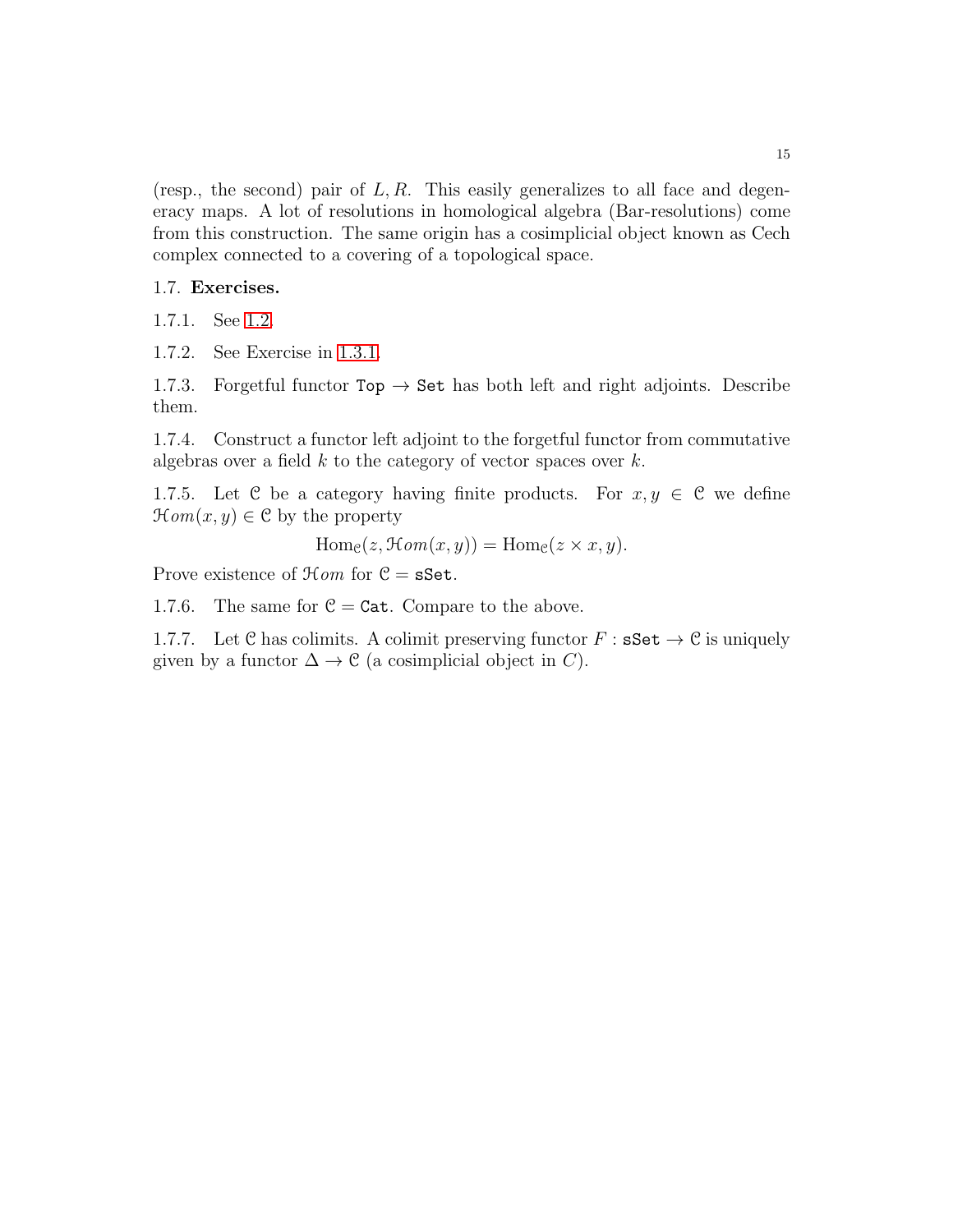(resp., the second) pair of $L, R$. This easily generalizes to all face and degeneracy maps. A lot of resolutions in homological algebra (Bar-resolutions) come from this construction. The same origin has a cosimplicial object known as Cech complex connected to a covering of a topological space.

### 1.7. **Exercises.**

1.7.1. See 1.2.

1.7.2. See Exercise in 1.3.1.

1.7.3. Forgetful functor `Top` $\to$ `Set` has both left and right adjoints. Describe them.

1.7.4. Construct a functor left adjoint to the forgetful functor from commutative algebras over a field $k$ to the category of vector spaces over $k$.

1.7.5. Let $\mathcal{C}$ be a category having finite products. For $x, y \in \mathcal{C}$ we define $\mathcal{H}om(x, y) \in \mathcal{C}$ by the property

$$\mathrm{Hom}_{\mathcal{C}}(z, \mathcal{H}om(x, y)) = \mathrm{Hom}_{\mathcal{C}}(z \times x, y).$$

Prove existence of $\mathcal{H}om$ for $\mathcal{C} =$ `sSet`.

1.7.6. The same for $\mathcal{C} =$ `Cat`. Compare to the above.

1.7.7. Let $\mathcal{C}$ has colimits. A colimit preserving functor $F :$ `sSet` $\to \mathcal{C}$ is uniquely given by a functor $\Delta \to \mathcal{C}$ (a cosimplicial object in $C$).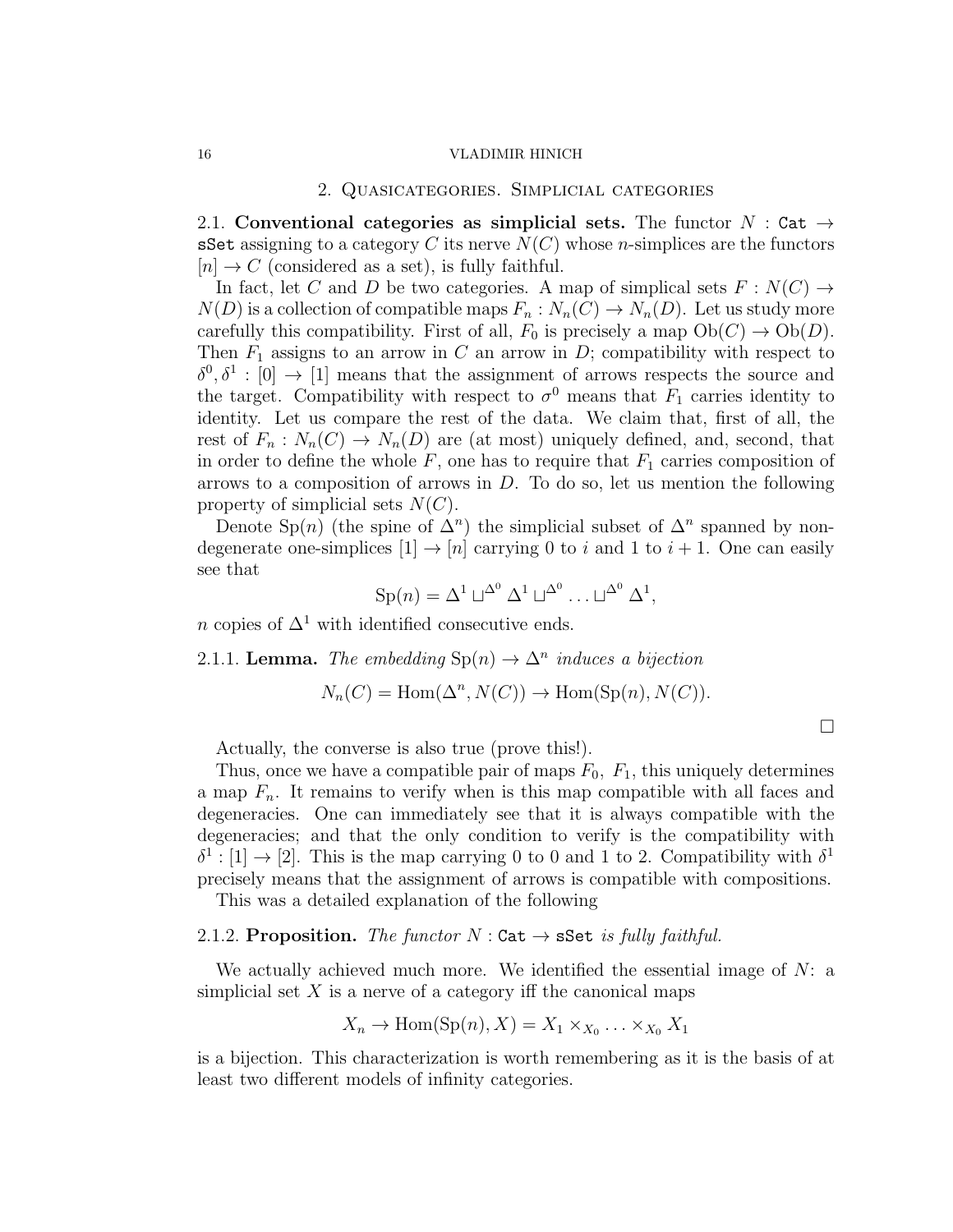## 2. Quasicategories. Simplicial categories

2.1. **Conventional categories as simplicial sets.** The functor $N : \texttt{Cat} \to \texttt{sSet}$ assigning to a category $C$ its nerve $N(C)$ whose $n$-simplices are the functors $[n] \to C$ (considered as a set), is fully faithful.

In fact, let $C$ and $D$ be two categories. A map of simplical sets $F : N(C) \to N(D)$ is a collection of compatible maps $F_n : N_n(C) \to N_n(D)$. Let us study more carefully this compatibility. First of all, $F_0$ is precisely a map $\mathrm{Ob}(C) \to \mathrm{Ob}(D)$. Then $F_1$ assigns to an arrow in $C$ an arrow in $D$; compatibility with respect to $\delta^0, \delta^1 : [0] \to [1]$ means that the assignment of arrows respects the source and the target. Compatibility with respect to $\sigma^0$ means that $F_1$ carries identity to identity. Let us compare the rest of the data. We claim that, first of all, the rest of $F_n : N_n(C) \to N_n(D)$ are (at most) uniquely defined, and, second, that in order to define the whole $F$, one has to require that $F_1$ carries composition of arrows to a composition of arrows in $D$. To do so, let us mention the following property of simplicial sets $N(C)$.

Denote $\mathrm{Sp}(n)$ (the spine of $\Delta^n$) the simplicial subset of $\Delta^n$ spanned by non-degenerate one-simplices $[1] \to [n]$ carrying 0 to $i$ and 1 to $i+1$. One can easily see that

$$\mathrm{Sp}(n) = \Delta^1 \sqcup^{\Delta^0} \Delta^1 \sqcup^{\Delta^0} \ldots \sqcup^{\Delta^0} \Delta^1,$$

$n$ copies of $\Delta^1$ with identified consecutive ends.

2.1.1. **Lemma.** *The embedding* $\mathrm{Sp}(n) \to \Delta^n$ *induces a bijection*

$$N_n(C) = \mathrm{Hom}(\Delta^n, N(C)) \to \mathrm{Hom}(\mathrm{Sp}(n), N(C)).$$

□

Actually, the converse is also true (prove this!).

Thus, once we have a compatible pair of maps $F_0$, $F_1$, this uniquely determines a map $F_n$. It remains to verify when is this map compatible with all faces and degeneracies. One can immediately see that it is always compatible with the degeneracies; and that the only condition to verify is the compatibility with $\delta^1 : [1] \to [2]$. This is the map carrying 0 to 0 and 1 to 2. Compatibility with $\delta^1$ precisely means that the assignment of arrows is compatible with compositions.

This was a detailed explanation of the following

2.1.2. **Proposition.** *The functor* $N : \texttt{Cat} \to \texttt{sSet}$ *is fully faithful.*

We actually achieved much more. We identified the essential image of $N$: a simplicial set $X$ is a nerve of a category iff the canonical maps

$$X_n \to \mathrm{Hom}(\mathrm{Sp}(n), X) = X_1 \times_{X_0} \ldots \times_{X_0} X_1$$

is a bijection. This characterization is worth remembering as it is the basis of at least two different models of infinity categories.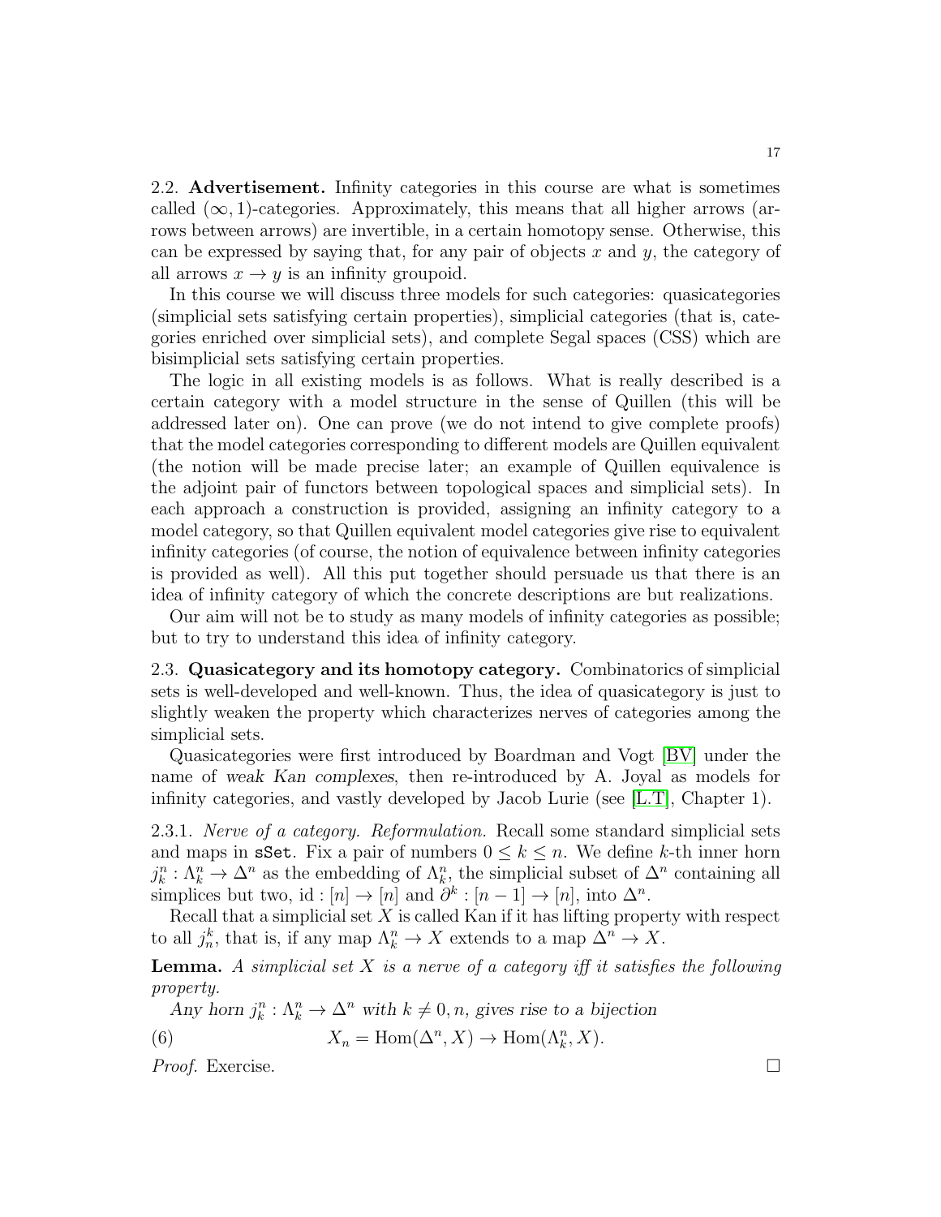2.2. **Advertisement.** Infinity categories in this course are what is sometimes called $(\infty, 1)$-categories. Approximately, this means that all higher arrows (arrows between arrows) are invertible, in a certain homotopy sense. Otherwise, this can be expressed by saying that, for any pair of objects $x$ and $y$, the category of all arrows $x \to y$ is an infinity groupoid.

In this course we will discuss three models for such categories: quasicategories (simplicial sets satisfying certain properties), simplicial categories (that is, categories enriched over simplicial sets), and complete Segal spaces (CSS) which are bisimplicial sets satisfying certain properties.

The logic in all existing models is as follows. What is really described is a certain category with a model structure in the sense of Quillen (this will be addressed later on). One can prove (we do not intend to give complete proofs) that the model categories corresponding to different models are Quillen equivalent (the notion will be made precise later; an example of Quillen equivalence is the adjoint pair of functors between topological spaces and simplicial sets). In each approach a construction is provided, assigning an infinity category to a model category, so that Quillen equivalent model categories give rise to equivalent infinity categories (of course, the notion of equivalence between infinity categories is provided as well). All this put together should persuade us that there is an idea of infinity category of which the concrete descriptions are but realizations.

Our aim will not be to study as many models of infinity categories as possible; but to try to understand this idea of infinity category.

2.3. **Quasicategory and its homotopy category.** Combinatorics of simplicial sets is well-developed and well-known. Thus, the idea of quasicategory is just to slightly weaken the property which characterizes nerves of categories among the simplicial sets.

Quasicategories were first introduced by Boardman and Vogt [BV] under the name of *weak Kan complexes*, then re-introduced by A. Joyal as models for infinity categories, and vastly developed by Jacob Lurie (see [L.T], Chapter 1).

2.3.1. *Nerve of a category. Reformulation.* Recall some standard simplicial sets and maps in sSet. Fix a pair of numbers $0 \leq k \leq n$. We define $k$-th inner horn $j^n_k : \Lambda^n_k \to \Delta^n$ as the embedding of $\Lambda^n_k$, the simplicial subset of $\Delta^n$ containing all simplices but two, $\mathrm{id} : [n] \to [n]$ and $\partial^k : [n-1] \to [n]$, into $\Delta^n$.

Recall that a simplicial set $X$ is called Kan if it has lifting property with respect to all $j^k_n$, that is, if any map $\Lambda^n_k \to X$ extends to a map $\Delta^n \to X$.

**Lemma.** *A simplicial set $X$ is a nerve of a category iff it satisfies the following property.*

*Any horn $j^n_k : \Lambda^n_k \to \Delta^n$ with $k \neq 0, n$, gives rise to a bijection*

$$X_n = \mathrm{Hom}(\Delta^n, X) \to \mathrm{Hom}(\Lambda^n_k, X). \tag{6}$$

*Proof.* Exercise. □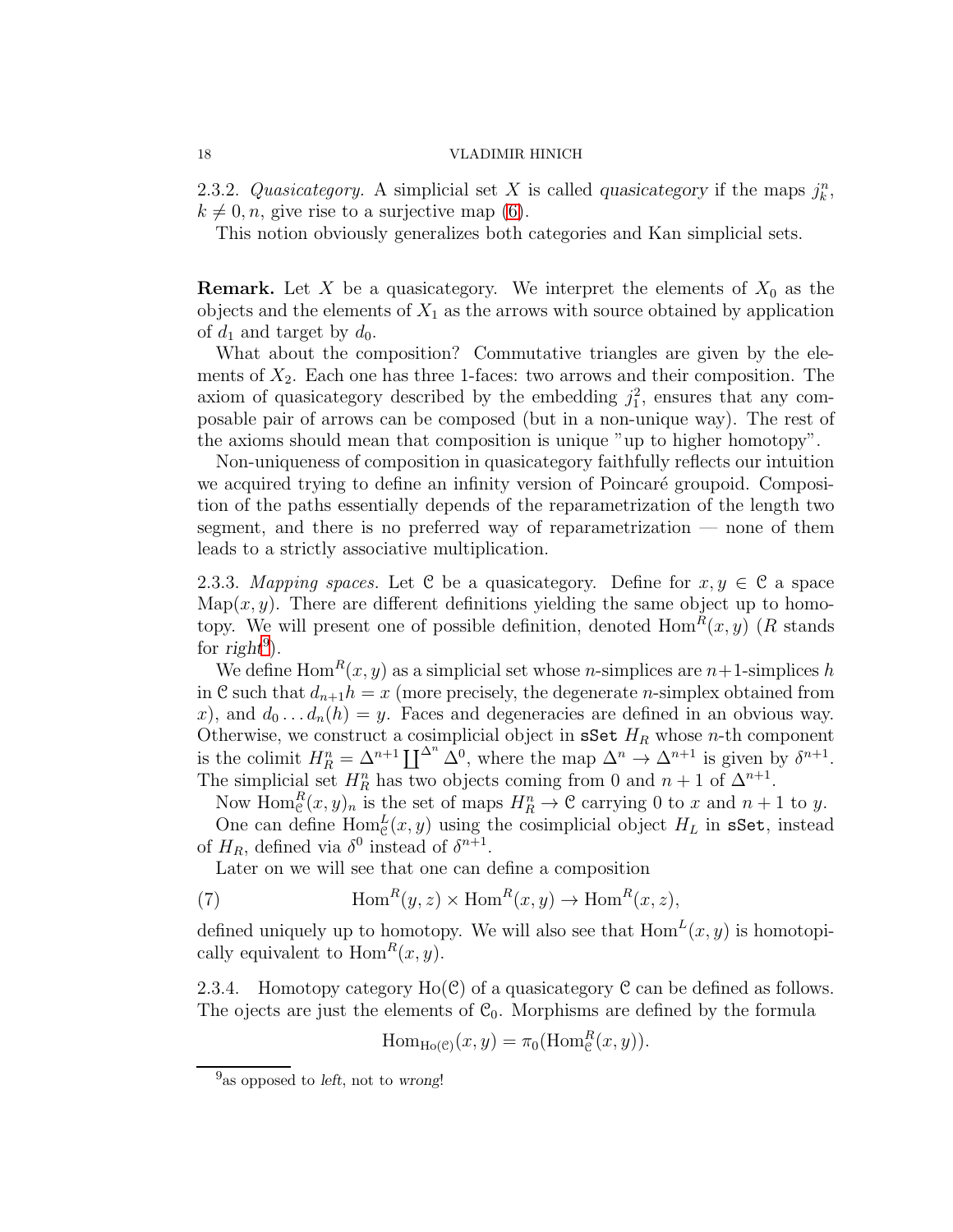2.3.2. *Quasicategory.* A simplicial set $X$ is called *quasicategory* if the maps $j^n_k$, $k \neq 0, n$, give rise to a surjective map (6).

This notion obviously generalizes both categories and Kan simplicial sets.

**Remark.** Let $X$ be a quasicategory. We interpret the elements of $X_0$ as the objects and the elements of $X_1$ as the arrows with source obtained by application of $d_1$ and target by $d_0$.

What about the composition? Commutative triangles are given by the elements of $X_2$. Each one has three 1-faces: two arrows and their composition. The axiom of quasicategory described by the embedding $j^2_1$, ensures that any composable pair of arrows can be composed (but in a non-unique way). The rest of the axioms should mean that composition is unique "up to higher homotopy".

Non-uniqueness of composition in quasicategory faithfully reflects our intuition we acquired trying to define an infinity version of Poincaré groupoid. Composition of the paths essentially depends of the reparametrization of the length two segment, and there is no preferred way of reparametrization — none of them leads to a strictly associative multiplication.

2.3.3. *Mapping spaces.* Let $\mathcal{C}$ be a quasicategory. Define for $x, y \in \mathcal{C}$ a space $\mathrm{Map}(x, y)$. There are different definitions yielding the same object up to homotopy. We will present one of possible definition, denoted $\mathrm{Hom}^R(x, y)$ ($R$ stands for *right*[9]).

We define $\mathrm{Hom}^R(x, y)$ as a simplicial set whose $n$-simplices are $n+1$-simplices $h$ in $\mathcal{C}$ such that $d_{n+1}h = x$ (more precisely, the degenerate $n$-simplex obtained from $x$), and $d_0 \ldots d_n(h) = y$. Faces and degeneracies are defined in an obvious way. Otherwise, we construct a cosimplicial object in `sSet` $H_R$ whose $n$-th component is the colimit $H^n_R = \Delta^{n+1} \coprod^{\Delta^n} \Delta^0$, where the map $\Delta^n \to \Delta^{n+1}$ is given by $\delta^{n+1}$. The simplicial set $H^n_R$ has two objects coming from $0$ and $n+1$ of $\Delta^{n+1}$.

Now $\mathrm{Hom}^R_{\mathcal{C}}(x, y)_n$ is the set of maps $H^n_R \to \mathcal{C}$ carrying $0$ to $x$ and $n+1$ to $y$.

One can define $\mathrm{Hom}^L_{\mathcal{C}}(x, y)$ using the cosimplicial object $H_L$ in `sSet`, instead of $H_R$, defined via $\delta^0$ instead of $\delta^{n+1}$.

Later on we will see that one can define a composition

$$\mathrm{Hom}^R(y, z) \times \mathrm{Hom}^R(x, y) \to \mathrm{Hom}^R(x, z), \tag{7}$$

defined uniquely up to homotopy. We will also see that $\mathrm{Hom}^L(x, y)$ is homotopically equivalent to $\mathrm{Hom}^R(x, y)$.

2.3.4. Homotopy category $\mathrm{Ho}(\mathcal{C})$ of a quasicategory $\mathcal{C}$ can be defined as follows. The ojects are just the elements of $\mathcal{C}_0$. Morphisms are defined by the formula

$$\mathrm{Hom}_{\mathrm{Ho}(\mathcal{C})}(x, y) = \pi_0(\mathrm{Hom}^R_{\mathcal{C}}(x, y)).$$

[9] as opposed to *left*, not to *wrong*!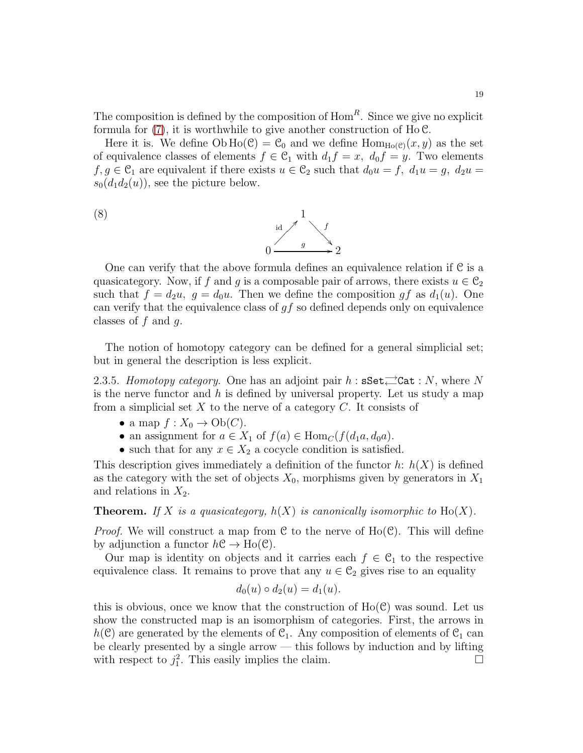The composition is defined by the composition of $\mathrm{Hom}^R$. Since we give no explicit formula for (7), it is worthwhile to give another construction of $\mathrm{Ho}\,\mathcal{C}$.

Here it is. We define $\mathrm{Ob}\,\mathrm{Ho}(\mathcal{C}) = \mathcal{C}_0$ and we define $\mathrm{Hom}_{\mathrm{Ho}(\mathcal{C})}(x,y)$ as the set of equivalence classes of elements $f \in \mathcal{C}_1$ with $d_1 f = x,\ d_0 f = y$. Two elements $f, g \in \mathcal{C}_1$ are equivalent if there exists $u \in \mathcal{C}_2$ such that $d_0 u = f,\ d_1 u = g,\ d_2 u = s_0(d_1 d_2(u))$, see the picture below.

$$
\begin{array}{ccccc}
 & & 1 & & \\
 & {\scriptstyle \mathrm{id}} \nearrow & & \searrow {\scriptstyle f} & \\
0 & & \xrightarrow{\quad g \quad} & & 2
\end{array}
\tag{8}
$$

One can verify that the above formula defines an equivalence relation if $\mathcal{C}$ is a quasicategory. Now, if $f$ and $g$ is a composable pair of arrows, there exists $u \in \mathcal{C}_2$ such that $f = d_2 u,\ g = d_0 u$. Then we define the composition $gf$ as $d_1(u)$. One can verify that the equivalence class of $gf$ so defined depends only on equivalence classes of $f$ and $g$.

The notion of homotopy category can be defined for a general simplicial set; but in general the description is less explicit.

2.3.5. *Homotopy category.* One has an adjoint pair $h : \mathtt{sSet} \rightleftarrows \mathtt{Cat} : N$, where $N$ is the nerve functor and $h$ is defined by universal property. Let us study a map from a simplicial set $X$ to the nerve of a category $C$. It consists of

- a map $f : X_0 \to \mathrm{Ob}(C)$.
- an assignment for $a \in X_1$ of $f(a) \in \mathrm{Hom}_C(f(d_1 a, d_0 a)$.
- such that for any $x \in X_2$ a cocycle condition is satisfied.

This description gives immediately a definition of the functor $h$: $h(X)$ is defined as the category with the set of objects $X_0$, morphisms given by generators in $X_1$ and relations in $X_2$.

**Theorem.** *If $X$ is a quasicategory, $h(X)$ is canonically isomorphic to $\mathrm{Ho}(X)$.*

*Proof.* We will construct a map from $\mathcal{C}$ to the nerve of $\mathrm{Ho}(\mathcal{C})$. This will define by adjunction a functor $h\mathcal{C} \to \mathrm{Ho}(\mathcal{C})$.

Our map is identity on objects and it carries each $f \in \mathcal{C}_1$ to the respective equivalence class. It remains to prove that any $u \in \mathcal{C}_2$ gives rise to an equality

$$d_0(u) \circ d_2(u) = d_1(u).$$

this is obvious, once we know that the construction of $\mathrm{Ho}(\mathcal{C})$ was sound. Let us show the constructed map is an isomorphism of categories. First, the arrows in $h(\mathcal{C})$ are generated by the elements of $\mathcal{C}_1$. Any composition of elements of $\mathcal{C}_1$ can be clearly presented by a single arrow — this follows by induction and by lifting with respect to $j^2_1$. This easily implies the claim. $\square$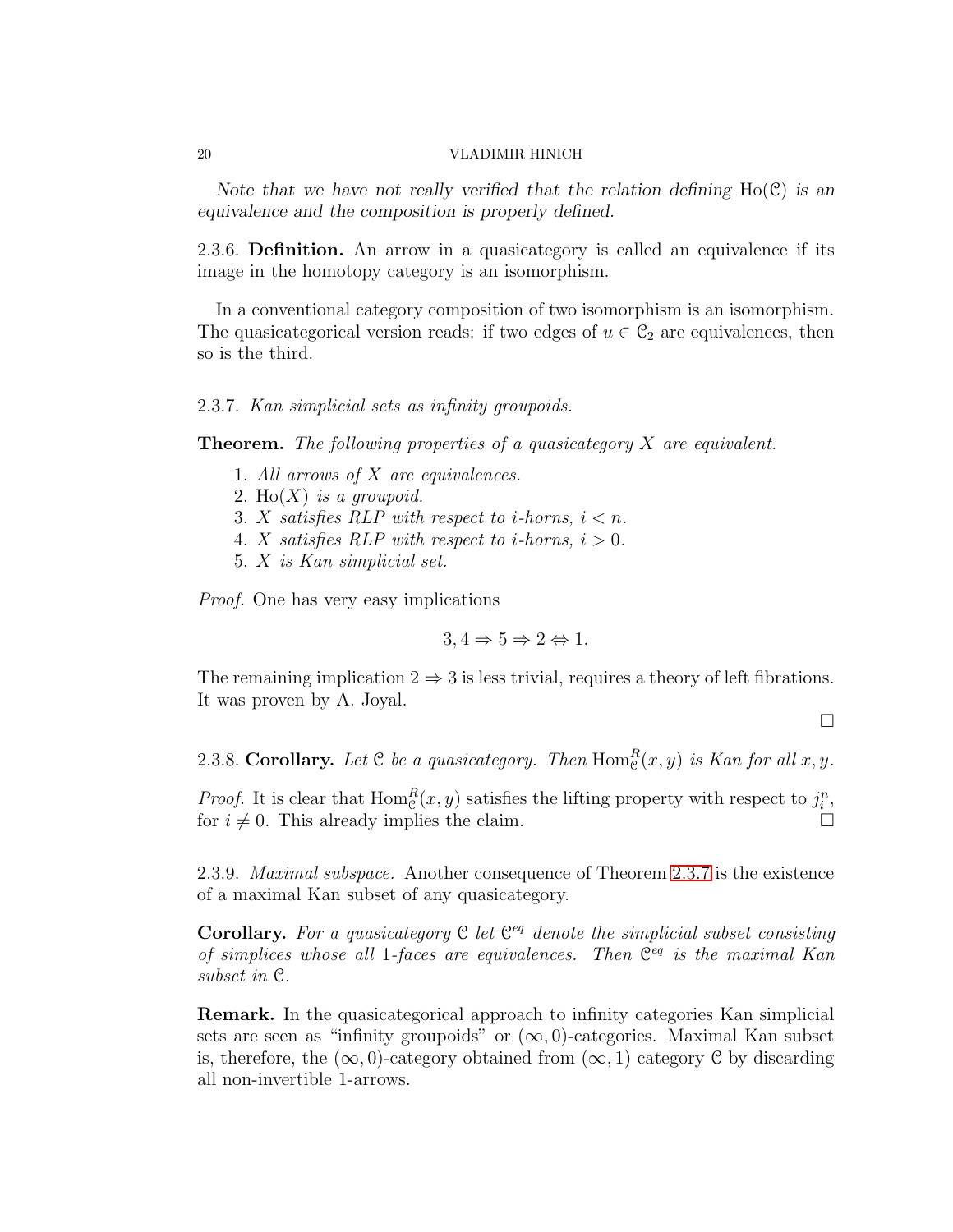*Note that we have not really verified that the relation defining* $\mathrm{Ho}(\mathcal{C})$ *is an equivalence and the composition is properly defined.*

2.3.6. **Definition.** An arrow in a quasicategory is called an equivalence if its image in the homotopy category is an isomorphism.

In a conventional category composition of two isomorphism is an isomorphism. The quasicategorical version reads: if two edges of $u \in \mathcal{C}_2$ are equivalences, then so is the third.

2.3.7. *Kan simplicial sets as infinity groupoids.*

**Theorem.** *The following properties of a quasicategory* $X$ *are equivalent.*

1. *All arrows of* $X$ *are equivalences.*
2. $\mathrm{Ho}(X)$ *is a groupoid.*
3. $X$ *satisfies RLP with respect to* $i$*-horns,* $i < n$*.*
4. $X$ *satisfies RLP with respect to* $i$*-horns,* $i > 0$*.*
5. $X$ *is Kan simplicial set.*

*Proof.* One has very easy implications

$$3, 4 \Rightarrow 5 \Rightarrow 2 \Leftrightarrow 1.$$

The remaining implication $2 \Rightarrow 3$ is less trivial, requires a theory of left fibrations. It was proven by A. Joyal.

□

2.3.8. **Corollary.** *Let* $\mathcal{C}$ *be a quasicategory. Then* $\mathrm{Hom}^R_{\mathcal{C}}(x, y)$ *is Kan for all* $x, y$*.*

*Proof.* It is clear that $\mathrm{Hom}^R_{\mathcal{C}}(x, y)$ satisfies the lifting property with respect to $j^n_i$, for $i \neq 0$. This already implies the claim. □

2.3.9. *Maximal subspace.* Another consequence of Theorem 2.3.7 is the existence of a maximal Kan subset of any quasicategory.

**Corollary.** *For a quasicategory* $\mathcal{C}$ *let* $\mathcal{C}^{eq}$ *denote the simplicial subset consisting of simplices whose all* 1*-faces are equivalences. Then* $\mathcal{C}^{eq}$ *is the maximal Kan subset in* $\mathcal{C}$*.*

**Remark.** In the quasicategorical approach to infinity categories Kan simplicial sets are seen as "infinity groupoids" or $(\infty, 0)$-categories. Maximal Kan subset is, therefore, the $(\infty, 0)$-category obtained from $(\infty, 1)$ category $\mathcal{C}$ by discarding all non-invertible 1-arrows.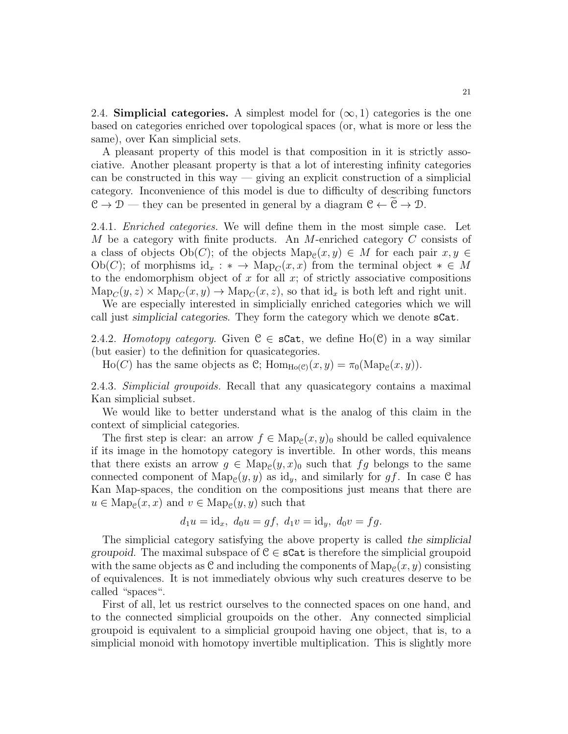2.4. **Simplicial categories.** A simplest model for $(\infty, 1)$ categories is the one based on categories enriched over topological spaces (or, what is more or less the same), over Kan simplicial sets.

A pleasant property of this model is that composition in it is strictly associative. Another pleasant property is that a lot of interesting infinity categories can be constructed in this way — giving an explicit construction of a simplicial category. Inconvenience of this model is due to difficulty of describing functors $\mathcal{C} \to \mathcal{D}$ — they can be presented in general by a diagram $\mathcal{C} \leftarrow \widetilde{\mathcal{C}} \to \mathcal{D}$.

2.4.1. *Enriched categories.* We will define them in the most simple case. Let $M$ be a category with finite products. An $M$-enriched category $C$ consists of a class of objects $\mathrm{Ob}(C)$; of the objects $\mathrm{Map}_{\mathcal{C}}(x, y) \in M$ for each pair $x, y \in \mathrm{Ob}(C)$; of morphisms $\mathrm{id}_x : * \to \mathrm{Map}_C(x, x)$ from the terminal object $* \in M$ to the endomorphism object of $x$ for all $x$; of strictly associative compositions $\mathrm{Map}_C(y, z) \times \mathrm{Map}_C(x, y) \to \mathrm{Map}_C(x, z)$, so that $\mathrm{id}_x$ is both left and right unit.

We are especially interested in simplicially enriched categories which we will call just *simplicial categories*. They form the category which we denote `sCat`.

2.4.2. *Homotopy category.* Given $\mathcal{C} \in$ `sCat`, we define $\mathrm{Ho}(\mathcal{C})$ in a way similar (but easier) to the definition for quasicategories.

$\mathrm{Ho}(C)$ has the same objects as $\mathcal{C}$; $\mathrm{Hom}_{\mathrm{Ho}(\mathcal{C})}(x, y) = \pi_0(\mathrm{Map}_{\mathcal{C}}(x, y))$.

2.4.3. *Simplicial groupoids.* Recall that any quasicategory contains a maximal Kan simplicial subset.

We would like to better understand what is the analog of this claim in the context of simplicial categories.

The first step is clear: an arrow $f \in \mathrm{Map}_{\mathcal{C}}(x, y)_0$ should be called equivalence if its image in the homotopy category is invertible. In other words, this means that there exists an arrow $g \in \mathrm{Map}_{\mathcal{C}}(y, x)_0$ such that $fg$ belongs to the same connected component of $\mathrm{Map}_{\mathcal{C}}(y, y)$ as $\mathrm{id}_y$, and similarly for $gf$. In case $\mathcal{C}$ has Kan Map-spaces, the condition on the compositions just means that there are $u \in \mathrm{Map}_{\mathcal{C}}(x, x)$ and $v \in \mathrm{Map}_{\mathcal{C}}(y, y)$ such that

$$d_1 u = \mathrm{id}_x,\ d_0 u = gf,\ d_1 v = \mathrm{id}_y,\ d_0 v = fg.$$

The simplicial category satisfying the above property is called *the simplicial groupoid*. The maximal subspace of $\mathcal{C} \in$ `sCat` is therefore the simplicial groupoid with the same objects as $\mathcal{C}$ and including the components of $\mathrm{Map}_{\mathcal{C}}(x, y)$ consisting of equivalences. It is not immediately obvious why such creatures deserve to be called "spaces".

First of all, let us restrict ourselves to the connected spaces on one hand, and to the connected simplicial groupoids on the other. Any connected simplicial groupoid is equivalent to a simplicial groupoid having one object, that is, to a simplicial monoid with homotopy invertible multiplication. This is slightly more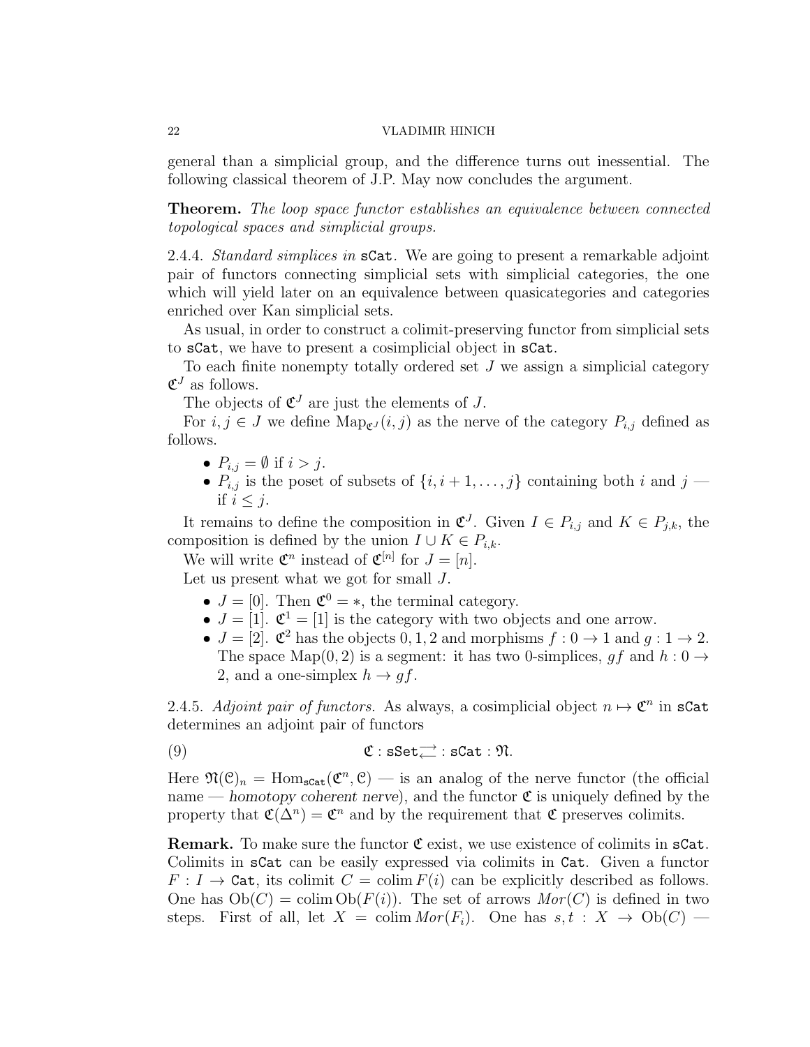general than a simplicial group, and the difference turns out inessential. The following classical theorem of J.P. May now concludes the argument.

**Theorem.** *The loop space functor establishes an equivalence between connected topological spaces and simplicial groups.*

2.4.4. *Standard simplices in* `sCat`. We are going to present a remarkable adjoint pair of functors connecting simplicial sets with simplicial categories, the one which will yield later on an equivalence between quasicategories and categories enriched over Kan simplicial sets.

As usual, in order to construct a colimit-preserving functor from simplicial sets to `sCat`, we have to present a cosimplicial object in `sCat`.

To each finite nonempty totally ordered set $J$ we assign a simplicial category $\mathfrak{C}^J$ as follows.

The objects of $\mathfrak{C}^J$ are just the elements of $J$.

For $i,j\in J$ we define $\mathrm{Map}_{\mathfrak{C}^J}(i,j)$ as the nerve of the category $P_{i,j}$ defined as follows.

- $P_{i,j}=\emptyset$ if $i>j$.
- $P_{i,j}$ is the poset of subsets of $\{i,i+1,\ldots,j\}$ containing both $i$ and $j$ — if $i\leq j$.

It remains to define the composition in $\mathfrak{C}^J$. Given $I\in P_{i,j}$ and $K\in P_{j,k}$, the composition is defined by the union $I\cup K\in P_{i,k}$.

We will write $\mathfrak{C}^n$ instead of $\mathfrak{C}^{[n]}$ for $J=[n]$.

Let us present what we got for small $J$.

- $J=[0]$. Then $\mathfrak{C}^0=*$, the terminal category.
- $J=[1]$. $\mathfrak{C}^1=[1]$ is the category with two objects and one arrow.
- $J=[2]$. $\mathfrak{C}^2$ has the objects $0,1,2$ and morphisms $f:0\to 1$ and $g:1\to 2$. The space $\mathrm{Map}(0,2)$ is a segment: it has two 0-simplices, $gf$ and $h:0\to 2$, and a one-simplex $h\to gf$.

2.4.5. *Adjoint pair of functors.* As always, a cosimplicial object $n\mapsto\mathfrak{C}^n$ in `sCat` determines an adjoint pair of functors

$$\mathfrak{C}:\mathtt{sSet}\rightleftarrows\mathtt{sCat}:\mathfrak{N}. \tag{9}$$

Here $\mathfrak{N}(\mathcal{C})_n=\mathrm{Hom}_{\mathtt{sCat}}(\mathfrak{C}^n,\mathcal{C})$ — is an analog of the nerve functor (the official name — *homotopy coherent nerve*), and the functor $\mathfrak{C}$ is uniquely defined by the property that $\mathfrak{C}(\Delta^n)=\mathfrak{C}^n$ and by the requirement that $\mathfrak{C}$ preserves colimits.

**Remark.** To make sure the functor $\mathfrak{C}$ exist, we use existence of colimits in `sCat`. Colimits in `sCat` can be easily expressed via colimits in `Cat`. Given a functor $F:I\to\mathtt{Cat}$, its colimit $C=\mathrm{colim}\,F(i)$ can be explicitly described as follows. One has $\mathrm{Ob}(C)=\mathrm{colim}\,\mathrm{Ob}(F(i))$. The set of arrows $Mor(C)$ is defined in two steps. First of all, let $X=\mathrm{colim}\,Mor(F_i)$. One has $s,t:X\to\mathrm{Ob}(C)$ —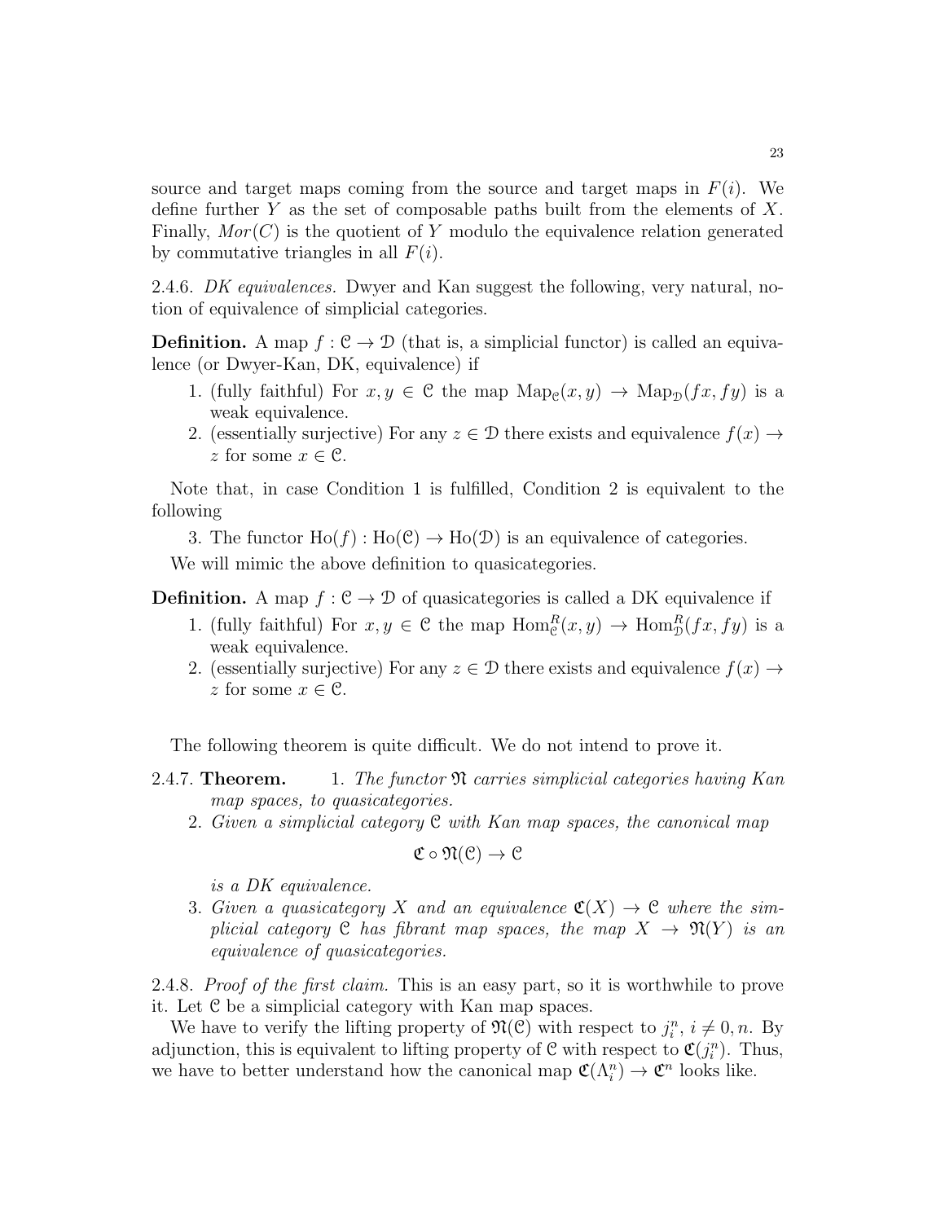source and target maps coming from the source and target maps in $F(i)$. We define further $Y$ as the set of composable paths built from the elements of $X$. Finally, $Mor(C)$ is the quotient of $Y$ modulo the equivalence relation generated by commutative triangles in all $F(i)$.

2.4.6. *DK equivalences.* Dwyer and Kan suggest the following, very natural, notion of equivalence of simplicial categories.

**Definition.** A map $f : \mathcal{C} \to \mathcal{D}$ (that is, a simplicial functor) is called an equivalence (or Dwyer-Kan, DK, equivalence) if

1. (fully faithful) For $x, y \in \mathcal{C}$ the map $\mathrm{Map}_{\mathcal{C}}(x, y) \to \mathrm{Map}_{\mathcal{D}}(fx, fy)$ is a weak equivalence.
2. (essentially surjective) For any $z \in \mathcal{D}$ there exists and equivalence $f(x) \to z$ for some $x \in \mathcal{C}$.

Note that, in case Condition 1 is fulfilled, Condition 2 is equivalent to the following

3. The functor $\mathrm{Ho}(f) : \mathrm{Ho}(\mathcal{C}) \to \mathrm{Ho}(\mathcal{D})$ is an equivalence of categories.

We will mimic the above definition to quasicategories.

**Definition.** A map $f : \mathcal{C} \to \mathcal{D}$ of quasicategories is called a DK equivalence if

1. (fully faithful) For $x, y \in \mathcal{C}$ the map $\mathrm{Hom}^R_{\mathcal{C}}(x, y) \to \mathrm{Hom}^R_{\mathcal{D}}(fx, fy)$ is a weak equivalence.
2. (essentially surjective) For any $z \in \mathcal{D}$ there exists and equivalence $f(x) \to z$ for some $x \in \mathcal{C}$.

The following theorem is quite difficult. We do not intend to prove it.

2.4.7. **Theorem.** 1. *The functor $\mathfrak{N}$ carries simplicial categories having Kan map spaces, to quasicategories.*

2. *Given a simplicial category $\mathcal{C}$ with Kan map spaces, the canonical map*
$$\mathfrak{C} \circ \mathfrak{N}(\mathcal{C}) \to \mathcal{C}$$
*is a DK equivalence.*

3. *Given a quasicategory $X$ and an equivalence $\mathfrak{C}(X) \to \mathcal{C}$ where the simplicial category $\mathcal{C}$ has fibrant map spaces, the map $X \to \mathfrak{N}(Y)$ is an equivalence of quasicategories.*

2.4.8. *Proof of the first claim.* This is an easy part, so it is worthwhile to prove it. Let $\mathcal{C}$ be a simplicial category with Kan map spaces.

We have to verify the lifting property of $\mathfrak{N}(\mathcal{C})$ with respect to $j^n_i$, $i \neq 0, n$. By adjunction, this is equivalent to lifting property of $\mathcal{C}$ with respect to $\mathfrak{C}(j^n_i)$. Thus, we have to better understand how the canonical map $\mathfrak{C}(\Lambda^n_i) \to \mathfrak{C}^n$ looks like.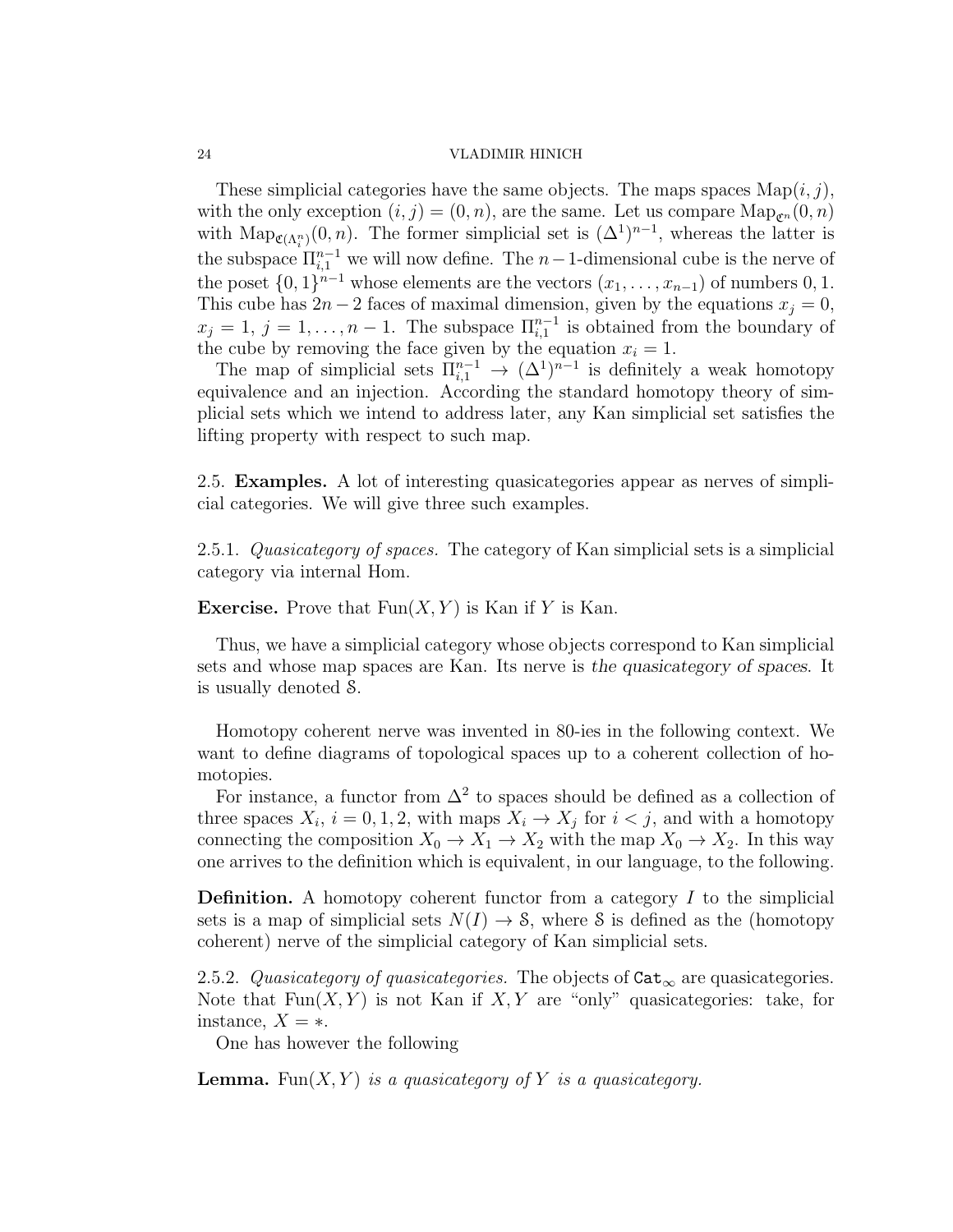These simplicial categories have the same objects. The maps spaces $\mathrm{Map}(i,j)$, with the only exception $(i,j)=(0,n)$, are the same. Let us compare $\mathrm{Map}_{\mathfrak{C}^n}(0,n)$ with $\mathrm{Map}_{\mathfrak{C}(\Lambda^n_i)}(0,n)$. The former simplicial set is $(\Delta^1)^{n-1}$, whereas the latter is the subspace $\Pi^{n-1}_{i,1}$ we will now define. The $n-1$-dimensional cube is the nerve of the poset $\{0,1\}^{n-1}$ whose elements are the vectors $(x_1,\ldots,x_{n-1})$ of numbers $0,1$. This cube has $2n-2$ faces of maximal dimension, given by the equations $x_j=0$, $x_j=1$, $j=1,\ldots,n-1$. The subspace $\Pi^{n-1}_{i,1}$ is obtained from the boundary of the cube by removing the face given by the equation $x_i=1$.

The map of simplicial sets $\Pi^{n-1}_{i,1}\to(\Delta^1)^{n-1}$ is definitely a weak homotopy equivalence and an injection. According the standard homotopy theory of simplicial sets which we intend to address later, any Kan simplicial set satisfies the lifting property with respect to such map.

2.5. **Examples.** A lot of interesting quasicategories appear as nerves of simplicial categories. We will give three such examples.

2.5.1. *Quasicategory of spaces.* The category of Kan simplicial sets is a simplicial category via internal Hom.

**Exercise.** Prove that $\mathrm{Fun}(X,Y)$ is Kan if $Y$ is Kan.

Thus, we have a simplicial category whose objects correspond to Kan simplicial sets and whose map spaces are Kan. Its nerve is *the quasicategory of spaces*. It is usually denoted $\mathcal{S}$.

Homotopy coherent nerve was invented in 80-ies in the following context. We want to define diagrams of topological spaces up to a coherent collection of homotopies.

For instance, a functor from $\Delta^2$ to spaces should be defined as a collection of three spaces $X_i$, $i=0,1,2$, with maps $X_i\to X_j$ for $i<j$, and with a homotopy connecting the composition $X_0\to X_1\to X_2$ with the map $X_0\to X_2$. In this way one arrives to the definition which is equivalent, in our language, to the following.

**Definition.** A homotopy coherent functor from a category $I$ to the simplicial sets is a map of simplicial sets $N(I)\to\mathcal{S}$, where $\mathcal{S}$ is defined as the (homotopy coherent) nerve of the simplicial category of Kan simplicial sets.

2.5.2. *Quasicategory of quasicategories.* The objects of $\mathtt{Cat}_\infty$ are quasicategories. Note that $\mathrm{Fun}(X,Y)$ is not Kan if $X,Y$ are "only" quasicategories: take, for instance, $X=*$.

One has however the following

**Lemma.** *$\mathrm{Fun}(X,Y)$ is a quasicategory of $Y$ is a quasicategory.*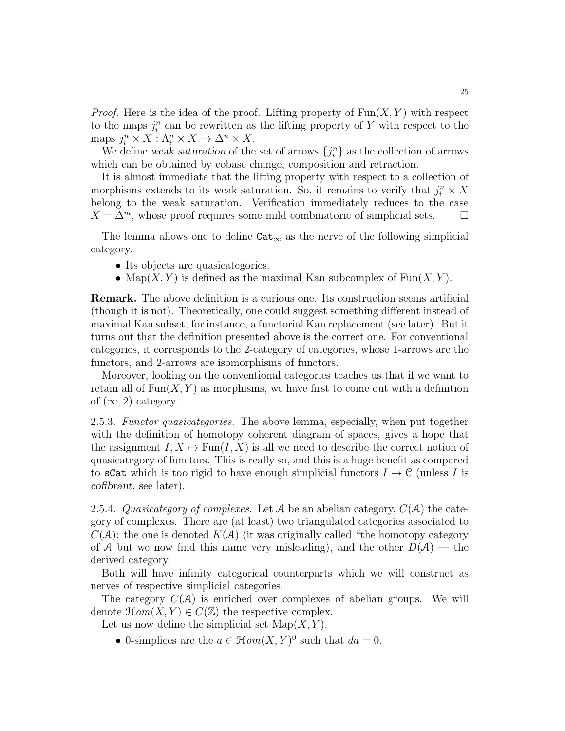*Proof.* Here is the idea of the proof. Lifting property of $\mathrm{Fun}(X, Y)$ with respect to the maps $j_i^n$ can be rewritten as the lifting property of $Y$ with respect to the maps $j_i^n \times X : \Lambda_i^n \times X \to \Delta^n \times X$.

We define *weak saturation* of the set of arrows $\{j_i^n\}$ as the collection of arrows which can be obtained by cobase change, composition and retraction.

It is almost immediate that the lifting property with respect to a collection of morphisms extends to its weak saturation. So, it remains to verify that $j_i^n \times X$ belong to the weak saturation. Verification immediately reduces to the case $X = \Delta^m$, whose proof requires some mild combinatoric of simplicial sets. $\square$

The lemma allows one to define $\mathtt{Cat}_\infty$ as the nerve of the following simplicial category.

- Its objects are quasicategories.
- $\mathrm{Map}(X, Y)$ is defined as the maximal Kan subcomplex of $\mathrm{Fun}(X, Y)$.

**Remark.** The above definition is a curious one. Its construction seems artificial (though it is not). Theoretically, one could suggest something different instead of maximal Kan subset, for instance, a functorial Kan replacement (see later). But it turns out that the definition presented above is the correct one. For conventional categories, it corresponds to the 2-category of categories, whose 1-arrows are the functors, and 2-arrows are isomorphisms of functors.

Moreover, looking on the conventional categories teaches us that if we want to retain all of $\mathrm{Fun}(X, Y)$ as morphisms, we have first to come out with a definition of $(\infty, 2)$ category.

2.5.3. *Functor quasicategories.* The above lemma, especially, when put together with the definition of homotopy coherent diagram of spaces, gives a hope that the assignment $I, X \mapsto \mathrm{Fun}(I, X)$ is all we need to describe the correct notion of quasicategory of functors. This is really so, and this is a huge benefit as compared to $\mathtt{sCat}$ which is too rigid to have enough simplicial functors $I \to \mathcal{C}$ (unless $I$ is *cofibrant*, see later).

2.5.4. *Quasicategory of complexes.* Let $\mathcal{A}$ be an abelian category, $C(\mathcal{A})$ the category of complexes. There are (at least) two triangulated categories associated to $C(\mathcal{A})$: the one is denoted $K(\mathcal{A})$ (it was originally called "the homotopy category of $\mathcal{A}$ but we now find this name very misleading), and the other $D(\mathcal{A})$ — the derived category.

Both will have infinity categorical counterparts which we will construct as nerves of respective simplicial categories.

The category $C(\mathcal{A})$ is enriched over complexes of abelian groups. We will denote $\mathcal{H}om(X, Y) \in C(\mathbb{Z})$ the respective complex.

Let us now define the simplicial set $\mathrm{Map}(X, Y)$.

- 0-simplices are the $a \in \mathcal{H}om(X, Y)^0$ such that $da = 0$.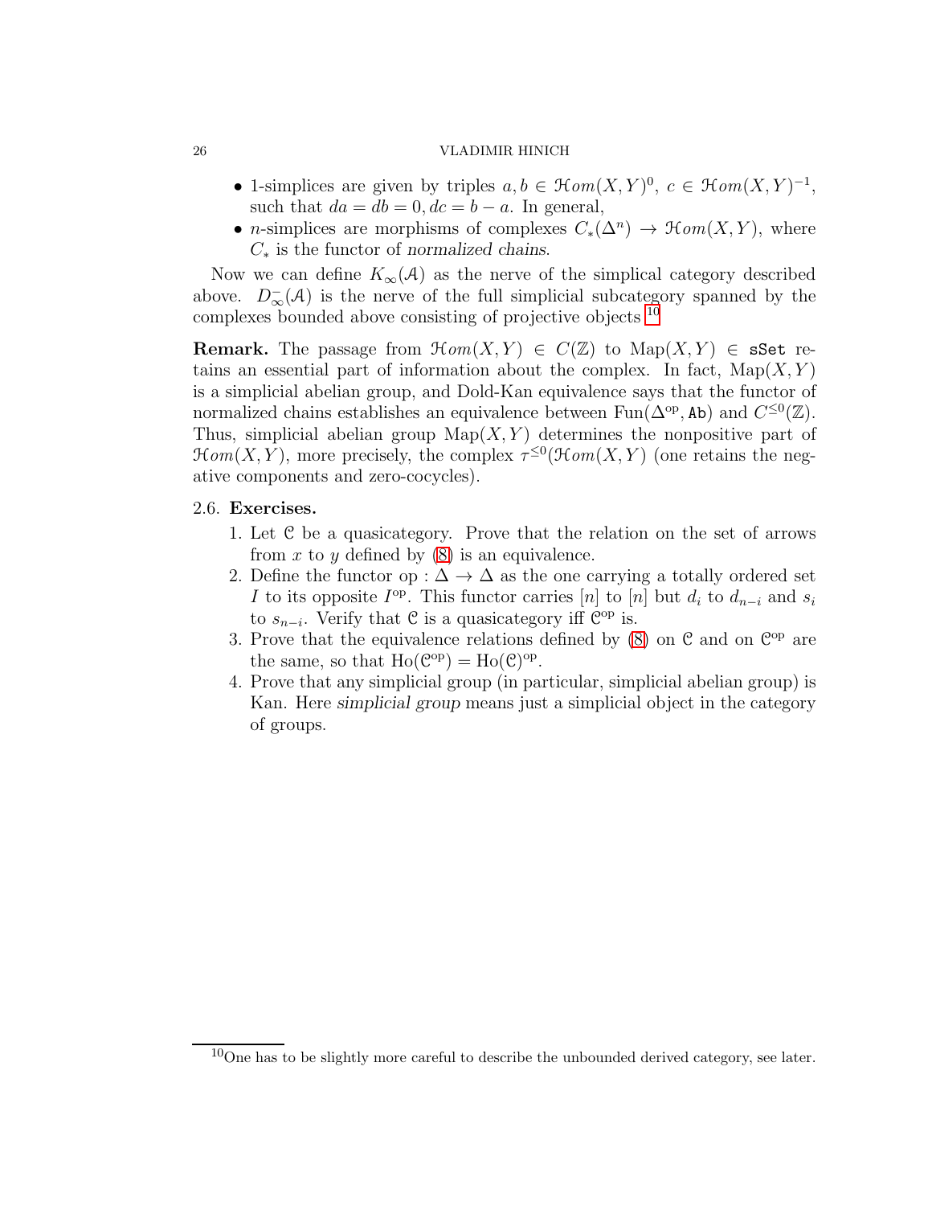- 1-simplices are given by triples $a, b \in \mathcal{H}om(X,Y)^0$, $c \in \mathcal{H}om(X,Y)^{-1}$, such that $da = db = 0, dc = b - a$. In general,
- $n$-simplices are morphisms of complexes $C_*(\Delta^n) \to \mathcal{H}om(X,Y)$, where $C_*$ is the functor of *normalized chains*.

Now we can define $K_\infty(\mathcal{A})$ as the nerve of the simplical category described above. $D^-_\infty(\mathcal{A})$ is the nerve of the full simplicial subcategory spanned by the complexes bounded above consisting of projective objects [10]

**Remark.** The passage from $\mathcal{H}om(X,Y) \in C(\mathbb{Z})$ to $\mathrm{Map}(X,Y) \in \mathtt{sSet}$ retains an essential part of information about the complex. In fact, $\mathrm{Map}(X,Y)$ is a simplicial abelian group, and Dold-Kan equivalence says that the functor of normalized chains establishes an equivalence between $\mathrm{Fun}(\Delta^{\mathrm{op}}, \mathtt{Ab})$ and $C^{\leq 0}(\mathbb{Z})$. Thus, simplicial abelian group $\mathrm{Map}(X,Y)$ determines the nonpositive part of $\mathcal{H}om(X,Y)$, more precisely, the complex $\tau^{\leq 0}(\mathcal{H}om(X,Y)$ (one retains the negative components and zero-cocycles).

## 2.6. Exercises.

1. Let $\mathcal{C}$ be a quasicategory. Prove that the relation on the set of arrows from $x$ to $y$ defined by (8) is an equivalence.
2. Define the functor $\mathrm{op} : \Delta \to \Delta$ as the one carrying a totally ordered set $I$ to its opposite $I^{\mathrm{op}}$. This functor carries $[n]$ to $[n]$ but $d_i$ to $d_{n-i}$ and $s_i$ to $s_{n-i}$. Verify that $\mathcal{C}$ is a quasicategory iff $\mathcal{C}^{\mathrm{op}}$ is.
3. Prove that the equivalence relations defined by (8) on $\mathcal{C}$ and on $\mathcal{C}^{\mathrm{op}}$ are the same, so that $\mathrm{Ho}(\mathcal{C}^{\mathrm{op}}) = \mathrm{Ho}(\mathcal{C})^{\mathrm{op}}$.
4. Prove that any simplicial group (in particular, simplicial abelian group) is Kan. Here *simplicial group* means just a simplicial object in the category of groups.

[10] One has to be slightly more careful to describe the unbounded derived category, see later.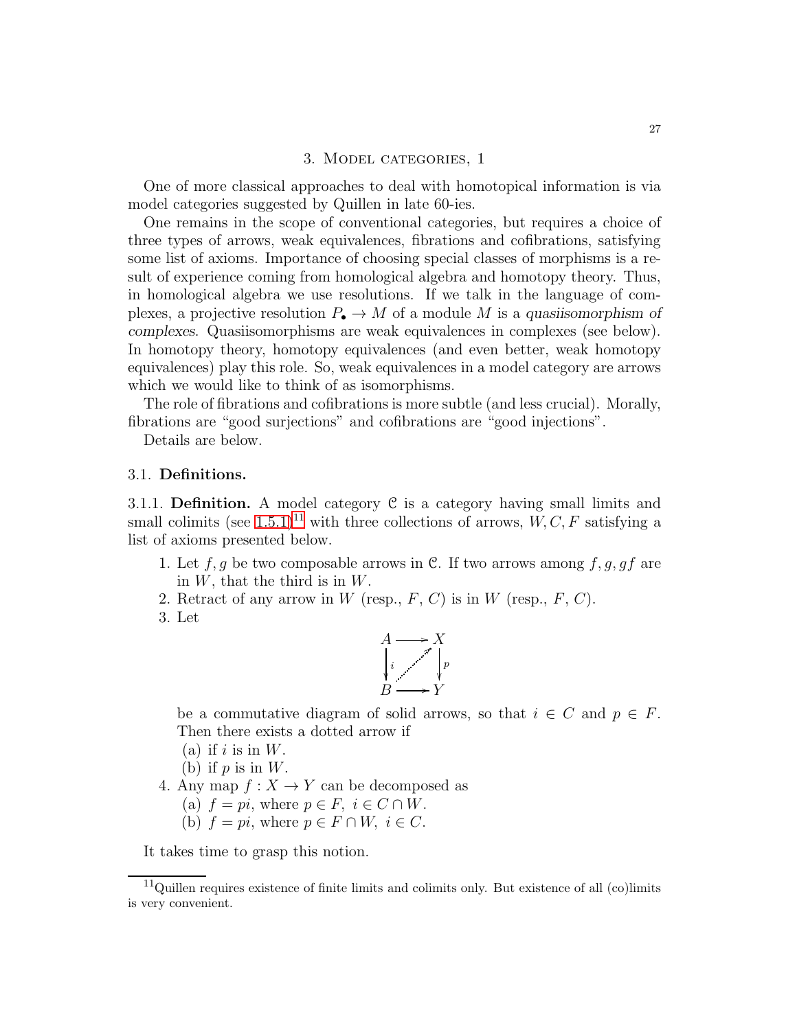# 3. Model categories, 1

One of more classical approaches to deal with homotopical information is via model categories suggested by Quillen in late 60-ies.

One remains in the scope of conventional categories, but requires a choice of three types of arrows, weak equivalences, fibrations and cofibrations, satisfying some list of axioms. Importance of choosing special classes of morphisms is a result of experience coming from homological algebra and homotopy theory. Thus, in homological algebra we use resolutions. If we talk in the language of complexes, a projective resolution $P_\bullet \to M$ of a module $M$ is a *quasiisomorphism of complexes*. Quasiisomorphisms are weak equivalences in complexes (see below). In homotopy theory, homotopy equivalences (and even better, weak homotopy equivalences) play this role. So, weak equivalences in a model category are arrows which we would like to think of as isomorphisms.

The role of fibrations and cofibrations is more subtle (and less crucial). Morally, fibrations are "good surjections" and cofibrations are "good injections".

Details are below.

## 3.1. Definitions.

3.1.1. **Definition.** A model category $\mathcal{C}$ is a category having small limits and small colimits (see 1.5.1)[11] with three collections of arrows, $W, C, F$ satisfying a list of axioms presented below.

1. Let $f, g$ be two composable arrows in $\mathcal{C}$. If two arrows among $f, g, gf$ are in $W$, that the third is in $W$.
2. Retract of any arrow in $W$ (resp., $F$, $C$) is in $W$ (resp., $F$, $C$).
3. Let

$$\begin{array}{ccc} A & \longrightarrow & X \\ \downarrow{\scriptstyle i} & \nearrow & \downarrow{\scriptstyle p} \\ B & \longrightarrow & Y \end{array}$$

   be a commutative diagram of solid arrows, so that $i \in C$ and $p \in F$. Then there exists a dotted arrow if
   (a) if $i$ is in $W$.
   (b) if $p$ is in $W$.
4. Any map $f : X \to Y$ can be decomposed as
   (a) $f = pi$, where $p \in F,\ i \in C \cap W$.
   (b) $f = pi$, where $p \in F \cap W,\ i \in C$.

It takes time to grasp this notion.

[11] Quillen requires existence of finite limits and colimits only. But existence of all (co)limits is very convenient.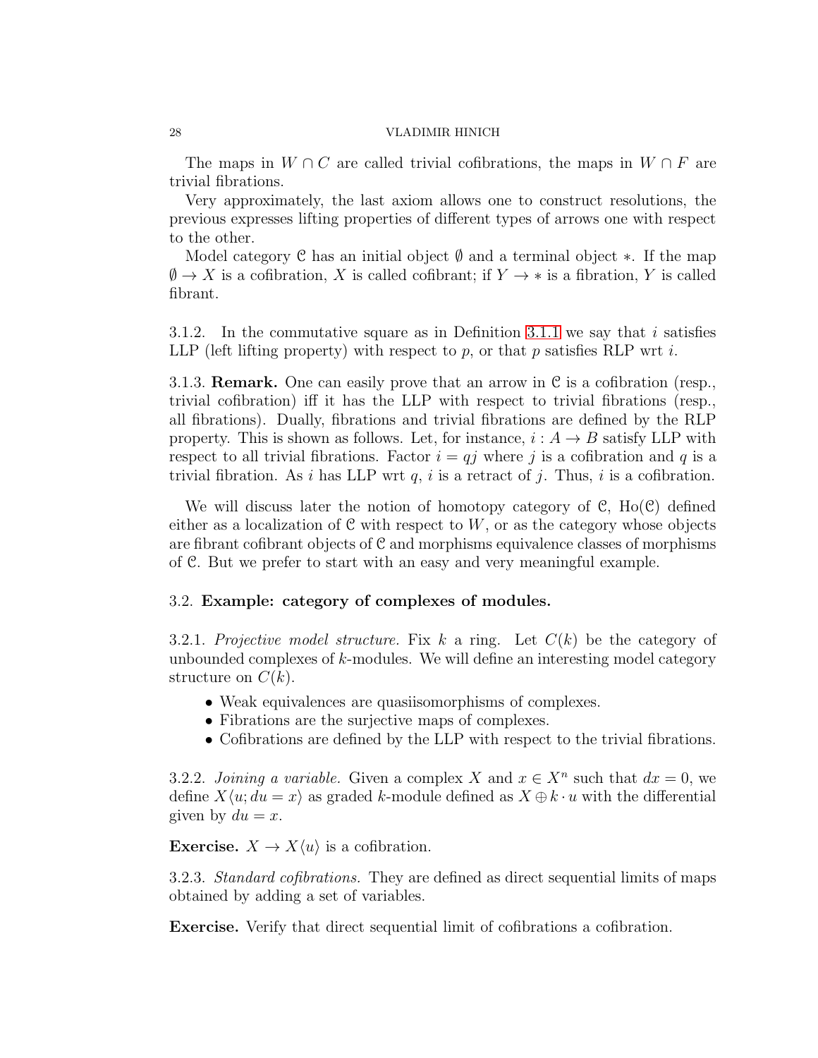The maps in $W \cap C$ are called trivial cofibrations, the maps in $W \cap F$ are trivial fibrations.

Very approximately, the last axiom allows one to construct resolutions, the previous expresses lifting properties of different types of arrows one with respect to the other.

Model category $\mathcal{C}$ has an initial object $\emptyset$ and a terminal object $*$. If the map $\emptyset \to X$ is a cofibration, $X$ is called cofibrant; if $Y \to *$ is a fibration, $Y$ is called fibrant.

3.1.2. In the commutative square as in Definition 3.1.1 we say that $i$ satisfies LLP (left lifting property) with respect to $p$, or that $p$ satisfies RLP wrt $i$.

3.1.3. **Remark.** One can easily prove that an arrow in $\mathcal{C}$ is a cofibration (resp., trivial cofibration) iff it has the LLP with respect to trivial fibrations (resp., all fibrations). Dually, fibrations and trivial fibrations are defined by the RLP property. This is shown as follows. Let, for instance, $i : A \to B$ satisfy LLP with respect to all trivial fibrations. Factor $i = qj$ where $j$ is a cofibration and $q$ is a trivial fibration. As $i$ has LLP wrt $q$, $i$ is a retract of $j$. Thus, $i$ is a cofibration.

We will discuss later the notion of homotopy category of $\mathcal{C}$, $\mathrm{Ho}(\mathcal{C})$ defined either as a localization of $\mathcal{C}$ with respect to $W$, or as the category whose objects are fibrant cofibrant objects of $\mathcal{C}$ and morphisms equivalence classes of morphisms of $\mathcal{C}$. But we prefer to start with an easy and very meaningful example.

## 3.2. Example: category of complexes of modules.

3.2.1. *Projective model structure.* Fix $k$ a ring. Let $C(k)$ be the category of unbounded complexes of $k$-modules. We will define an interesting model category structure on $C(k)$.

- Weak equivalences are quasiisomorphisms of complexes.
- Fibrations are the surjective maps of complexes.
- Cofibrations are defined by the LLP with respect to the trivial fibrations.

3.2.2. *Joining a variable.* Given a complex $X$ and $x \in X^n$ such that $dx = 0$, we define $X\langle u; du = x\rangle$ as graded $k$-module defined as $X \oplus k \cdot u$ with the differential given by $du = x$.

**Exercise.** $X \to X\langle u\rangle$ is a cofibration.

3.2.3. *Standard cofibrations.* They are defined as direct sequential limits of maps obtained by adding a set of variables.

**Exercise.** Verify that direct sequential limit of cofibrations a cofibration.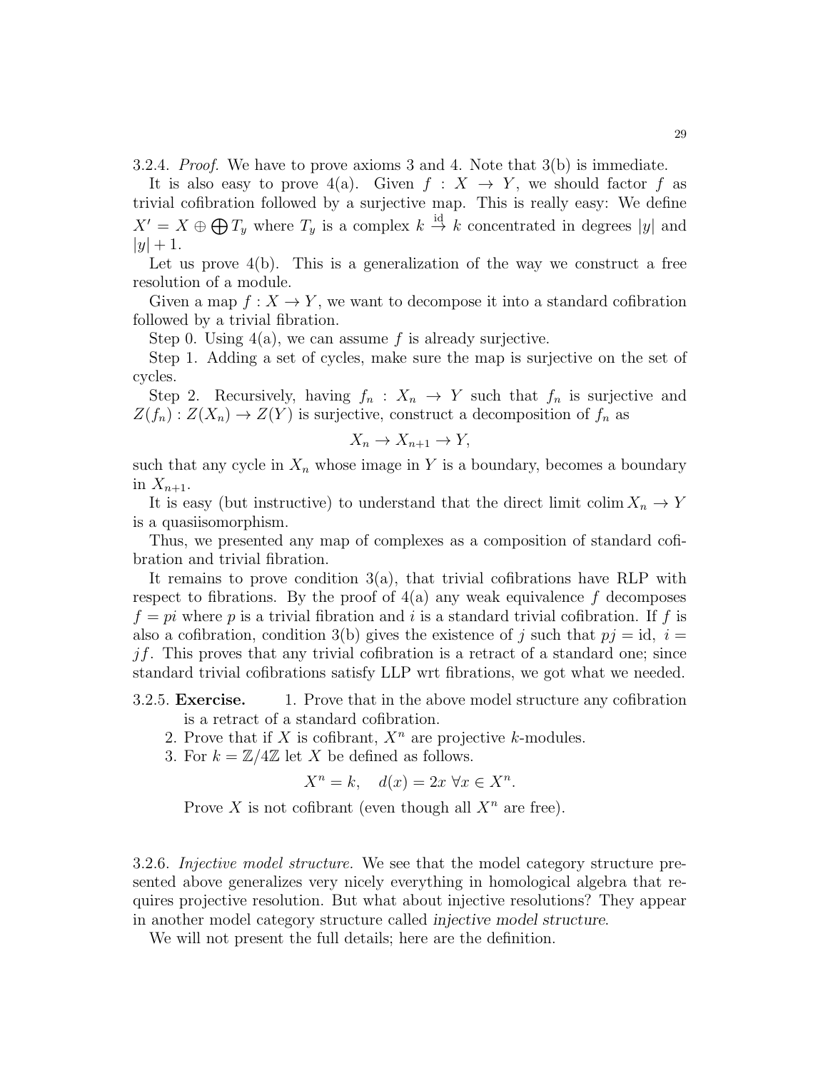3.2.4. *Proof.* We have to prove axioms 3 and 4. Note that 3(b) is immediate.

It is also easy to prove 4(a). Given $f : X \to Y$, we should factor $f$ as trivial cofibration followed by a surjective map. This is really easy: We define $X' = X \oplus \bigoplus T_y$ where $T_y$ is a complex $k \stackrel{\text{id}}{\to} k$ concentrated in degrees $|y|$ and $|y| + 1$.

Let us prove 4(b). This is a generalization of the way we construct a free resolution of a module.

Given a map $f : X \to Y$, we want to decompose it into a standard cofibration followed by a trivial fibration.

Step 0. Using 4(a), we can assume $f$ is already surjective.

Step 1. Adding a set of cycles, make sure the map is surjective on the set of cycles.

Step 2. Recursively, having $f_n : X_n \to Y$ such that $f_n$ is surjective and $Z(f_n) : Z(X_n) \to Z(Y)$ is surjective, construct a decomposition of $f_n$ as

$$X_n \to X_{n+1} \to Y,$$

such that any cycle in $X_n$ whose image in $Y$ is a boundary, becomes a boundary in $X_{n+1}$.

It is easy (but instructive) to understand that the direct limit $\operatorname{colim} X_n \to Y$ is a quasiisomorphism.

Thus, we presented any map of complexes as a composition of standard cofibration and trivial fibration.

It remains to prove condition 3(a), that trivial cofibrations have RLP with respect to fibrations. By the proof of 4(a) any weak equivalence $f$ decomposes $f = pi$ where $p$ is a trivial fibration and $i$ is a standard trivial cofibration. If $f$ is also a cofibration, condition 3(b) gives the existence of $j$ such that $pj = \text{id},\ i = jf$. This proves that any trivial cofibration is a retract of a standard one; since standard trivial cofibrations satisfy LLP wrt fibrations, we got what we needed.

3.2.5. **Exercise.**

1. Prove that in the above model structure any cofibration is a retract of a standard cofibration.
2. Prove that if $X$ is cofibrant, $X^n$ are projective $k$-modules.
3. For $k = \mathbb{Z}/4\mathbb{Z}$ let $X$ be defined as follows.

   $$X^n = k, \quad d(x) = 2x \ \forall x \in X^n.$$

   Prove $X$ is not cofibrant (even though all $X^n$ are free).

3.2.6. *Injective model structure.* We see that the model category structure presented above generalizes very nicely everything in homological algebra that requires projective resolution. But what about injective resolutions? They appear in another model category structure called *injective model structure*.

We will not present the full details; here are the definition.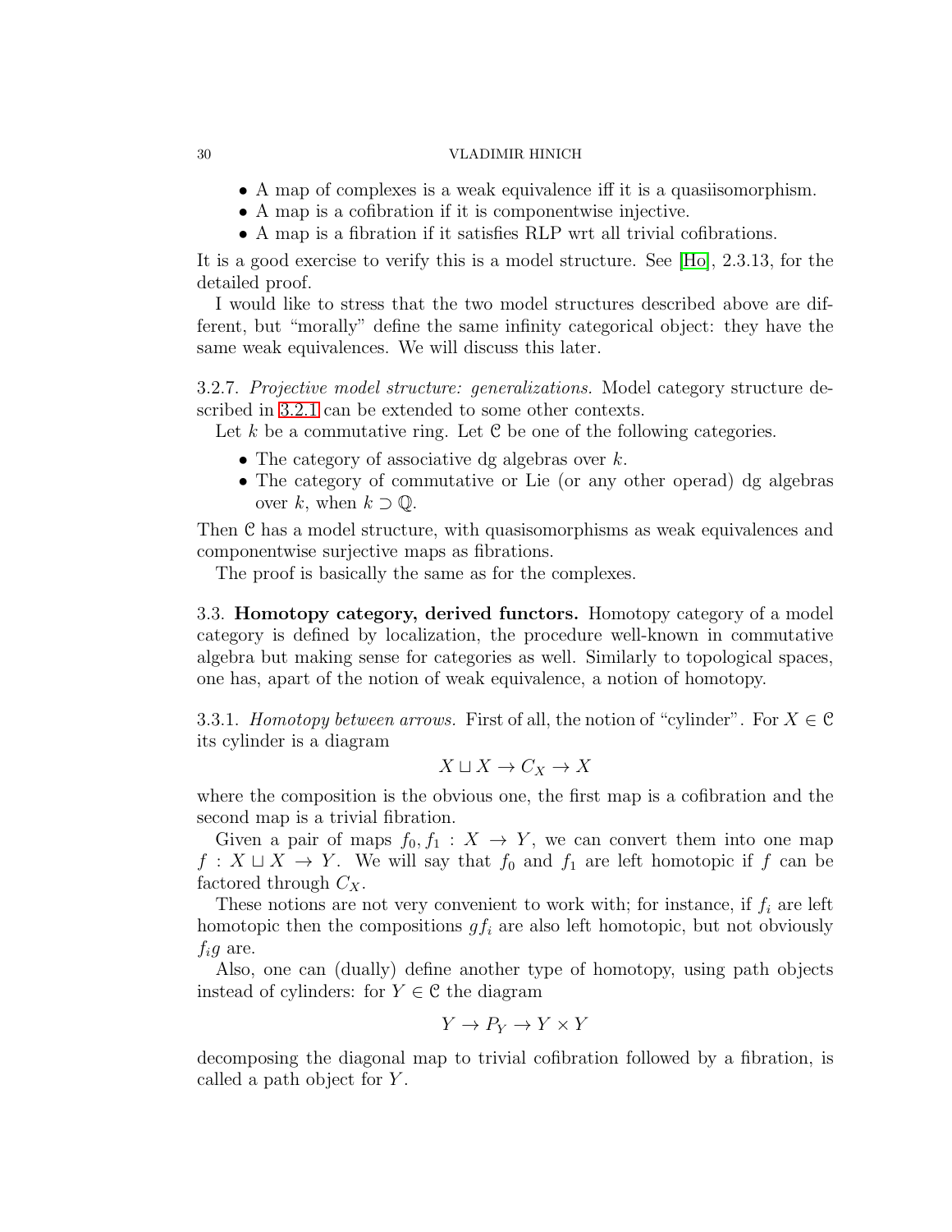- A map of complexes is a weak equivalence iff it is a quasiisomorphism.
- A map is a cofibration if it is componentwise injective.
- A map is a fibration if it satisfies RLP wrt all trivial cofibrations.

It is a good exercise to verify this is a model structure. See [Ho], 2.3.13, for the detailed proof.

I would like to stress that the two model structures described above are different, but "morally" define the same infinity categorical object: they have the same weak equivalences. We will discuss this later.

3.2.7. *Projective model structure: generalizations.* Model category structure described in 3.2.1 can be extended to some other contexts.

Let $k$ be a commutative ring. Let $\mathcal{C}$ be one of the following categories.

- The category of associative dg algebras over $k$.
- The category of commutative or Lie (or any other operad) dg algebras over $k$, when $k \supset \mathbb{Q}$.

Then $\mathcal{C}$ has a model structure, with quasisomorphisms as weak equivalences and componentwise surjective maps as fibrations.

The proof is basically the same as for the complexes.

3.3. **Homotopy category, derived functors.** Homotopy category of a model category is defined by localization, the procedure well-known in commutative algebra but making sense for categories as well. Similarly to topological spaces, one has, apart of the notion of weak equivalence, a notion of homotopy.

3.3.1. *Homotopy between arrows.* First of all, the notion of "cylinder". For $X \in \mathcal{C}$ its cylinder is a diagram

$$X \sqcup X \to C_X \to X$$

where the composition is the obvious one, the first map is a cofibration and the second map is a trivial fibration.

Given a pair of maps $f_0, f_1 : X \to Y$, we can convert them into one map $f : X \sqcup X \to Y$. We will say that $f_0$ and $f_1$ are left homotopic if $f$ can be factored through $C_X$.

These notions are not very convenient to work with; for instance, if $f_i$ are left homotopic then the compositions $gf_i$ are also left homotopic, but not obviously $f_i g$ are.

Also, one can (dually) define another type of homotopy, using path objects instead of cylinders: for $Y \in \mathcal{C}$ the diagram

$$Y \to P_Y \to Y \times Y$$

decomposing the diagonal map to trivial cofibration followed by a fibration, is called a path object for $Y$.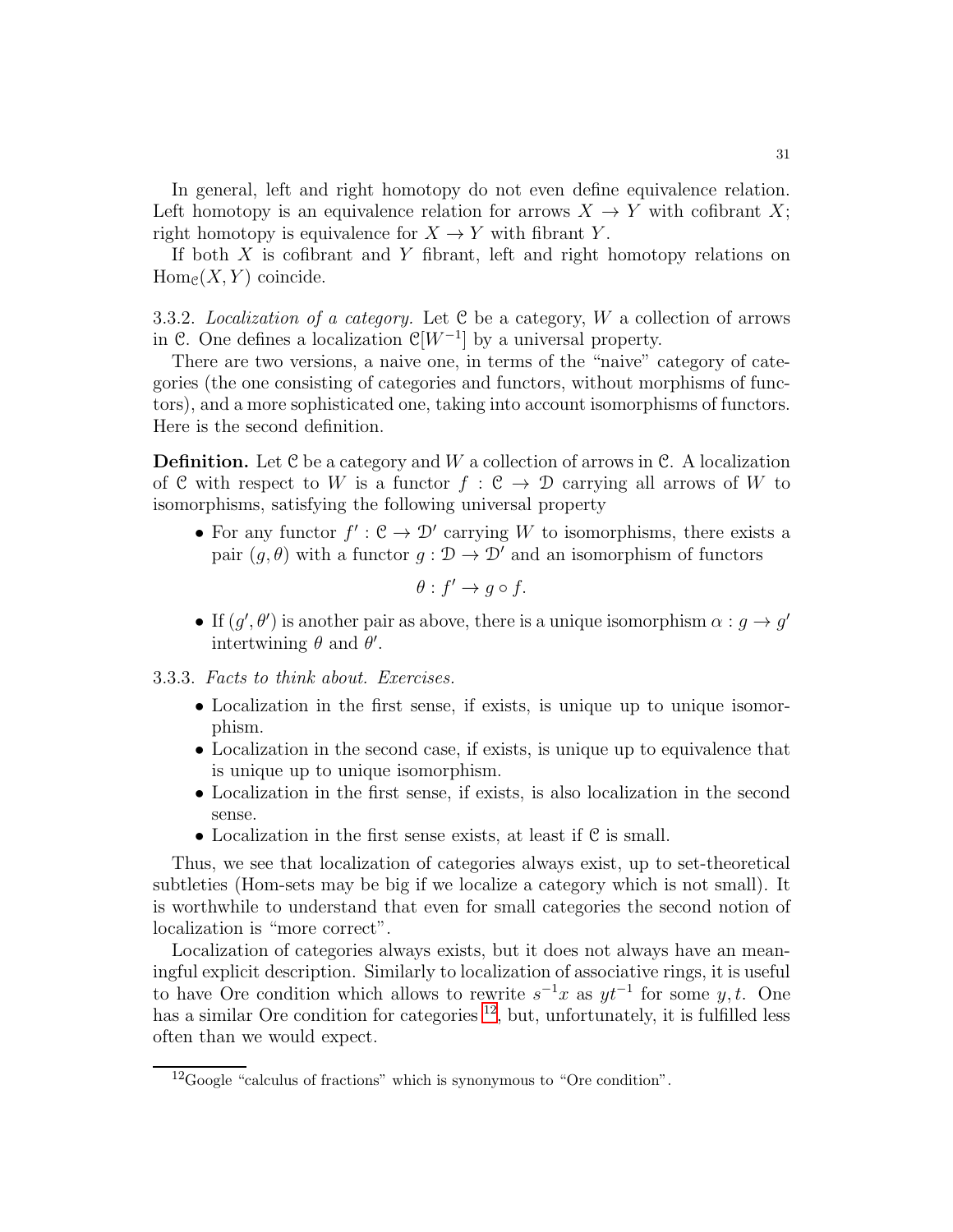In general, left and right homotopy do not even define equivalence relation. Left homotopy is an equivalence relation for arrows $X \to Y$ with cofibrant $X$; right homotopy is equivalence for $X \to Y$ with fibrant $Y$.

If both $X$ is cofibrant and $Y$ fibrant, left and right homotopy relations on $\mathrm{Hom}_{\mathcal{C}}(X, Y)$ coincide.

3.3.2. *Localization of a category.* Let $\mathcal{C}$ be a category, $W$ a collection of arrows in $\mathcal{C}$. One defines a localization $\mathcal{C}[W^{-1}]$ by a universal property.

There are two versions, a naive one, in terms of the "naive" category of categories (the one consisting of categories and functors, without morphisms of functors), and a more sophisticated one, taking into account isomorphisms of functors. Here is the second definition.

**Definition.** Let $\mathcal{C}$ be a category and $W$ a collection of arrows in $\mathcal{C}$. A localization of $\mathcal{C}$ with respect to $W$ is a functor $f : \mathcal{C} \to \mathcal{D}$ carrying all arrows of $W$ to isomorphisms, satisfying the following universal property

- For any functor $f' : \mathcal{C} \to \mathcal{D}'$ carrying $W$ to isomorphisms, there exists a pair $(g, \theta)$ with a functor $g : \mathcal{D} \to \mathcal{D}'$ and an isomorphism of functors
$$\theta : f' \to g \circ f.$$
- If $(g', \theta')$ is another pair as above, there is a unique isomorphism $\alpha : g \to g'$ intertwining $\theta$ and $\theta'$.

3.3.3. *Facts to think about. Exercises.*

- Localization in the first sense, if exists, is unique up to unique isomorphism.
- Localization in the second case, if exists, is unique up to equivalence that is unique up to unique isomorphism.
- Localization in the first sense, if exists, is also localization in the second sense.
- Localization in the first sense exists, at least if $\mathcal{C}$ is small.

Thus, we see that localization of categories always exist, up to set-theoretical subtleties (Hom-sets may be big if we localize a category which is not small). It is worthwhile to understand that even for small categories the second notion of localization is "more correct".

Localization of categories always exists, but it does not always have an meaningful explicit description. Similarly to localization of associative rings, it is useful to have Ore condition which allows to rewrite $s^{-1}x$ as $yt^{-1}$ for some $y, t$. One has a similar Ore condition for categories [12], but, unfortunately, it is fulfilled less often than we would expect.

[12] Google "calculus of fractions" which is synonymous to "Ore condition".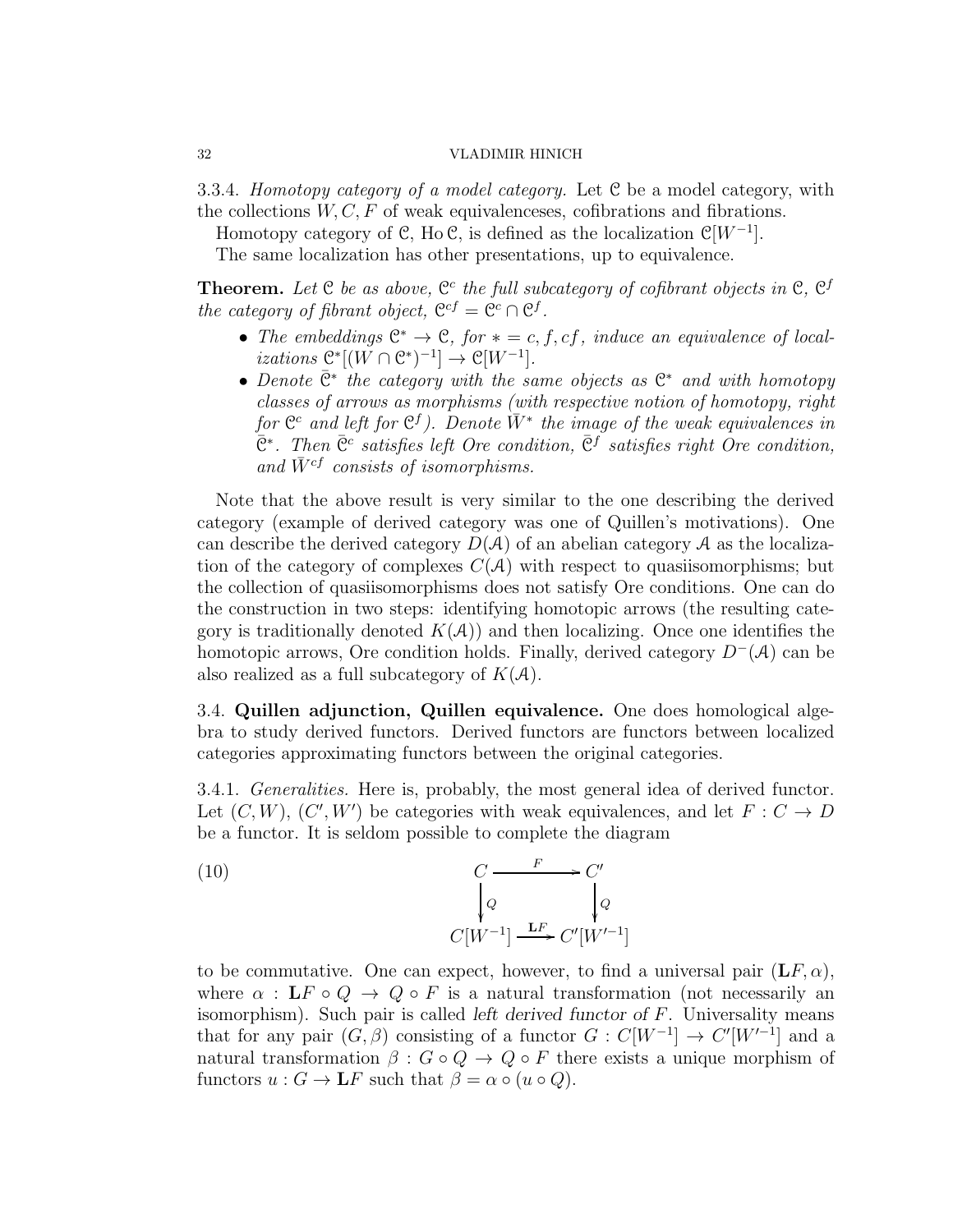3.3.4. *Homotopy category of a model category.* Let $\mathcal{C}$ be a model category, with the collections $W, C, F$ of weak equivalenceses, cofibrations and fibrations.

Homotopy category of $\mathcal{C}$, $\mathrm{Ho}\,\mathcal{C}$, is defined as the localization $\mathcal{C}[W^{-1}]$.

The same localization has other presentations, up to equivalence.

**Theorem.** *Let $\mathcal{C}$ be as above, $\mathcal{C}^c$ the full subcategory of cofibrant objects in $\mathcal{C}$, $\mathcal{C}^f$ the category of fibrant object, $\mathcal{C}^{cf} = \mathcal{C}^c \cap \mathcal{C}^f$.*

- *The embeddings $\mathcal{C}^* \to \mathcal{C}$, for $* = c, f, cf$, induce an equivalence of localizations $\mathcal{C}^*[(W \cap \mathcal{C}^*)^{-1}] \to \mathcal{C}[W^{-1}]$.*
- *Denote $\bar{\mathcal{C}}^*$ the category with the same objects as $\mathcal{C}^*$ and with homotopy classes of arrows as morphisms (with respective notion of homotopy, right for $\mathcal{C}^c$ and left for $\mathcal{C}^f$). Denote $\bar{W}^*$ the image of the weak equivalences in $\bar{\mathcal{C}}^*$. Then $\bar{\mathcal{C}}^c$ satisfies left Ore condition, $\bar{\mathcal{C}}^f$ satisfies right Ore condition, and $\bar{W}^{cf}$ consists of isomorphisms.*

Note that the above result is very similar to the one describing the derived category (example of derived category was one of Quillen's motivations). One can describe the derived category $D(\mathcal{A})$ of an abelian category $\mathcal{A}$ as the localization of the category of complexes $C(\mathcal{A})$ with respect to quasiisomorphisms; but the collection of quasiisomorphisms does not satisfy Ore conditions. One can do the construction in two steps: identifying homotopic arrows (the resulting category is traditionally denoted $K(\mathcal{A})$) and then localizing. Once one identifies the homotopic arrows, Ore condition holds. Finally, derived category $D^-(\mathcal{A})$ can be also realized as a full subcategory of $K(\mathcal{A})$.

3.4. **Quillen adjunction, Quillen equivalence.** One does homological algebra to study derived functors. Derived functors are functors between localized categories approximating functors between the original categories.

3.4.1. *Generalities.* Here is, probably, the most general idea of derived functor. Let $(C, W)$, $(C', W')$ be categories with weak equivalences, and let $F : C \to D$ be a functor. It is seldom possible to complete the diagram

$$
\begin{array}{ccc}
C & \xrightarrow{F} & C' \\
\downarrow{\scriptstyle Q} & & \downarrow{\scriptstyle Q} \\
C[W^{-1}] & \xrightarrow{\mathbf{L}F} & C'[W'^{-1}]
\end{array}
\qquad (10)
$$

to be commutative. One can expect, however, to find a universal pair $(\mathbf{L}F, \alpha)$, where $\alpha : \mathbf{L}F \circ Q \to Q \circ F$ is a natural transformation (not necessarily an isomorphism). Such pair is called *left derived functor of $F$*. Universality means that for any pair $(G, \beta)$ consisting of a functor $G : C[W^{-1}] \to C'[W'^{-1}]$ and a natural transformation $\beta : G \circ Q \to Q \circ F$ there exists a unique morphism of functors $u : G \to \mathbf{L}F$ such that $\beta = \alpha \circ (u \circ Q)$.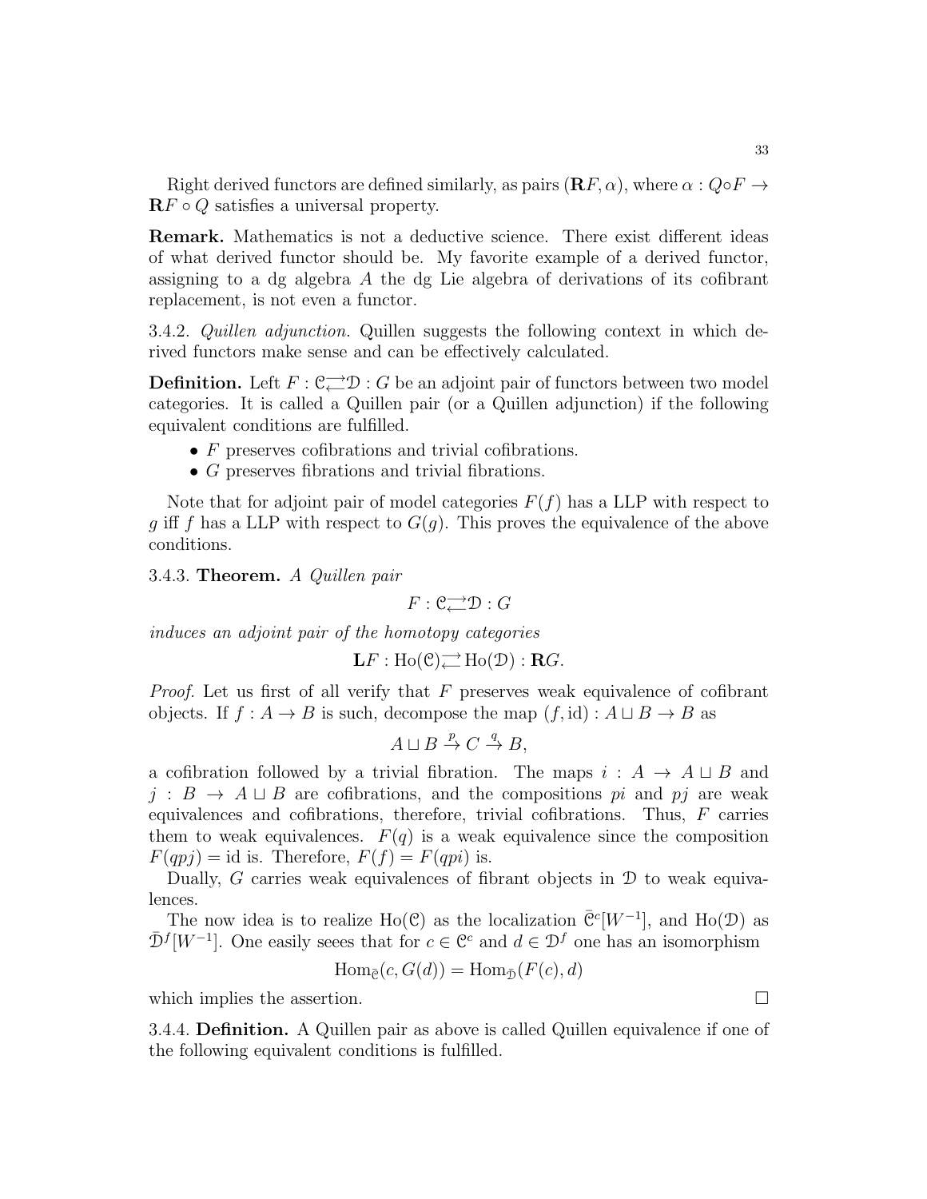Right derived functors are defined similarly, as pairs $(\mathbf{R}F, \alpha)$, where $\alpha : Q \circ F \to \mathbf{R}F \circ Q$ satisfies a universal property.

**Remark.** Mathematics is not a deductive science. There exist different ideas of what derived functor should be. My favorite example of a derived functor, assigning to a dg algebra $A$ the dg Lie algebra of derivations of its cofibrant replacement, is not even a functor.

3.4.2. *Quillen adjunction.* Quillen suggests the following context in which derived functors make sense and can be effectively calculated.

**Definition.** Left $F : \mathcal{C} \rightleftarrows \mathcal{D} : G$ be an adjoint pair of functors between two model categories. It is called a Quillen pair (or a Quillen adjunction) if the following equivalent conditions are fulfilled.

- $F$ preserves cofibrations and trivial cofibrations.
- $G$ preserves fibrations and trivial fibrations.

Note that for adjoint pair of model categories $F(f)$ has a LLP with respect to $g$ iff $f$ has a LLP with respect to $G(g)$. This proves the equivalence of the above conditions.

3.4.3. **Theorem.** *A Quillen pair*

$$F : \mathcal{C} \rightleftarrows \mathcal{D} : G$$

*induces an adjoint pair of the homotopy categories*

$$\mathbf{L}F : \mathrm{Ho}(\mathcal{C}) \rightleftarrows \mathrm{Ho}(\mathcal{D}) : \mathbf{R}G.$$

*Proof.* Let us first of all verify that $F$ preserves weak equivalence of cofibrant objects. If $f : A \to B$ is such, decompose the map $(f, \mathrm{id}) : A \sqcup B \to B$ as

$$A \sqcup B \stackrel{p}{\to} C \stackrel{q}{\to} B,$$

a cofibration followed by a trivial fibration. The maps $i : A \to A \sqcup B$ and $j : B \to A \sqcup B$ are cofibrations, and the compositions $pi$ and $pj$ are weak equivalences and cofibrations, therefore, trivial cofibrations. Thus, $F$ carries them to weak equivalences. $F(q)$ is a weak equivalence since the composition $F(qpj) = \mathrm{id}$ is. Therefore, $F(f) = F(qpi)$ is.

Dually, $G$ carries weak equivalences of fibrant objects in $\mathcal{D}$ to weak equivalences.

The now idea is to realize $\mathrm{Ho}(\mathcal{C})$ as the localization $\bar{\mathcal{C}}^c[W^{-1}]$, and $\mathrm{Ho}(\mathcal{D})$ as $\bar{\mathcal{D}}^f[W^{-1}]$. One easily seees that for $c \in \mathcal{C}^c$ and $d \in \mathcal{D}^f$ one has an isomorphism

$$\mathrm{Hom}_{\bar{\mathcal{C}}}(c, G(d)) = \mathrm{Hom}_{\bar{\mathcal{D}}}(F(c), d)$$

which implies the assertion. □

3.4.4. **Definition.** A Quillen pair as above is called Quillen equivalence if one of the following equivalent conditions is fulfilled.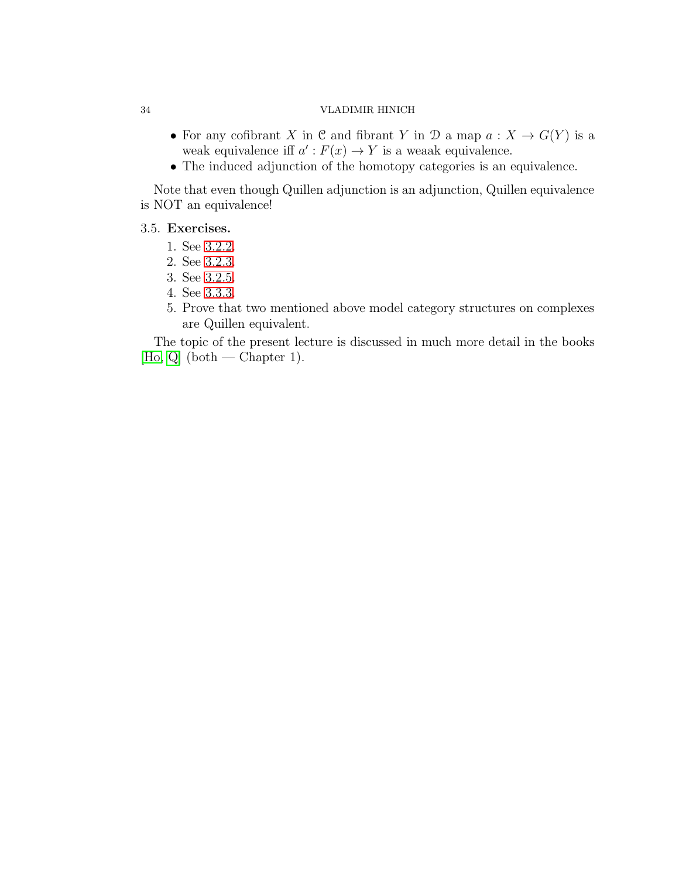- For any cofibrant $X$ in $\mathcal{C}$ and fibrant $Y$ in $\mathcal{D}$ a map $a : X \to G(Y)$ is a weak equivalence iff $a' : F(x) \to Y$ is a weaak equivalence.
- The induced adjunction of the homotopy categories is an equivalence.

Note that even though Quillen adjunction is an adjunction, Quillen equivalence is NOT an equivalence!

3.5. **Exercises.**

1. See 3.2.2.
2. See 3.2.3.
3. See 3.2.5.
4. See 3.3.3.
5. Prove that two mentioned above model category structures on complexes are Quillen equivalent.

The topic of the present lecture is discussed in much more detail in the books [Ho, Q] (both — Chapter 1).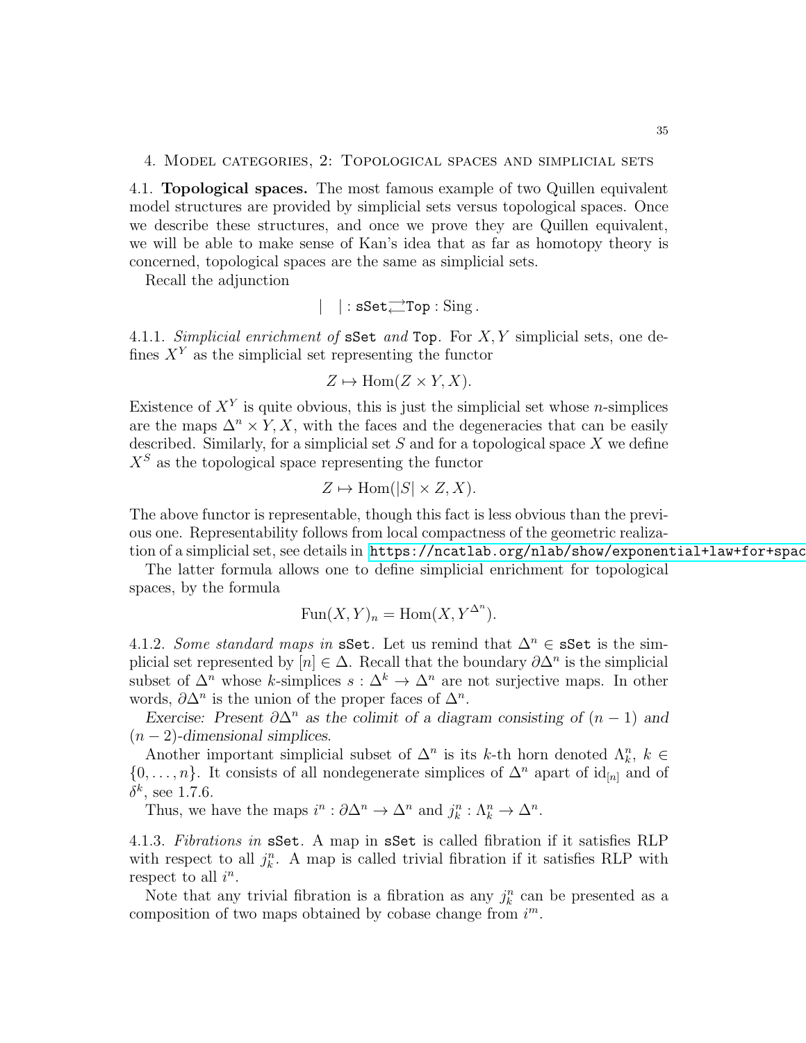## 4. Model categories, 2: Topological spaces and simplicial sets

4.1. **Topological spaces.** The most famous example of two Quillen equivalent model structures are provided by simplicial sets versus topological spaces. Once we describe these structures, and once we prove they are Quillen equivalent, we will be able to make sense of Kan's idea that as far as homotopy theory is concerned, topological spaces are the same as simplicial sets.

Recall the adjunction

$$| \quad | : \mathtt{sSet} \rightleftarrows \mathtt{Top} : \mathrm{Sing}\,.$$

4.1.1. *Simplicial enrichment of* `sSet` *and* `Top`. For $X, Y$ simplicial sets, one defines $X^Y$ as the simplicial set representing the functor

$$Z \mapsto \mathrm{Hom}(Z \times Y, X).$$

Existence of $X^Y$ is quite obvious, this is just the simplicial set whose $n$-simplices are the maps $\Delta^n \times Y, X$, with the faces and the degeneracies that can be easily described. Similarly, for a simplicial set $S$ and for a topological space $X$ we define $X^S$ as the topological space representing the functor

$$Z \mapsto \mathrm{Hom}(|S| \times Z, X).$$

The above functor is representable, though this fact is less obvious than the previous one. Representability follows from local compactness of the geometric realization of a simplicial set, see details in https://ncatlab.org/nlab/show/exponential+law+for+spac

The latter formula allows one to define simplicial enrichment for topological spaces, by the formula

$$\mathrm{Fun}(X, Y)_n = \mathrm{Hom}(X, Y^{\Delta^n}).$$

4.1.2. *Some standard maps in* `sSet`. Let us remind that $\Delta^n \in \mathtt{sSet}$ is the simplicial set represented by $[n] \in \Delta$. Recall that the boundary $\partial\Delta^n$ is the simplicial subset of $\Delta^n$ whose $k$-simplices $s : \Delta^k \to \Delta^n$ are not surjective maps. In other words, $\partial\Delta^n$ is the union of the proper faces of $\Delta^n$.

*Exercise: Present $\partial\Delta^n$ as the colimit of a diagram consisting of $(n-1)$ and $(n-2)$-dimensional simplices.*

Another important simplicial subset of $\Delta^n$ is its $k$-th horn denoted $\Lambda^n_k$, $k \in \{0, \ldots, n\}$. It consists of all nondegenerate simplices of $\Delta^n$ apart of $\mathrm{id}_{[n]}$ and of $\delta^k$, see 1.7.6.

Thus, we have the maps $i^n : \partial\Delta^n \to \Delta^n$ and $j^n_k : \Lambda^n_k \to \Delta^n$.

4.1.3. *Fibrations in* `sSet`. A map in `sSet` is called fibration if it satisfies RLP with respect to all $j^n_k$. A map is called trivial fibration if it satisfies RLP with respect to all $i^n$.

Note that any trivial fibration is a fibration as any $j^n_k$ can be presented as a composition of two maps obtained by cobase change from $i^m$.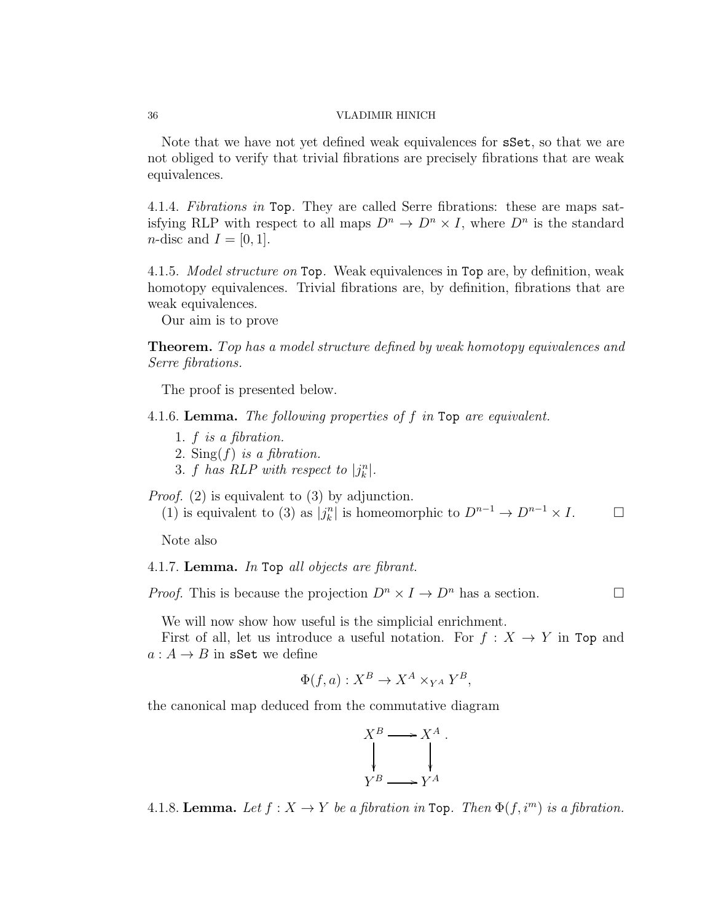Note that we have not yet defined weak equivalences for `sSet`, so that we are not obliged to verify that trivial fibrations are precisely fibrations that are weak equivalences.

4.1.4. *Fibrations in* `Top`. They are called Serre fibrations: these are maps satisfying RLP with respect to all maps $D^n \to D^n \times I$, where $D^n$ is the standard $n$-disc and $I = [0,1]$.

4.1.5. *Model structure on* `Top`. Weak equivalences in `Top` are, by definition, weak homotopy equivalences. Trivial fibrations are, by definition, fibrations that are weak equivalences.

Our aim is to prove

**Theorem.** *Top has a model structure defined by weak homotopy equivalences and Serre fibrations.*

The proof is presented below.

4.1.6. **Lemma.** *The following properties of $f$ in* `Top` *are equivalent.*

1. *$f$ is a fibration.*
2. *$\mathrm{Sing}(f)$ is a fibration.*
3. *$f$ has RLP with respect to $|j^n_k|$.*

*Proof.* (2) is equivalent to (3) by adjunction.
(1) is equivalent to (3) as $|j^n_k|$ is homeomorphic to $D^{n-1} \to D^{n-1} \times I$. □

Note also

4.1.7. **Lemma.** *In* `Top` *all objects are fibrant.*

*Proof.* This is because the projection $D^n \times I \to D^n$ has a section. □

We will now show how useful is the simplicial enrichment.

First of all, let us introduce a useful notation. For $f : X \to Y$ in `Top` and $a : A \to B$ in `sSet` we define

$$\Phi(f,a) : X^B \to X^A \times_{Y^A} Y^B,$$

the canonical map deduced from the commutative diagram

$$\begin{array}{ccc} X^B & \longrightarrow & X^A \\ \downarrow & & \downarrow \\ Y^B & \longrightarrow & Y^A \end{array}.$$

4.1.8. **Lemma.** *Let $f : X \to Y$ be a fibration in* `Top`*. Then $\Phi(f, i^m)$ is a fibration.*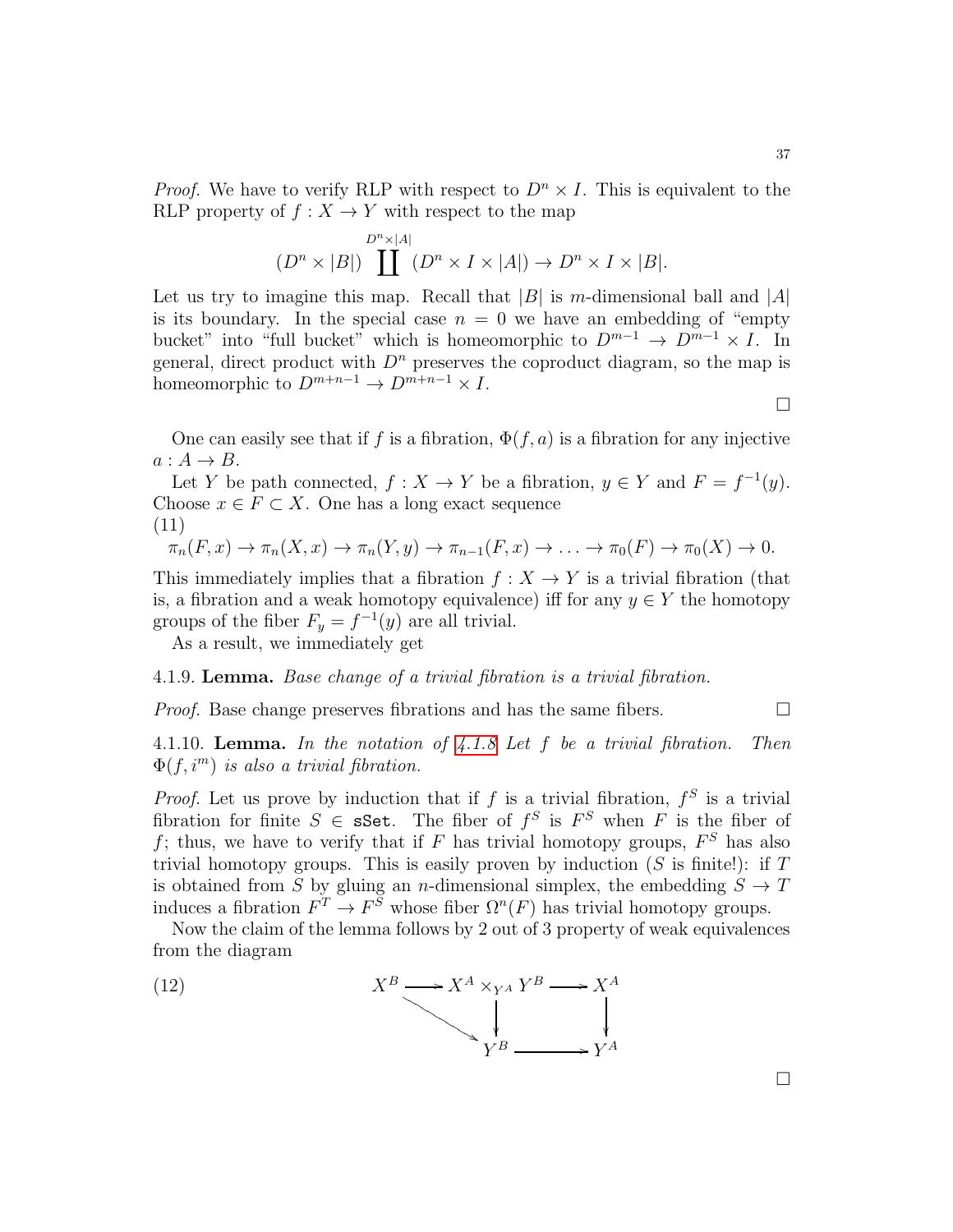*Proof.* We have to verify RLP with respect to $D^n \times I$. This is equivalent to the RLP property of $f : X \to Y$ with respect to the map

$$(D^n \times |B|) \coprod^{D^n \times |A|} (D^n \times I \times |A|) \to D^n \times I \times |B|.$$

Let us try to imagine this map. Recall that $|B|$ is $m$-dimensional ball and $|A|$ is its boundary. In the special case $n = 0$ we have an embedding of "empty bucket" into "full bucket" which is homeomorphic to $D^{m-1} \to D^{m-1} \times I$. In general, direct product with $D^n$ preserves the coproduct diagram, so the map is homeomorphic to $D^{m+n-1} \to D^{m+n-1} \times I$.

∎

One can easily see that if $f$ is a fibration, $\Phi(f, a)$ is a fibration for any injective $a : A \to B$.

Let $Y$ be path connected, $f : X \to Y$ be a fibration, $y \in Y$ and $F = f^{-1}(y)$. Choose $x \in F \subset X$. One has a long exact sequence
(11)

$$\pi_n(F, x) \to \pi_n(X, x) \to \pi_n(Y, y) \to \pi_{n-1}(F, x) \to \ldots \to \pi_0(F) \to \pi_0(X) \to 0.$$

This immediately implies that a fibration $f : X \to Y$ is a trivial fibration (that is, a fibration and a weak homotopy equivalence) iff for any $y \in Y$ the homotopy groups of the fiber $F_y = f^{-1}(y)$ are all trivial.

As a result, we immediately get

4.1.9. **Lemma.** *Base change of a trivial fibration is a trivial fibration.*

*Proof.* Base change preserves fibrations and has the same fibers. ∎

4.1.10. **Lemma.** *In the notation of 4.1.8 Let $f$ be a trivial fibration. Then $\Phi(f, i^m)$ is also a trivial fibration.*

*Proof.* Let us prove by induction that if $f$ is a trivial fibration, $f^S$ is a trivial fibration for finite $S \in$ `sSet`. The fiber of $f^S$ is $F^S$ when $F$ is the fiber of $f$; thus, we have to verify that if $F$ has trivial homotopy groups, $F^S$ has also trivial homotopy groups. This is easily proven by induction ($S$ is finite!): if $T$ is obtained from $S$ by gluing an $n$-dimensional simplex, the embedding $S \to T$ induces a fibration $F^T \to F^S$ whose fiber $\Omega^n(F)$ has trivial homotopy groups.

Now the claim of the lemma follows by 2 out of 3 property of weak equivalences from the diagram

(12)
$$\begin{array}{ccccc}
X^B & \longrightarrow & X^A \times_{Y^A} Y^B & \longrightarrow & X^A \\
& \searrow & \downarrow & & \downarrow \\
& & Y^B & \longrightarrow & Y^A
\end{array}$$

∎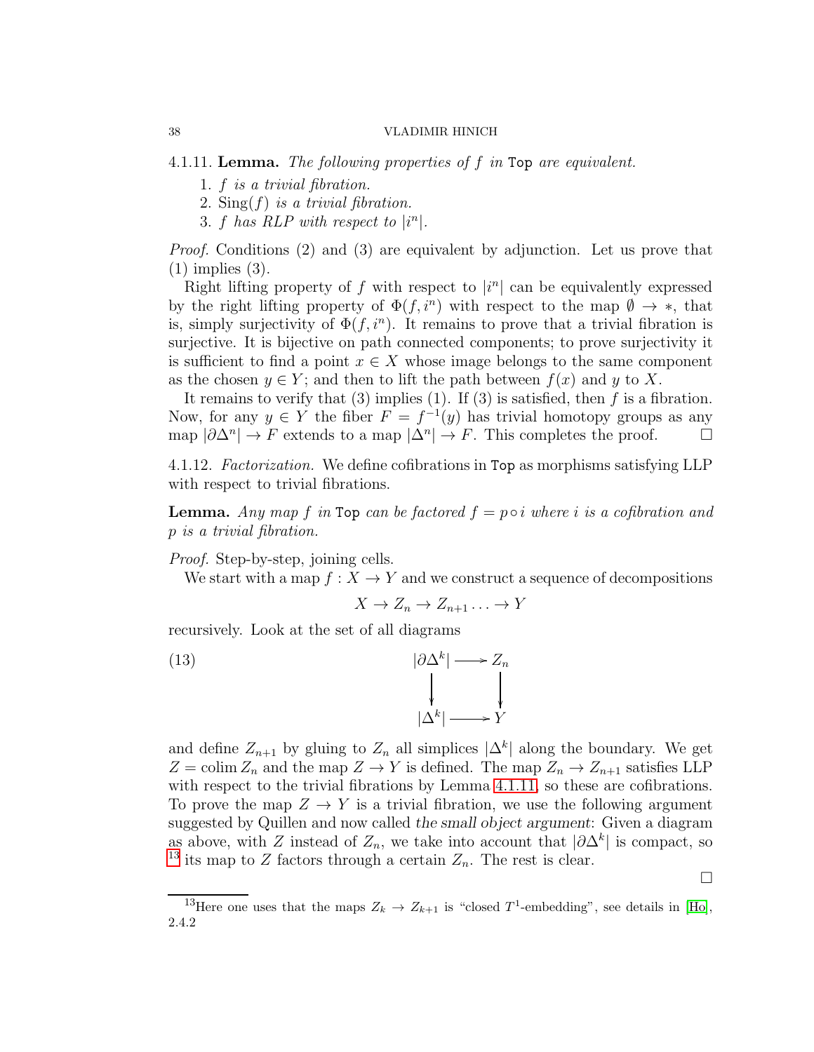4.1.11. **Lemma.** *The following properties of $f$ in* `Top` *are equivalent.*

1. *$f$ is a trivial fibration.*
2. *$\mathrm{Sing}(f)$ is a trivial fibration.*
3. *$f$ has RLP with respect to $|i^n|$.*

*Proof.* Conditions (2) and (3) are equivalent by adjunction. Let us prove that (1) implies (3).

Right lifting property of $f$ with respect to $|i^n|$ can be equivalently expressed by the right lifting property of $\Phi(f, i^n)$ with respect to the map $\emptyset \to *$, that is, simply surjectivity of $\Phi(f, i^n)$. It remains to prove that a trivial fibration is surjective. It is bijective on path connected components; to prove surjectivity it is sufficient to find a point $x \in X$ whose image belongs to the same component as the chosen $y \in Y$; and then to lift the path between $f(x)$ and $y$ to $X$.

It remains to verify that (3) implies (1). If (3) is satisfied, then $f$ is a fibration. Now, for any $y \in Y$ the fiber $F = f^{-1}(y)$ has trivial homotopy groups as any map $|\partial\Delta^n| \to F$ extends to a map $|\Delta^n| \to F$. This completes the proof. ☐

4.1.12. *Factorization.* We define cofibrations in `Top` as morphisms satisfying LLP with respect to trivial fibrations.

**Lemma.** *Any map $f$ in* `Top` *can be factored $f = p \circ i$ where $i$ is a cofibration and $p$ is a trivial fibration.*

*Proof.* Step-by-step, joining cells.

We start with a map $f : X \to Y$ and we construct a sequence of decompositions

$$X \to Z_n \to Z_{n+1} \ldots \to Y$$

recursively. Look at the set of all diagrams

$$
\begin{array}{ccc}
|\partial\Delta^k| & \longrightarrow & Z_n \\
\big\downarrow & & \big\downarrow \\
|\Delta^k| & \longrightarrow & Y
\end{array}
\tag{13}
$$

and define $Z_{n+1}$ by gluing to $Z_n$ all simplices $|\Delta^k|$ along the boundary. We get $Z = \mathrm{colim}\, Z_n$ and the map $Z \to Y$ is defined. The map $Z_n \to Z_{n+1}$ satisfies LLP with respect to the trivial fibrations by Lemma 4.1.11, so these are cofibrations. To prove the map $Z \to Y$ is a trivial fibration, we use the following argument suggested by Quillen and now called *the small object argument*: Given a diagram as above, with $Z$ instead of $Z_n$, we take into account that $|\partial\Delta^k|$ is compact, so [13] its map to $Z$ factors through a certain $Z_n$. The rest is clear.

☐

[13] Here one uses that the maps $Z_k \to Z_{k+1}$ is "closed $T^1$-embedding", see details in [Ho], 2.4.2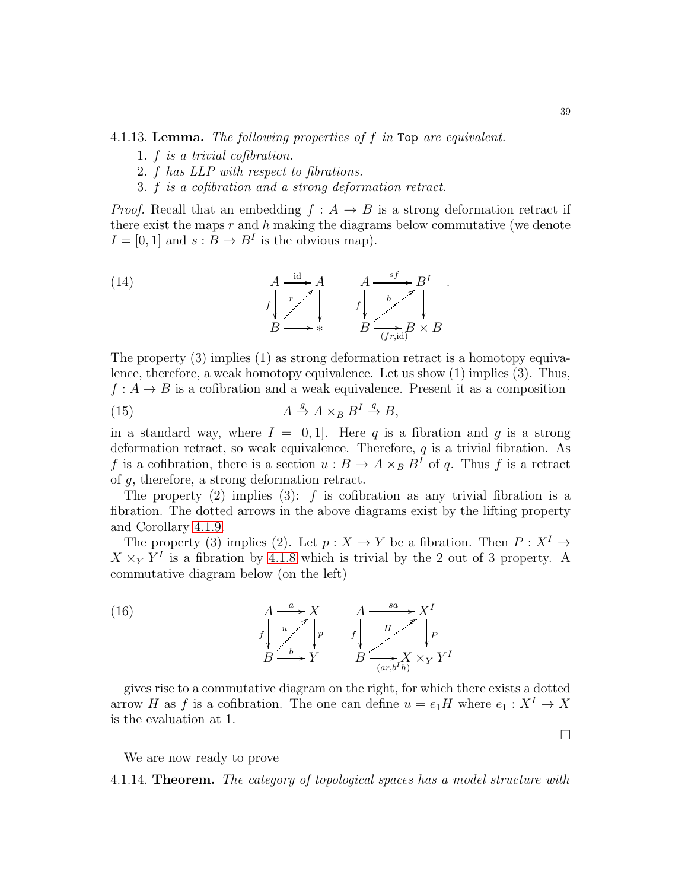4.1.13. **Lemma.** *The following properties of $f$ in* `Top` *are equivalent.*

1. *$f$ is a trivial cofibration.*
2. *$f$ has LLP with respect to fibrations.*
3. *$f$ is a cofibration and a strong deformation retract.*

*Proof.* Recall that an embedding $f : A \to B$ is a strong deformation retract if there exist the maps $r$ and $h$ making the diagrams below commutative (we denote $I = [0,1]$ and $s : B \to B^I$ is the obvious map).

$$
\begin{array}{ccc}
A & \xrightarrow{\mathrm{id}} & A \\
{\scriptstyle f}\downarrow & \overset{r}{\nearrow} & \downarrow \\
B & \longrightarrow & *
\end{array}
\qquad
\begin{array}{ccc}
A & \xrightarrow{sf} & B^I \\
{\scriptstyle f}\downarrow & \overset{h}{\nearrow} & \downarrow \\
B & \xrightarrow[(fr,\mathrm{id})]{} & B \times B
\end{array}
\quad . \tag{14}
$$

The property (3) implies (1) as strong deformation retract is a homotopy equivalence, therefore, a weak homotopy equivalence. Let us show (1) implies (3). Thus, $f : A \to B$ is a cofibration and a weak equivalence. Present it as a composition

$$A \stackrel{g}{\to} A \times_B B^I \stackrel{q}{\to} B, \tag{15}$$

in a standard way, where $I = [0,1]$. Here $q$ is a fibration and $g$ is a strong deformation retract, so weak equivalence. Therefore, $q$ is a trivial fibration. As $f$ is a cofibration, there is a section $u : B \to A \times_B B^I$ of $q$. Thus $f$ is a retract of $g$, therefore, a strong deformation retract.

The property (2) implies (3): $f$ is cofibration as any trivial fibration is a fibration. The dotted arrows in the above diagrams exist by the lifting property and Corollary 4.1.9.

The property (3) implies (2). Let $p : X \to Y$ be a fibration. Then $P : X^I \to X \times_Y Y^I$ is a fibration by 4.1.8 which is trivial by the 2 out of 3 property. A commutative diagram below (on the left)

$$
\begin{array}{ccc}
A & \xrightarrow{a} & X \\
{\scriptstyle f}\downarrow & \overset{u}{\nearrow} & \downarrow{\scriptstyle p} \\
B & \xrightarrow{b} & Y
\end{array}
\qquad
\begin{array}{ccc}
A & \xrightarrow{sa} & X^I \\
{\scriptstyle f}\downarrow & \overset{H}{\nearrow} & \downarrow{\scriptstyle P} \\
B & \xrightarrow[(ar,b^I h)]{} & X \times_Y Y^I
\end{array}
\tag{16}
$$

gives rise to a commutative diagram on the right, for which there exists a dotted arrow $H$ as $f$ is a cofibration. The one can define $u = e_1 H$ where $e_1 : X^I \to X$ is the evaluation at 1.

□

We are now ready to prove

4.1.14. **Theorem.** *The category of topological spaces has a model structure with*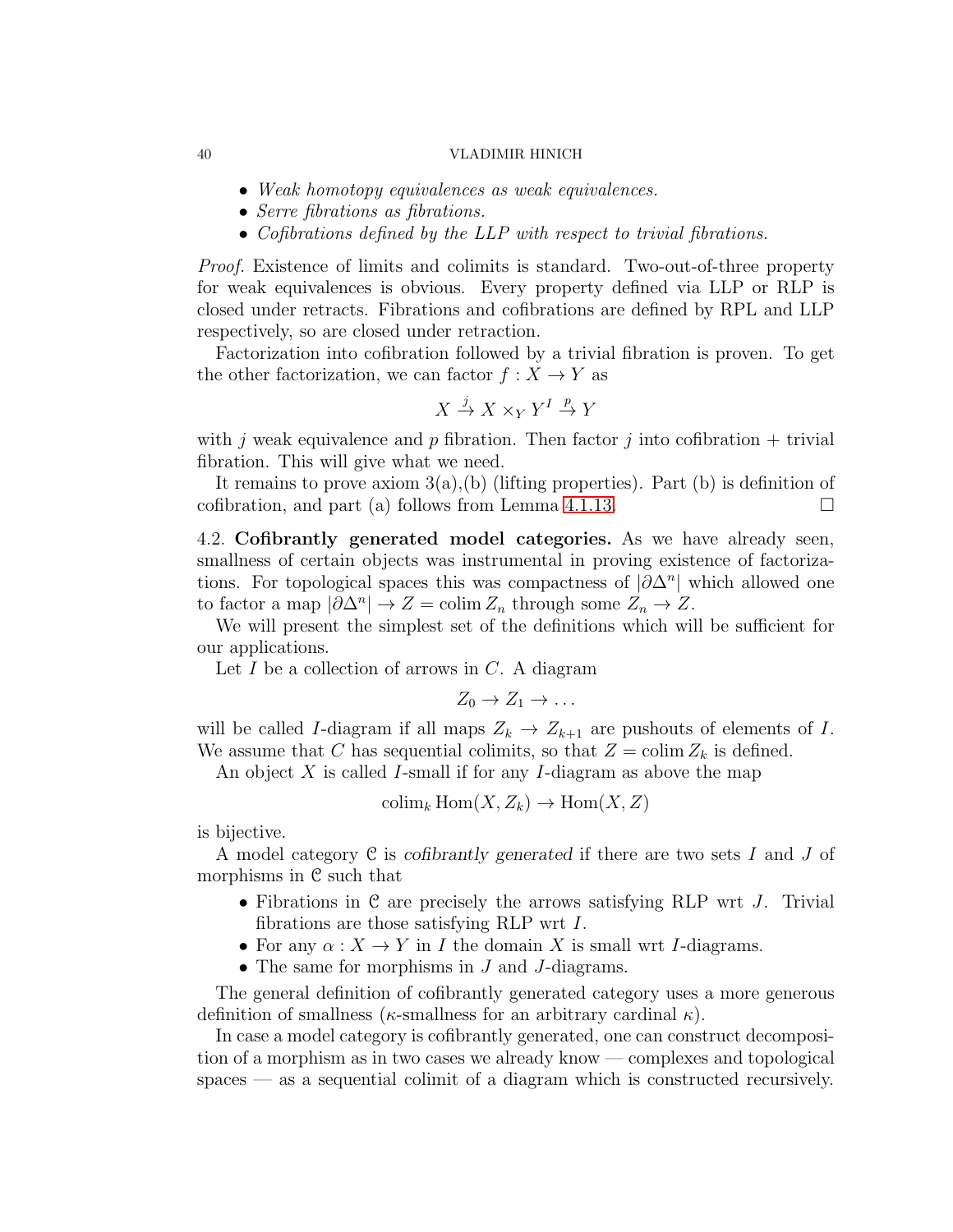- *Weak homotopy equivalences as weak equivalences.*
- *Serre fibrations as fibrations.*
- *Cofibrations defined by the LLP with respect to trivial fibrations.*

*Proof.* Existence of limits and colimits is standard. Two-out-of-three property for weak equivalences is obvious. Every property defined via LLP or RLP is closed under retracts. Fibrations and cofibrations are defined by RPL and LLP respectively, so are closed under retraction.

Factorization into cofibration followed by a trivial fibration is proven. To get the other factorization, we can factor $f : X \to Y$ as

$$X \stackrel{j}{\to} X \times_Y Y^I \stackrel{p}{\to} Y$$

with $j$ weak equivalence and $p$ fibration. Then factor $j$ into cofibration + trivial fibration. This will give what we need.

It remains to prove axiom 3(a),(b) (lifting properties). Part (b) is definition of cofibration, and part (a) follows from Lemma 4.1.13. $\square$

4.2. **Cofibrantly generated model categories.** As we have already seen, smallness of certain objects was instrumental in proving existence of factorizations. For topological spaces this was compactness of $|\partial\Delta^n|$ which allowed one to factor a map $|\partial\Delta^n| \to Z = \operatorname{colim} Z_n$ through some $Z_n \to Z$.

We will present the simplest set of the definitions which will be sufficient for our applications.

Let $I$ be a collection of arrows in $C$. A diagram

$$Z_0 \to Z_1 \to \dots$$

will be called $I$-diagram if all maps $Z_k \to Z_{k+1}$ are pushouts of elements of $I$. We assume that $C$ has sequential colimits, so that $Z = \operatorname{colim} Z_k$ is defined.

An object $X$ is called $I$-small if for any $I$-diagram as above the map

$$\operatorname{colim}_k \operatorname{Hom}(X, Z_k) \to \operatorname{Hom}(X, Z)$$

is bijective.

A model category $\mathcal{C}$ is *cofibrantly generated* if there are two sets $I$ and $J$ of morphisms in $\mathcal{C}$ such that

- Fibrations in $\mathcal{C}$ are precisely the arrows satisfying RLP wrt $J$. Trivial fibrations are those satisfying RLP wrt $I$.
- For any $\alpha : X \to Y$ in $I$ the domain $X$ is small wrt $I$-diagrams.
- The same for morphisms in $J$ and $J$-diagrams.

The general definition of cofibrantly generated category uses a more generous definition of smallness ($\kappa$-smallness for an arbitrary cardinal $\kappa$).

In case a model category is cofibrantly generated, one can construct decomposition of a morphism as in two cases we already know — complexes and topological spaces — as a sequential colimit of a diagram which is constructed recursively.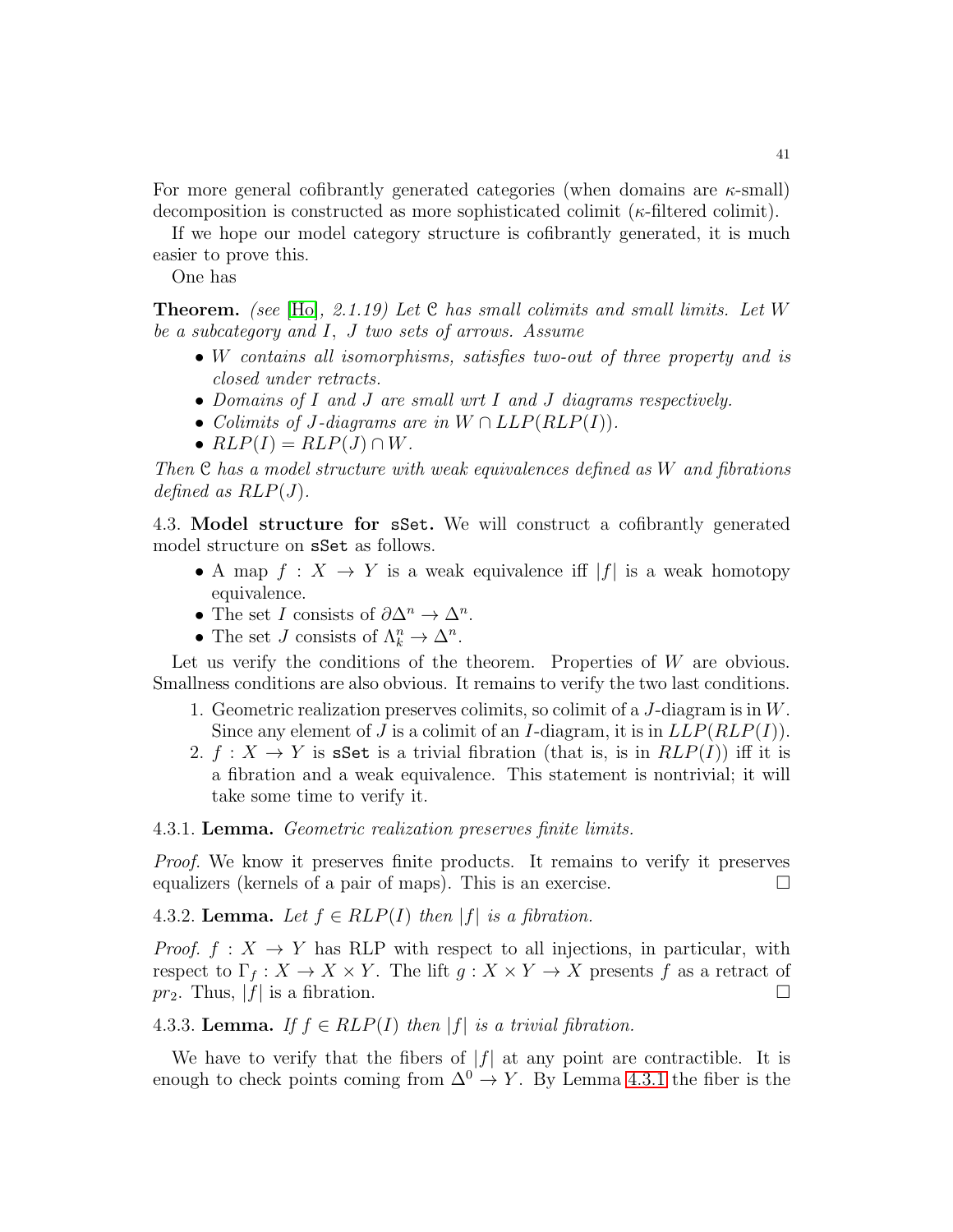For more general cofibrantly generated categories (when domains are $\kappa$-small) decomposition is constructed as more sophisticated colimit ($\kappa$-filtered colimit).

If we hope our model category structure is cofibrantly generated, it is much easier to prove this.

One has

**Theorem.** *(see [Ho], 2.1.19) Let $\mathcal{C}$ has small colimits and small limits. Let $W$ be a subcategory and $I$, $J$ two sets of arrows. Assume*

- *$W$ contains all isomorphisms, satisfies two-out of three property and is closed under retracts.*
- *Domains of $I$ and $J$ are small wrt $I$ and $J$ diagrams respectively.*
- *Colimits of $J$-diagrams are in $W \cap LLP(RLP(I))$.*
- *$RLP(I) = RLP(J) \cap W$.*

*Then $\mathcal{C}$ has a model structure with weak equivalences defined as $W$ and fibrations defined as $RLP(J)$.*

4.3. **Model structure for `sSet`.** We will construct a cofibrantly generated model structure on `sSet` as follows.

- A map $f : X \to Y$ is a weak equivalence iff $|f|$ is a weak homotopy equivalence.
- The set $I$ consists of $\partial\Delta^n \to \Delta^n$.
- The set $J$ consists of $\Lambda^n_k \to \Delta^n$.

Let us verify the conditions of the theorem. Properties of $W$ are obvious. Smallness conditions are also obvious. It remains to verify the two last conditions.

1. Geometric realization preserves colimits, so colimit of a $J$-diagram is in $W$. Since any element of $J$ is a colimit of an $I$-diagram, it is in $LLP(RLP(I))$.
2. $f : X \to Y$ is `sSet` is a trivial fibration (that is, is in $RLP(I)$) iff it is a fibration and a weak equivalence. This statement is nontrivial; it will take some time to verify it.

4.3.1. **Lemma.** *Geometric realization preserves finite limits.*

*Proof.* We know it preserves finite products. It remains to verify it preserves equalizers (kernels of a pair of maps). This is an exercise. □

4.3.2. **Lemma.** *Let $f \in RLP(I)$ then $|f|$ is a fibration.*

*Proof.* $f : X \to Y$ has RLP with respect to all injections, in particular, with respect to $\Gamma_f : X \to X \times Y$. The lift $g : X \times Y \to X$ presents $f$ as a retract of $pr_2$. Thus, $|f|$ is a fibration. □

4.3.3. **Lemma.** *If $f \in RLP(I)$ then $|f|$ is a trivial fibration.*

We have to verify that the fibers of $|f|$ at any point are contractible. It is enough to check points coming from $\Delta^0 \to Y$. By Lemma 4.3.1 the fiber is the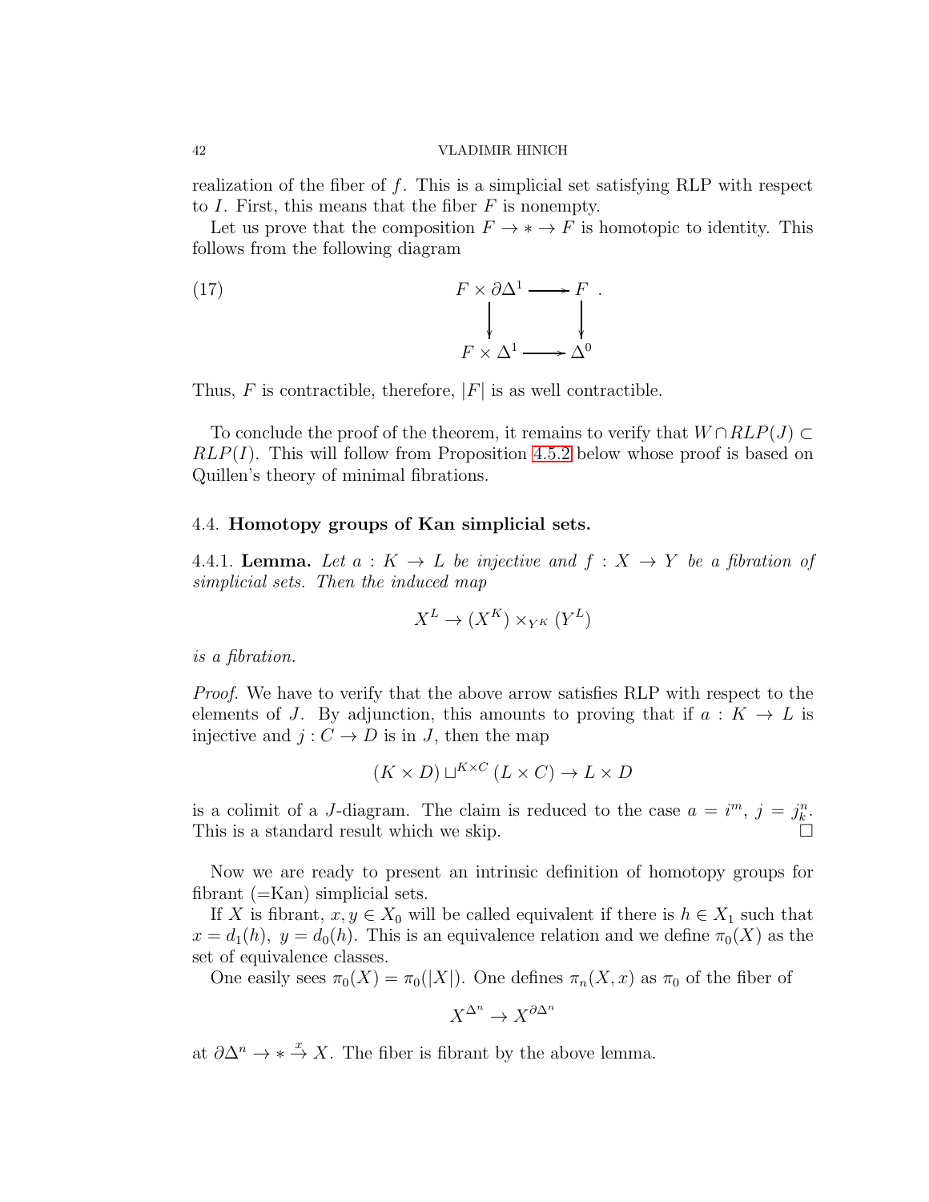realization of the fiber of $f$. This is a simplicial set satisfying RLP with respect to $I$. First, this means that the fiber $F$ is nonempty.

Let us prove that the composition $F \to * \to F$ is homotopic to identity. This follows from the following diagram

$$
\begin{array}{ccc}
F \times \partial\Delta^1 & \longrightarrow & F \\
\downarrow & & \downarrow \\
F \times \Delta^1 & \longrightarrow & \Delta^0
\end{array}
\qquad (17)
$$

Thus, $F$ is contractible, therefore, $|F|$ is as well contractible.

To conclude the proof of the theorem, it remains to verify that $W \cap RLP(J) \subset RLP(I)$. This will follow from Proposition 4.5.2 below whose proof is based on Quillen's theory of minimal fibrations.

### 4.4. Homotopy groups of Kan simplicial sets.

4.4.1. **Lemma.** *Let $a : K \to L$ be injective and $f : X \to Y$ be a fibration of simplicial sets. Then the induced map*

$$X^L \to (X^K) \times_{Y^K} (Y^L)$$

*is a fibration.*

*Proof.* We have to verify that the above arrow satisfies RLP with respect to the elements of $J$. By adjunction, this amounts to proving that if $a : K \to L$ is injective and $j : C \to D$ is in $J$, then the map

$$(K \times D) \sqcup^{K \times C} (L \times C) \to L \times D$$

is a colimit of a $J$-diagram. The claim is reduced to the case $a = i^m$, $j = j^n_k$. This is a standard result which we skip. $\square$

Now we are ready to present an intrinsic definition of homotopy groups for fibrant (=Kan) simplicial sets.

If $X$ is fibrant, $x, y \in X_0$ will be called equivalent if there is $h \in X_1$ such that $x = d_1(h),\ y = d_0(h)$. This is an equivalence relation and we define $\pi_0(X)$ as the set of equivalence classes.

One easily sees $\pi_0(X) = \pi_0(|X|)$. One defines $\pi_n(X, x)$ as $\pi_0$ of the fiber of

$$X^{\Delta^n} \to X^{\partial\Delta^n}$$

at $\partial\Delta^n \to * \xrightarrow{x} X$. The fiber is fibrant by the above lemma.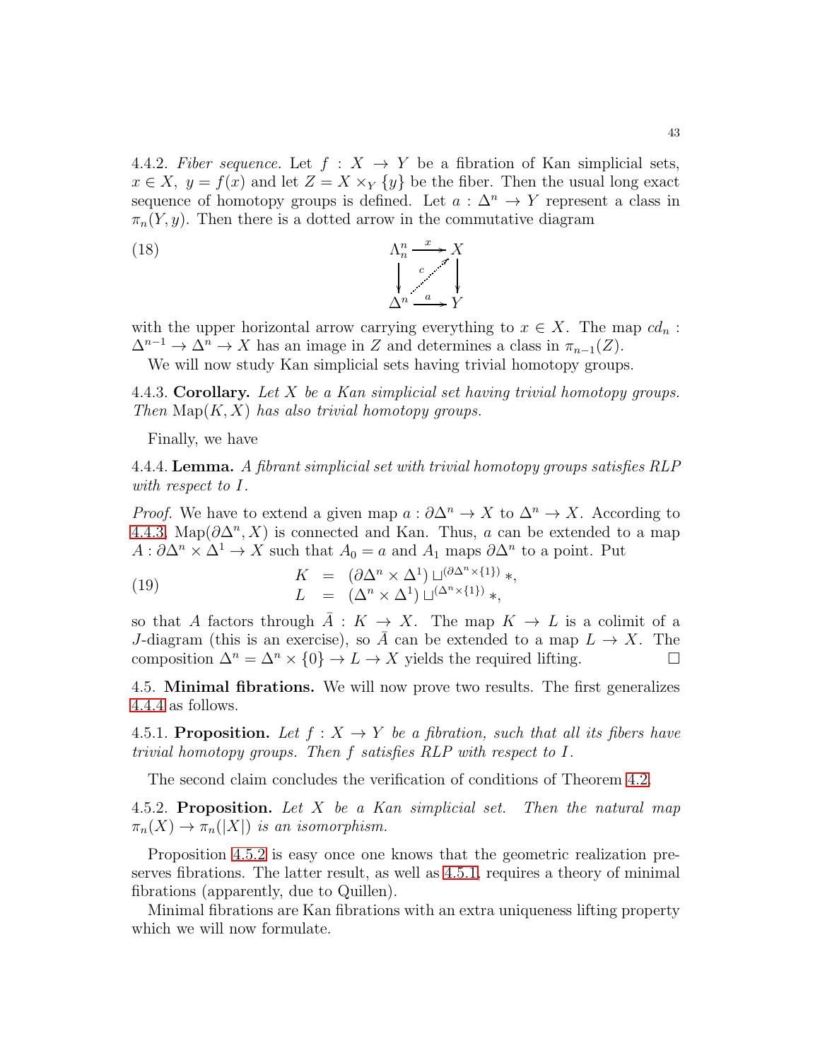4.4.2. *Fiber sequence.* Let $f : X \to Y$ be a fibration of Kan simplicial sets, $x \in X$, $y = f(x)$ and let $Z = X \times_Y \{y\}$ be the fiber. Then the usual long exact sequence of homotopy groups is defined. Let $a : \Delta^n \to Y$ represent a class in $\pi_n(Y, y)$. Then there is a dotted arrow in the commutative diagram

$$
\begin{array}{ccc}
\Lambda^n_n & \xrightarrow{x} & X \\
\downarrow & \overset{c}{\nearrow} & \downarrow \\
\Delta^n & \xrightarrow{a} & Y
\end{array}
\tag{18}
$$

with the upper horizontal arrow carrying everything to $x \in X$. The map $cd_n : \Delta^{n-1} \to \Delta^n \to X$ has an image in $Z$ and determines a class in $\pi_{n-1}(Z)$.

We will now study Kan simplicial sets having trivial homotopy groups.

4.4.3. **Corollary.** *Let $X$ be a Kan simplicial set having trivial homotopy groups. Then* $\mathrm{Map}(K, X)$ *has also trivial homotopy groups.*

Finally, we have

4.4.4. **Lemma.** *A fibrant simplicial set with trivial homotopy groups satisfies RLP with respect to $I$.*

*Proof.* We have to extend a given map $a : \partial\Delta^n \to X$ to $\Delta^n \to X$. According to 4.4.3, $\mathrm{Map}(\partial\Delta^n, X)$ is connected and Kan. Thus, $a$ can be extended to a map $A : \partial\Delta^n \times \Delta^1 \to X$ such that $A_0 = a$ and $A_1$ maps $\partial\Delta^n$ to a point. Put

$$
\begin{aligned}
K &= (\partial\Delta^n \times \Delta^1) \sqcup^{(\partial\Delta^n \times \{1\})} *, \\
L &= (\Delta^n \times \Delta^1) \sqcup^{(\Delta^n \times \{1\})} *,
\end{aligned}
\tag{19}
$$

so that $A$ factors through $\bar{A} : K \to X$. The map $K \to L$ is a colimit of a $J$-diagram (this is an exercise), so $\bar{A}$ can be extended to a map $L \to X$. The composition $\Delta^n = \Delta^n \times \{0\} \to L \to X$ yields the required lifting. $\square$

4.5. **Minimal fibrations.** We will now prove two results. The first generalizes 4.4.4 as follows.

4.5.1. **Proposition.** *Let $f : X \to Y$ be a fibration, such that all its fibers have trivial homotopy groups. Then $f$ satisfies RLP with respect to $I$.*

The second claim concludes the verification of conditions of Theorem 4.2.

4.5.2. **Proposition.** *Let $X$ be a Kan simplicial set. Then the natural map $\pi_n(X) \to \pi_n(|X|)$ is an isomorphism.*

Proposition 4.5.2 is easy once one knows that the geometric realization preserves fibrations. The latter result, as well as 4.5.1, requires a theory of minimal fibrations (apparently, due to Quillen).

Minimal fibrations are Kan fibrations with an extra uniqueness lifting property which we will now formulate.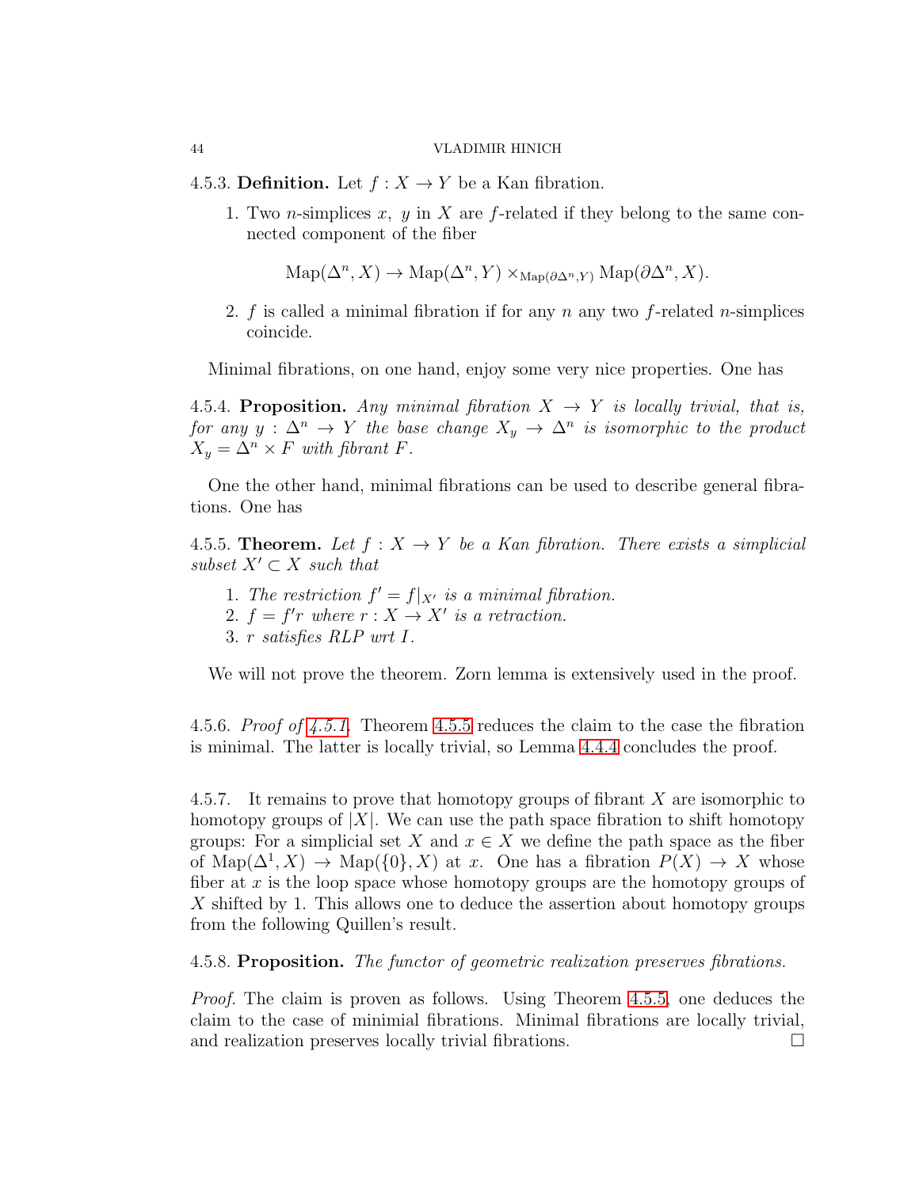4.5.3. **Definition.** Let $f : X \to Y$ be a Kan fibration.

1. Two $n$-simplices $x,\ y$ in $X$ are $f$-related if they belong to the same connected component of the fiber

$$\mathrm{Map}(\Delta^n, X) \to \mathrm{Map}(\Delta^n, Y) \times_{\mathrm{Map}(\partial\Delta^n, Y)} \mathrm{Map}(\partial\Delta^n, X).$$

2. $f$ is called a minimal fibration if for any $n$ any two $f$-related $n$-simplices coincide.

Minimal fibrations, on one hand, enjoy some very nice properties. One has

4.5.4. **Proposition.** *Any minimal fibration $X \to Y$ is locally trivial, that is, for any $y : \Delta^n \to Y$ the base change $X_y \to \Delta^n$ is isomorphic to the product $X_y = \Delta^n \times F$ with fibrant $F$.*

One the other hand, minimal fibrations can be used to describe general fibrations. One has

4.5.5. **Theorem.** *Let $f : X \to Y$ be a Kan fibration. There exists a simplicial subset $X' \subset X$ such that*

1. *The restriction $f' = f|_{X'}$ is a minimal fibration.*
2. *$f = f'r$ where $r : X \to X'$ is a retraction.*
3. *$r$ satisfies RLP wrt $I$.*

We will not prove the theorem. Zorn lemma is extensively used in the proof.

4.5.6. *Proof of 4.5.1.* Theorem 4.5.5 reduces the claim to the case the fibration is minimal. The latter is locally trivial, so Lemma 4.4.4 concludes the proof.

4.5.7. It remains to prove that homotopy groups of fibrant $X$ are isomorphic to homotopy groups of $|X|$. We can use the path space fibration to shift homotopy groups: For a simplicial set $X$ and $x \in X$ we define the path space as the fiber of $\mathrm{Map}(\Delta^1, X) \to \mathrm{Map}(\{0\}, X)$ at $x$. One has a fibration $P(X) \to X$ whose fiber at $x$ is the loop space whose homotopy groups are the homotopy groups of $X$ shifted by 1. This allows one to deduce the assertion about homotopy groups from the following Quillen's result.

4.5.8. **Proposition.** *The functor of geometric realization preserves fibrations.*

*Proof.* The claim is proven as follows. Using Theorem 4.5.5, one deduces the claim to the case of minimial fibrations. Minimal fibrations are locally trivial, and realization preserves locally trivial fibrations. □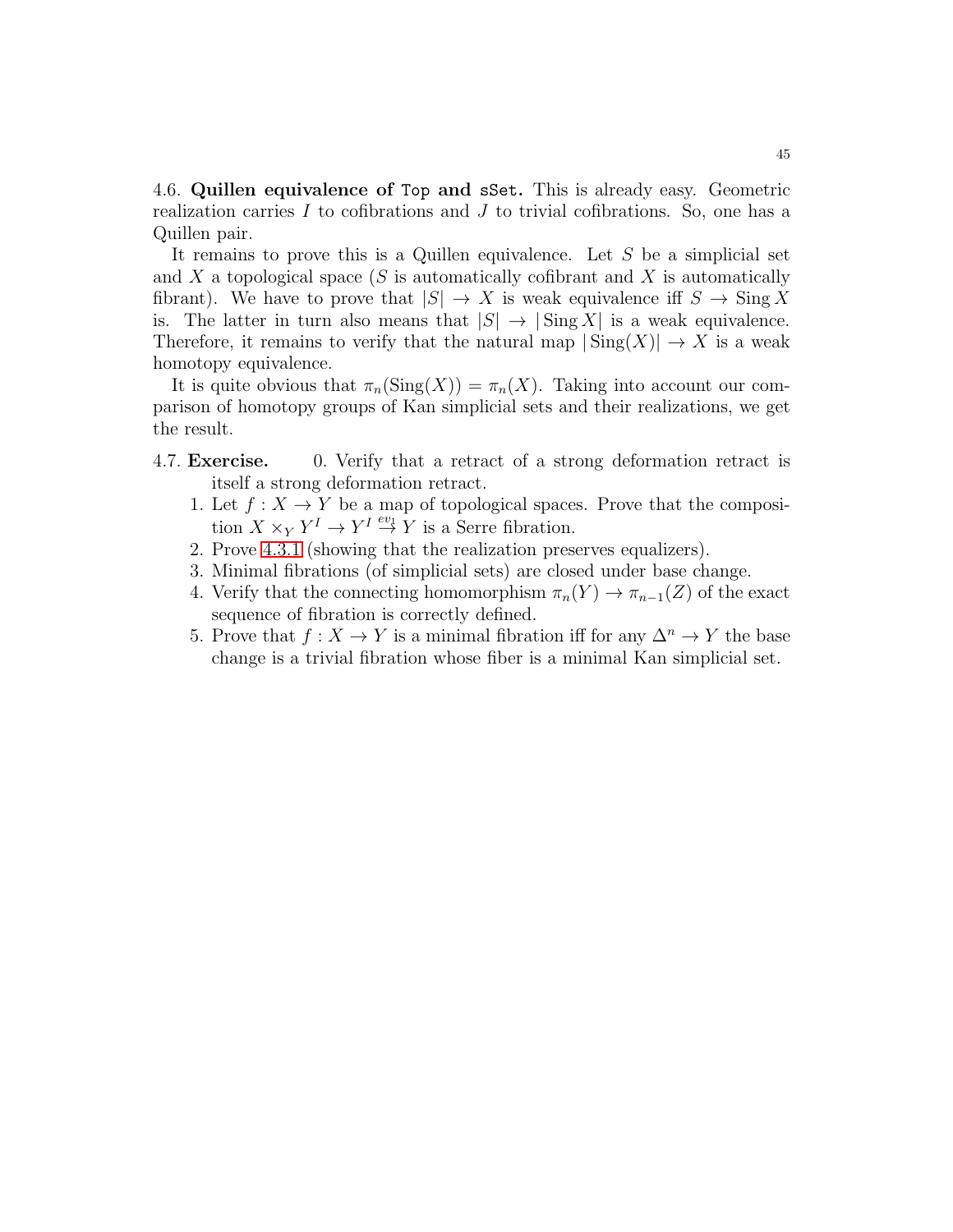4.6. **Quillen equivalence of `Top` and `sSet`.** This is already easy. Geometric realization carries $I$ to cofibrations and $J$ to trivial cofibrations. So, one has a Quillen pair.

It remains to prove this is a Quillen equivalence. Let $S$ be a simplicial set and $X$ a topological space ($S$ is automatically cofibrant and $X$ is automatically fibrant). We have to prove that $|S| \to X$ is weak equivalence iff $S \to \operatorname{Sing} X$ is. The latter in turn also means that $|S| \to |\operatorname{Sing} X|$ is a weak equivalence. Therefore, it remains to verify that the natural map $|\operatorname{Sing}(X)| \to X$ is a weak homotopy equivalence.

It is quite obvious that $\pi_n(\operatorname{Sing}(X)) = \pi_n(X)$. Taking into account our comparison of homotopy groups of Kan simplicial sets and their realizations, we get the result.

4.7. **Exercise.**

0. Verify that a retract of a strong deformation retract is itself a strong deformation retract.
1. Let $f : X \to Y$ be a map of topological spaces. Prove that the composition $X \times_Y Y^I \to Y^I \stackrel{ev_1}{\to} Y$ is a Serre fibration.
2. Prove 4.3.1 (showing that the realization preserves equalizers).
3. Minimal fibrations (of simplicial sets) are closed under base change.
4. Verify that the connecting homomorphism $\pi_n(Y) \to \pi_{n-1}(Z)$ of the exact sequence of fibration is correctly defined.
5. Prove that $f : X \to Y$ is a minimal fibration iff for any $\Delta^n \to Y$ the base change is a trivial fibration whose fiber is a minimal Kan simplicial set.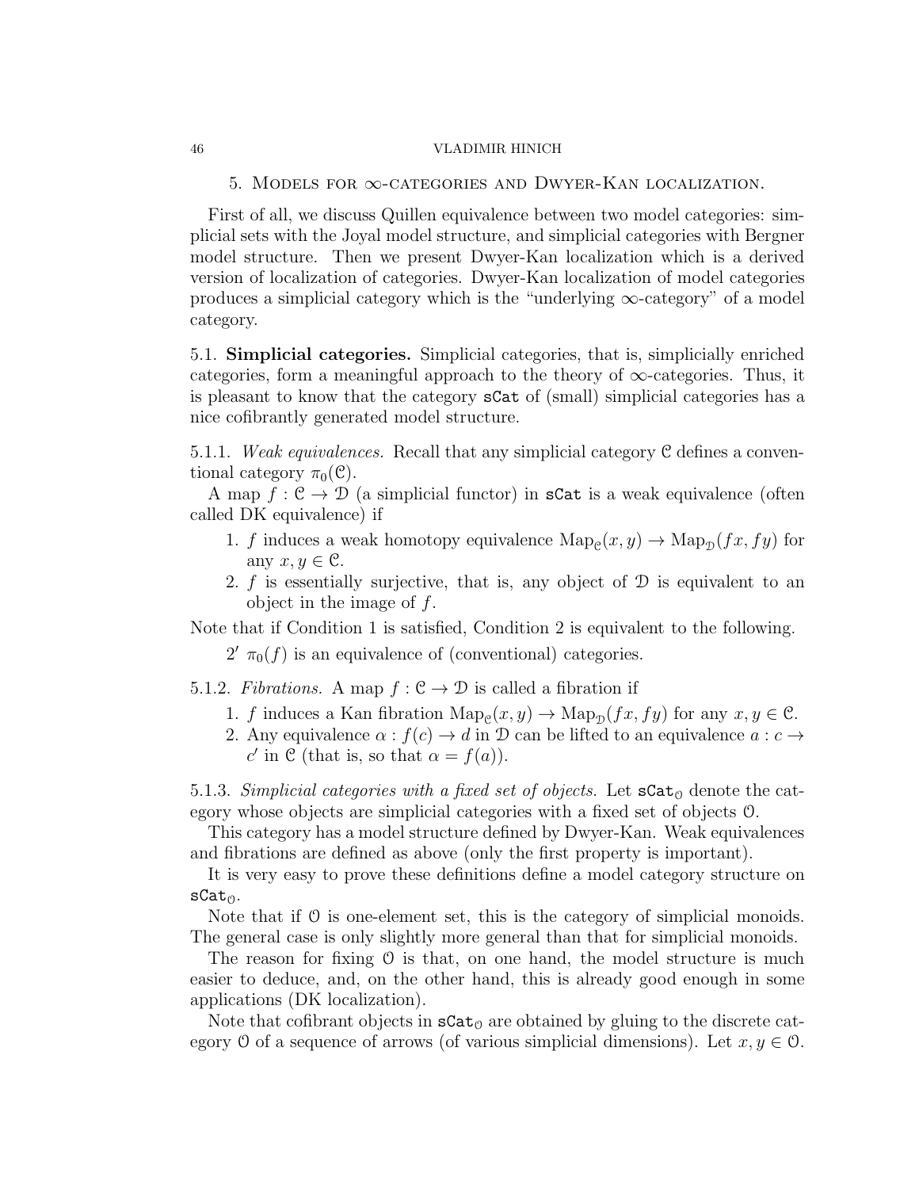## 5. Models for $\infty$-categories and Dwyer-Kan localization.

First of all, we discuss Quillen equivalence between two model categories: simplicial sets with the Joyal model structure, and simplicial categories with Bergner model structure. Then we present Dwyer-Kan localization which is a derived version of localization of categories. Dwyer-Kan localization of model categories produces a simplicial category which is the "underlying $\infty$-category" of a model category.

### 5.1. **Simplicial categories.**

Simplicial categories, that is, simplicially enriched categories, form a meaningful approach to the theory of $\infty$-categories. Thus, it is pleasant to know that the category `sCat` of (small) simplicial categories has a nice cofibrantly generated model structure.

5.1.1. *Weak equivalences.* Recall that any simplicial category $\mathcal{C}$ defines a conventional category $\pi_0(\mathcal{C})$.

A map $f : \mathcal{C} \to \mathcal{D}$ (a simplicial functor) in `sCat` is a weak equivalence (often called DK equivalence) if

1. $f$ induces a weak homotopy equivalence $\mathrm{Map}_{\mathcal{C}}(x, y) \to \mathrm{Map}_{\mathcal{D}}(fx, fy)$ for any $x, y \in \mathcal{C}$.
2. $f$ is essentially surjective, that is, any object of $\mathcal{D}$ is equivalent to an object in the image of $f$.

Note that if Condition 1 is satisfied, Condition 2 is equivalent to the following.

$2'$ $\pi_0(f)$ is an equivalence of (conventional) categories.

5.1.2. *Fibrations.* A map $f : \mathcal{C} \to \mathcal{D}$ is called a fibration if

1. $f$ induces a Kan fibration $\mathrm{Map}_{\mathcal{C}}(x, y) \to \mathrm{Map}_{\mathcal{D}}(fx, fy)$ for any $x, y \in \mathcal{C}$.
2. Any equivalence $\alpha : f(c) \to d$ in $\mathcal{D}$ can be lifted to an equivalence $a : c \to c'$ in $\mathcal{C}$ (that is, so that $\alpha = f(a)$).

5.1.3. *Simplicial categories with a fixed set of objects.* Let $\mathtt{sCat}_{\mathcal{O}}$ denote the category whose objects are simplicial categories with a fixed set of objects $\mathcal{O}$.

This category has a model structure defined by Dwyer-Kan. Weak equivalences and fibrations are defined as above (only the first property is important).

It is very easy to prove these definitions define a model category structure on $\mathtt{sCat}_{\mathcal{O}}$.

Note that if $\mathcal{O}$ is one-element set, this is the category of simplicial monoids. The general case is only slightly more general than that for simplicial monoids.

The reason for fixing $\mathcal{O}$ is that, on one hand, the model structure is much easier to deduce, and, on the other hand, this is already good enough in some applications (DK localization).

Note that cofibrant objects in $\mathtt{sCat}_{\mathcal{O}}$ are obtained by gluing to the discrete category $\mathcal{O}$ of a sequence of arrows (of various simplicial dimensions). Let $x, y \in \mathcal{O}$.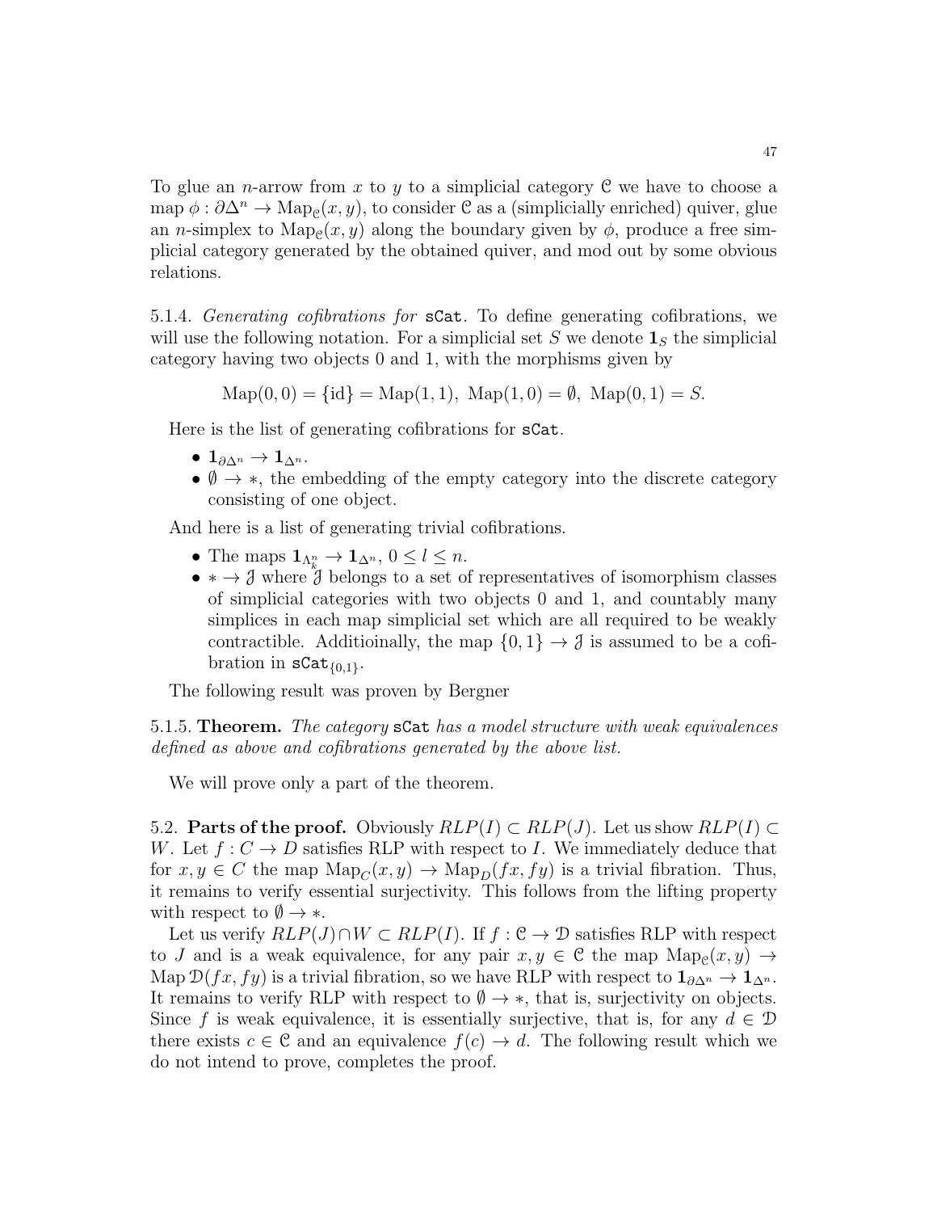To glue an $n$-arrow from $x$ to $y$ to a simplicial category $\mathcal{C}$ we have to choose a map $\phi : \partial\Delta^n \to \mathrm{Map}_{\mathcal{C}}(x, y)$, to consider $\mathcal{C}$ as a (simplicially enriched) quiver, glue an $n$-simplex to $\mathrm{Map}_{\mathcal{C}}(x, y)$ along the boundary given by $\phi$, produce a free simplicial category generated by the obtained quiver, and mod out by some obvious relations.

5.1.4. *Generating cofibrations for* `sCat`. To define generating cofibrations, we will use the following notation. For a simplicial set $S$ we denote $\mathbf{1}_S$ the simplicial category having two objects 0 and 1, with the morphisms given by

$$\mathrm{Map}(0, 0) = \{\mathrm{id}\} = \mathrm{Map}(1, 1),\ \mathrm{Map}(1, 0) = \emptyset,\ \mathrm{Map}(0, 1) = S.$$

Here is the list of generating cofibrations for `sCat`.

- $\mathbf{1}_{\partial\Delta^n} \to \mathbf{1}_{\Delta^n}$.
- $\emptyset \to *$, the embedding of the empty category into the discrete category consisting of one object.

And here is a list of generating trivial cofibrations.

- The maps $\mathbf{1}_{\Lambda^n_k} \to \mathbf{1}_{\Delta^n}$, $0 \leq l \leq n$.
- $* \to \mathcal{J}$ where $\mathcal{J}$ belongs to a set of representatives of isomorphism classes of simplicial categories with two objects 0 and 1, and countably many simplices in each map simplicial set which are all required to be weakly contractible. Additioinally, the map $\{0, 1\} \to \mathcal{J}$ is assumed to be a cofibration in $\mathtt{sCat}_{\{0,1\}}$.

The following result was proven by Bergner

5.1.5. **Theorem.** *The category* `sCat` *has a model structure with weak equivalences defined as above and cofibrations generated by the above list.*

We will prove only a part of the theorem.

5.2. **Parts of the proof.** Obviously $RLP(I) \subset RLP(J)$. Let us show $RLP(I) \subset W$. Let $f : C \to D$ satisfies RLP with respect to $I$. We immediately deduce that for $x, y \in C$ the map $\mathrm{Map}_C(x, y) \to \mathrm{Map}_D(fx, fy)$ is a trivial fibration. Thus, it remains to verify essential surjectivity. This follows from the lifting property with respect to $\emptyset \to *$.

Let us verify $RLP(J) \cap W \subset RLP(I)$. If $f : \mathcal{C} \to \mathcal{D}$ satisfies RLP with respect to $J$ and is a weak equivalence, for any pair $x, y \in \mathcal{C}$ the map $\mathrm{Map}_{\mathcal{C}}(x, y) \to \mathrm{Map}\,\mathcal{D}(fx, fy)$ is a trivial fibration, so we have RLP with respect to $\mathbf{1}_{\partial\Delta^n} \to \mathbf{1}_{\Delta^n}$. It remains to verify RLP with respect to $\emptyset \to *$, that is, surjectivity on objects. Since $f$ is weak equivalence, it is essentially surjective, that is, for any $d \in \mathcal{D}$ there exists $c \in \mathcal{C}$ and an equivalence $f(c) \to d$. The following result which we do not intend to prove, completes the proof.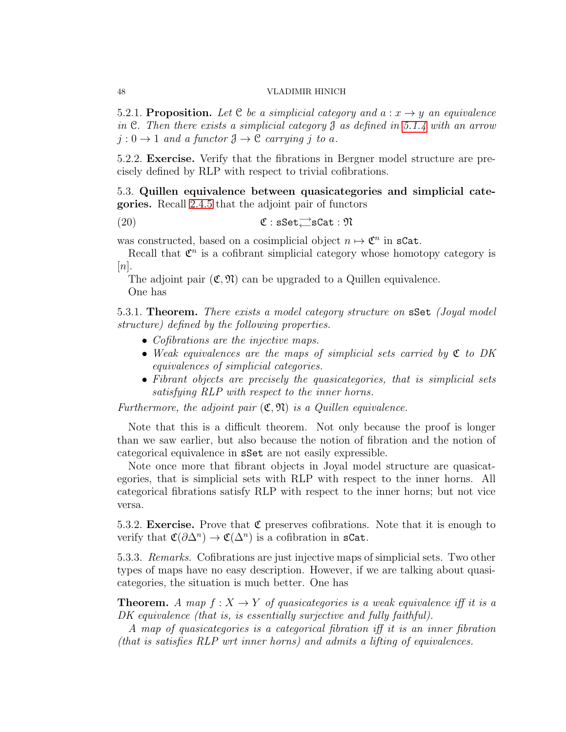5.2.1. **Proposition.** *Let $\mathcal{C}$ be a simplicial category and $a : x \to y$ an equivalence in $\mathcal{C}$. Then there exists a simplicial category $\mathcal{J}$ as defined in 5.1.4 with an arrow $j : 0 \to 1$ and a functor $\mathcal{J} \to \mathcal{C}$ carrying $j$ to $a$.*

5.2.2. **Exercise.** Verify that the fibrations in Bergner model structure are precisely defined by RLP with respect to trivial cofibrations.

### 5.3. Quillen equivalence between quasicategories and simplicial categories.

Recall 2.4.5 that the adjoint pair of functors

$$\mathfrak{C} : \mathtt{sSet} \rightleftarrows \mathtt{sCat} : \mathfrak{N} \tag{20}$$

was constructed, based on a cosimplicial object $n \mapsto \mathfrak{C}^n$ in $\mathtt{sCat}$.

Recall that $\mathfrak{C}^n$ is a cofibrant simplicial category whose homotopy category is $[n]$.

The adjoint pair $(\mathfrak{C}, \mathfrak{N})$ can be upgraded to a Quillen equivalence.

One has

5.3.1. **Theorem.** *There exists a model category structure on* $\mathtt{sSet}$ *(Joyal model structure) defined by the following properties.*

- *Cofibrations are the injective maps.*
- *Weak equivalences are the maps of simplicial sets carried by $\mathfrak{C}$ to DK equivalences of simplicial categories.*
- *Fibrant objects are precisely the quasicategories, that is simplicial sets satisfying RLP with respect to the inner horns.*

*Furthermore, the adjoint pair $(\mathfrak{C}, \mathfrak{N})$ is a Quillen equivalence.*

Note that this is a difficult theorem. Not only because the proof is longer than we saw earlier, but also because the notion of fibration and the notion of categorical equivalence in $\mathtt{sSet}$ are not easily expressible.

Note once more that fibrant objects in Joyal model structure are quasicategories, that is simplicial sets with RLP with respect to the inner horns. All categorical fibrations satisfy RLP with respect to the inner horns; but not vice versa.

5.3.2. **Exercise.** Prove that $\mathfrak{C}$ preserves cofibrations. Note that it is enough to verify that $\mathfrak{C}(\partial\Delta^n) \to \mathfrak{C}(\Delta^n)$ is a cofibration in $\mathtt{sCat}$.

5.3.3. *Remarks.* Cofibrations are just injective maps of simplicial sets. Two other types of maps have no easy description. However, if we are talking about quasicategories, the situation is much better. One has

**Theorem.** *A map $f : X \to Y$ of quasicategories is a weak equivalence iff it is a DK equivalence (that is, is essentially surjective and fully faithful).*

*A map of quasicategories is a categorical fibration iff it is an inner fibration (that is satisfies RLP wrt inner horns) and admits a lifting of equivalences.*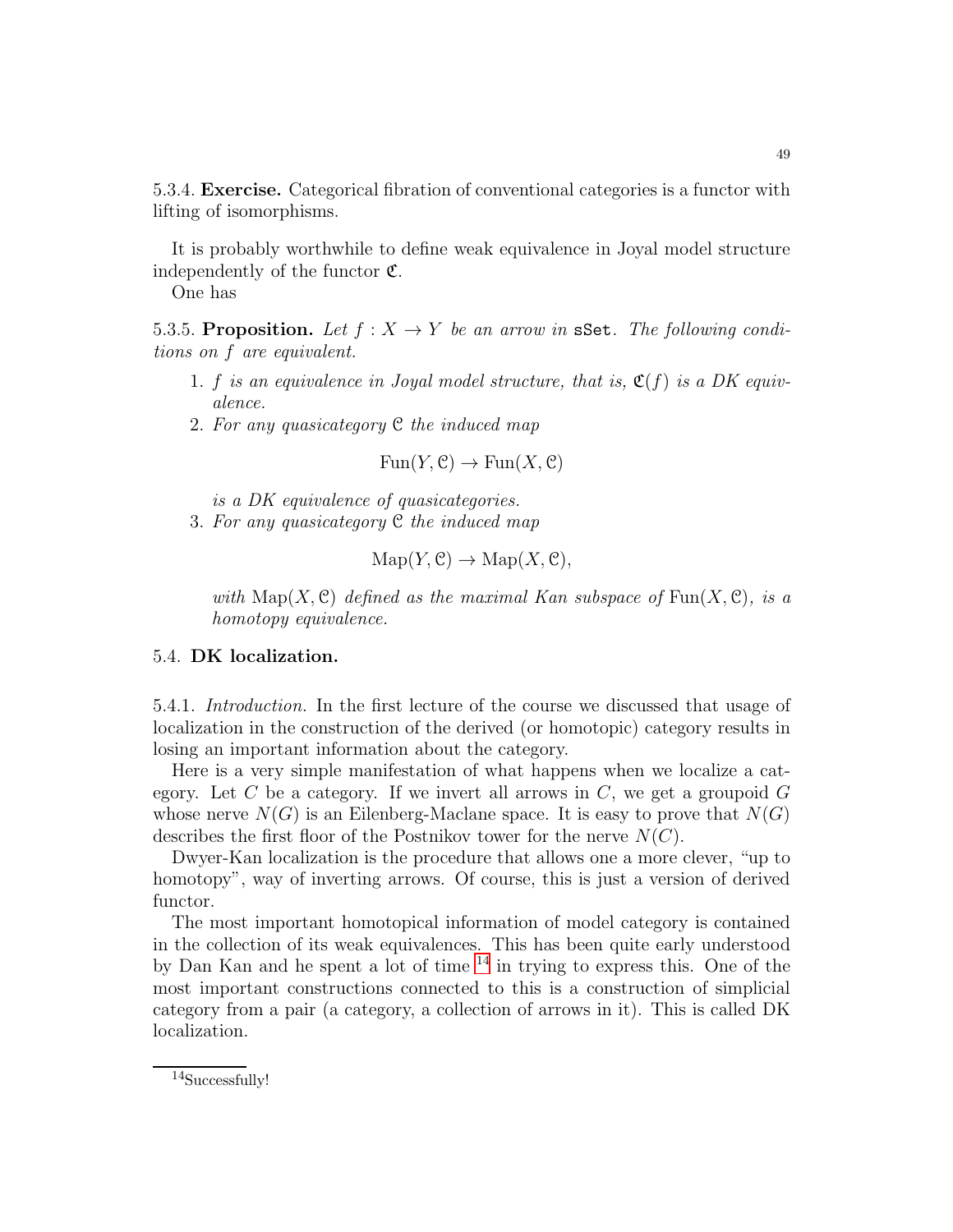5.3.4. **Exercise.** Categorical fibration of conventional categories is a functor with lifting of isomorphisms.

It is probably worthwhile to define weak equivalence in Joyal model structure independently of the functor $\mathfrak{C}$.

One has

5.3.5. **Proposition.** *Let $f : X \to Y$ be an arrow in* `sSet`*. The following conditions on $f$ are equivalent.*

1. *$f$ is an equivalence in Joyal model structure, that is, $\mathfrak{C}(f)$ is a DK equivalence.*
2. *For any quasicategory $\mathcal{C}$ the induced map*
$$\mathrm{Fun}(Y, \mathcal{C}) \to \mathrm{Fun}(X, \mathcal{C})$$
*is a DK equivalence of quasicategories.*
3. *For any quasicategory $\mathcal{C}$ the induced map*
$$\mathrm{Map}(Y, \mathcal{C}) \to \mathrm{Map}(X, \mathcal{C}),$$
*with $\mathrm{Map}(X, \mathcal{C})$ defined as the maximal Kan subspace of $\mathrm{Fun}(X, \mathcal{C})$, is a homotopy equivalence.*

## 5.4. **DK localization.**

5.4.1. *Introduction.* In the first lecture of the course we discussed that usage of localization in the construction of the derived (or homotopic) category results in losing an important information about the category.

Here is a very simple manifestation of what happens when we localize a category. Let $C$ be a category. If we invert all arrows in $C$, we get a groupoid $G$ whose nerve $N(G)$ is an Eilenberg-Maclane space. It is easy to prove that $N(G)$ describes the first floor of the Postnikov tower for the nerve $N(C)$.

Dwyer-Kan localization is the procedure that allows one a more clever, "up to homotopy", way of inverting arrows. Of course, this is just a version of derived functor.

The most important homotopical information of model category is contained in the collection of its weak equivalences. This has been quite early understood by Dan Kan and he spent a lot of time [14] in trying to express this. One of the most important constructions connected to this is a construction of simplicial category from a pair (a category, a collection of arrows in it). This is called DK localization.

[14] Successfully!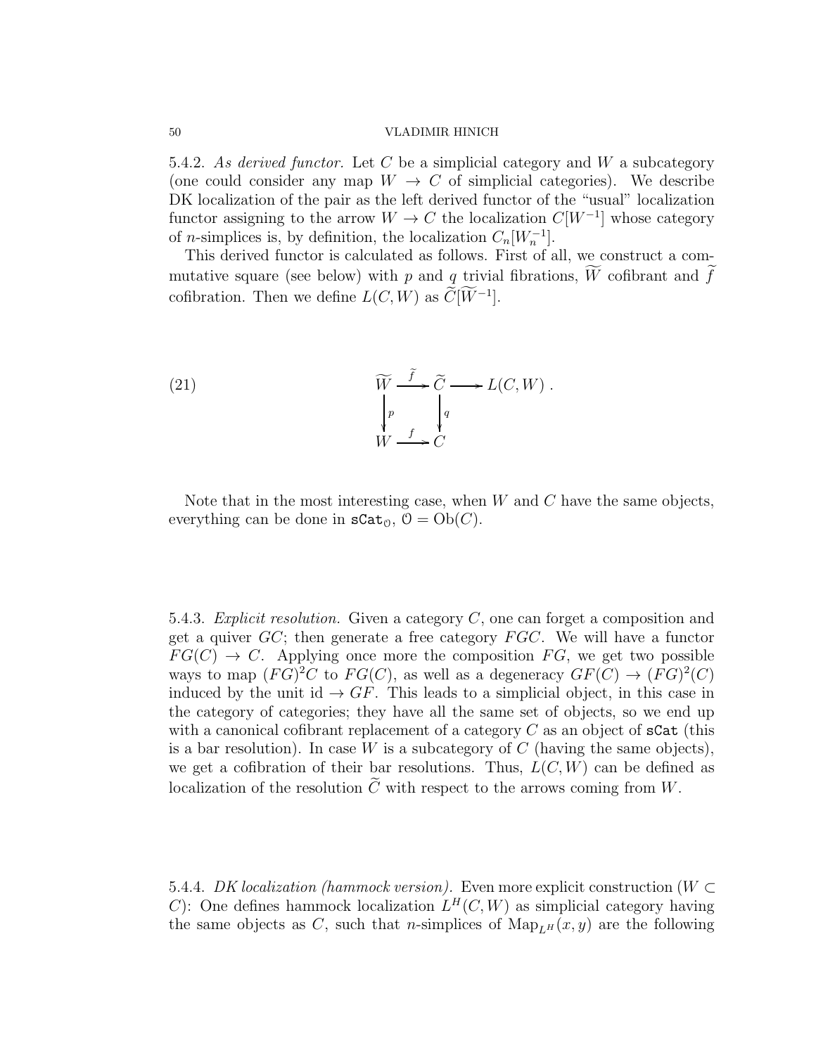5.4.2. *As derived functor.* Let $C$ be a simplicial category and $W$ a subcategory (one could consider any map $W \to C$ of simplicial categories). We describe DK localization of the pair as the left derived functor of the "usual" localization functor assigning to the arrow $W \to C$ the localization $C[W^{-1}]$ whose category of $n$-simplices is, by definition, the localization $C_n[W_n^{-1}]$.

This derived functor is calculated as follows. First of all, we construct a commutative square (see below) with $p$ and $q$ trivial fibrations, $\widetilde{W}$ cofibrant and $\widetilde{f}$ cofibration. Then we define $L(C,W)$ as $\widetilde{C}[\widetilde{W}^{-1}]$.

$$
\begin{array}{ccccc}
\widetilde{W} & \xrightarrow{\widetilde{f}} & \widetilde{C} & \longrightarrow & L(C,W) \\
\downarrow{\scriptstyle p} & & \downarrow{\scriptstyle q} & & \\
W & \xrightarrow{f} & C & &
\end{array}
\tag{21}
$$

Note that in the most interesting case, when $W$ and $C$ have the same objects, everything can be done in $\mathtt{sCat}_{\mathcal{O}}$, $\mathcal{O} = \mathrm{Ob}(C)$.

5.4.3. *Explicit resolution.* Given a category $C$, one can forget a composition and get a quiver $GC$; then generate a free category $FGC$. We will have a functor $FG(C) \to C$. Applying once more the composition $FG$, we get two possible ways to map $(FG)^2C$ to $FG(C)$, as well as a degeneracy $GF(C) \to (FG)^2(C)$ induced by the unit $\mathrm{id} \to GF$. This leads to a simplicial object, in this case in the category of categories; they have all the same set of objects, so we end up with a canonical cofibrant replacement of a category $C$ as an object of $\mathtt{sCat}$ (this is a bar resolution). In case $W$ is a subcategory of $C$ (having the same objects), we get a cofibration of their bar resolutions. Thus, $L(C,W)$ can be defined as localization of the resolution $\widetilde{C}$ with respect to the arrows coming from $W$.

5.4.4. *DK localization (hammock version).* Even more explicit construction ($W \subset C$): One defines hammock localization $L^H(C,W)$ as simplicial category having the same objects as $C$, such that $n$-simplices of $\mathrm{Map}_{L^H}(x,y)$ are the following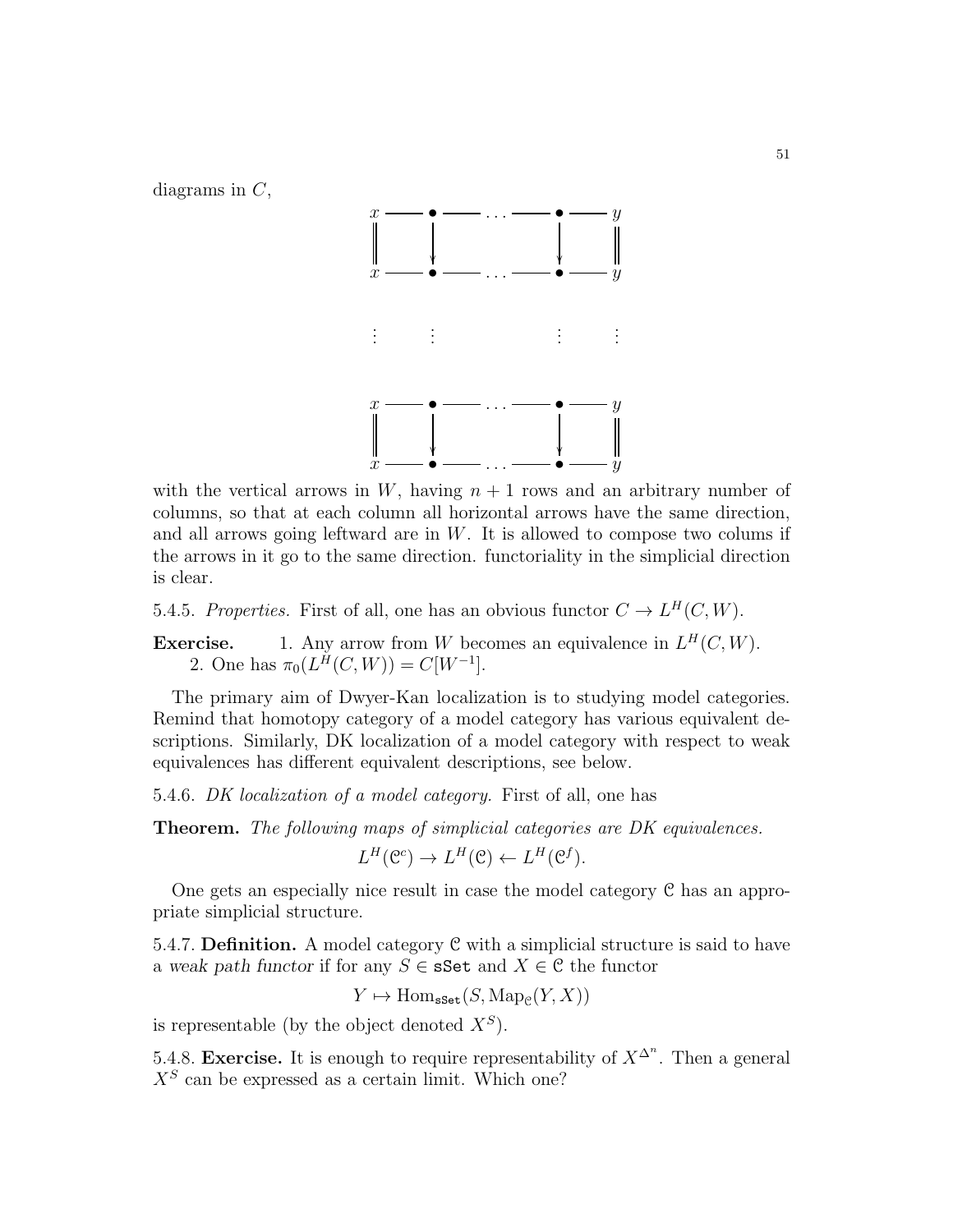diagrams in $C$,

$$
\begin{array}{ccccccc}
x & \text{---} & \bullet & \text{---} \cdots \text{---} & \bullet & \text{---} & y \\
\| & & \downarrow & & \downarrow & & \| \\
x & \text{---} & \bullet & \text{---} \cdots \text{---} & \bullet & \text{---} & y \\
\vdots & & \vdots & & \vdots & & \vdots \\
x & \text{---} & \bullet & \text{---} \cdots \text{---} & \bullet & \text{---} & y \\
\| & & \downarrow & & \downarrow & & \| \\
x & \text{---} & \bullet & \text{---} \cdots \text{---} & \bullet & \text{---} & y
\end{array}
$$

with the vertical arrows in $W$, having $n+1$ rows and an arbitrary number of columns, so that at each column all horizontal arrows have the same direction, and all arrows going leftward are in $W$. It is allowed to compose two colums if the arrows in it go to the same direction. functoriality in the simplicial direction is clear.

5.4.5. *Properties.* First of all, one has an obvious functor $C \to L^H(C, W)$.

**Exercise.**
1. Any arrow from $W$ becomes an equivalence in $L^H(C, W)$.
2. One has $\pi_0(L^H(C, W)) = C[W^{-1}]$.

The primary aim of Dwyer-Kan localization is to studying model categories. Remind that homotopy category of a model category has various equivalent descriptions. Similarly, DK localization of a model category with respect to weak equivalences has different equivalent descriptions, see below.

5.4.6. *DK localization of a model category.* First of all, one has

**Theorem.** *The following maps of simplicial categories are DK equivalences.*

$$L^H(\mathcal{C}^c) \to L^H(\mathcal{C}) \leftarrow L^H(\mathcal{C}^f).$$

One gets an especially nice result in case the model category $\mathcal{C}$ has an appropriate simplicial structure.

5.4.7. **Definition.** A model category $\mathcal{C}$ with a simplicial structure is said to have a *weak path functor* if for any $S \in \texttt{sSet}$ and $X \in \mathcal{C}$ the functor

$$Y \mapsto \operatorname{Hom}_{\texttt{sSet}}(S, \operatorname{Map}_{\mathcal{C}}(Y, X))$$

is representable (by the object denoted $X^S$).

5.4.8. **Exercise.** It is enough to require representability of $X^{\Delta^n}$. Then a general $X^S$ can be expressed as a certain limit. Which one?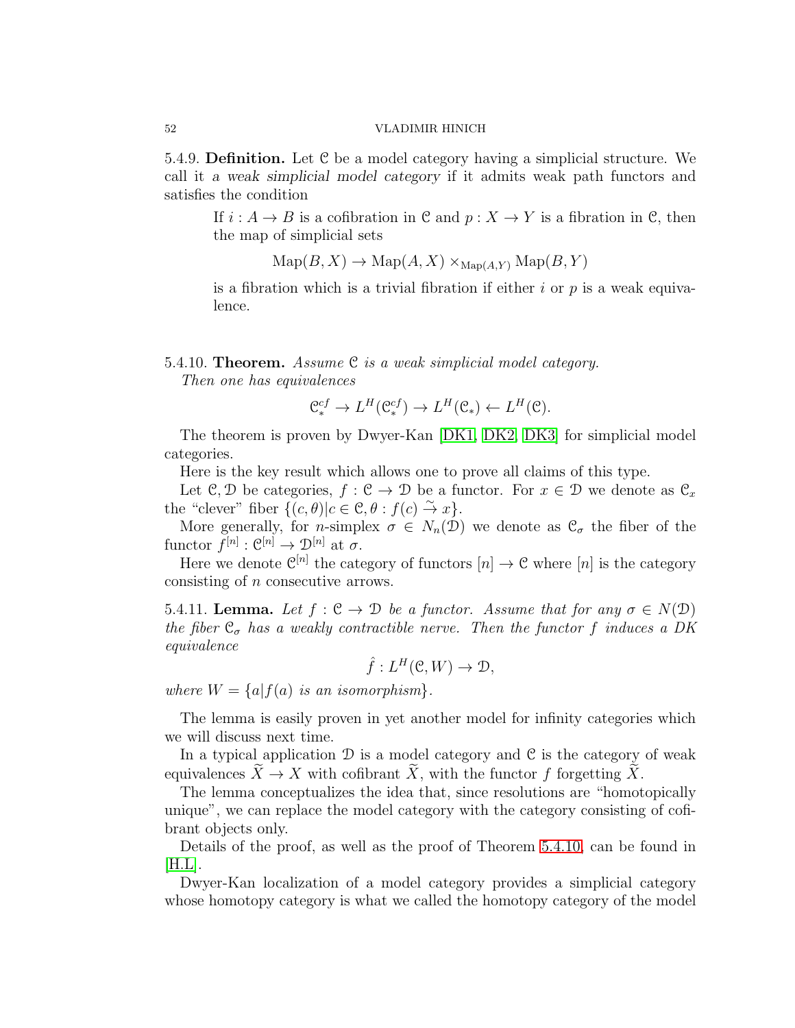5.4.9. **Definition.** Let $\mathcal{C}$ be a model category having a simplicial structure. We call it *a weak simplicial model category* if it admits weak path functors and satisfies the condition

> If $i : A \to B$ is a cofibration in $\mathcal{C}$ and $p : X \to Y$ is a fibration in $\mathcal{C}$, then the map of simplicial sets
> $$\mathrm{Map}(B, X) \to \mathrm{Map}(A, X) \times_{\mathrm{Map}(A,Y)} \mathrm{Map}(B, Y)$$
> is a fibration which is a trivial fibration if either $i$ or $p$ is a weak equivalence.

5.4.10. **Theorem.** *Assume $\mathcal{C}$ is a weak simplicial model category.*
*Then one has equivalences*

$$\mathcal{C}_*^{cf} \to L^H(\mathcal{C}_*^{cf}) \to L^H(\mathcal{C}_*) \leftarrow L^H(\mathcal{C}).$$

The theorem is proven by Dwyer-Kan [DK1, DK2, DK3] for simplicial model categories.

Here is the key result which allows one to prove all claims of this type.

Let $\mathcal{C}, \mathcal{D}$ be categories, $f : \mathcal{C} \to \mathcal{D}$ be a functor. For $x \in \mathcal{D}$ we denote as $\mathcal{C}_x$ the "clever" fiber $\{(c, \theta) | c \in \mathcal{C}, \theta : f(c) \overset{\sim}{\to} x\}$.

More generally, for $n$-simplex $\sigma \in N_n(\mathcal{D})$ we denote as $\mathcal{C}_\sigma$ the fiber of the functor $f^{[n]} : \mathcal{C}^{[n]} \to \mathcal{D}^{[n]}$ at $\sigma$.

Here we denote $\mathcal{C}^{[n]}$ the category of functors $[n] \to \mathcal{C}$ where $[n]$ is the category consisting of $n$ consecutive arrows.

5.4.11. **Lemma.** *Let $f : \mathcal{C} \to \mathcal{D}$ be a functor. Assume that for any $\sigma \in N(\mathcal{D})$ the fiber $\mathcal{C}_\sigma$ has a weakly contractible nerve. Then the functor $f$ induces a DK equivalence*

$$\hat{f} : L^H(\mathcal{C}, W) \to \mathcal{D},$$

*where $W = \{a | f(a)$ is an isomorphism$\}$.*

The lemma is easily proven in yet another model for infinity categories which we will discuss next time.

In a typical application $\mathcal{D}$ is a model category and $\mathcal{C}$ is the category of weak equivalences $\widetilde{X} \to X$ with cofibrant $\widetilde{X}$, with the functor $f$ forgetting $\widetilde{X}$.

The lemma conceptualizes the idea that, since resolutions are "homotopically unique", we can replace the model category with the category consisting of cofibrant objects only.

Details of the proof, as well as the proof of Theorem 5.4.10, can be found in [H.L].

Dwyer-Kan localization of a model category provides a simplicial category whose homotopy category is what we called the homotopy category of the model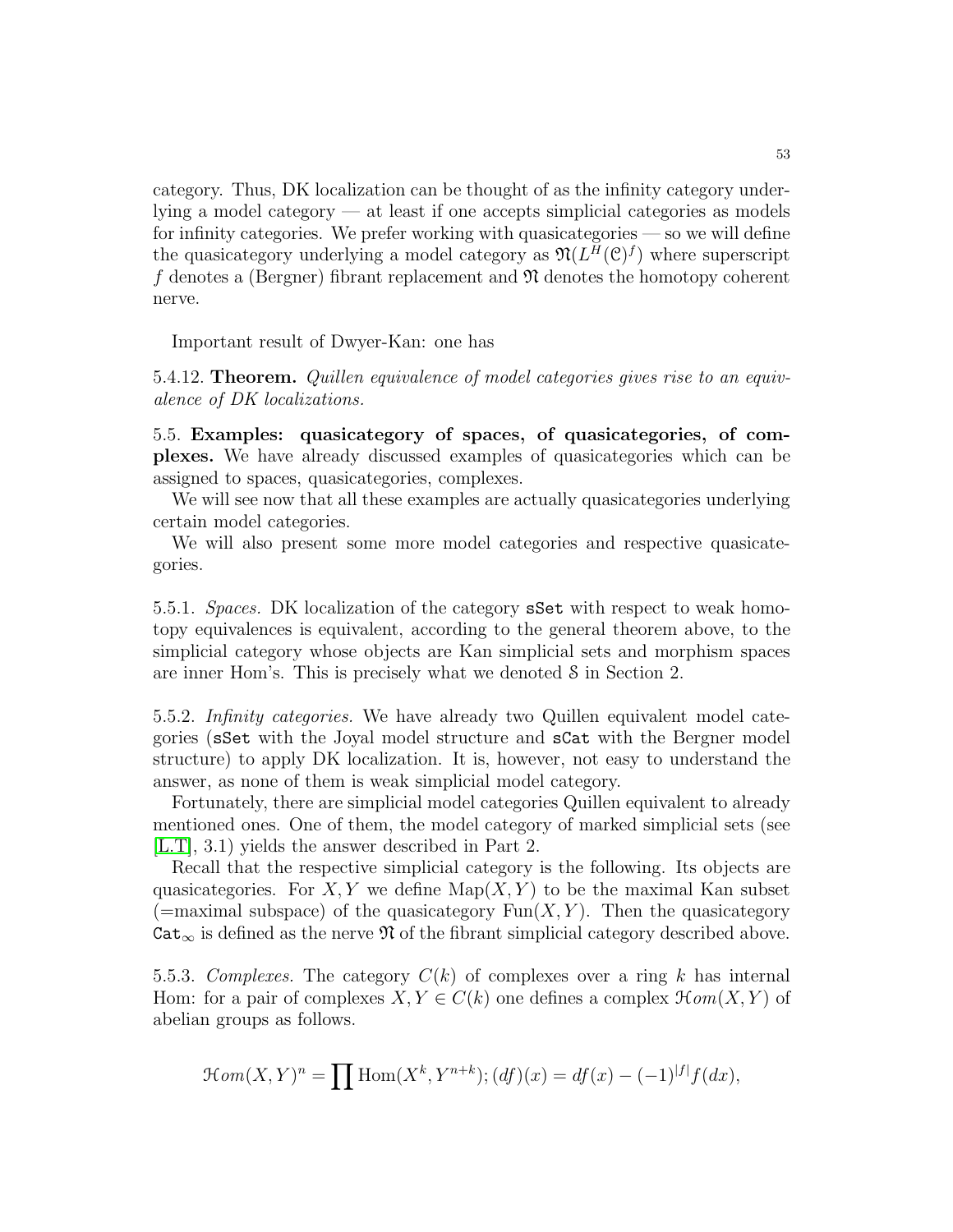category. Thus, DK localization can be thought of as the infinity category underlying a model category — at least if one accepts simplicial categories as models for infinity categories. We prefer working with quasicategories — so we will define the quasicategory underlying a model category as $\mathfrak{N}(L^H(\mathcal{C})^f)$ where superscript $f$ denotes a (Bergner) fibrant replacement and $\mathfrak{N}$ denotes the homotopy coherent nerve.

Important result of Dwyer-Kan: one has

5.4.12. **Theorem.** *Quillen equivalence of model categories gives rise to an equivalence of DK localizations.*

5.5. **Examples: quasicategory of spaces, of quasicategories, of complexes.** We have already discussed examples of quasicategories which can be assigned to spaces, quasicategories, complexes.

We will see now that all these examples are actually quasicategories underlying certain model categories.

We will also present some more model categories and respective quasicategories.

5.5.1. *Spaces.* DK localization of the category `sSet` with respect to weak homotopy equivalences is equivalent, according to the general theorem above, to the simplicial category whose objects are Kan simplicial sets and morphism spaces are inner Hom's. This is precisely what we denoted $\mathcal{S}$ in Section 2.

5.5.2. *Infinity categories.* We have already two Quillen equivalent model categories (`sSet` with the Joyal model structure and `sCat` with the Bergner model structure) to apply DK localization. It is, however, not easy to understand the answer, as none of them is weak simplicial model category.

Fortunately, there are simplicial model categories Quillen equivalent to already mentioned ones. One of them, the model category of marked simplicial sets (see [L.T], 3.1) yields the answer described in Part 2.

Recall that the respective simplicial category is the following. Its objects are quasicategories. For $X, Y$ we define $\mathrm{Map}(X, Y)$ to be the maximal Kan subset (=maximal subspace) of the quasicategory $\mathrm{Fun}(X, Y)$. Then the quasicategory $\mathtt{Cat}_\infty$ is defined as the nerve $\mathfrak{N}$ of the fibrant simplicial category described above.

5.5.3. *Complexes.* The category $C(k)$ of complexes over a ring $k$ has internal Hom: for a pair of complexes $X, Y \in C(k)$ one defines a complex $\mathcal{H}om(X, Y)$ of abelian groups as follows.

$$\mathcal{H}om(X, Y)^n = \prod \mathrm{Hom}(X^k, Y^{n+k}); (df)(x) = df(x) - (-1)^{|f|} f(dx),$$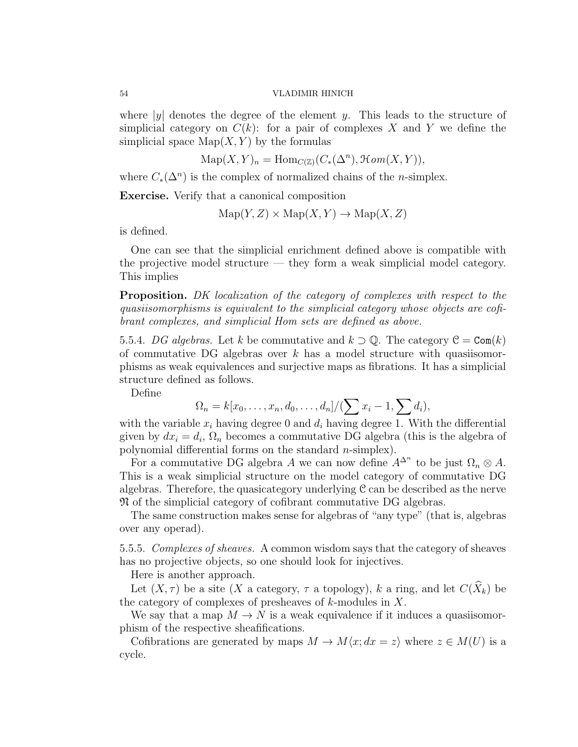where $|y|$ denotes the degree of the element $y$. This leads to the structure of simplicial category on $C(k)$: for a pair of complexes $X$ and $Y$ we define the simplicial space $\mathrm{Map}(X,Y)$ by the formulas

$$\mathrm{Map}(X,Y)_n = \mathrm{Hom}_{C(\mathbb{Z})}(C_*(\Delta^n), \mathcal{H}om(X,Y)),$$

where $C_*(\Delta^n)$ is the complex of normalized chains of the $n$-simplex.

**Exercise.** Verify that a canonical composition

$$\mathrm{Map}(Y,Z) \times \mathrm{Map}(X,Y) \to \mathrm{Map}(X,Z)$$

is defined.

One can see that the simplicial enrichment defined above is compatible with the projective model structure — they form a weak simplicial model category. This implies

**Proposition.** *DK localization of the category of complexes with respect to the quasiisomorphisms is equivalent to the simplicial category whose objects are cofibrant complexes, and simplicial Hom sets are defined as above.*

5.5.4. *DG algebras.* Let $k$ be commutative and $k \supset \mathbb{Q}$. The category $\mathcal{C} = \mathtt{Com}(k)$ of commutative DG algebras over $k$ has a model structure with quasiisomorphisms as weak equivalences and surjective maps as fibrations. It has a simplicial structure defined as follows.

Define

$$\Omega_n = k[x_0, \ldots, x_n, d_0, \ldots, d_n]/(\sum x_i - 1, \sum d_i),$$

with the variable $x_i$ having degree 0 and $d_i$ having degree 1. With the differential given by $dx_i = d_i$, $\Omega_n$ becomes a commutative DG algebra (this is the algebra of polynomial differential forms on the standard $n$-simplex).

For a commutative DG algebra $A$ we can now define $A^{\Delta^n}$ to be just $\Omega_n \otimes A$. This is a weak simplicial structure on the model category of commutative DG algebras. Therefore, the quasicategory underlying $\mathcal{C}$ can be described as the nerve $\mathfrak{N}$ of the simplicial category of cofibrant commutative DG algebras.

The same construction makes sense for algebras of "any type" (that is, algebras over any operad).

5.5.5. *Complexes of sheaves.* A common wisdom says that the category of sheaves has no projective objects, so one should look for injectives.

Here is another approach.

Let $(X, \tau)$ be a site ($X$ a category, $\tau$ a topology), $k$ a ring, and let $C(\widehat{X}_k)$ be the category of complexes of presheaves of $k$-modules in $X$.

We say that a map $M \to N$ is a weak equivalence if it induces a quasiisomorphism of the respective sheafifications.

Cofibrations are generated by maps $M \to M\langle x; dx = z\rangle$ where $z \in M(U)$ is a cycle.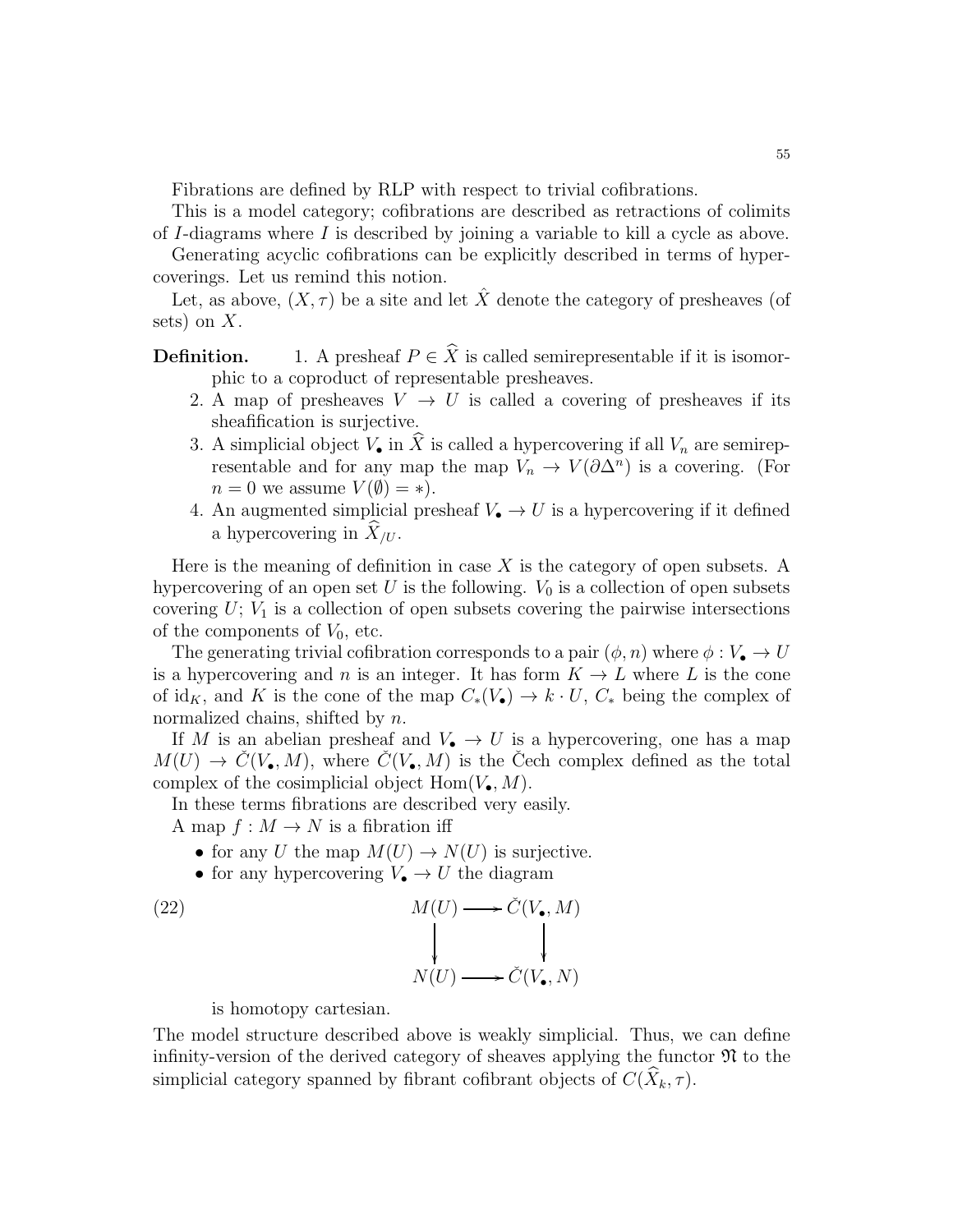Fibrations are defined by RLP with respect to trivial cofibrations.

This is a model category; cofibrations are described as retractions of colimits of $I$-diagrams where $I$ is described by joining a variable to kill a cycle as above.

Generating acyclic cofibrations can be explicitly described in terms of hypercoverings. Let us remind this notion.

Let, as above, $(X, \tau)$ be a site and let $\hat{X}$ denote the category of presheaves (of sets) on $X$.

**Definition.**

1. A presheaf $P \in \widehat{X}$ is called semirepresentable if it is isomorphic to a coproduct of representable presheaves.
2. A map of presheaves $V \to U$ is called a covering of presheaves if its sheafification is surjective.
3. A simplicial object $V_\bullet$ in $\widehat{X}$ is called a hypercovering if all $V_n$ are semirepresentable and for any map the map $V_n \to V(\partial\Delta^n)$ is a covering. (For $n = 0$ we assume $V(\emptyset) = *$).
4. An augmented simplicial presheaf $V_\bullet \to U$ is a hypercovering if it defined a hypercovering in $\widehat{X}_{/U}$.

Here is the meaning of definition in case $X$ is the category of open subsets. A hypercovering of an open set $U$ is the following. $V_0$ is a collection of open subsets covering $U$; $V_1$ is a collection of open subsets covering the pairwise intersections of the components of $V_0$, etc.

The generating trivial cofibration corresponds to a pair $(\phi, n)$ where $\phi : V_\bullet \to U$ is a hypercovering and $n$ is an integer. It has form $K \to L$ where $L$ is the cone of $\mathrm{id}_K$, and $K$ is the cone of the map $C_*(V_\bullet) \to k \cdot U$, $C_*$ being the complex of normalized chains, shifted by $n$.

If $M$ is an abelian presheaf and $V_\bullet \to U$ is a hypercovering, one has a map $M(U) \to \check{C}(V_\bullet, M)$, where $\check{C}(V_\bullet, M)$ is the Čech complex defined as the total complex of the cosimplicial object $\mathrm{Hom}(V_\bullet, M)$.

In these terms fibrations are described very easily.

A map $f : M \to N$ is a fibration iff

- for any $U$ the map $M(U) \to N(U)$ is surjective.
- for any hypercovering $V_\bullet \to U$ the diagram

$$
\begin{array}{ccc}
M(U) & \longrightarrow & \check{C}(V_\bullet, M) \\
\downarrow & & \downarrow \\
N(U) & \longrightarrow & \check{C}(V_\bullet, N)
\end{array}
\tag{22}
$$

is homotopy cartesian.

The model structure described above is weakly simplicial. Thus, we can define infinity-version of the derived category of sheaves applying the functor $\mathfrak{N}$ to the simplicial category spanned by fibrant cofibrant objects of $C(\widehat{X}_k, \tau)$.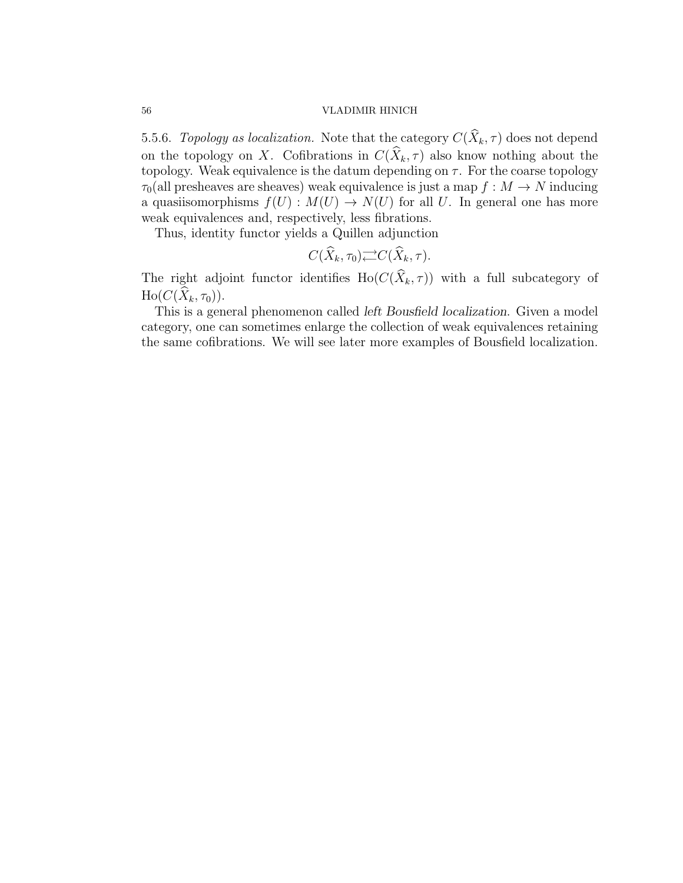5.5.6. *Topology as localization.* Note that the category $C(\widehat{X}_k, \tau)$ does not depend on the topology on $X$. Cofibrations in $C(\widehat{X}_k, \tau)$ also know nothing about the topology. Weak equivalence is the datum depending on $\tau$. For the coarse topology $\tau_0$(all presheaves are sheaves) weak equivalence is just a map $f : M \to N$ inducing a quasiisomorphisms $f(U) : M(U) \to N(U)$ for all $U$. In general one has more weak equivalences and, respectively, less fibrations.

Thus, identity functor yields a Quillen adjunction

$$C(\widehat{X}_k, \tau_0) \rightleftarrows C(\widehat{X}_k, \tau).$$

The right adjoint functor identifies $\mathrm{Ho}(C(\widehat{X}_k, \tau))$ with a full subcategory of $\mathrm{Ho}(C(\widehat{X}_k, \tau_0))$.

This is a general phenomenon called *left Bousfield localization.* Given a model category, one can sometimes enlarge the collection of weak equivalences retaining the same cofibrations. We will see later more examples of Bousfield localization.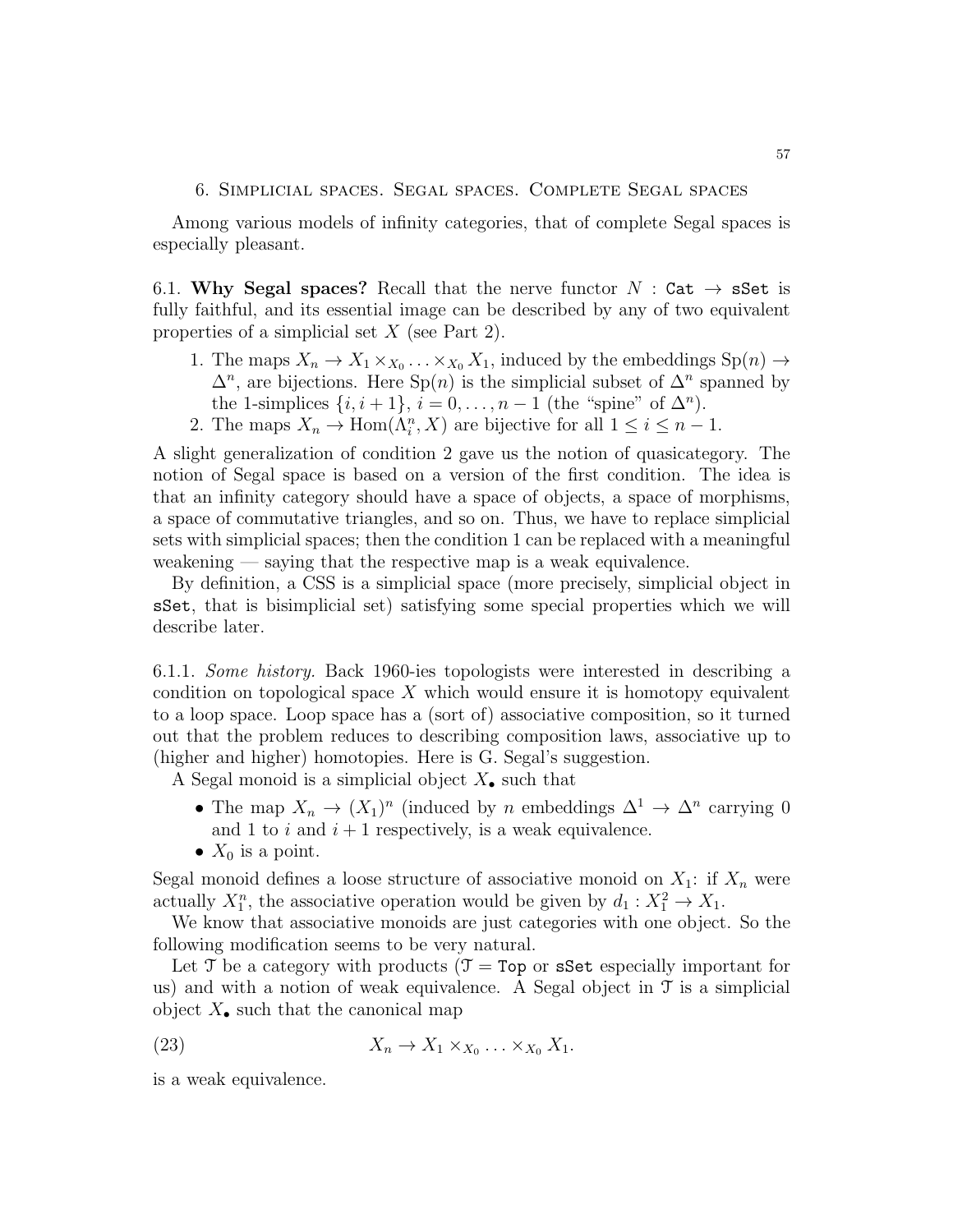## 6. Simplicial spaces. Segal spaces. Complete Segal spaces

Among various models of infinity categories, that of complete Segal spaces is especially pleasant.

6.1. **Why Segal spaces?** Recall that the nerve functor $N : \mathtt{Cat} \to \mathtt{sSet}$ is fully faithful, and its essential image can be described by any of two equivalent properties of a simplicial set $X$ (see Part 2).

1. The maps $X_n \to X_1 \times_{X_0} \ldots \times_{X_0} X_1$, induced by the embeddings $\mathrm{Sp}(n) \to \Delta^n$, are bijections. Here $\mathrm{Sp}(n)$ is the simplicial subset of $\Delta^n$ spanned by the 1-simplices $\{i, i+1\}$, $i = 0, \ldots, n-1$ (the "spine" of $\Delta^n$).
2. The maps $X_n \to \mathrm{Hom}(\Lambda^n_i, X)$ are bijective for all $1 \leq i \leq n-1$.

A slight generalization of condition 2 gave us the notion of quasicategory. The notion of Segal space is based on a version of the first condition. The idea is that an infinity category should have a space of objects, a space of morphisms, a space of commutative triangles, and so on. Thus, we have to replace simplicial sets with simplicial spaces; then the condition 1 can be replaced with a meaningful weakening — saying that the respective map is a weak equivalence.

By definition, a CSS is a simplicial space (more precisely, simplicial object in $\mathtt{sSet}$, that is bisimplicial set) satisfying some special properties which we will describe later.

6.1.1. *Some history.* Back 1960-ies topologists were interested in describing a condition on topological space $X$ which would ensure it is homotopy equivalent to a loop space. Loop space has a (sort of) associative composition, so it turned out that the problem reduces to describing composition laws, associative up to (higher and higher) homotopies. Here is G. Segal's suggestion.

A Segal monoid is a simplicial object $X_\bullet$ such that

- The map $X_n \to (X_1)^n$ (induced by $n$ embeddings $\Delta^1 \to \Delta^n$ carrying 0 and 1 to $i$ and $i+1$ respectively, is a weak equivalence.
- $X_0$ is a point.

Segal monoid defines a loose structure of associative monoid on $X_1$: if $X_n$ were actually $X_1^n$, the associative operation would be given by $d_1 : X_1^2 \to X_1$.

We know that associative monoids are just categories with one object. So the following modification seems to be very natural.

Let $\mathcal{T}$ be a category with products ($\mathcal{T} = \mathtt{Top}$ or $\mathtt{sSet}$ especially important for us) and with a notion of weak equivalence. A Segal object in $\mathcal{T}$ is a simplicial object $X_\bullet$ such that the canonical map

$$X_n \to X_1 \times_{X_0} \ldots \times_{X_0} X_1. \tag{23}$$

is a weak equivalence.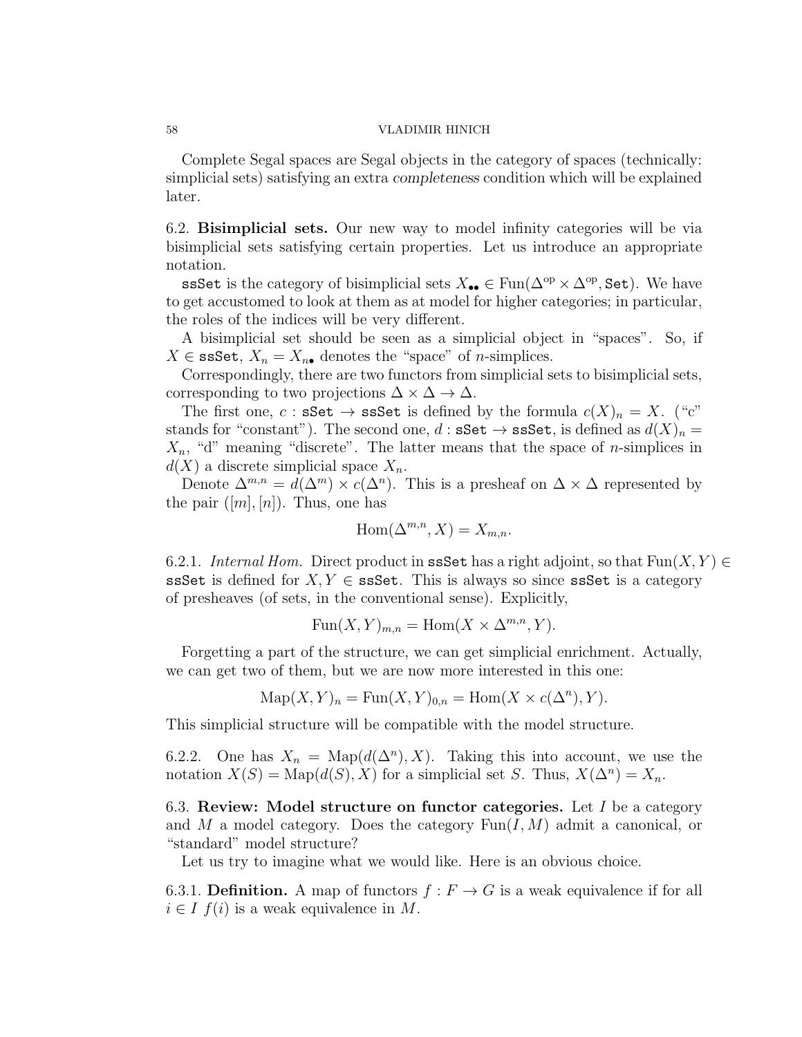Complete Segal spaces are Segal objects in the category of spaces (technically: simplicial sets) satisfying an extra *completeness* condition which will be explained later.

## 6.2. Bisimplicial sets.

Our new way to model infinity categories will be via bisimplicial sets satisfying certain properties. Let us introduce an appropriate notation.

`ssSet` is the category of bisimplicial sets $X_{\bullet\bullet} \in \mathrm{Fun}(\Delta^{\mathrm{op}} \times \Delta^{\mathrm{op}}, \mathtt{Set})$. We have to get accustomed to look at them as at model for higher categories; in particular, the roles of the indices will be very different.

A bisimplicial set should be seen as a simplicial object in "spaces". So, if $X \in \mathtt{ssSet}$, $X_n = X_{n\bullet}$ denotes the "space" of $n$-simplices.

Correspondingly, there are two functors from simplicial sets to bisimplicial sets, corresponding to two projections $\Delta \times \Delta \to \Delta$.

The first one, $c : \mathtt{sSet} \to \mathtt{ssSet}$ is defined by the formula $c(X)_n = X$. ("c" stands for "constant"). The second one, $d : \mathtt{sSet} \to \mathtt{ssSet}$, is defined as $d(X)_n = X_n$, "d" meaning "discrete". The latter means that the space of $n$-simplices in $d(X)$ a discrete simplicial space $X_n$.

Denote $\Delta^{m,n} = d(\Delta^m) \times c(\Delta^n)$. This is a presheaf on $\Delta \times \Delta$ represented by the pair $([m],[n])$. Thus, one has

$$\mathrm{Hom}(\Delta^{m,n}, X) = X_{m,n}.$$

6.2.1. *Internal Hom.* Direct product in `ssSet` has a right adjoint, so that $\mathrm{Fun}(X,Y) \in \mathtt{ssSet}$ is defined for $X, Y \in \mathtt{ssSet}$. This is always so since `ssSet` is a category of presheaves (of sets, in the conventional sense). Explicitly,

$$\mathrm{Fun}(X,Y)_{m,n} = \mathrm{Hom}(X \times \Delta^{m,n}, Y).$$

Forgetting a part of the structure, we can get simplicial enrichment. Actually, we can get two of them, but we are now more interested in this one:

$$\mathrm{Map}(X,Y)_n = \mathrm{Fun}(X,Y)_{0,n} = \mathrm{Hom}(X \times c(\Delta^n), Y).$$

This simplicial structure will be compatible with the model structure.

6.2.2. One has $X_n = \mathrm{Map}(d(\Delta^n), X)$. Taking this into account, we use the notation $X(S) = \mathrm{Map}(d(S), X)$ for a simplicial set $S$. Thus, $X(\Delta^n) = X_n$.

## 6.3. Review: Model structure on functor categories.

Let $I$ be a category and $M$ a model category. Does the category $\mathrm{Fun}(I, M)$ admit a canonical, or "standard" model structure?

Let us try to imagine what we would like. Here is an obvious choice.

6.3.1. **Definition.** A map of functors $f : F \to G$ is a weak equivalence if for all $i \in I$ $f(i)$ is a weak equivalence in $M$.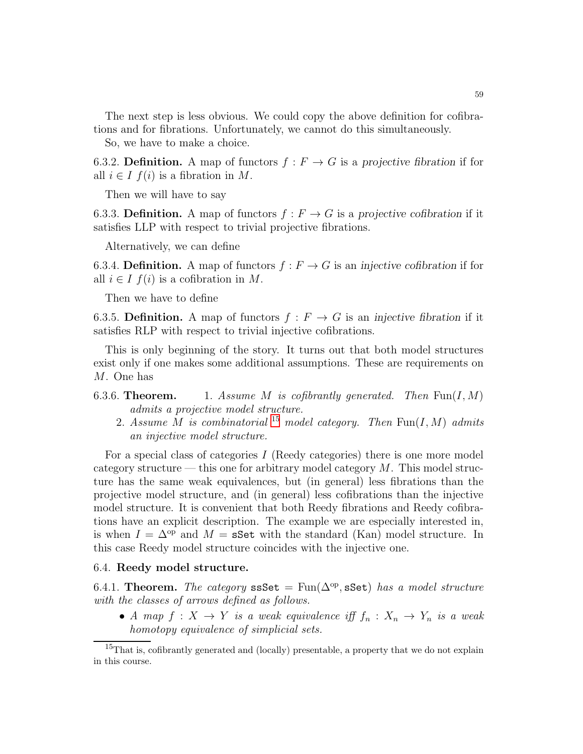The next step is less obvious. We could copy the above definition for cofibrations and for fibrations. Unfortunately, we cannot do this simultaneously.

So, we have to make a choice.

6.3.2. **Definition.** A map of functors $f : F \to G$ is a *projective fibration* if for all $i \in I$ $f(i)$ is a fibration in $M$.

Then we will have to say

6.3.3. **Definition.** A map of functors $f : F \to G$ is a *projective cofibration* if it satisfies LLP with respect to trivial projective fibrations.

Alternatively, we can define

6.3.4. **Definition.** A map of functors $f : F \to G$ is an *injective cofibration* if for all $i \in I$ $f(i)$ is a cofibration in $M$.

Then we have to define

6.3.5. **Definition.** A map of functors $f : F \to G$ is an *injective fibration* if it satisfies RLP with respect to trivial injective cofibrations.

This is only beginning of the story. It turns out that both model structures exist only if one makes some additional assumptions. These are requirements on $M$. One has

6.3.6. **Theorem.**
1. *Assume $M$ is cofibrantly generated. Then $\mathrm{Fun}(I, M)$ admits a projective model structure.*
2. *Assume $M$ is combinatorial* [15] *model category. Then $\mathrm{Fun}(I, M)$ admits an injective model structure.*

For a special class of categories $I$ (Reedy categories) there is one more model category structure — this one for arbitrary model category $M$. This model structure has the same weak equivalences, but (in general) less fibrations than the projective model structure, and (in general) less cofibrations than the injective model structure. It is convenient that both Reedy fibrations and Reedy cofibrations have an explicit description. The example we are especially interested in, is when $I = \Delta^{\mathrm{op}}$ and $M = \mathtt{sSet}$ with the standard (Kan) model structure. In this case Reedy model structure coincides with the injective one.

## 6.4. Reedy model structure.

6.4.1. **Theorem.** *The category $\mathtt{ssSet} = \mathrm{Fun}(\Delta^{\mathrm{op}}, \mathtt{sSet})$ has a model structure with the classes of arrows defined as follows.*

- *A map $f : X \to Y$ is a weak equivalence iff $f_n : X_n \to Y_n$ is a weak homotopy equivalence of simplicial sets.*

[15] That is, cofibrantly generated and (locally) presentable, a property that we do not explain in this course.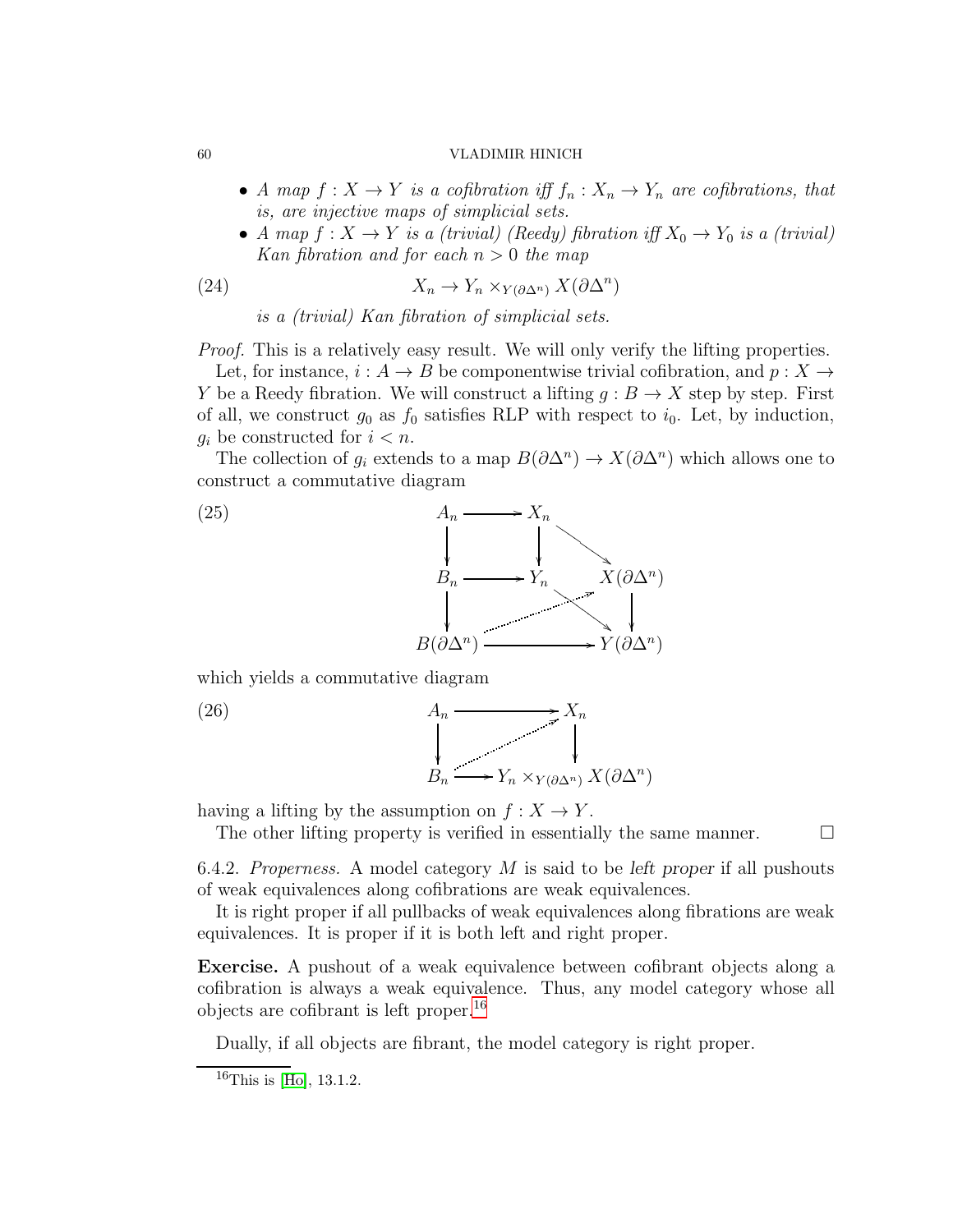- *A map $f : X \to Y$ is a cofibration iff $f_n : X_n \to Y_n$ are cofibrations, that is, are injective maps of simplicial sets.*
- *A map $f : X \to Y$ is a (trivial) (Reedy) fibration iff $X_0 \to Y_0$ is a (trivial) Kan fibration and for each $n > 0$ the map*

$$X_n \to Y_n \times_{Y(\partial\Delta^n)} X(\partial\Delta^n) \tag{24}$$

*is a (trivial) Kan fibration of simplicial sets.*

*Proof.* This is a relatively easy result. We will only verify the lifting properties.

Let, for instance, $i : A \to B$ be componentwise trivial cofibration, and $p : X \to Y$ be a Reedy fibration. We will construct a lifting $g : B \to X$ step by step. First of all, we construct $g_0$ as $f_0$ satisfies RLP with respect to $i_0$. Let, by induction, $g_i$ be constructed for $i < n$.

The collection of $g_i$ extends to a map $B(\partial\Delta^n) \to X(\partial\Delta^n)$ which allows one to construct a commutative diagram

$$\begin{array}{ccccc}
A_n & \longrightarrow & X_n & & \\
\downarrow & & \downarrow & \searrow & \\
B_n & \longrightarrow & Y_n & & X(\partial\Delta^n) \\
\downarrow & & & \searrow & \downarrow \\
B(\partial\Delta^n) & & \longrightarrow & & Y(\partial\Delta^n)
\end{array} \tag{25}$$

(with a dotted arrow $B(\partial\Delta^n) \dashrightarrow X(\partial\Delta^n)$) which yields a commutative diagram

$$\begin{array}{ccc}
A_n & \longrightarrow & X_n \\
\downarrow & \nearrow & \downarrow \\
B_n & \longrightarrow & Y_n \times_{Y(\partial\Delta^n)} X(\partial\Delta^n)
\end{array} \tag{26}$$

having a lifting by the assumption on $f : X \to Y$.

The other lifting property is verified in essentially the same manner. $\square$

6.4.2. *Properness.* A model category $M$ is said to be *left proper* if all pushouts of weak equivalences along cofibrations are weak equivalences.

It is right proper if all pullbacks of weak equivalences along fibrations are weak equivalences. It is proper if it is both left and right proper.

**Exercise.** A pushout of a weak equivalence between cofibrant objects along a cofibration is always a weak equivalence. Thus, any model category whose all objects are cofibrant is left proper.[16]

Dually, if all objects are fibrant, the model category is right proper.

[16] This is [Ho], 13.1.2.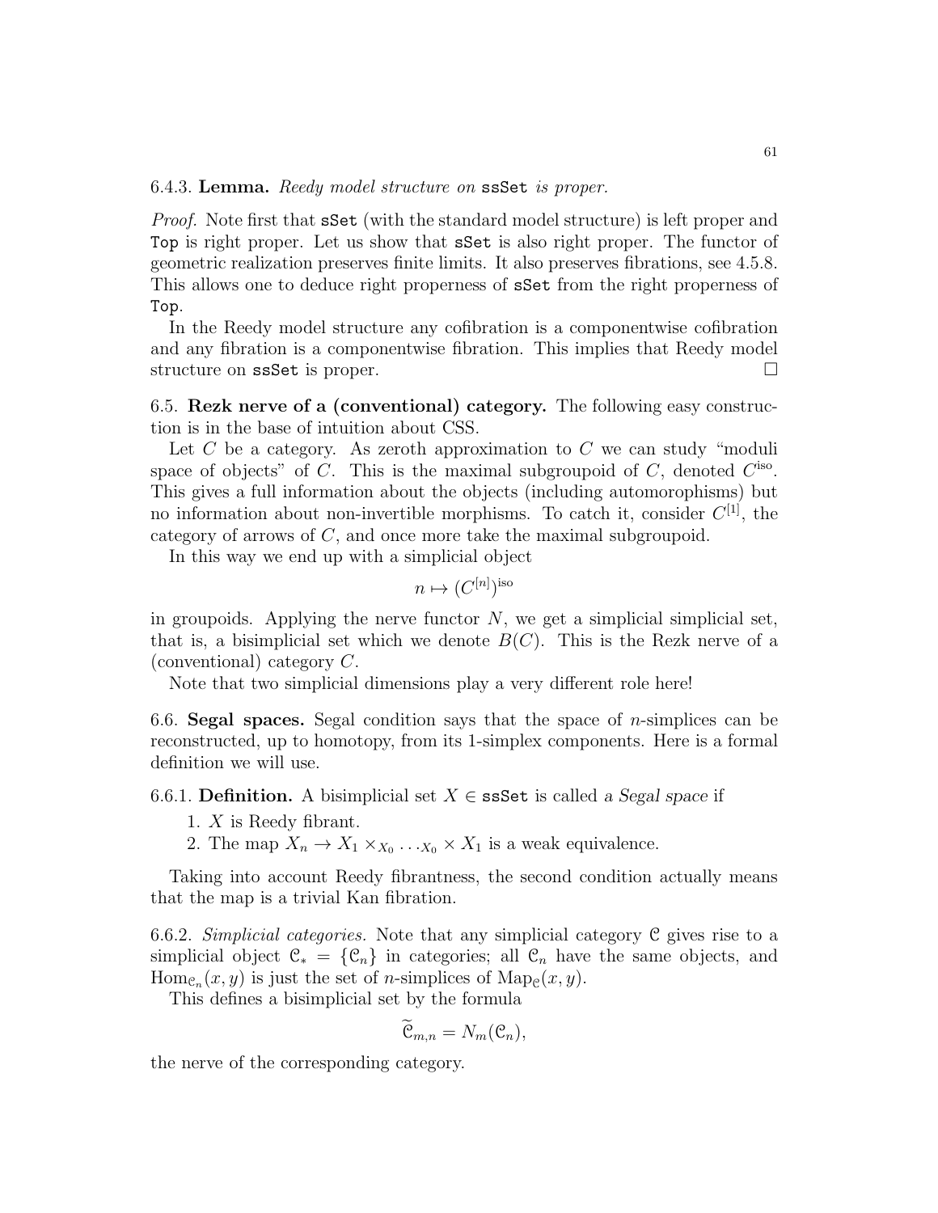6.4.3. **Lemma.** *Reedy model structure on* `ssSet` *is proper.*

*Proof.* Note first that `sSet` (with the standard model structure) is left proper and `Top` is right proper. Let us show that `sSet` is also right proper. The functor of geometric realization preserves finite limits. It also preserves fibrations, see 4.5.8. This allows one to deduce right properness of `sSet` from the right properness of `Top`.

In the Reedy model structure any cofibration is a componentwise cofibration and any fibration is a componentwise fibration. This implies that Reedy model structure on `ssSet` is proper. □

6.5. **Rezk nerve of a (conventional) category.** The following easy construction is in the base of intuition about CSS.

Let $C$ be a category. As zeroth approximation to $C$ we can study "moduli space of objects" of $C$. This is the maximal subgroupoid of $C$, denoted $C^{\mathrm{iso}}$. This gives a full information about the objects (including automorphisms) but no information about non-invertible morphisms. To catch it, consider $C^{[1]}$, the category of arrows of $C$, and once more take the maximal subgroupoid.

In this way we end up with a simplicial object

$$n \mapsto (C^{[n]})^{\mathrm{iso}}$$

in groupoids. Applying the nerve functor $N$, we get a simplicial simplicial set, that is, a bisimplicial set which we denote $B(C)$. This is the Rezk nerve of a (conventional) category $C$.

Note that two simplicial dimensions play a very different role here!

6.6. **Segal spaces.** Segal condition says that the space of $n$-simplices can be reconstructed, up to homotopy, from its 1-simplex components. Here is a formal definition we will use.

6.6.1. **Definition.** A bisimplicial set $X \in$ `ssSet` is called *a Segal space* if

1. $X$ is Reedy fibrant.
2. The map $X_n \to X_1 \times_{X_0} \ldots_{X_0} \times X_1$ is a weak equivalence.

Taking into account Reedy fibrantness, the second condition actually means that the map is a trivial Kan fibration.

6.6.2. *Simplicial categories.* Note that any simplicial category $\mathcal{C}$ gives rise to a simplicial object $\mathcal{C}_* = \{\mathcal{C}_n\}$ in categories; all $\mathcal{C}_n$ have the same objects, and $\mathrm{Hom}_{\mathcal{C}_n}(x, y)$ is just the set of $n$-simplices of $\mathrm{Map}_{\mathcal{C}}(x, y)$.

This defines a bisimplicial set by the formula

$$\widetilde{\mathcal{C}}_{m,n} = N_m(\mathcal{C}_n),$$

the nerve of the corresponding category.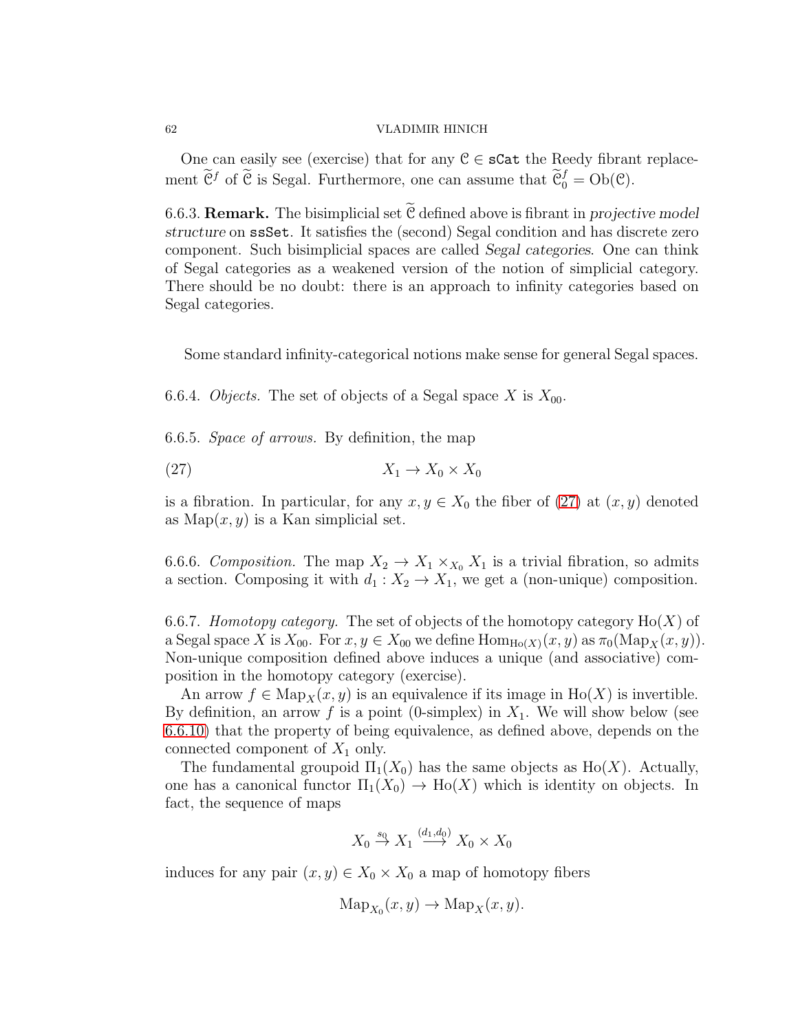One can easily see (exercise) that for any $\mathcal{C} \in$ `sCat` the Reedy fibrant replacement $\widetilde{\mathcal{C}}^f$ of $\widetilde{\mathcal{C}}$ is Segal. Furthermore, one can assume that $\widetilde{\mathcal{C}}^f_0 = \mathrm{Ob}(\mathcal{C})$.

6.6.3. **Remark.** The bisimplicial set $\widetilde{\mathcal{C}}$ defined above is fibrant in *projective model structure* on `ssSet`. It satisfies the (second) Segal condition and has discrete zero component. Such bisimplicial spaces are called *Segal categories*. One can think of Segal categories as a weakened version of the notion of simplicial category. There should be no doubt: there is an approach to infinity categories based on Segal categories.

Some standard infinity-categorical notions make sense for general Segal spaces.

6.6.4. *Objects.* The set of objects of a Segal space $X$ is $X_{00}$.

6.6.5. *Space of arrows.* By definition, the map

$$X_1 \to X_0 \times X_0 \tag{27}$$

is a fibration. In particular, for any $x, y \in X_0$ the fiber of (27) at $(x, y)$ denoted as $\mathrm{Map}(x, y)$ is a Kan simplicial set.

6.6.6. *Composition.* The map $X_2 \to X_1 \times_{X_0} X_1$ is a trivial fibration, so admits a section. Composing it with $d_1 : X_2 \to X_1$, we get a (non-unique) composition.

6.6.7. *Homotopy category.* The set of objects of the homotopy category $\mathrm{Ho}(X)$ of a Segal space $X$ is $X_{00}$. For $x, y \in X_{00}$ we define $\mathrm{Hom}_{\mathrm{Ho}(X)}(x, y)$ as $\pi_0(\mathrm{Map}_X(x, y))$. Non-unique composition defined above induces a unique (and associative) composition in the homotopy category (exercise).

An arrow $f \in \mathrm{Map}_X(x, y)$ is an equivalence if its image in $\mathrm{Ho}(X)$ is invertible. By definition, an arrow $f$ is a point (0-simplex) in $X_1$. We will show below (see 6.6.10) that the property of being equivalence, as defined above, depends on the connected component of $X_1$ only.

The fundamental groupoid $\Pi_1(X_0)$ has the same objects as $\mathrm{Ho}(X)$. Actually, one has a canonical functor $\Pi_1(X_0) \to \mathrm{Ho}(X)$ which is identity on objects. In fact, the sequence of maps

$$X_0 \stackrel{s_0}{\to} X_1 \stackrel{(d_1,d_0)}{\longrightarrow} X_0 \times X_0$$

induces for any pair $(x, y) \in X_0 \times X_0$ a map of homotopy fibers

$$\mathrm{Map}_{X_0}(x, y) \to \mathrm{Map}_X(x, y).$$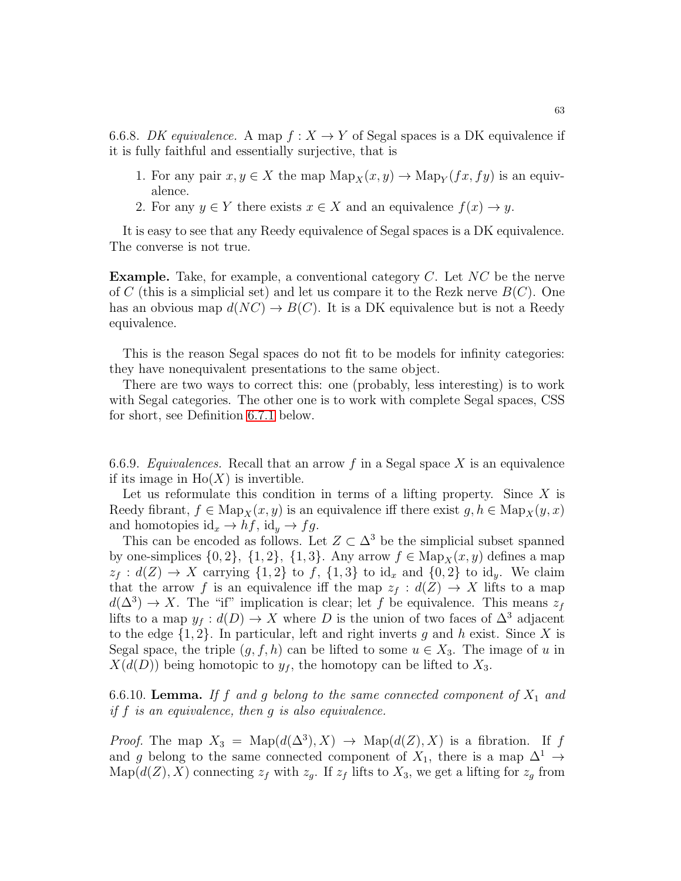6.6.8. *DK equivalence.* A map $f : X \to Y$ of Segal spaces is a DK equivalence if it is fully faithful and essentially surjective, that is

1. For any pair $x, y \in X$ the map $\mathrm{Map}_X(x, y) \to \mathrm{Map}_Y(fx, fy)$ is an equivalence.
2. For any $y \in Y$ there exists $x \in X$ and an equivalence $f(x) \to y$.

It is easy to see that any Reedy equivalence of Segal spaces is a DK equivalence. The converse is not true.

**Example.** Take, for example, a conventional category $C$. Let $NC$ be the nerve of $C$ (this is a simplicial set) and let us compare it to the Rezk nerve $B(C)$. One has an obvious map $d(NC) \to B(C)$. It is a DK equivalence but is not a Reedy equivalence.

This is the reason Segal spaces do not fit to be models for infinity categories: they have nonequivalent presentations to the same object.

There are two ways to correct this: one (probably, less interesting) is to work with Segal categories. The other one is to work with complete Segal spaces, CSS for short, see Definition 6.7.1 below.

6.6.9. *Equivalences.* Recall that an arrow $f$ in a Segal space $X$ is an equivalence if its image in $\mathrm{Ho}(X)$ is invertible.

Let us reformulate this condition in terms of a lifting property. Since $X$ is Reedy fibrant, $f \in \mathrm{Map}_X(x, y)$ is an equivalence iff there exist $g, h \in \mathrm{Map}_X(y, x)$ and homotopies $\mathrm{id}_x \to hf$, $\mathrm{id}_y \to fg$.

This can be encoded as follows. Let $Z \subset \Delta^3$ be the simplicial subset spanned by one-simplices $\{0, 2\}$, $\{1, 2\}$, $\{1, 3\}$. Any arrow $f \in \mathrm{Map}_X(x, y)$ defines a map $z_f : d(Z) \to X$ carrying $\{1, 2\}$ to $f$, $\{1, 3\}$ to $\mathrm{id}_x$ and $\{0, 2\}$ to $\mathrm{id}_y$. We claim that the arrow $f$ is an equivalence iff the map $z_f : d(Z) \to X$ lifts to a map $d(\Delta^3) \to X$. The "if" implication is clear; let $f$ be equivalence. This means $z_f$ lifts to a map $y_f : d(D) \to X$ where $D$ is the union of two faces of $\Delta^3$ adjacent to the edge $\{1, 2\}$. In particular, left and right inverts $g$ and $h$ exist. Since $X$ is Segal space, the triple $(g, f, h)$ can be lifted to some $u \in X_3$. The image of $u$ in $X(d(D))$ being homotopic to $y_f$, the homotopy can be lifted to $X_3$.

6.6.10. **Lemma.** *If $f$ and $g$ belong to the same connected component of $X_1$ and if $f$ is an equivalence, then $g$ is also equivalence.*

*Proof.* The map $X_3 = \mathrm{Map}(d(\Delta^3), X) \to \mathrm{Map}(d(Z), X)$ is a fibration. If $f$ and $g$ belong to the same connected component of $X_1$, there is a map $\Delta^1 \to \mathrm{Map}(d(Z), X)$ connecting $z_f$ with $z_g$. If $z_f$ lifts to $X_3$, we get a lifting for $z_g$ from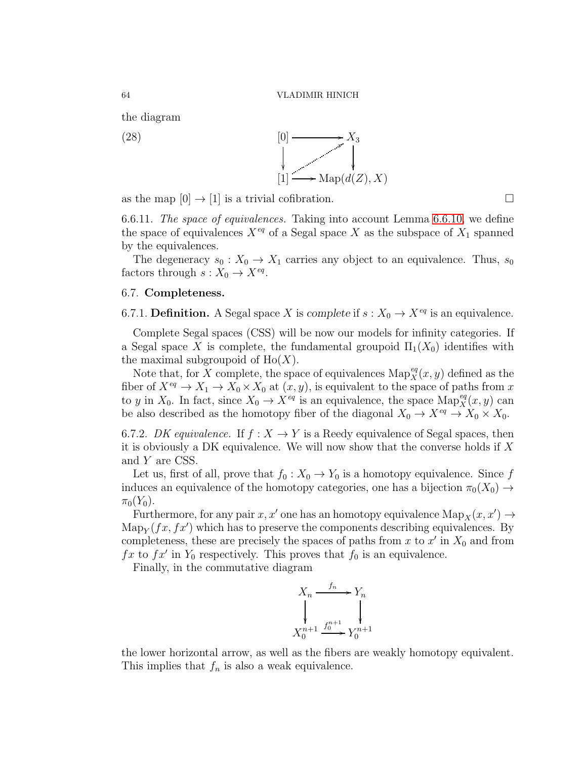the diagram

$$
\begin{array}{ccc}
[0] & \longrightarrow & X_3 \\
\downarrow & \nearrow & \downarrow \\
[1] & \longrightarrow & \mathrm{Map}(d(Z), X)
\end{array}
\tag{28}
$$

as the map $[0] \to [1]$ is a trivial cofibration. $\square$

6.6.11. *The space of equivalences.* Taking into account Lemma 6.6.10, we define the space of equivalences $X^{eq}$ of a Segal space $X$ as the subspace of $X_1$ spanned by the equivalences.

The degeneracy $s_0 : X_0 \to X_1$ carries any object to an equivalence. Thus, $s_0$ factors through $s : X_0 \to X^{eq}$.

## 6.7. Completeness.

6.7.1. **Definition.** A Segal space $X$ is *complete* if $s : X_0 \to X^{eq}$ is an equivalence.

Complete Segal spaces (CSS) will be now our models for infinity categories. If a Segal space $X$ is complete, the fundamental groupoid $\Pi_1(X_0)$ identifies with the maximal subgroupoid of $\mathrm{Ho}(X)$.

Note that, for $X$ complete, the space of equivalences $\mathrm{Map}^{eq}_X(x, y)$ defined as the fiber of $X^{eq} \to X_1 \to X_0 \times X_0$ at $(x, y)$, is equivalent to the space of paths from $x$ to $y$ in $X_0$. In fact, since $X_0 \to X^{eq}$ is an equivalence, the space $\mathrm{Map}^{eq}_X(x, y)$ can be also described as the homotopy fiber of the diagonal $X_0 \to X^{eq} \to X_0 \times X_0$.

6.7.2. *DK equivalence.* If $f : X \to Y$ is a Reedy equivalence of Segal spaces, then it is obviously a DK equivalence. We will now show that the converse holds if $X$ and $Y$ are CSS.

Let us, first of all, prove that $f_0 : X_0 \to Y_0$ is a homotopy equivalence. Since $f$ induces an equivalence of the homotopy categories, one has a bijection $\pi_0(X_0) \to \pi_0(Y_0)$.

Furthermore, for any pair $x, x'$ one has an homotopy equivalence $\mathrm{Map}_X(x, x') \to \mathrm{Map}_Y(fx, fx')$ which has to preserve the components describing equivalences. By completeness, these are precisely the spaces of paths from $x$ to $x'$ in $X_0$ and from $fx$ to $fx'$ in $Y_0$ respectively. This proves that $f_0$ is an equivalence.

Finally, in the commutative diagram

$$
\begin{array}{ccc}
X_n & \xrightarrow{f_n} & Y_n \\
\downarrow & & \downarrow \\
X_0^{n+1} & \xrightarrow{f_0^{n+1}} & Y_0^{n+1}
\end{array}
$$

the lower horizontal arrow, as well as the fibers are weakly homotopy equivalent. This implies that $f_n$ is also a weak equivalence.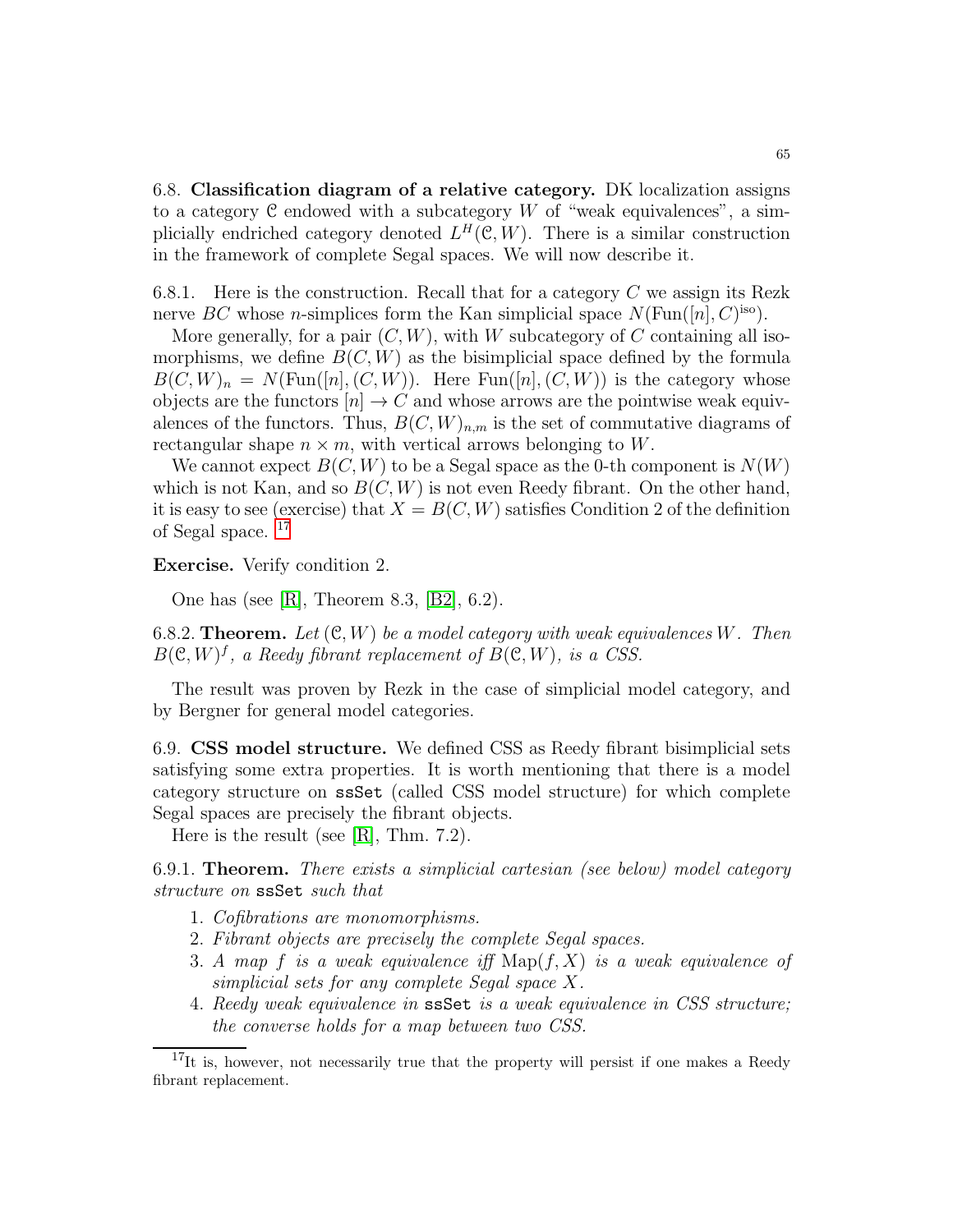6.8. **Classification diagram of a relative category.** DK localization assigns to a category $\mathcal{C}$ endowed with a subcategory $W$ of "weak equivalences", a simplicially endriched category denoted $L^H(\mathcal{C}, W)$. There is a similar construction in the framework of complete Segal spaces. We will now describe it.

6.8.1. Here is the construction. Recall that for a category $C$ we assign its Rezk nerve $BC$ whose $n$-simplices form the Kan simplicial space $N(\mathrm{Fun}([n], C)^{\mathrm{iso}})$.

More generally, for a pair $(C, W)$, with $W$ subcategory of $C$ containing all isomorphisms, we define $B(C, W)$ as the bisimplicial space defined by the formula $B(C, W)_n = N(\mathrm{Fun}([n], (C, W))$. Here $\mathrm{Fun}([n], (C, W))$ is the category whose objects are the functors $[n] \to C$ and whose arrows are the pointwise weak equivalences of the functors. Thus, $B(C, W)_{n,m}$ is the set of commutative diagrams of rectangular shape $n \times m$, with vertical arrows belonging to $W$.

We cannot expect $B(C, W)$ to be a Segal space as the 0-th component is $N(W)$ which is not Kan, and so $B(C, W)$ is not even Reedy fibrant. On the other hand, it is easy to see (exercise) that $X = B(C, W)$ satisfies Condition 2 of the definition of Segal space. [17]

**Exercise.** Verify condition 2.

One has (see [R], Theorem 8.3, [B2], 6.2).

6.8.2. **Theorem.** *Let $(\mathcal{C}, W)$ be a model category with weak equivalences $W$. Then $B(\mathcal{C}, W)^f$, a Reedy fibrant replacement of $B(\mathcal{C}, W)$, is a CSS.*

The result was proven by Rezk in the case of simplicial model category, and by Bergner for general model categories.

6.9. **CSS model structure.** We defined CSS as Reedy fibrant bisimplicial sets satisfying some extra properties. It is worth mentioning that there is a model category structure on `ssSet` (called CSS model structure) for which complete Segal spaces are precisely the fibrant objects.

Here is the result (see [R], Thm. 7.2).

6.9.1. **Theorem.** *There exists a simplicial cartesian (see below) model category structure on* `ssSet` *such that*

1. *Cofibrations are monomorphisms.*
2. *Fibrant objects are precisely the complete Segal spaces.*
3. *A map $f$ is a weak equivalence iff $\mathrm{Map}(f, X)$ is a weak equivalence of simplicial sets for any complete Segal space $X$.*
4. *Reedy weak equivalence in* `ssSet` *is a weak equivalence in CSS structure; the converse holds for a map between two CSS.*

[17] It is, however, not necessarily true that the property will persist if one makes a Reedy fibrant replacement.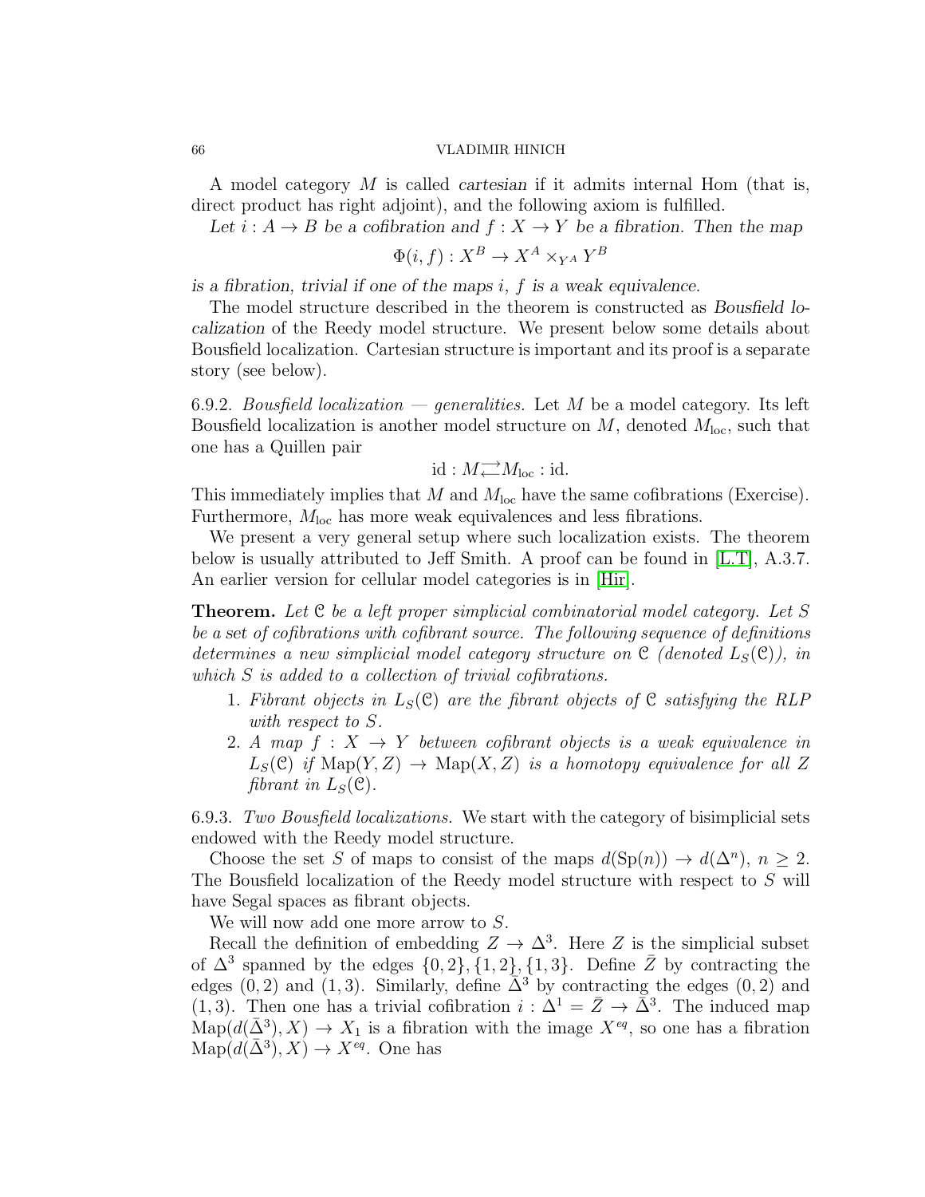A model category $M$ is called *cartesian* if it admits internal Hom (that is, direct product has right adjoint), and the following axiom is fulfilled.

*Let $i : A \to B$ be a cofibration and $f : X \to Y$ be a fibration. Then the map*

$$\Phi(i, f) : X^B \to X^A \times_{Y^A} Y^B$$

*is a fibration, trivial if one of the maps $i$, $f$ is a weak equivalence.*

The model structure described in the theorem is constructed as *Bousfield localization* of the Reedy model structure. We present below some details about Bousfield localization. Cartesian structure is important and its proof is a separate story (see below).

6.9.2. *Bousfield localization — generalities.* Let $M$ be a model category. Its left Bousfield localization is another model structure on $M$, denoted $M_{\mathrm{loc}}$, such that one has a Quillen pair

$$\mathrm{id} : M \rightleftarrows M_{\mathrm{loc}} : \mathrm{id}.$$

This immediately implies that $M$ and $M_{\mathrm{loc}}$ have the same cofibrations (Exercise). Furthermore, $M_{\mathrm{loc}}$ has more weak equivalences and less fibrations.

We present a very general setup where such localization exists. The theorem below is usually attributed to Jeff Smith. A proof can be found in [L.T], A.3.7. An earlier version for cellular model categories is in [Hir].

**Theorem.** *Let $\mathcal{C}$ be a left proper simplicial combinatorial model category. Let $S$ be a set of cofibrations with cofibrant source. The following sequence of definitions determines a new simplicial model category structure on $\mathcal{C}$ (denoted $L_S(\mathcal{C})$), in which $S$ is added to a collection of trivial cofibrations.*

1. *Fibrant objects in $L_S(\mathcal{C})$ are the fibrant objects of $\mathcal{C}$ satisfying the RLP with respect to $S$.*
2. *A map $f : X \to Y$ between cofibrant objects is a weak equivalence in $L_S(\mathcal{C})$ if $\mathrm{Map}(Y, Z) \to \mathrm{Map}(X, Z)$ is a homotopy equivalence for all $Z$ fibrant in $L_S(\mathcal{C})$.*

6.9.3. *Two Bousfield localizations.* We start with the category of bisimplicial sets endowed with the Reedy model structure.

Choose the set $S$ of maps to consist of the maps $d(\mathrm{Sp}(n)) \to d(\Delta^n)$, $n \geq 2$. The Bousfield localization of the Reedy model structure with respect to $S$ will have Segal spaces as fibrant objects.

We will now add one more arrow to $S$.

Recall the definition of embedding $Z \to \Delta^3$. Here $Z$ is the simplicial subset of $\Delta^3$ spanned by the edges $\{0, 2\}, \{1, 2\}, \{1, 3\}$. Define $\bar{Z}$ by contracting the edges $(0, 2)$ and $(1, 3)$. Similarly, define $\bar{\Delta}^3$ by contracting the edges $(0, 2)$ and $(1, 3)$. Then one has a trivial cofibration $i : \Delta^1 = \bar{Z} \to \bar{\Delta}^3$. The induced map $\mathrm{Map}(d(\bar{\Delta}^3), X) \to X_1$ is a fibration with the image $X^{eq}$, so one has a fibration $\mathrm{Map}(d(\bar{\Delta}^3), X) \to X^{eq}$. One has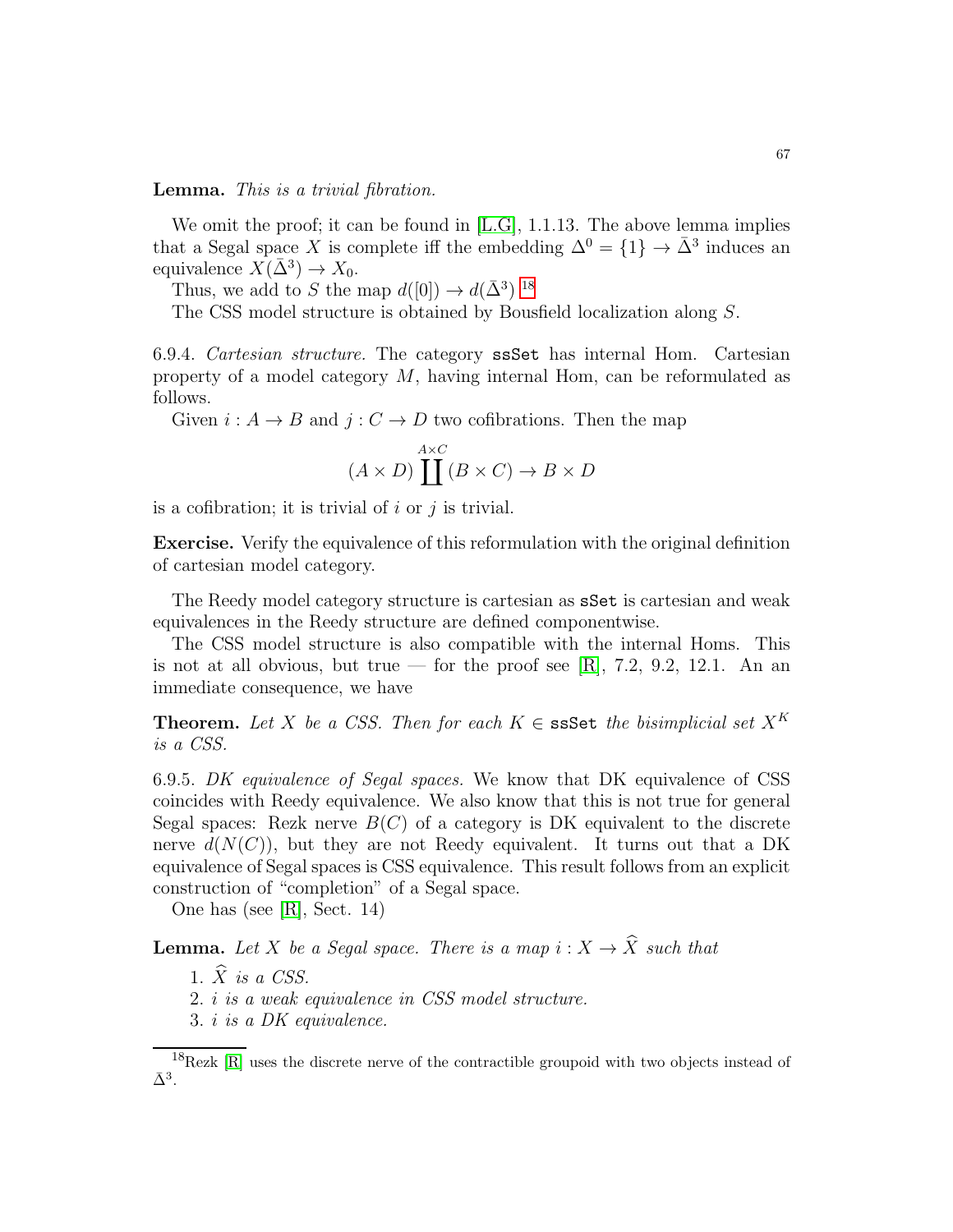**Lemma.** *This is a trivial fibration.*

We omit the proof; it can be found in [L.G], 1.1.13. The above lemma implies that a Segal space $X$ is complete iff the embedding $\Delta^0 = \{1\} \to \bar{\Delta}^3$ induces an equivalence $X(\bar{\Delta}^3) \to X_0$.

Thus, we add to $S$ the map $d([0]) \to d(\bar{\Delta}^3)$.[18]

The CSS model structure is obtained by Bousfield localization along $S$.

6.9.4. *Cartesian structure.* The category `ssSet` has internal Hom. Cartesian property of a model category $M$, having internal Hom, can be reformulated as follows.

Given $i : A \to B$ and $j : C \to D$ two cofibrations. Then the map

$$(A \times D) \coprod^{A \times C} (B \times C) \to B \times D$$

is a cofibration; it is trivial of $i$ or $j$ is trivial.

**Exercise.** Verify the equivalence of this reformulation with the original definition of cartesian model category.

The Reedy model category structure is cartesian as `sSet` is cartesian and weak equivalences in the Reedy structure are defined componentwise.

The CSS model structure is also compatible with the internal Homs. This is not at all obvious, but true — for the proof see [R], 7.2, 9.2, 12.1. An an immediate consequence, we have

**Theorem.** *Let $X$ be a CSS. Then for each $K \in$ `ssSet` the bisimplicial set $X^K$ is a CSS.*

6.9.5. *DK equivalence of Segal spaces.* We know that DK equivalence of CSS coincides with Reedy equivalence. We also know that this is not true for general Segal spaces: Rezk nerve $B(C)$ of a category is DK equivalent to the discrete nerve $d(N(C))$, but they are not Reedy equivalent. It turns out that a DK equivalence of Segal spaces is CSS equivalence. This result follows from an explicit construction of "completion" of a Segal space.

One has (see [R], Sect. 14)

**Lemma.** *Let $X$ be a Segal space. There is a map $i : X \to \widehat{X}$ such that*

1. *$\widehat{X}$ is a CSS.*
2. *$i$ is a weak equivalence in CSS model structure.*
3. *$i$ is a DK equivalence.*

---

[18] Rezk [R] uses the discrete nerve of the contractible groupoid with two objects instead of $\bar{\Delta}^3$.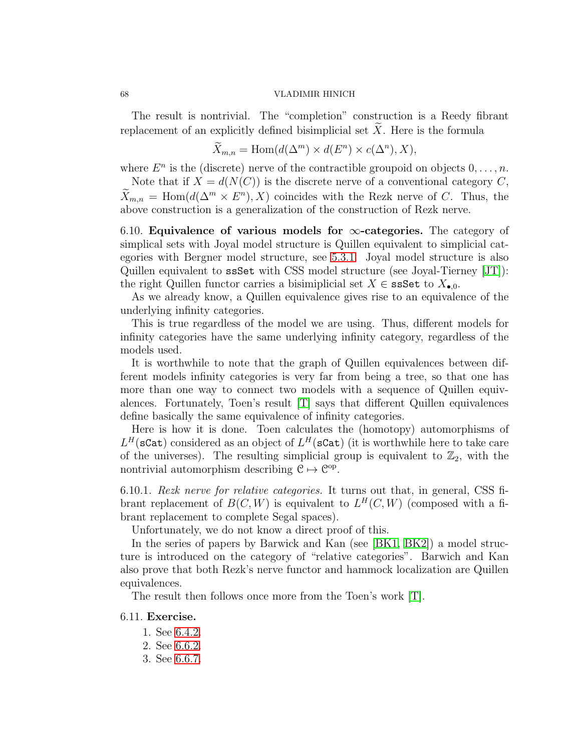The result is nontrivial. The "completion" construction is a Reedy fibrant replacement of an explicitly defined bisimplicial set $\widetilde{X}$. Here is the formula

$$\widetilde{X}_{m,n} = \mathrm{Hom}(d(\Delta^m) \times d(E^n) \times c(\Delta^n), X),$$

where $E^n$ is the (discrete) nerve of the contractible groupoid on objects $0, \ldots, n$.

Note that if $X = d(N(C))$ is the discrete nerve of a conventional category $C$, $\widetilde{X}_{m,n} = \mathrm{Hom}(d(\Delta^m \times E^n), X)$ coincides with the Rezk nerve of $C$. Thus, the above construction is a generalization of the construction of Rezk nerve.

6.10. **Equivalence of various models for $\infty$-categories.** The category of simplical sets with Joyal model structure is Quillen equivalent to simplicial categories with Bergner model structure, see 5.3.1. Joyal model structure is also Quillen equivalent to $\mathtt{ssSet}$ with CSS model structure (see Joyal-Tierney [JT]): the right Quillen functor carries a bisimiplicial set $X \in \mathtt{ssSet}$ to $X_{\bullet,0}$.

As we already know, a Quillen equivalence gives rise to an equivalence of the underlying infinity categories.

This is true regardless of the model we are using. Thus, different models for infinity categories have the same underlying infinity category, regardless of the models used.

It is worthwhile to note that the graph of Quillen equivalences between different models infinity categories is very far from being a tree, so that one has more than one way to connect two models with a sequence of Quillen equivalences. Fortunately, Toen's result [T] says that different Quillen equivalences define basically the same equivalence of infinity categories.

Here is how it is done. Toen calculates the (homotopy) automorphisms of $L^H(\mathtt{sCat})$ considered as an object of $L^H(\mathtt{sCat})$ (it is worthwhile here to take care of the universes). The resulting simplicial group is equivalent to $\mathbb{Z}_2$, with the nontrivial automorphism describing $\mathcal{C} \mapsto \mathcal{C}^{\mathrm{op}}$.

6.10.1. *Rezk nerve for relative categories.* It turns out that, in general, CSS fibrant replacement of $B(C,W)$ is equivalent to $L^H(C,W)$ (composed with a fibrant replacement to complete Segal spaces).

Unfortunately, we do not know a direct proof of this.

In the series of papers by Barwick and Kan (see [BK1, BK2]) a model structure is introduced on the category of "relative categories". Barwich and Kan also prove that both Rezk's nerve functor and hammock localization are Quillen equivalences.

The result then follows once more from the Toen's work [T].

6.11. **Exercise.**

1. See 6.4.2.
2. See 6.6.2.
3. See 6.6.7.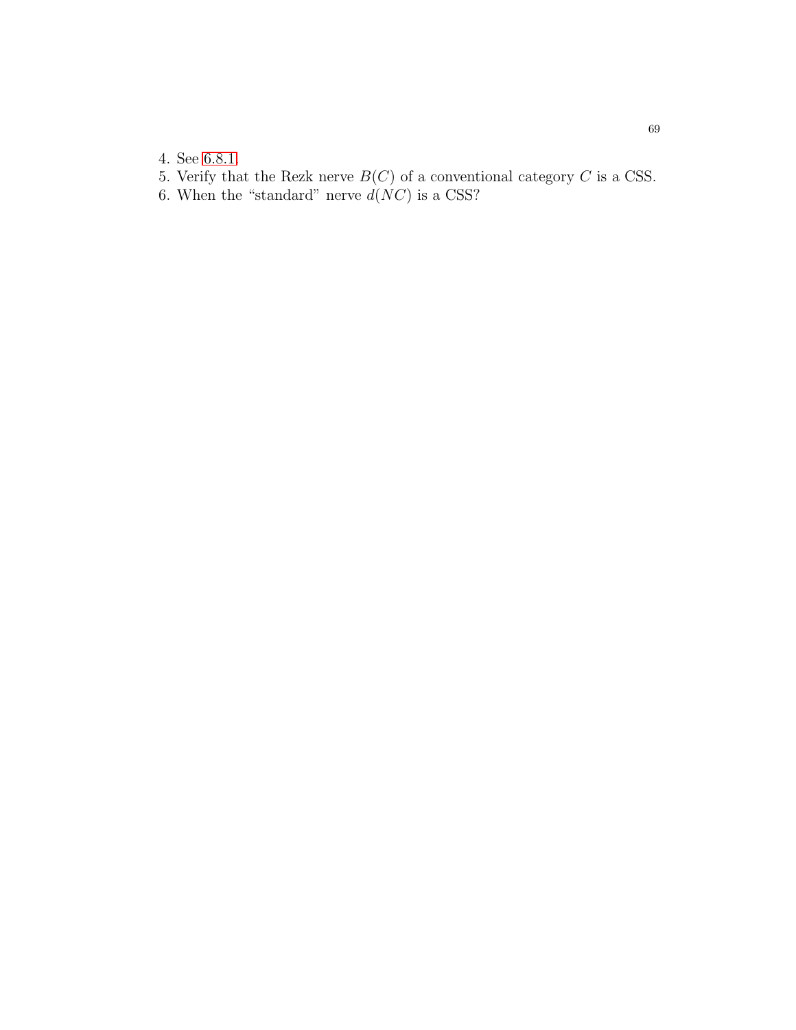4. See 6.8.1.
5. Verify that the Rezk nerve $B(C)$ of a conventional category $C$ is a CSS.
6. When the "standard" nerve $d(NC)$ is a CSS?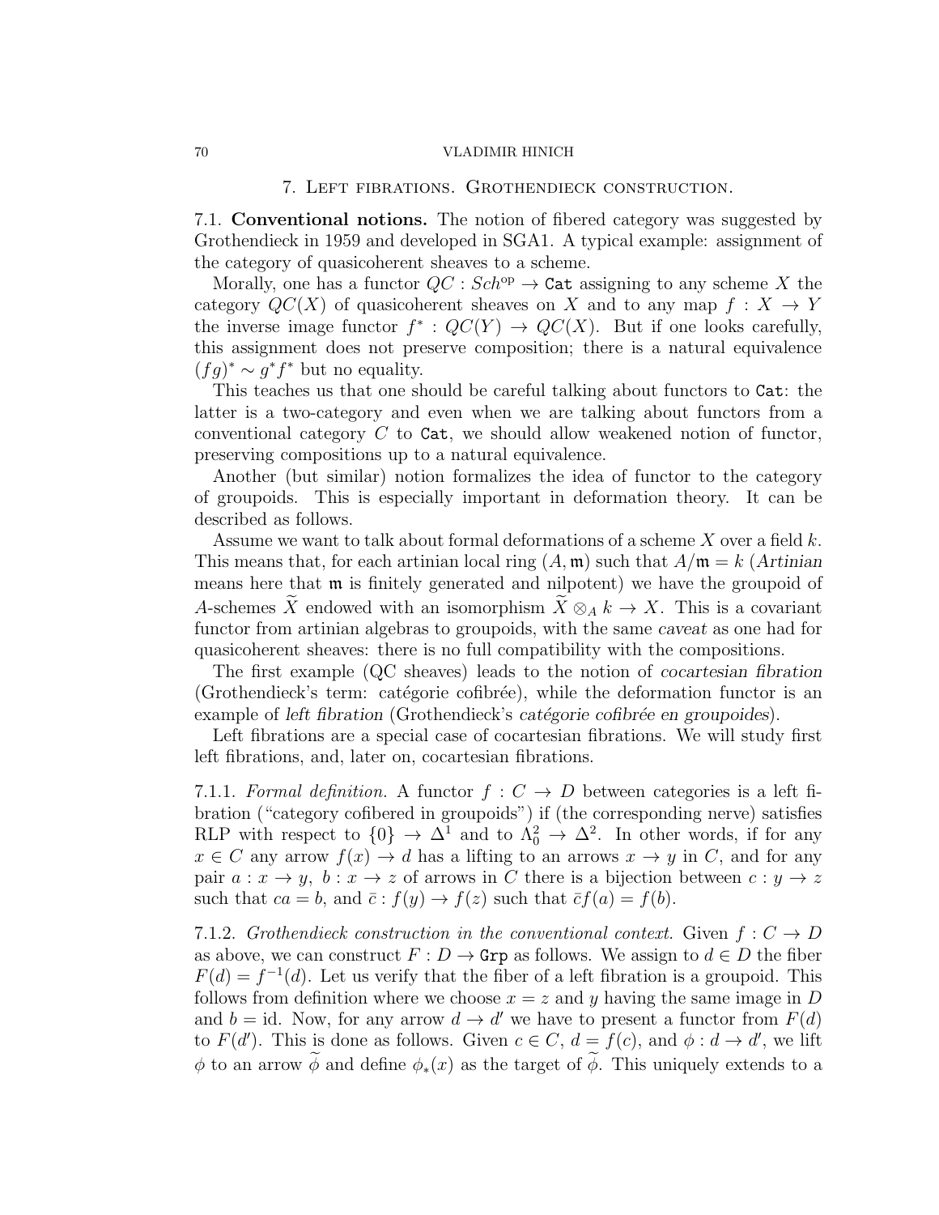## 7. Left fibrations. Grothendieck construction.

7.1. **Conventional notions.** The notion of fibered category was suggested by Grothendieck in 1959 and developed in SGA1. A typical example: assignment of the category of quasicoherent sheaves to a scheme.

Morally, one has a functor $QC : Sch^{\mathrm{op}} \to \mathtt{Cat}$ assigning to any scheme $X$ the category $QC(X)$ of quasicoherent sheaves on $X$ and to any map $f : X \to Y$ the inverse image functor $f^* : QC(Y) \to QC(X)$. But if one looks carefully, this assignment does not preserve composition; there is a natural equivalence $(fg)^* \sim g^* f^*$ but no equality.

This teaches us that one should be careful talking about functors to $\mathtt{Cat}$: the latter is a two-category and even when we are talking about functors from a conventional category $C$ to $\mathtt{Cat}$, we should allow weakened notion of functor, preserving compositions up to a natural equivalence.

Another (but similar) notion formalizes the idea of functor to the category of groupoids. This is especially important in deformation theory. It can be described as follows.

Assume we want to talk about formal deformations of a scheme $X$ over a field $k$. This means that, for each artinian local ring $(A, \mathfrak{m})$ such that $A/\mathfrak{m} = k$ (*Artinian* means here that $\mathfrak{m}$ is finitely generated and nilpotent) we have the groupoid of $A$-schemes $\widetilde{X}$ endowed with an isomorphism $\widetilde{X} \otimes_A k \to X$. This is a covariant functor from artinian algebras to groupoids, with the same *caveat* as one had for quasicoherent sheaves: there is no full compatibility with the compositions.

The first example (QC sheaves) leads to the notion of *cocartesian fibration* (Grothendieck's term: catégorie cofibrée), while the deformation functor is an example of *left fibration* (Grothendieck's *catégorie cofibrée en groupoides*).

Left fibrations are a special case of cocartesian fibrations. We will study first left fibrations, and, later on, cocartesian fibrations.

7.1.1. *Formal definition.* A functor $f : C \to D$ between categories is a left fibration ("category cofibered in groupoids") if (the corresponding nerve) satisfies RLP with respect to $\{0\} \to \Delta^1$ and to $\Lambda^2_0 \to \Delta^2$. In other words, if for any $x \in C$ any arrow $f(x) \to d$ has a lifting to an arrows $x \to y$ in $C$, and for any pair $a : x \to y,\ b : x \to z$ of arrows in $C$ there is a bijection between $c : y \to z$ such that $ca = b$, and $\bar{c} : f(y) \to f(z)$ such that $\bar{c} f(a) = f(b)$.

7.1.2. *Grothendieck construction in the conventional context.* Given $f : C \to D$ as above, we can construct $F : D \to \mathtt{Grp}$ as follows. We assign to $d \in D$ the fiber $F(d) = f^{-1}(d)$. Let us verify that the fiber of a left fibration is a groupoid. This follows from definition where we choose $x = z$ and $y$ having the same image in $D$ and $b = \mathrm{id}$. Now, for any arrow $d \to d'$ we have to present a functor from $F(d)$ to $F(d')$. This is done as follows. Given $c \in C$, $d = f(c)$, and $\phi : d \to d'$, we lift $\phi$ to an arrow $\widetilde{\phi}$ and define $\phi_*(x)$ as the target of $\widetilde{\phi}$. This uniquely extends to a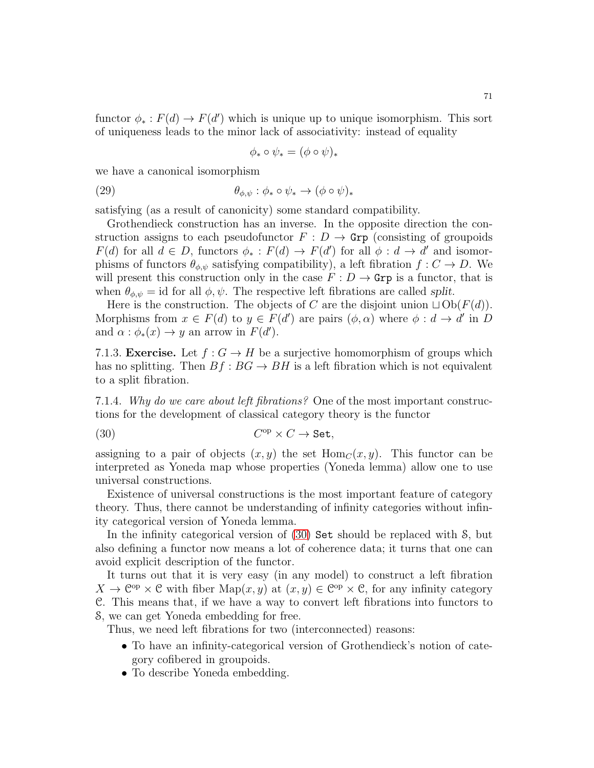functor $\phi_* : F(d) \to F(d')$ which is unique up to unique isomorphism. This sort of uniqueness leads to the minor lack of associativity: instead of equality

$$\phi_* \circ \psi_* = (\phi \circ \psi)_*$$

we have a canonical isomorphism

$$\theta_{\phi,\psi} : \phi_* \circ \psi_* \to (\phi \circ \psi)_* \tag{29}$$

satisfying (as a result of canonicity) some standard compatibility.

Grothendieck construction has an inverse. In the opposite direction the construction assigns to each pseudofunctor $F : D \to \mathtt{Grp}$ (consisting of groupoids $F(d)$ for all $d \in D$, functors $\phi_* : F(d) \to F(d')$ for all $\phi : d \to d'$ and isomorphisms of functors $\theta_{\phi,\psi}$ satisfying compatibility), a left fibration $f : C \to D$. We will present this construction only in the case $F : D \to \mathtt{Grp}$ is a functor, that is when $\theta_{\phi,\psi} = \mathrm{id}$ for all $\phi, \psi$. The respective left fibrations are called *split*.

Here is the construction. The objects of $C$ are the disjoint union $\sqcup \mathrm{Ob}(F(d))$. Morphisms from $x \in F(d)$ to $y \in F(d')$ are pairs $(\phi, \alpha)$ where $\phi : d \to d'$ in $D$ and $\alpha : \phi_*(x) \to y$ an arrow in $F(d')$.

7.1.3. **Exercise.** *Let $f : G \to H$ be a surjective homomorphism of groups which has no splitting. Then $Bf : BG \to BH$ is a left fibration which is not equivalent to a split fibration.*

7.1.4. *Why do we care about left fibrations?* One of the most important constructions for the development of classical category theory is the functor

$$C^{\mathrm{op}} \times C \to \mathtt{Set}, \tag{30}$$

assigning to a pair of objects $(x, y)$ the set $\mathrm{Hom}_C(x, y)$. This functor can be interpreted as Yoneda map whose properties (Yoneda lemma) allow one to use universal constructions.

Existence of universal constructions is the most important feature of category theory. Thus, there cannot be understanding of infinity categories without infinity categorical version of Yoneda lemma.

In the infinity categorical version of (30) $\mathtt{Set}$ should be replaced with $\mathcal{S}$, but also defining a functor now means a lot of coherence data; it turns that one can avoid explicit description of the functor.

It turns out that it is very easy (in any model) to construct a left fibration $X \to \mathcal{C}^{\mathrm{op}} \times \mathcal{C}$ with fiber $\mathrm{Map}(x, y)$ at $(x, y) \in \mathcal{C}^{\mathrm{op}} \times \mathcal{C}$, for any infinity category $\mathcal{C}$. This means that, if we have a way to convert left fibrations into functors to $\mathcal{S}$, we can get Yoneda embedding for free.

Thus, we need left fibrations for two (interconnected) reasons:

- To have an infinity-categorical version of Grothendieck's notion of category cofibered in groupoids.
- To describe Yoneda embedding.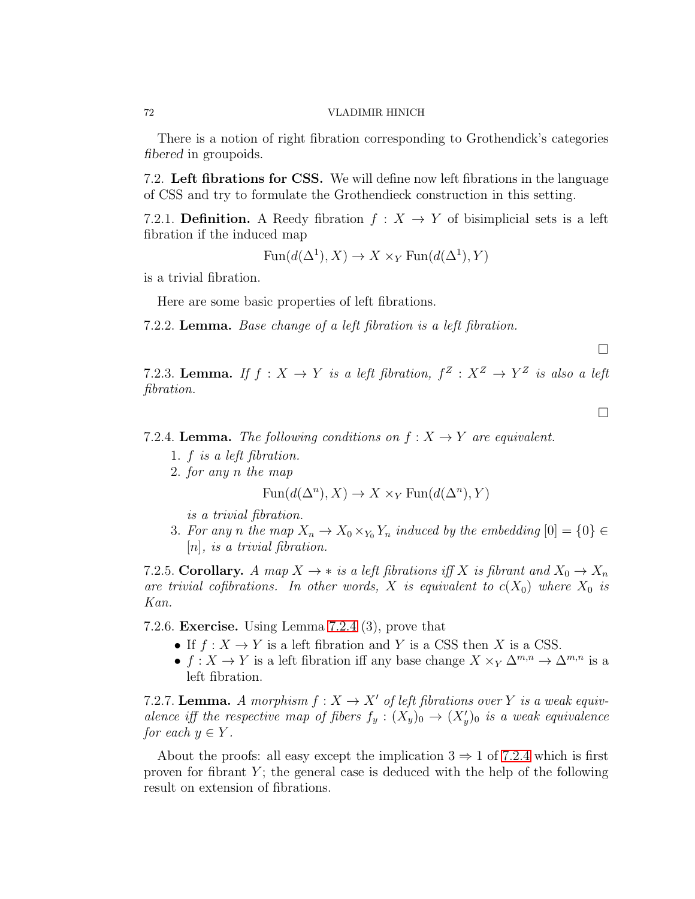There is a notion of right fibration corresponding to Grothendick's categories *fibered* in groupoids.

**7.2. Left fibrations for CSS.** We will define now left fibrations in the language of CSS and try to formulate the Grothendieck construction in this setting.

**7.2.1. Definition.** A Reedy fibration $f : X \to Y$ of bisimplicial sets is a left fibration if the induced map

$$\mathrm{Fun}(d(\Delta^1), X) \to X \times_Y \mathrm{Fun}(d(\Delta^1), Y)$$

is a trivial fibration.

Here are some basic properties of left fibrations.

**7.2.2. Lemma.** *Base change of a left fibration is a left fibration.*

□

**7.2.3. Lemma.** *If $f : X \to Y$ is a left fibration, $f^Z : X^Z \to Y^Z$ is also a left fibration.*

□

**7.2.4. Lemma.** *The following conditions on $f : X \to Y$ are equivalent.*

1. *$f$ is a left fibration.*
2. *for any $n$ the map*

$$\mathrm{Fun}(d(\Delta^n), X) \to X \times_Y \mathrm{Fun}(d(\Delta^n), Y)$$

   *is a trivial fibration.*
3. *For any $n$ the map $X_n \to X_0 \times_{Y_0} Y_n$ induced by the embedding $[0] = \{0\} \in [n]$, is a trivial fibration.*

**7.2.5. Corollary.** *A map $X \to *$ is a left fibrations iff $X$ is fibrant and $X_0 \to X_n$ are trivial cofibrations. In other words, $X$ is equivalent to $c(X_0)$ where $X_0$ is Kan.*

**7.2.6. Exercise.** Using Lemma 7.2.4 (3), prove that

- If $f : X \to Y$ is a left fibration and $Y$ is a CSS then $X$ is a CSS.
- $f : X \to Y$ is a left fibration iff any base change $X \times_Y \Delta^{m,n} \to \Delta^{m,n}$ is a left fibration.

**7.2.7. Lemma.** *A morphism $f : X \to X'$ of left fibrations over $Y$ is a weak equivalence iff the respective map of fibers $f_y : (X_y)_0 \to (X'_y)_0$ is a weak equivalence for each $y \in Y$.*

About the proofs: all easy except the implication $3 \Rightarrow 1$ of 7.2.4 which is first proven for fibrant $Y$; the general case is deduced with the help of the following result on extension of fibrations.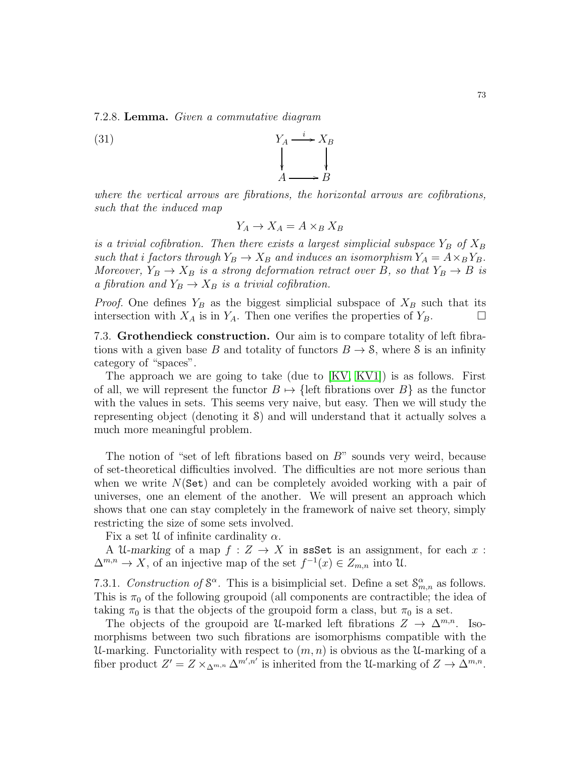7.2.8. **Lemma.** *Given a commutative diagram*

$$
\begin{array}{ccc}
Y_A & \xrightarrow{i} & X_B \\
\downarrow & & \downarrow \\
A & \longrightarrow & B
\end{array}
\tag{31}
$$

*where the vertical arrows are fibrations, the horizontal arrows are cofibrations, such that the induced map*

$$Y_A \to X_A = A \times_B X_B$$

*is a trivial cofibration. Then there exists a largest simplicial subspace $Y_B$ of $X_B$ such that i factors through $Y_B \to X_B$ and induces an isomorphism $Y_A = A \times_B Y_B$. Moreover, $Y_B \to X_B$ is a strong deformation retract over $B$, so that $Y_B \to B$ is a fibration and $Y_B \to X_B$ is a trivial cofibration.*

*Proof.* One defines $Y_B$ as the biggest simplicial subspace of $X_B$ such that its intersection with $X_A$ is in $Y_A$. Then one verifies the properties of $Y_B$. $\square$

7.3. **Grothendieck construction.** Our aim is to compare totality of left fibrations with a given base $B$ and totality of functors $B \to \mathcal{S}$, where $\mathcal{S}$ is an infinity category of "spaces".

The approach we are going to take (due to [KV, KV1]) is as follows. First of all, we will represent the functor $B \mapsto \{\text{left fibrations over } B\}$ as the functor with the values in sets. This seems very naive, but easy. Then we will study the representing object (denoting it $\mathcal{S}$) and will understand that it actually solves a much more meaningful problem.

The notion of "set of left fibrations based on $B$" sounds very weird, because of set-theoretical difficulties involved. The difficulties are not more serious than when we write $N(\texttt{Set})$ and can be completely avoided working with a pair of universes, one an element of the another. We will present an approach which shows that one can stay completely in the framework of naive set theory, simply restricting the size of some sets involved.

Fix a set $\mathcal{U}$ of infinite cardinality $\alpha$.

A $\mathcal{U}$-*marking* of a map $f : Z \to X$ in $\texttt{ssSet}$ is an assignment, for each $x : \Delta^{m,n} \to X$, of an injective map of the set $f^{-1}(x) \in Z_{m,n}$ into $\mathcal{U}$.

7.3.1. *Construction of $\mathcal{S}^\alpha$.* This is a bisimplicial set. Define a set $\mathcal{S}^\alpha_{m,n}$ as follows. This is $\pi_0$ of the following groupoid (all components are contractible; the idea of taking $\pi_0$ is that the objects of the groupoid form a class, but $\pi_0$ is a set.

The objects of the groupoid are $\mathcal{U}$-marked left fibrations $Z \to \Delta^{m,n}$. Isomorphisms between two such fibrations are isomorphisms compatible with the $\mathcal{U}$-marking. Functoriality with respect to $(m, n)$ is obvious as the $\mathcal{U}$-marking of a fiber product $Z' = Z \times_{\Delta^{m,n}} \Delta^{m',n'}$ is inherited from the $\mathcal{U}$-marking of $Z \to \Delta^{m,n}$.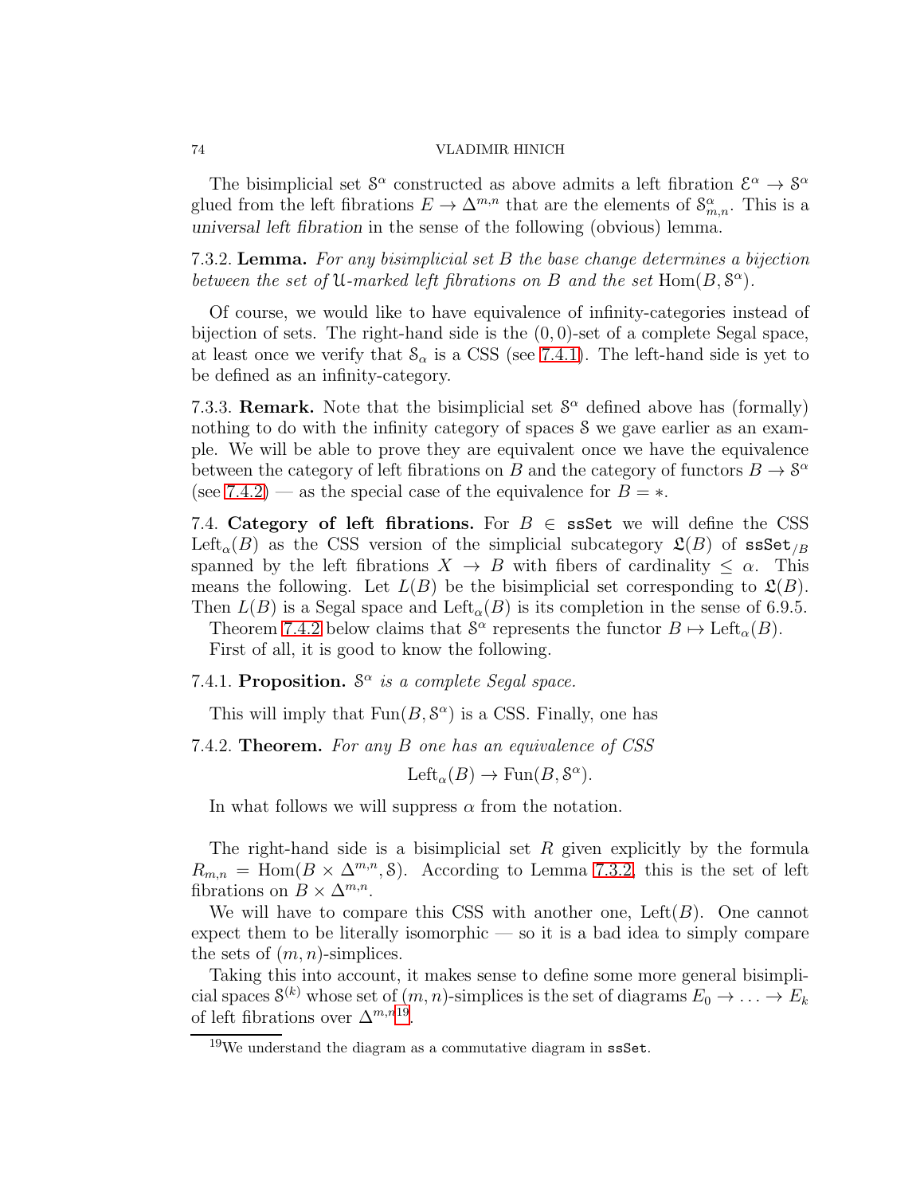The bisimplicial set $\mathcal{S}^\alpha$ constructed as above admits a left fibration $\mathcal{E}^\alpha \to \mathcal{S}^\alpha$ glued from the left fibrations $E \to \Delta^{m,n}$ that are the elements of $\mathcal{S}^\alpha_{m,n}$. This is a *universal left fibration* in the sense of the following (obvious) lemma.

7.3.2. **Lemma.** *For any bisimplicial set $B$ the base change determines a bijection between the set of $\mathcal{U}$-marked left fibrations on $B$ and the set* $\mathrm{Hom}(B, \mathcal{S}^\alpha)$.

Of course, we would like to have equivalence of infinity-categories instead of bijection of sets. The right-hand side is the $(0,0)$-set of a complete Segal space, at least once we verify that $\mathcal{S}_\alpha$ is a CSS (see 7.4.1). The left-hand side is yet to be defined as an infinity-category.

7.3.3. **Remark.** Note that the bisimplicial set $\mathcal{S}^\alpha$ defined above has (formally) nothing to do with the infinity category of spaces $\mathcal{S}$ we gave earlier as an example. We will be able to prove they are equivalent once we have the equivalence between the category of left fibrations on $B$ and the category of functors $B \to \mathcal{S}^\alpha$ (see 7.4.2) — as the special case of the equivalence for $B = *$.

7.4. **Category of left fibrations.** For $B \in$ `ssSet` we will define the CSS $\mathrm{Left}_\alpha(B)$ as the CSS version of the simplicial subcategory $\mathfrak{L}(B)$ of $\mathtt{ssSet}_{/B}$ spanned by the left fibrations $X \to B$ with fibers of cardinality $\leq \alpha$. This means the following. Let $L(B)$ be the bisimplicial set corresponding to $\mathfrak{L}(B)$. Then $L(B)$ is a Segal space and $\mathrm{Left}_\alpha(B)$ is its completion in the sense of 6.9.5.

Theorem 7.4.2 below claims that $\mathcal{S}^\alpha$ represents the functor $B \mapsto \mathrm{Left}_\alpha(B)$.

First of all, it is good to know the following.

7.4.1. **Proposition.** *$\mathcal{S}^\alpha$ is a complete Segal space.*

This will imply that $\mathrm{Fun}(B, \mathcal{S}^\alpha)$ is a CSS. Finally, one has

7.4.2. **Theorem.** *For any $B$ one has an equivalence of CSS*

$$\mathrm{Left}_\alpha(B) \to \mathrm{Fun}(B, \mathcal{S}^\alpha).$$

In what follows we will suppress $\alpha$ from the notation.

The right-hand side is a bisimplicial set $R$ given explicitly by the formula $R_{m,n} = \mathrm{Hom}(B \times \Delta^{m,n}, \mathcal{S})$. According to Lemma 7.3.2, this is the set of left fibrations on $B \times \Delta^{m,n}$.

We will have to compare this CSS with another one, $\mathrm{Left}(B)$. One cannot expect them to be literally isomorphic — so it is a bad idea to simply compare the sets of $(m,n)$-simplices.

Taking this into account, it makes sense to define some more general bisimplicial spaces $\mathcal{S}^{(k)}$ whose set of $(m,n)$-simplices is the set of diagrams $E_0 \to \ldots \to E_k$ of left fibrations over $\Delta^{m,n}$[19].

[19] We understand the diagram as a commutative diagram in `ssSet`.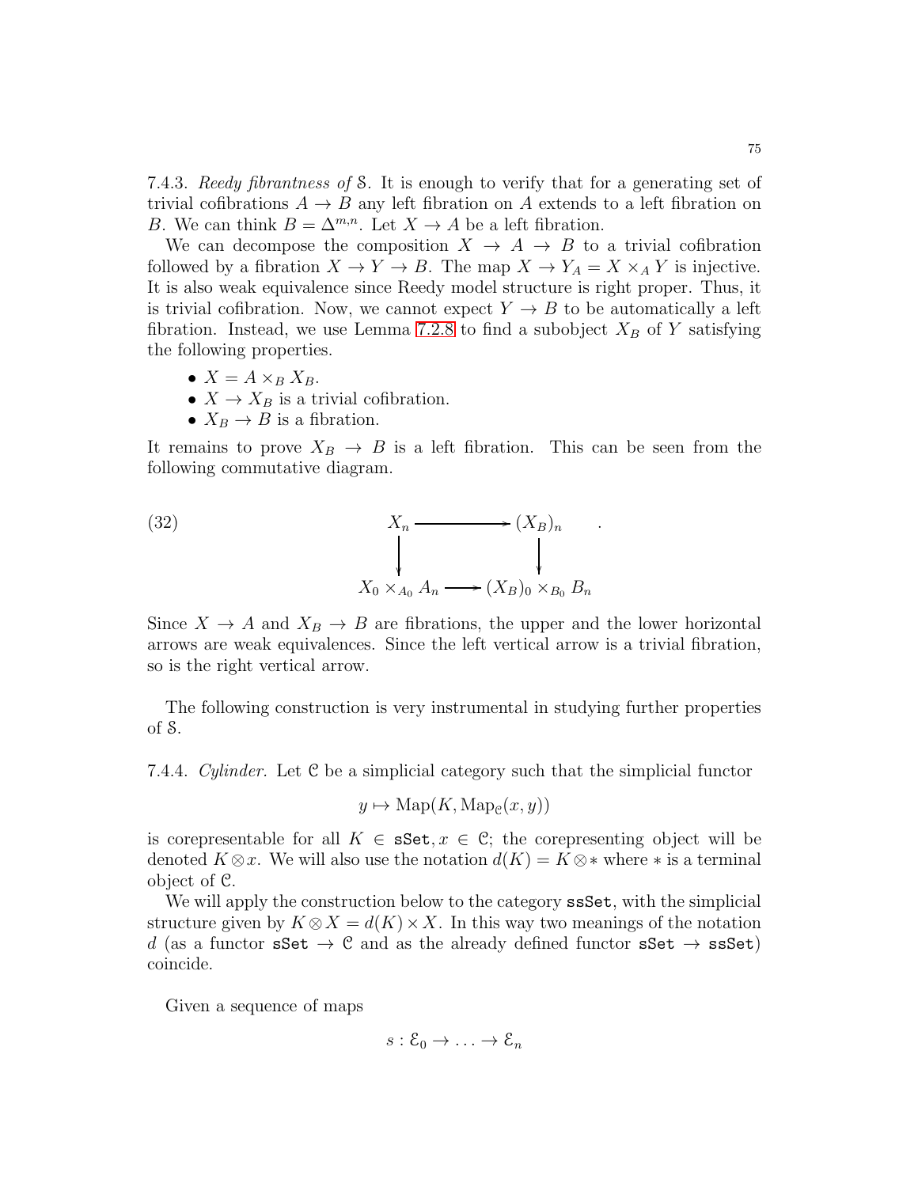7.4.3. *Reedy fibrantness of* $\mathcal{S}$. It is enough to verify that for a generating set of trivial cofibrations $A \to B$ any left fibration on $A$ extends to a left fibration on $B$. We can think $B = \Delta^{m,n}$. Let $X \to A$ be a left fibration.

We can decompose the composition $X \to A \to B$ to a trivial cofibration followed by a fibration $X \to Y \to B$. The map $X \to Y_A = X \times_A Y$ is injective. It is also weak equivalence since Reedy model structure is right proper. Thus, it is trivial cofibration. Now, we cannot expect $Y \to B$ to be automatically a left fibration. Instead, we use Lemma 7.2.8 to find a subobject $X_B$ of $Y$ satisfying the following properties.

- $X = A \times_B X_B$.
- $X \to X_B$ is a trivial cofibration.
- $X_B \to B$ is a fibration.

It remains to prove $X_B \to B$ is a left fibration. This can be seen from the following commutative diagram.

$$
\begin{array}{ccc}
X_n & \longrightarrow & (X_B)_n \\
\big\downarrow & & \big\downarrow \\
X_0 \times_{A_0} A_n & \longrightarrow & (X_B)_0 \times_{B_0} B_n
\end{array}
\qquad . \tag{32}
$$

Since $X \to A$ and $X_B \to B$ are fibrations, the upper and the lower horizontal arrows are weak equivalences. Since the left vertical arrow is a trivial fibration, so is the right vertical arrow.

The following construction is very instrumental in studying further properties of $\mathcal{S}$.

7.4.4. *Cylinder.* Let $\mathcal{C}$ be a simplicial category such that the simplicial functor

$$y \mapsto \mathrm{Map}(K, \mathrm{Map}_{\mathcal{C}}(x, y))$$

is corepresentable for all $K \in \mathtt{sSet}, x \in \mathcal{C}$; the corepresenting object will be denoted $K \otimes x$. We will also use the notation $d(K) = K \otimes *$ where $*$ is a terminal object of $\mathcal{C}$.

We will apply the construction below to the category $\mathtt{ssSet}$, with the simplicial structure given by $K \otimes X = d(K) \times X$. In this way two meanings of the notation $d$ (as a functor $\mathtt{sSet} \to \mathcal{C}$ and as the already defined functor $\mathtt{sSet} \to \mathtt{ssSet}$) coincide.

Given a sequence of maps

$$s : \mathcal{E}_0 \to \ldots \to \mathcal{E}_n$$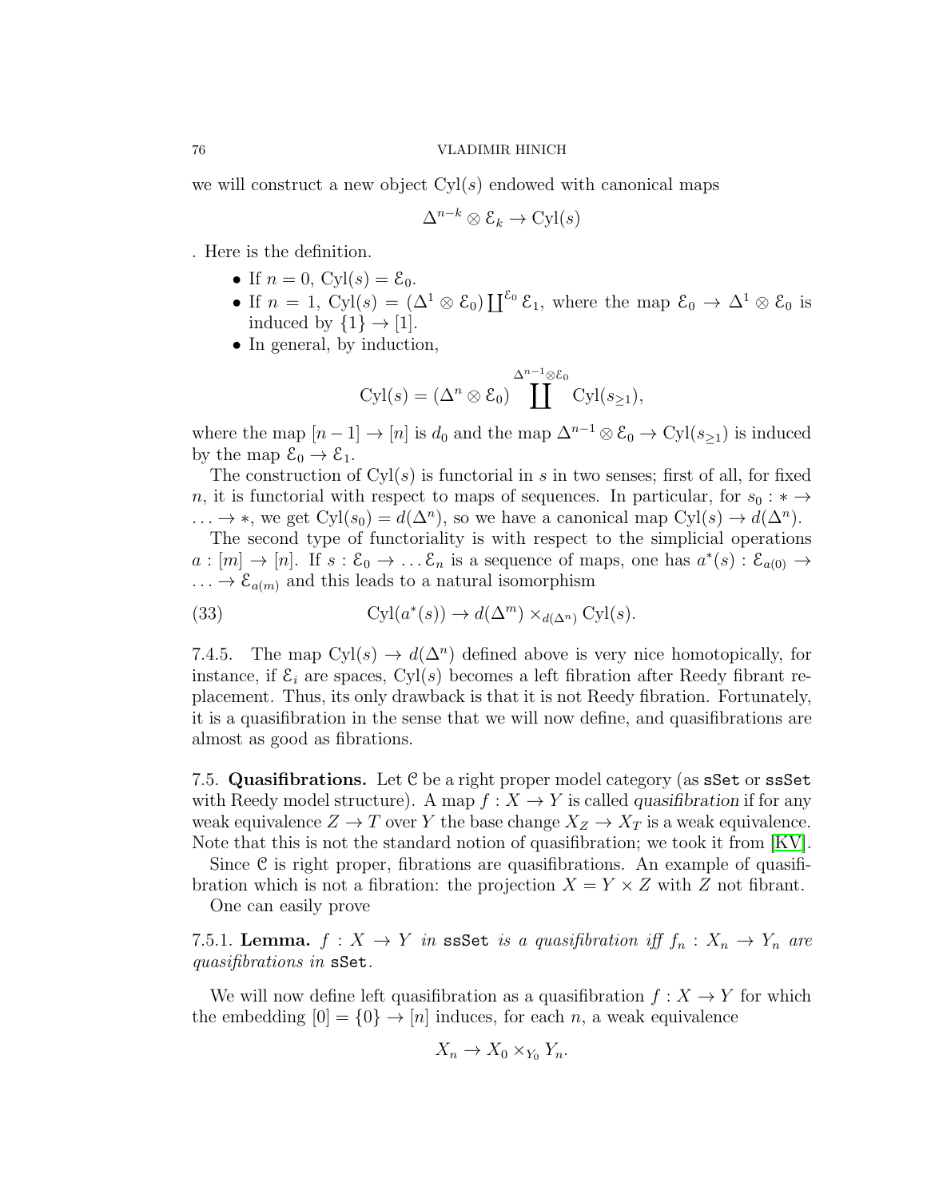we will construct a new object $\mathrm{Cyl}(s)$ endowed with canonical maps

$$\Delta^{n-k} \otimes \mathcal{E}_k \to \mathrm{Cyl}(s)$$

. Here is the definition.

- If $n = 0$, $\mathrm{Cyl}(s) = \mathcal{E}_0$.
- If $n = 1$, $\mathrm{Cyl}(s) = (\Delta^1 \otimes \mathcal{E}_0) \coprod^{\mathcal{E}_0} \mathcal{E}_1$, where the map $\mathcal{E}_0 \to \Delta^1 \otimes \mathcal{E}_0$ is induced by $\{1\} \to [1]$.
- In general, by induction,

$$\mathrm{Cyl}(s) = (\Delta^n \otimes \mathcal{E}_0) \coprod^{\Delta^{n-1} \otimes \mathcal{E}_0} \mathrm{Cyl}(s_{\geq 1}),$$

where the map $[n-1] \to [n]$ is $d_0$ and the map $\Delta^{n-1} \otimes \mathcal{E}_0 \to \mathrm{Cyl}(s_{\geq 1})$ is induced by the map $\mathcal{E}_0 \to \mathcal{E}_1$.

The construction of $\mathrm{Cyl}(s)$ is functorial in $s$ in two senses; first of all, for fixed $n$, it is functorial with respect to maps of sequences. In particular, for $s_0 : * \to \ldots \to *$, we get $\mathrm{Cyl}(s_0) = d(\Delta^n)$, so we have a canonical map $\mathrm{Cyl}(s) \to d(\Delta^n)$.

The second type of functoriality is with respect to the simplicial operations $a : [m] \to [n]$. If $s : \mathcal{E}_0 \to \ldots \mathcal{E}_n$ is a sequence of maps, one has $a^*(s) : \mathcal{E}_{a(0)} \to \ldots \to \mathcal{E}_{a(m)}$ and this leads to a natural isomorphism

$$\mathrm{Cyl}(a^*(s)) \to d(\Delta^m) \times_{d(\Delta^n)} \mathrm{Cyl}(s). \tag{33}$$

7.4.5. The map $\mathrm{Cyl}(s) \to d(\Delta^n)$ defined above is very nice homotopically, for instance, if $\mathcal{E}_i$ are spaces, $\mathrm{Cyl}(s)$ becomes a left fibration after Reedy fibrant replacement. Thus, its only drawback is that it is not Reedy fibration. Fortunately, it is a quasifibration in the sense that we will now define, and quasifibrations are almost as good as fibrations.

## 7.5. Quasifibrations.

Let $\mathcal{C}$ be a right proper model category (as `sSet` or `ssSet` with Reedy model structure). A map $f : X \to Y$ is called *quasifibration* if for any weak equivalence $Z \to T$ over $Y$ the base change $X_Z \to X_T$ is a weak equivalence. Note that this is not the standard notion of quasifibration; we took it from [KV].

Since $\mathcal{C}$ is right proper, fibrations are quasifibrations. An example of quasifibration which is not a fibration: the projection $X = Y \times Z$ with $Z$ not fibrant.

One can easily prove

7.5.1. **Lemma.** *$f : X \to Y$ in `ssSet` is a quasifibration iff $f_n : X_n \to Y_n$ are quasifibrations in `sSet`.*

We will now define left quasifibration as a quasifibration $f : X \to Y$ for which the embedding $[0] = \{0\} \to [n]$ induces, for each $n$, a weak equivalence

$$X_n \to X_0 \times_{Y_0} Y_n.$$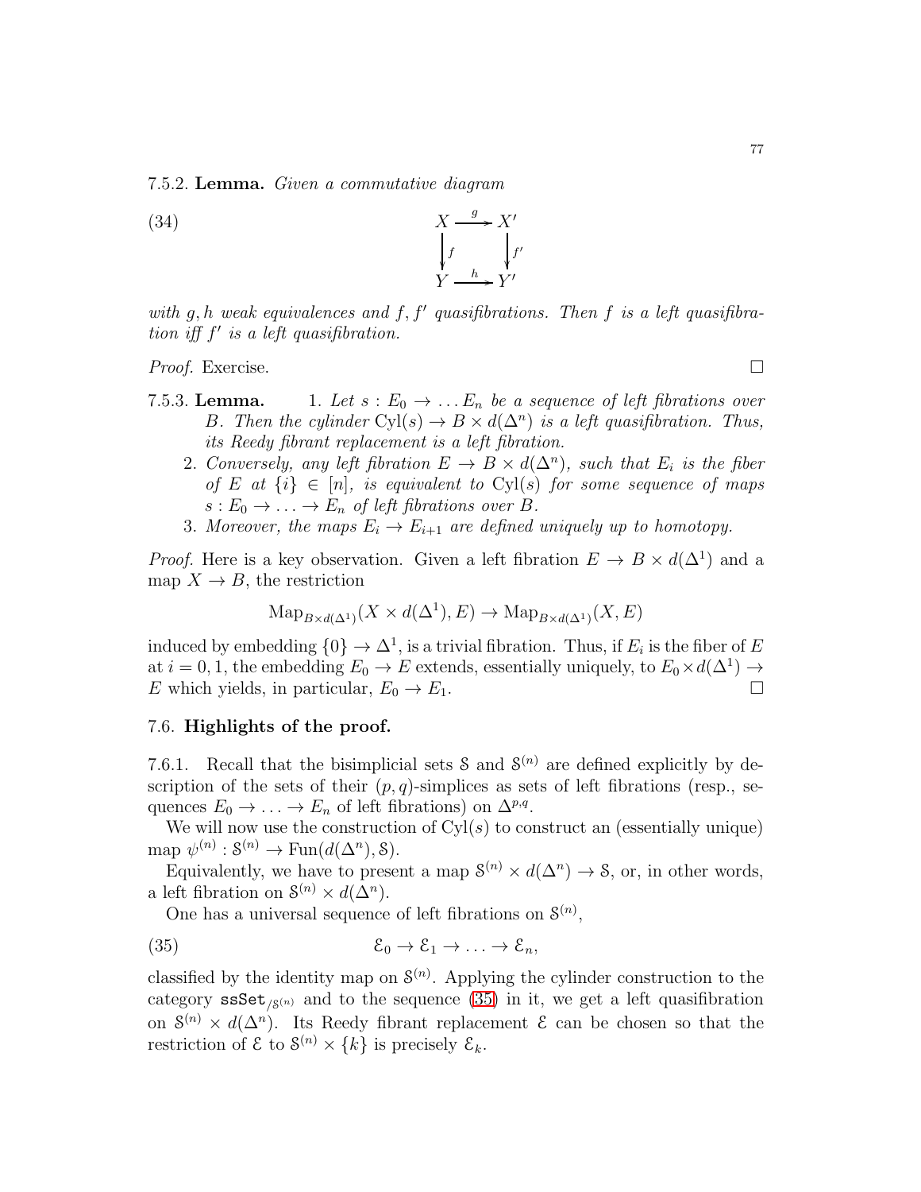7.5.2. **Lemma.** *Given a commutative diagram*

$$
\begin{array}{ccc}
X & \xrightarrow{g} & X' \\
\downarrow{\scriptstyle f} & & \downarrow{\scriptstyle f'} \\
Y & \xrightarrow{h} & Y'
\end{array}
\tag{34}
$$

*with $g, h$ weak equivalences and $f, f'$ quasifibrations. Then $f$ is a left quasifibration iff $f'$ is a left quasifibration.*

*Proof.* Exercise. □

7.5.3. **Lemma.**

1. *Let $s : E_0 \to \dots E_n$ be a sequence of left fibrations over $B$. Then the cylinder $\mathrm{Cyl}(s) \to B \times d(\Delta^n)$ is a left quasifibration. Thus, its Reedy fibrant replacement is a left fibration.*
2. *Conversely, any left fibration $E \to B \times d(\Delta^n)$, such that $E_i$ is the fiber of $E$ at $\{i\} \in [n]$, is equivalent to $\mathrm{Cyl}(s)$ for some sequence of maps $s : E_0 \to \dots \to E_n$ of left fibrations over $B$.*
3. *Moreover, the maps $E_i \to E_{i+1}$ are defined uniquely up to homotopy.*

*Proof.* Here is a key observation. Given a left fibration $E \to B \times d(\Delta^1)$ and a map $X \to B$, the restriction

$$\mathrm{Map}_{B \times d(\Delta^1)}(X \times d(\Delta^1), E) \to \mathrm{Map}_{B \times d(\Delta^1)}(X, E)$$

induced by embedding $\{0\} \to \Delta^1$, is a trivial fibration. Thus, if $E_i$ is the fiber of $E$ at $i = 0, 1$, the embedding $E_0 \to E$ extends, essentially uniquely, to $E_0 \times d(\Delta^1) \to E$ which yields, in particular, $E_0 \to E_1$. □

## 7.6. Highlights of the proof.

7.6.1. Recall that the bisimplicial sets $\mathcal{S}$ and $\mathcal{S}^{(n)}$ are defined explicitly by description of the sets of their $(p, q)$-simplices as sets of left fibrations (resp., sequences $E_0 \to \dots \to E_n$ of left fibrations) on $\Delta^{p,q}$.

We will now use the construction of $\mathrm{Cyl}(s)$ to construct an (essentially unique) map $\psi^{(n)} : \mathcal{S}^{(n)} \to \mathrm{Fun}(d(\Delta^n), \mathcal{S})$.

Equivalently, we have to present a map $\mathcal{S}^{(n)} \times d(\Delta^n) \to \mathcal{S}$, or, in other words, a left fibration on $\mathcal{S}^{(n)} \times d(\Delta^n)$.

One has a universal sequence of left fibrations on $\mathcal{S}^{(n)}$,

$$\mathcal{E}_0 \to \mathcal{E}_1 \to \dots \to \mathcal{E}_n, \tag{35}$$

classified by the identity map on $\mathcal{S}^{(n)}$. Applying the cylinder construction to the category $\mathtt{ssSet}_{/\mathcal{S}^{(n)}}$ and to the sequence (35) in it, we get a left quasifibration on $\mathcal{S}^{(n)} \times d(\Delta^n)$. Its Reedy fibrant replacement $\mathcal{E}$ can be chosen so that the restriction of $\mathcal{E}$ to $\mathcal{S}^{(n)} \times \{k\}$ is precisely $\mathcal{E}_k$.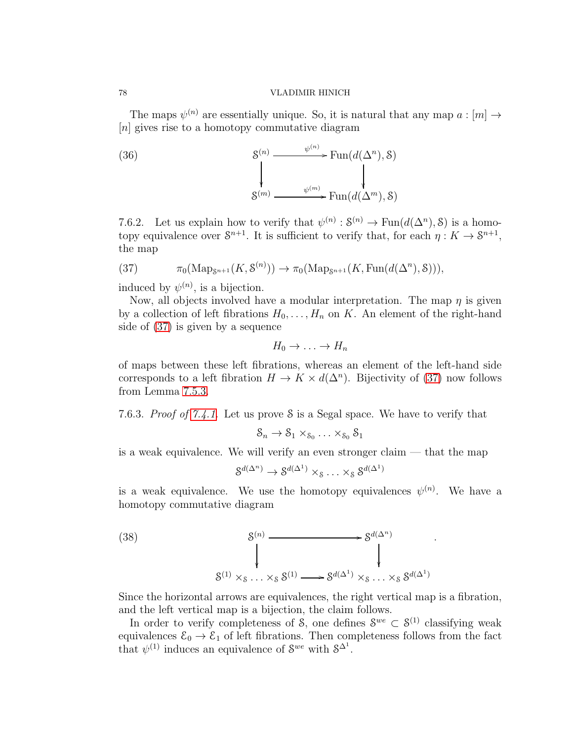The maps $\psi^{(n)}$ are essentially unique. So, it is natural that any map $a : [m] \to [n]$ gives rise to a homotopy commutative diagram

$$
\begin{array}{ccc}
\mathcal{S}^{(n)} & \xrightarrow{\psi^{(n)}} & \mathrm{Fun}(d(\Delta^n), \mathcal{S}) \\
\downarrow & & \downarrow \\
\mathcal{S}^{(m)} & \xrightarrow{\psi^{(m)}} & \mathrm{Fun}(d(\Delta^m), \mathcal{S})
\end{array}
\tag{36}
$$

7.6.2. Let us explain how to verify that $\psi^{(n)} : \mathcal{S}^{(n)} \to \mathrm{Fun}(d(\Delta^n), \mathcal{S})$ is a homotopy equivalence over $\mathcal{S}^{n+1}$. It is sufficient to verify that, for each $\eta : K \to \mathcal{S}^{n+1}$, the map

$$
\pi_0(\mathrm{Map}_{\mathcal{S}^{n+1}}(K, \mathcal{S}^{(n)})) \to \pi_0(\mathrm{Map}_{\mathcal{S}^{n+1}}(K, \mathrm{Fun}(d(\Delta^n), \mathcal{S}))),
\tag{37}
$$

induced by $\psi^{(n)}$, is a bijection.

Now, all objects involved have a modular interpretation. The map $\eta$ is given by a collection of left fibrations $H_0, \ldots, H_n$ on $K$. An element of the right-hand side of (37) is given by a sequence

$$
H_0 \to \ldots \to H_n
$$

of maps between these left fibrations, whereas an element of the left-hand side corresponds to a left fibration $H \to K \times d(\Delta^n)$. Bijectivity of (37) now follows from Lemma 7.5.3.

7.6.3. *Proof of 7.4.1.* Let us prove $\mathcal{S}$ is a Segal space. We have to verify that

$$
\mathcal{S}_n \to \mathcal{S}_1 \times_{\mathcal{S}_0} \ldots \times_{\mathcal{S}_0} \mathcal{S}_1
$$

is a weak equivalence. We will verify an even stronger claim — that the map

$$
\mathcal{S}^{d(\Delta^n)} \to \mathcal{S}^{d(\Delta^1)} \times_{\mathcal{S}} \ldots \times_{\mathcal{S}} \mathcal{S}^{d(\Delta^1)}
$$

is a weak equivalence. We use the homotopy equivalences $\psi^{(n)}$. We have a homotopy commutative diagram

$$
\begin{array}{ccc}
\mathcal{S}^{(n)} & \longrightarrow & \mathcal{S}^{d(\Delta^n)} \\
\downarrow & & \downarrow \\
\mathcal{S}^{(1)} \times_{\mathcal{S}} \ldots \times_{\mathcal{S}} \mathcal{S}^{(1)} & \longrightarrow & \mathcal{S}^{d(\Delta^1)} \times_{\mathcal{S}} \ldots \times_{\mathcal{S}} \mathcal{S}^{d(\Delta^1)}
\end{array}
\tag{38}
$$

Since the horizontal arrows are equivalences, the right vertical map is a fibration, and the left vertical map is a bijection, the claim follows.

In order to verify completeness of $\mathcal{S}$, one defines $\mathcal{S}^{we} \subset \mathcal{S}^{(1)}$ classifying weak equivalences $\mathcal{E}_0 \to \mathcal{E}_1$ of left fibrations. Then completeness follows from the fact that $\psi^{(1)}$ induces an equivalence of $\mathcal{S}^{we}$ with $\mathcal{S}^{\Delta^1}$.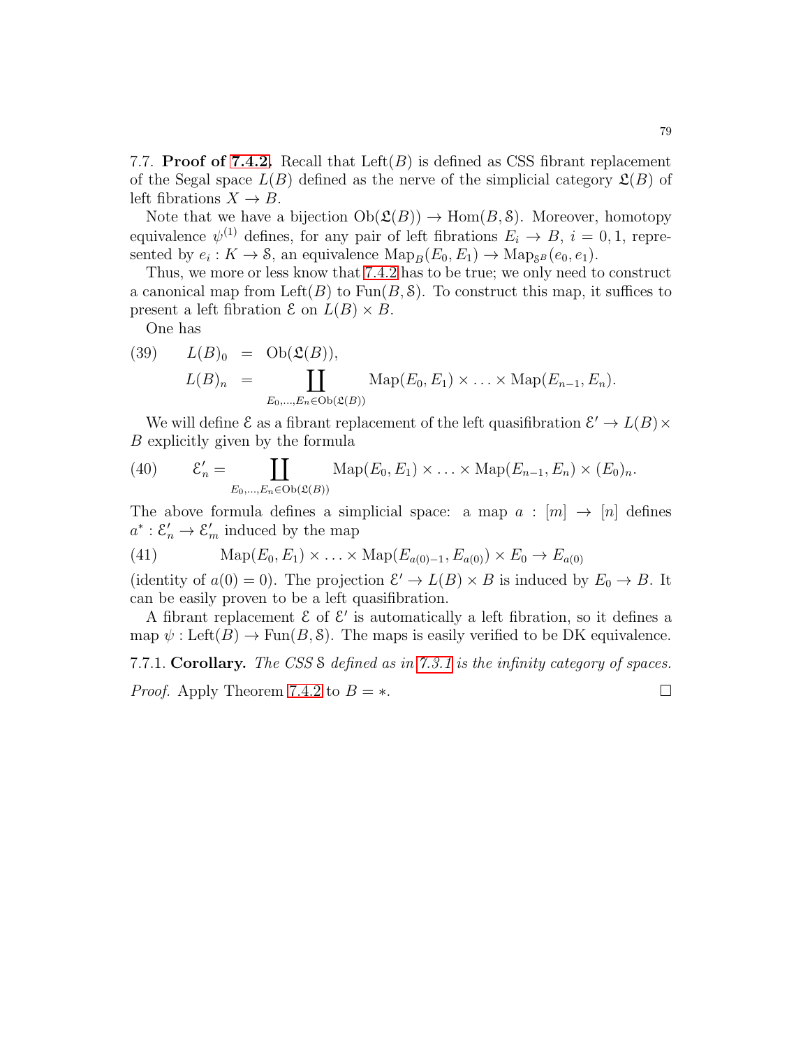7.7. **Proof of 7.4.2.** Recall that $\mathrm{Left}(B)$ is defined as CSS fibrant replacement of the Segal space $L(B)$ defined as the nerve of the simplicial category $\mathfrak{L}(B)$ of left fibrations $X \to B$.

Note that we have a bijection $\mathrm{Ob}(\mathfrak{L}(B)) \to \mathrm{Hom}(B, \mathcal{S})$. Moreover, homotopy equivalence $\psi^{(1)}$ defines, for any pair of left fibrations $E_i \to B$, $i = 0, 1$, represented by $e_i : K \to \mathcal{S}$, an equivalence $\mathrm{Map}_B(E_0, E_1) \to \mathrm{Map}_{\mathcal{S}^B}(e_0, e_1)$.

Thus, we more or less know that 7.4.2 has to be true; we only need to construct a canonical map from $\mathrm{Left}(B)$ to $\mathrm{Fun}(B, \mathcal{S})$. To construct this map, it suffices to present a left fibration $\mathcal{E}$ on $L(B) \times B$.

One has

$$
\begin{aligned}
L(B)_0 &= \mathrm{Ob}(\mathfrak{L}(B)), \\
L(B)_n &= \coprod_{E_0, \ldots, E_n \in \mathrm{Ob}(\mathfrak{L}(B))} \mathrm{Map}(E_0, E_1) \times \ldots \times \mathrm{Map}(E_{n-1}, E_n).
\end{aligned}
\tag{39}
$$

We will define $\mathcal{E}$ as a fibrant replacement of the left quasifibration $\mathcal{E}' \to L(B) \times B$ explicitly given by the formula

$$
\mathcal{E}'_n = \coprod_{E_0, \ldots, E_n \in \mathrm{Ob}(\mathfrak{L}(B))} \mathrm{Map}(E_0, E_1) \times \ldots \times \mathrm{Map}(E_{n-1}, E_n) \times (E_0)_n. \tag{40}
$$

The above formula defines a simplicial space: a map $a : [m] \to [n]$ defines $a^* : \mathcal{E}'_n \to \mathcal{E}'_m$ induced by the map

$$
\mathrm{Map}(E_0, E_1) \times \ldots \times \mathrm{Map}(E_{a(0)-1}, E_{a(0)}) \times E_0 \to E_{a(0)} \tag{41}
$$

(identity of $a(0) = 0$). The projection $\mathcal{E}' \to L(B) \times B$ is induced by $E_0 \to B$. It can be easily proven to be a left quasifibration.

A fibrant replacement $\mathcal{E}$ of $\mathcal{E}'$ is automatically a left fibration, so it defines a map $\psi : \mathrm{Left}(B) \to \mathrm{Fun}(B, \mathcal{S})$. The maps is easily verified to be DK equivalence.

7.7.1. **Corollary.** *The CSS $\mathcal{S}$ defined as in 7.3.1 is the infinity category of spaces.*

*Proof.* Apply Theorem 7.4.2 to $B = *$. $\square$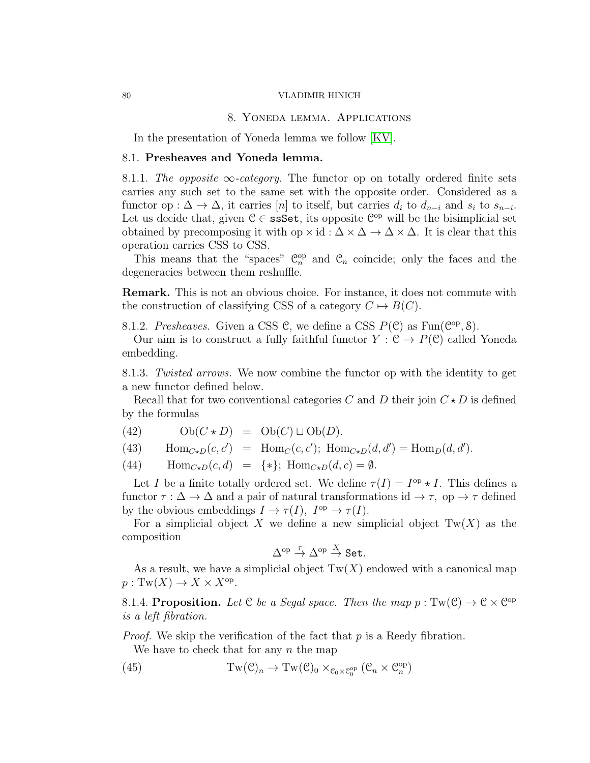## 8. Yoneda lemma. Applications

In the presentation of Yoneda lemma we follow [KV].

### 8.1. Presheaves and Yoneda lemma.

8.1.1. *The opposite $\infty$-category.* The functor op on totally ordered finite sets carries any such set to the same set with the opposite order. Considered as a functor $\mathrm{op}:\Delta\to\Delta$, it carries $[n]$ to itself, but carries $d_i$ to $d_{n-i}$ and $s_i$ to $s_{n-i}$. Let us decide that, given $\mathcal{C}\in\mathtt{ssSet}$, its opposite $\mathcal{C}^{\mathrm{op}}$ will be the bisimplicial set obtained by precomposing it with $\mathrm{op}\times\mathrm{id}:\Delta\times\Delta\to\Delta\times\Delta$. It is clear that this operation carries CSS to CSS.

This means that the "spaces" $\mathcal{C}^{\mathrm{op}}_n$ and $\mathcal{C}_n$ coincide; only the faces and the degeneracies between them reshuffle.

**Remark.** This is not an obvious choice. For instance, it does not commute with the construction of classifying CSS of a category $C\mapsto B(C)$.

8.1.2. *Presheaves.* Given a CSS $\mathcal{C}$, we define a CSS $P(\mathcal{C})$ as $\mathrm{Fun}(\mathcal{C}^{\mathrm{op}},\mathcal{S})$.

Our aim is to construct a fully faithful functor $Y:\mathcal{C}\to P(\mathcal{C})$ called Yoneda embedding.

8.1.3. *Twisted arrows.* We now combine the functor op with the identity to get a new functor defined below.

Recall that for two conventional categories $C$ and $D$ their join $C\star D$ is defined by the formulas

$$\mathrm{Ob}(C\star D) = \mathrm{Ob}(C)\sqcup\mathrm{Ob}(D). \tag{42}$$

$$\mathrm{Hom}_{C\star D}(c,c') = \mathrm{Hom}_C(c,c');\ \mathrm{Hom}_{C\star D}(d,d')=\mathrm{Hom}_D(d,d'). \tag{43}$$

$$\mathrm{Hom}_{C\star D}(c,d) = \{*\};\ \mathrm{Hom}_{C\star D}(d,c)=\emptyset. \tag{44}$$

Let $I$ be a finite totally ordered set. We define $\tau(I)=I^{\mathrm{op}}\star I$. This defines a functor $\tau:\Delta\to\Delta$ and a pair of natural transformations $\mathrm{id}\to\tau,\ \mathrm{op}\to\tau$ defined by the obvious embeddings $I\to\tau(I),\ I^{\mathrm{op}}\to\tau(I)$.

For a simplicial object $X$ we define a new simplicial object $\mathrm{Tw}(X)$ as the composition

$$\Delta^{\mathrm{op}}\stackrel{\tau}{\to}\Delta^{\mathrm{op}}\stackrel{X}{\to}\mathtt{Set}.$$

As a result, we have a simplicial object $\mathrm{Tw}(X)$ endowed with a canonical map $p:\mathrm{Tw}(X)\to X\times X^{\mathrm{op}}$.

8.1.4. **Proposition.** *Let $\mathcal{C}$ be a Segal space. Then the map $p:\mathrm{Tw}(\mathcal{C})\to\mathcal{C}\times\mathcal{C}^{\mathrm{op}}$ is a left fibration.*

*Proof.* We skip the verification of the fact that $p$ is a Reedy fibration.

We have to check that for any $n$ the map

$$\mathrm{Tw}(\mathcal{C})_n\to\mathrm{Tw}(\mathcal{C})_0\times_{\mathcal{C}_0\times\mathcal{C}_0^{\mathrm{op}}}(\mathcal{C}_n\times\mathcal{C}_n^{\mathrm{op}}) \tag{45}$$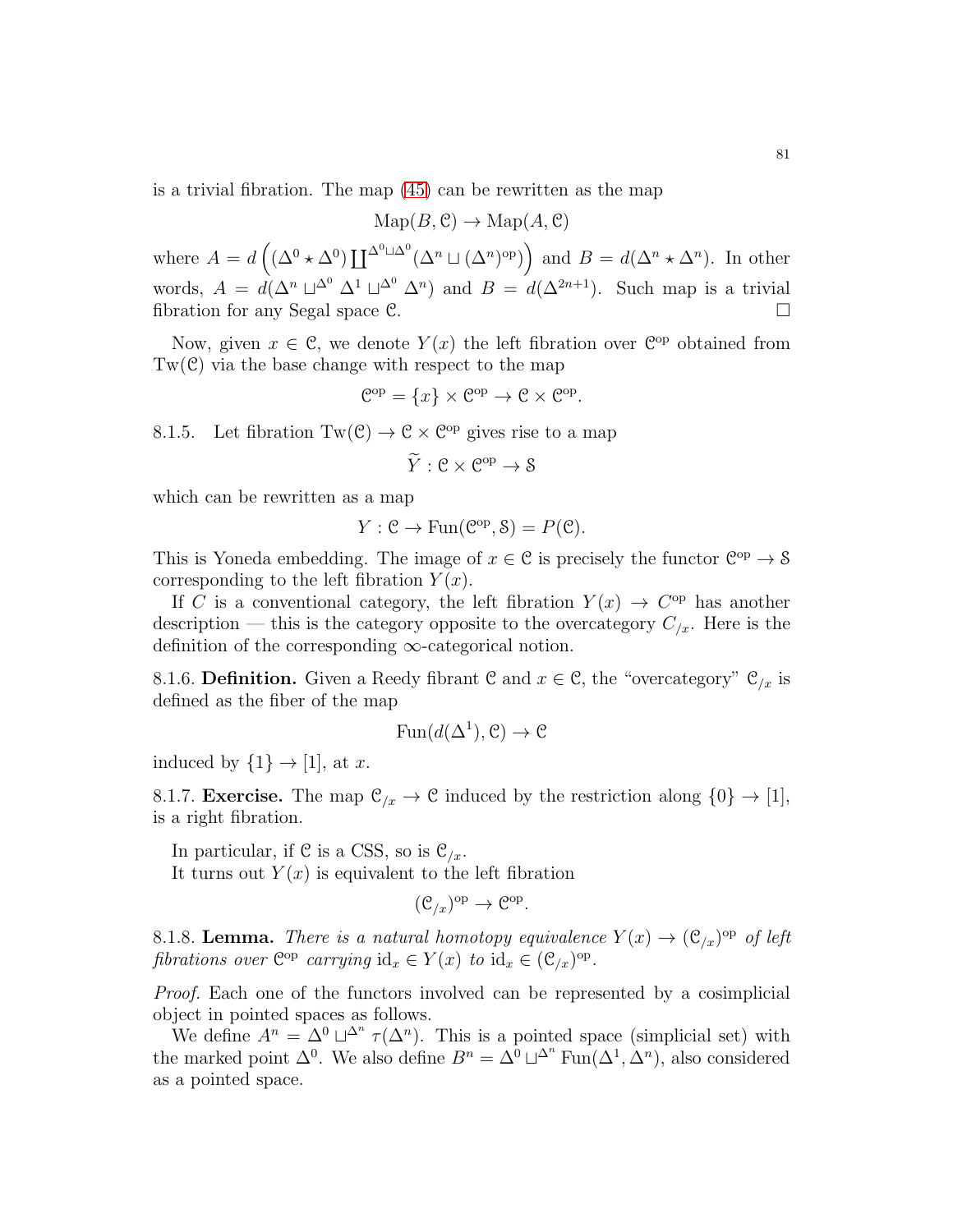is a trivial fibration. The map (45) can be rewritten as the map

$$\mathrm{Map}(B,\mathcal{C})\to\mathrm{Map}(A,\mathcal{C})$$

where $A=d\left((\Delta^0\star\Delta^0)\coprod^{\Delta^0\sqcup\Delta^0}(\Delta^n\sqcup(\Delta^n)^{\mathrm{op}})\right)$ and $B=d(\Delta^n\star\Delta^n)$. In other words, $A=d(\Delta^n\sqcup^{\Delta^0}\Delta^1\sqcup^{\Delta^0}\Delta^n)$ and $B=d(\Delta^{2n+1})$. Such map is a trivial fibration for any Segal space $\mathcal{C}$. □

Now, given $x\in\mathcal{C}$, we denote $Y(x)$ the left fibration over $\mathcal{C}^{\mathrm{op}}$ obtained from $\mathrm{Tw}(\mathcal{C})$ via the base change with respect to the map

$$\mathcal{C}^{\mathrm{op}}=\{x\}\times\mathcal{C}^{\mathrm{op}}\to\mathcal{C}\times\mathcal{C}^{\mathrm{op}}.$$

8.1.5. Let fibration $\mathrm{Tw}(\mathcal{C})\to\mathcal{C}\times\mathcal{C}^{\mathrm{op}}$ gives rise to a map

$$\widetilde{Y}:\mathcal{C}\times\mathcal{C}^{\mathrm{op}}\to\mathcal{S}$$

which can be rewritten as a map

$$Y:\mathcal{C}\to\mathrm{Fun}(\mathcal{C}^{\mathrm{op}},\mathcal{S})=P(\mathcal{C}).$$

This is Yoneda embedding. The image of $x\in\mathcal{C}$ is precisely the functor $\mathcal{C}^{\mathrm{op}}\to\mathcal{S}$ corresponding to the left fibration $Y(x)$.

If $C$ is a conventional category, the left fibration $Y(x)\to C^{\mathrm{op}}$ has another description — this is the category opposite to the overcategory $C_{/x}$. Here is the definition of the corresponding $\infty$-categorical notion.

8.1.6. **Definition.** Given a Reedy fibrant $\mathcal{C}$ and $x\in\mathcal{C}$, the "overcategory" $\mathcal{C}_{/x}$ is defined as the fiber of the map

$$\mathrm{Fun}(d(\Delta^1),\mathcal{C})\to\mathcal{C}$$

induced by $\{1\}\to[1]$, at $x$.

8.1.7. **Exercise.** The map $\mathcal{C}_{/x}\to\mathcal{C}$ induced by the restriction along $\{0\}\to[1]$, is a right fibration.

In particular, if $\mathcal{C}$ is a CSS, so is $\mathcal{C}_{/x}$.

It turns out $Y(x)$ is equivalent to the left fibration

$$(\mathcal{C}_{/x})^{\mathrm{op}}\to\mathcal{C}^{\mathrm{op}}.$$

8.1.8. **Lemma.** *There is a natural homotopy equivalence $Y(x)\to(\mathcal{C}_{/x})^{\mathrm{op}}$ of left fibrations over $\mathcal{C}^{\mathrm{op}}$ carrying $\mathrm{id}_x\in Y(x)$ to $\mathrm{id}_x\in(\mathcal{C}_{/x})^{\mathrm{op}}$.*

*Proof.* Each one of the functors involved can be represented by a cosimplicial object in pointed spaces as follows.

We define $A^n=\Delta^0\sqcup^{\Delta^n}\tau(\Delta^n)$. This is a pointed space (simplicial set) with the marked point $\Delta^0$. We also define $B^n=\Delta^0\sqcup^{\Delta^n}\mathrm{Fun}(\Delta^1,\Delta^n)$, also considered as a pointed space.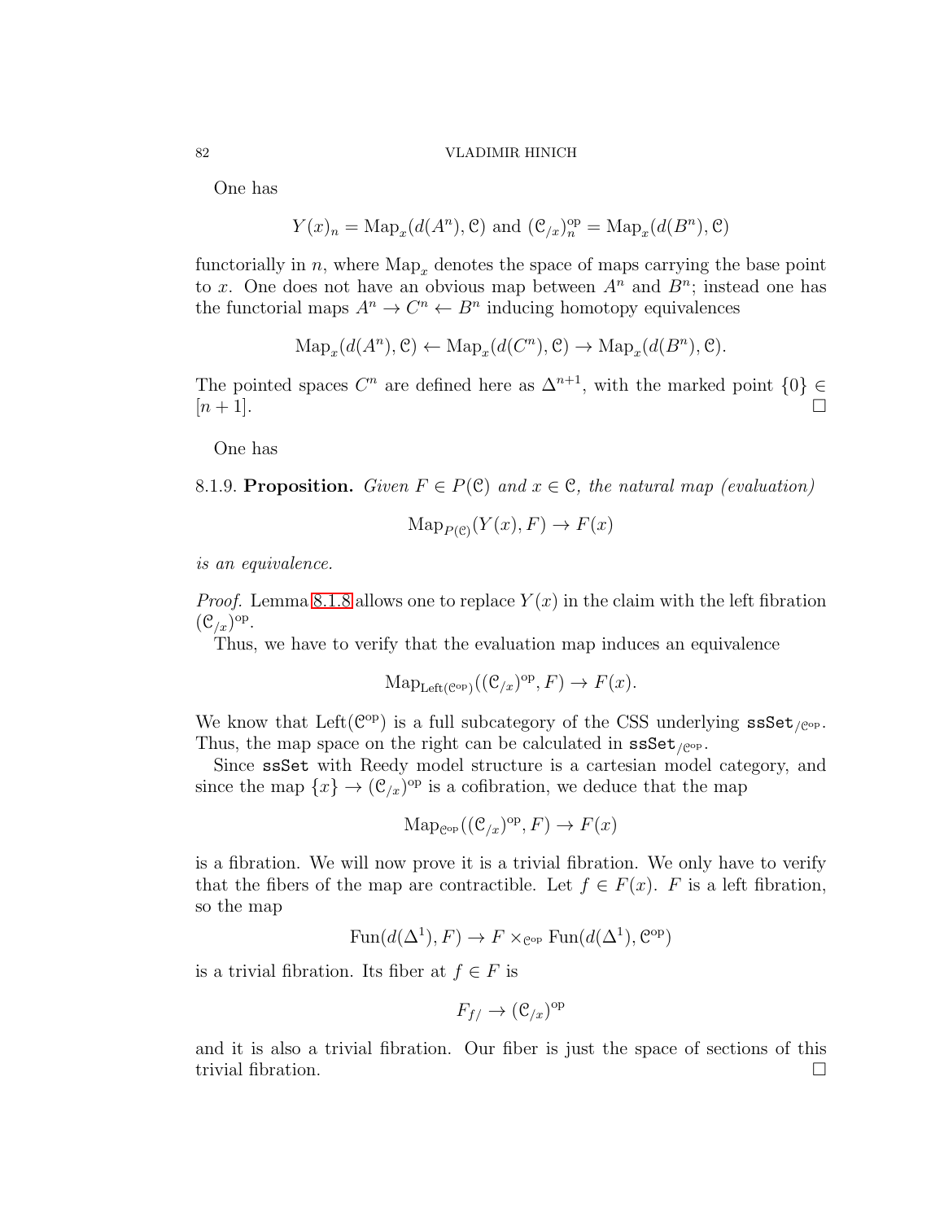One has

$$Y(x)_n = \mathrm{Map}_x(d(A^n), \mathcal{C}) \text{ and } (\mathcal{C}_{/x})^{\mathrm{op}}_n = \mathrm{Map}_x(d(B^n), \mathcal{C})$$

functorially in $n$, where $\mathrm{Map}_x$ denotes the space of maps carrying the base point to $x$. One does not have an obvious map between $A^n$ and $B^n$; instead one has the functorial maps $A^n \to C^n \leftarrow B^n$ inducing homotopy equivalences

$$\mathrm{Map}_x(d(A^n), \mathcal{C}) \leftarrow \mathrm{Map}_x(d(C^n), \mathcal{C}) \to \mathrm{Map}_x(d(B^n), \mathcal{C}).$$

The pointed spaces $C^n$ are defined here as $\Delta^{n+1}$, with the marked point $\{0\} \in [n+1]$. ☐

One has

**8.1.9. Proposition.** *Given $F \in P(\mathcal{C})$ and $x \in \mathcal{C}$, the natural map (evaluation)*

$$\mathrm{Map}_{P(\mathcal{C})}(Y(x), F) \to F(x)$$

*is an equivalence.*

*Proof.* Lemma 8.1.8 allows one to replace $Y(x)$ in the claim with the left fibration $(\mathcal{C}_{/x})^{\mathrm{op}}$.

Thus, we have to verify that the evaluation map induces an equivalence

$$\mathrm{Map}_{\mathrm{Left}(\mathcal{C}^{\mathrm{op}})}((\mathcal{C}_{/x})^{\mathrm{op}}, F) \to F(x).$$

We know that $\mathrm{Left}(\mathcal{C}^{\mathrm{op}})$ is a full subcategory of the CSS underlying $\mathtt{ssSet}_{/\mathcal{C}^{\mathrm{op}}}$. Thus, the map space on the right can be calculated in $\mathtt{ssSet}_{/\mathcal{C}^{\mathrm{op}}}$.

Since $\mathtt{ssSet}$ with Reedy model structure is a cartesian model category, and since the map $\{x\} \to (\mathcal{C}_{/x})^{\mathrm{op}}$ is a cofibration, we deduce that the map

$$\mathrm{Map}_{\mathcal{C}^{\mathrm{op}}}((\mathcal{C}_{/x})^{\mathrm{op}}, F) \to F(x)$$

is a fibration. We will now prove it is a trivial fibration. We only have to verify that the fibers of the map are contractible. Let $f \in F(x)$. $F$ is a left fibration, so the map

$$\mathrm{Fun}(d(\Delta^1), F) \to F \times_{\mathcal{C}^{\mathrm{op}}} \mathrm{Fun}(d(\Delta^1), \mathcal{C}^{\mathrm{op}})$$

is a trivial fibration. Its fiber at $f \in F$ is

$$F_{f/} \to (\mathcal{C}_{/x})^{\mathrm{op}}$$

and it is also a trivial fibration. Our fiber is just the space of sections of this trivial fibration. ☐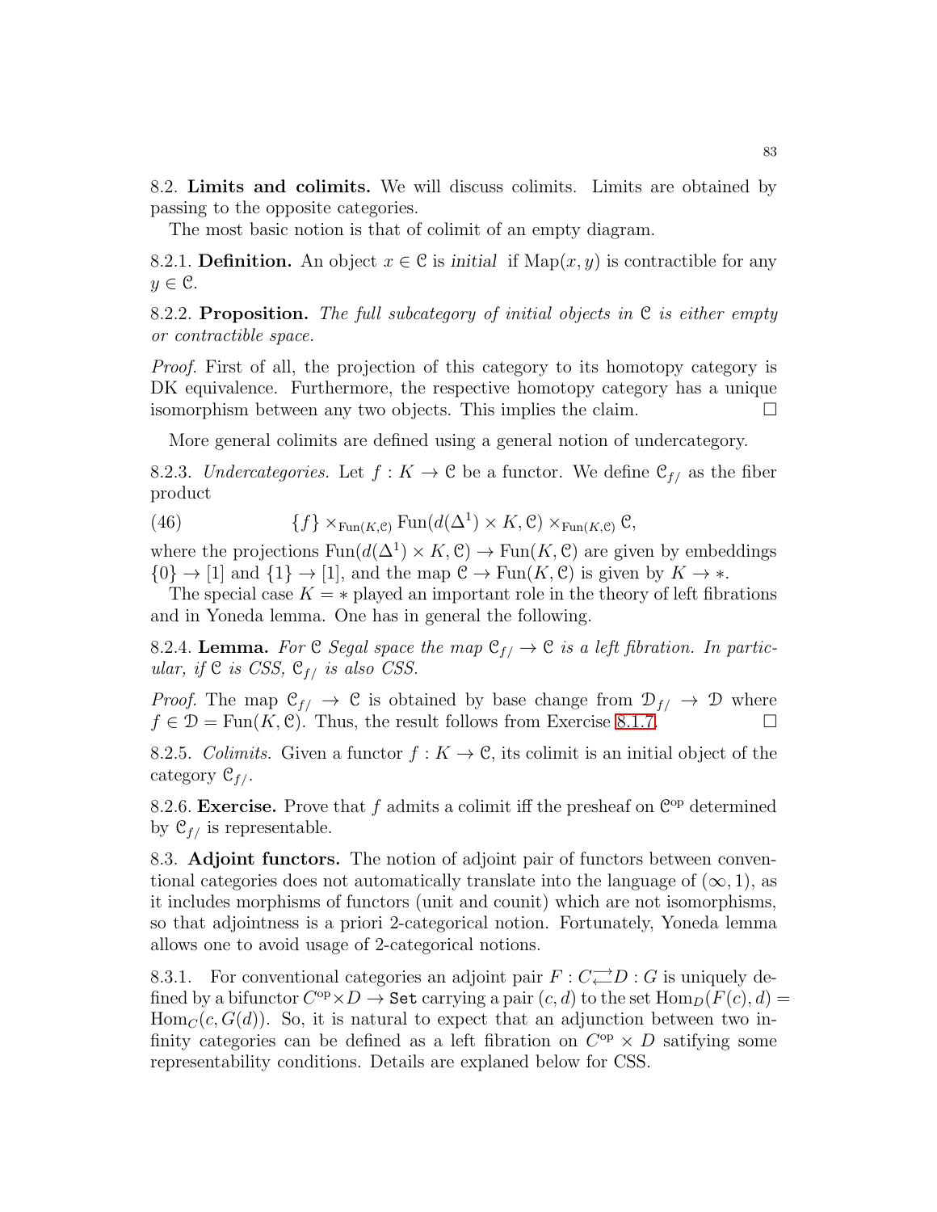8.2. **Limits and colimits.** We will discuss colimits. Limits are obtained by passing to the opposite categories.

The most basic notion is that of colimit of an empty diagram.

8.2.1. **Definition.** An object $x \in \mathcal{C}$ is *initial* if $\mathrm{Map}(x, y)$ is contractible for any $y \in \mathcal{C}$.

8.2.2. **Proposition.** *The full subcategory of initial objects in $\mathcal{C}$ is either empty or contractible space.*

*Proof.* First of all, the projection of this category to its homotopy category is DK equivalence. Furthermore, the respective homotopy category has a unique isomorphism between any two objects. This implies the claim. $\square$

More general colimits are defined using a general notion of undercategory.

8.2.3. *Undercategories.* Let $f : K \to \mathcal{C}$ be a functor. We define $\mathcal{C}_{f/}$ as the fiber product

$$\{f\} \times_{\mathrm{Fun}(K,\mathcal{C})} \mathrm{Fun}(d(\Delta^1) \times K, \mathcal{C}) \times_{\mathrm{Fun}(K,\mathcal{C})} \mathcal{C}, \tag{46}$$

where the projections $\mathrm{Fun}(d(\Delta^1) \times K, \mathcal{C}) \to \mathrm{Fun}(K, \mathcal{C})$ are given by embeddings $\{0\} \to [1]$ and $\{1\} \to [1]$, and the map $\mathcal{C} \to \mathrm{Fun}(K, \mathcal{C})$ is given by $K \to *$.

The special case $K = *$ played an important role in the theory of left fibrations and in Yoneda lemma. One has in general the following.

8.2.4. **Lemma.** *For $\mathcal{C}$ Segal space the map $\mathcal{C}_{f/} \to \mathcal{C}$ is a left fibration. In particular, if $\mathcal{C}$ is CSS, $\mathcal{C}_{f/}$ is also CSS.*

*Proof.* The map $\mathcal{C}_{f/} \to \mathcal{C}$ is obtained by base change from $\mathcal{D}_{f/} \to \mathcal{D}$ where $f \in \mathcal{D} = \mathrm{Fun}(K, \mathcal{C})$. Thus, the result follows from Exercise 8.1.7. $\square$

8.2.5. *Colimits.* Given a functor $f : K \to \mathcal{C}$, its colimit is an initial object of the category $\mathcal{C}_{f/}$.

8.2.6. **Exercise.** Prove that $f$ admits a colimit iff the presheaf on $\mathcal{C}^{\mathrm{op}}$ determined by $\mathcal{C}_{f/}$ is representable.

8.3. **Adjoint functors.** The notion of adjoint pair of functors between conventional categories does not automatically translate into the language of $(\infty, 1)$, as it includes morphisms of functors (unit and counit) which are not isomorphisms, so that adjointness is a priori 2-categorical notion. Fortunately, Yoneda lemma allows one to avoid usage of 2-categorical notions.

8.3.1. For conventional categories an adjoint pair $F : C \rightleftarrows D : G$ is uniquely defined by a bifunctor $C^{\mathrm{op}} \times D \to \mathtt{Set}$ carrying a pair $(c, d)$ to the set $\mathrm{Hom}_D(F(c), d) = \mathrm{Hom}_C(c, G(d))$. So, it is natural to expect that an adjunction between two infinity categories can be defined as a left fibration on $C^{\mathrm{op}} \times D$ satifying some representability conditions. Details are explaned below for CSS.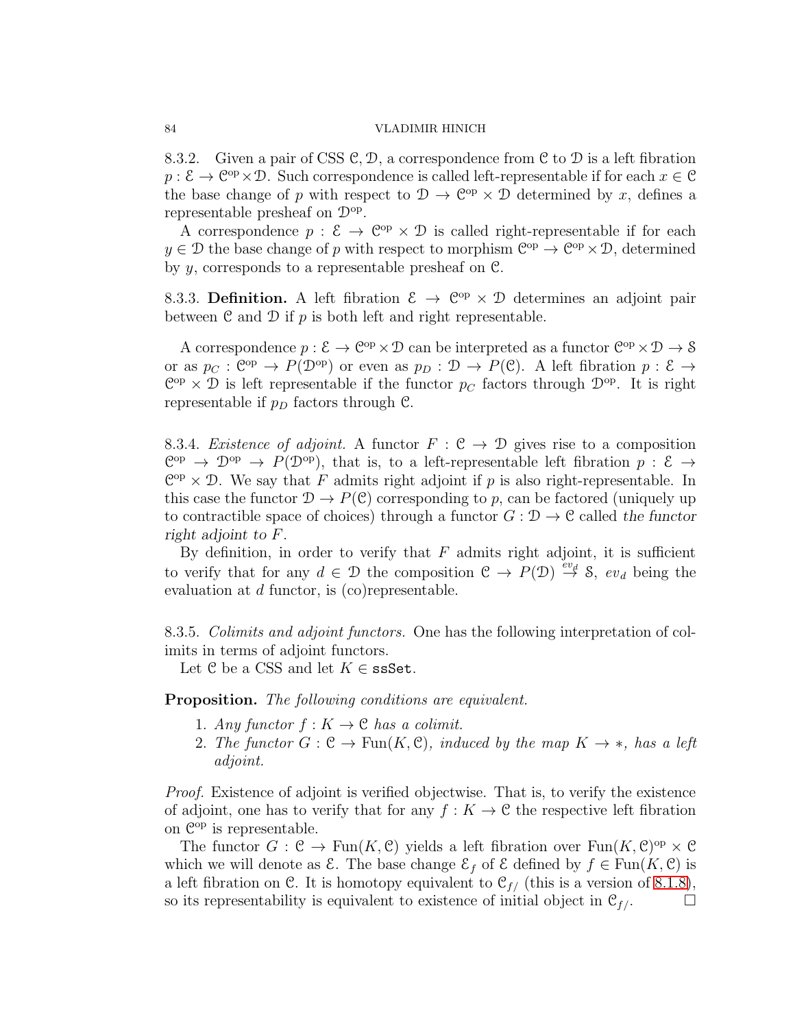8.3.2. Given a pair of CSS $\mathcal{C}, \mathcal{D}$, a correspondence from $\mathcal{C}$ to $\mathcal{D}$ is a left fibration $p : \mathcal{E} \to \mathcal{C}^{\rm op} \times \mathcal{D}$. Such correspondence is called left-representable if for each $x \in \mathcal{C}$ the base change of $p$ with respect to $\mathcal{D} \to \mathcal{C}^{\rm op} \times \mathcal{D}$ determined by $x$, defines a representable presheaf on $\mathcal{D}^{\rm op}$.

A correspondence $p : \mathcal{E} \to \mathcal{C}^{\rm op} \times \mathcal{D}$ is called right-representable if for each $y \in \mathcal{D}$ the base change of $p$ with respect to morphism $\mathcal{C}^{\rm op} \to \mathcal{C}^{\rm op} \times \mathcal{D}$, determined by $y$, corresponds to a representable presheaf on $\mathcal{C}$.

8.3.3. **Definition.** A left fibration $\mathcal{E} \to \mathcal{C}^{\rm op} \times \mathcal{D}$ determines an adjoint pair between $\mathcal{C}$ and $\mathcal{D}$ if $p$ is both left and right representable.

A correspondence $p : \mathcal{E} \to \mathcal{C}^{\rm op} \times \mathcal{D}$ can be interpreted as a functor $\mathcal{C}^{\rm op} \times \mathcal{D} \to \mathcal{S}$ or as $p_C : \mathcal{C}^{\rm op} \to P(\mathcal{D}^{\rm op})$ or even as $p_D : \mathcal{D} \to P(\mathcal{C})$. A left fibration $p : \mathcal{E} \to \mathcal{C}^{\rm op} \times \mathcal{D}$ is left representable if the functor $p_C$ factors through $\mathcal{D}^{\rm op}$. It is right representable if $p_D$ factors through $\mathcal{C}$.

8.3.4. *Existence of adjoint.* A functor $F : \mathcal{C} \to \mathcal{D}$ gives rise to a composition $\mathcal{C}^{\rm op} \to \mathcal{D}^{\rm op} \to P(\mathcal{D}^{\rm op})$, that is, to a left-representable left fibration $p : \mathcal{E} \to \mathcal{C}^{\rm op} \times \mathcal{D}$. We say that $F$ admits right adjoint if $p$ is also right-representable. In this case the functor $\mathcal{D} \to P(\mathcal{C})$ corresponding to $p$, can be factored (uniquely up to contractible space of choices) through a functor $G : \mathcal{D} \to \mathcal{C}$ called *the functor right adjoint to $F$*.

By definition, in order to verify that $F$ admits right adjoint, it is sufficient to verify that for any $d \in \mathcal{D}$ the composition $\mathcal{C} \to P(\mathcal{D}) \stackrel{ev_d}{\to} \mathcal{S}$, $ev_d$ being the evaluation at $d$ functor, is (co)representable.

8.3.5. *Colimits and adjoint functors.* One has the following interpretation of colimits in terms of adjoint functors.

Let $\mathcal{C}$ be a CSS and let $K \in \texttt{ssSet}$.

**Proposition.** *The following conditions are equivalent.*

1. *Any functor $f : K \to \mathcal{C}$ has a colimit.*
2. *The functor $G : \mathcal{C} \to \mathrm{Fun}(K, \mathcal{C})$, induced by the map $K \to *$, has a left adjoint.*

*Proof.* Existence of adjoint is verified objectwise. That is, to verify the existence of adjoint, one has to verify that for any $f : K \to \mathcal{C}$ the respective left fibration on $\mathcal{C}^{\rm op}$ is representable.

The functor $G : \mathcal{C} \to \mathrm{Fun}(K, \mathcal{C})$ yields a left fibration over $\mathrm{Fun}(K, \mathcal{C})^{\rm op} \times \mathcal{C}$ which we will denote as $\mathcal{E}$. The base change $\mathcal{E}_f$ of $\mathcal{E}$ defined by $f \in \mathrm{Fun}(K, \mathcal{C})$ is a left fibration on $\mathcal{C}$. It is homotopy equivalent to $\mathcal{C}_{f/}$ (this is a version of 8.1.8), so its representability is equivalent to existence of initial object in $\mathcal{C}_{f/}$. $\square$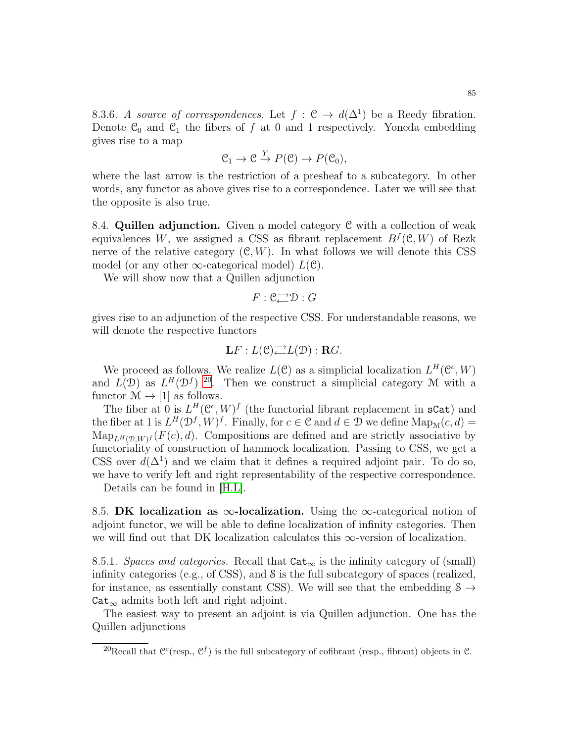8.3.6. *A source of correspondences.* Let $f : \mathcal{C} \to d(\Delta^1)$ be a Reedy fibration. Denote $\mathcal{C}_0$ and $\mathcal{C}_1$ the fibers of $f$ at 0 and 1 respectively. Yoneda embedding gives rise to a map

$$\mathcal{C}_1 \to \mathcal{C} \xrightarrow{Y} P(\mathcal{C}) \to P(\mathcal{C}_0),$$

where the last arrow is the restriction of a presheaf to a subcategory. In other words, any functor as above gives rise to a correspondence. Later we will see that the opposite is also true.

**8.4. Quillen adjunction.** Given a model category $\mathcal{C}$ with a collection of weak equivalences $W$, we assigned a CSS as fibrant replacement $B^f(\mathcal{C}, W)$ of Rezk nerve of the relative category $(\mathcal{C}, W)$. In what follows we will denote this CSS model (or any other $\infty$-categorical model) $L(\mathcal{C})$.

We will show now that a Quillen adjunction

$$F : \mathcal{C} \rightleftarrows \mathcal{D} : G$$

gives rise to an adjunction of the respective CSS. For understandable reasons, we will denote the respective functors

$$\mathbf{L}F : L(\mathcal{C}) \rightleftarrows L(\mathcal{D}) : \mathbf{R}G.$$

We proceed as follows. We realize $L(\mathcal{C})$ as a simplicial localization $L^H(\mathcal{C}^c, W)$ and $L(\mathcal{D})$ as $L^H(\mathcal{D}^f)$ [20]. Then we construct a simplicial category $\mathcal{M}$ with a functor $\mathcal{M} \to [1]$ as follows.

The fiber at 0 is $L^H(\mathcal{C}^c, W)^f$ (the functorial fibrant replacement in `sCat`) and the fiber at 1 is $L^H(\mathcal{D}^f, W)^f$. Finally, for $c \in \mathcal{C}$ and $d \in \mathcal{D}$ we define $\mathrm{Map}_{\mathcal{M}}(c, d) = \mathrm{Map}_{L^H(\mathcal{D},W)^f}(F(c), d)$. Compositions are defined and are strictly associative by functoriality of construction of hammock localization. Passing to CSS, we get a CSS over $d(\Delta^1)$ and we claim that it defines a required adjoint pair. To do so, we have to verify left and right representability of the respective correspondence.

Details can be found in [H.L].

**8.5. DK localization as $\infty$-localization.** Using the $\infty$-categorical notion of adjoint functor, we will be able to define localization of infinity categories. Then we will find out that DK localization calculates this $\infty$-version of localization.

8.5.1. *Spaces and categories.* Recall that $\mathtt{Cat}_\infty$ is the infinity category of (small) infinity categories (e.g., of CSS), and $\mathcal{S}$ is the full subcategory of spaces (realized, for instance, as essentially constant CSS). We will see that the embedding $\mathcal{S} \to \mathtt{Cat}_\infty$ admits both left and right adjoint.

The easiest way to present an adjoint is via Quillen adjunction. One has the Quillen adjunctions

[20] Recall that $\mathcal{C}^c$(resp., $\mathcal{C}^f$) is the full subcategory of cofibrant (resp., fibrant) objects in $\mathcal{C}$.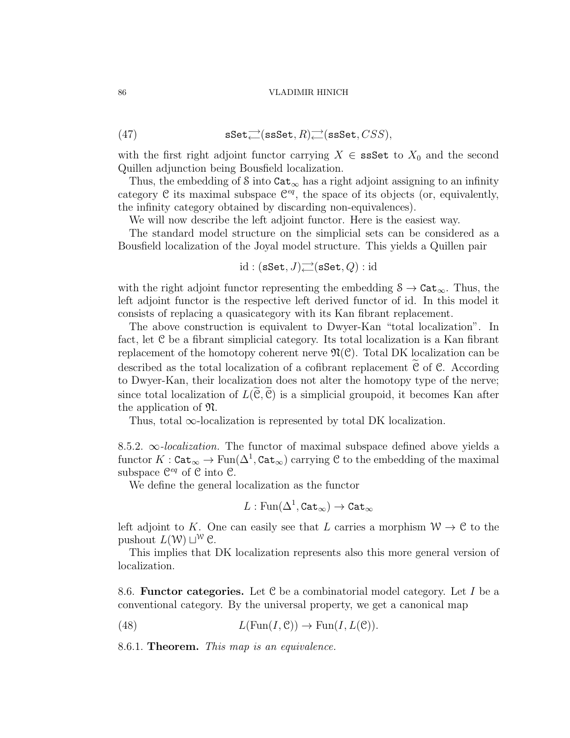$$\mathtt{sSet} \rightleftarrows (\mathtt{ssSet}, R) \rightleftarrows (\mathtt{ssSet}, CSS), \tag{47}$$

with the first right adjoint functor carrying $X \in \mathtt{ssSet}$ to $X_0$ and the second Quillen adjunction being Bousfield localization.

Thus, the embedding of $\mathcal{S}$ into $\mathtt{Cat}_\infty$ has a right adjoint assigning to an infinity category $\mathcal{C}$ its maximal subspace $\mathcal{C}^{eq}$, the space of its objects (or, equivalently, the infinity category obtained by discarding non-equivalences).

We will now describe the left adjoint functor. Here is the easiest way.

The standard model structure on the simplicial sets can be considered as a Bousfield localization of the Joyal model structure. This yields a Quillen pair

$$\mathrm{id} : (\mathtt{sSet}, J) \rightleftarrows (\mathtt{sSet}, Q) : \mathrm{id}$$

with the right adjoint functor representing the embedding $\mathcal{S} \to \mathtt{Cat}_\infty$. Thus, the left adjoint functor is the respective left derived functor of id. In this model it consists of replacing a quasicategory with its Kan fibrant replacement.

The above construction is equivalent to Dwyer-Kan "total localization". In fact, let $\mathcal{C}$ be a fibrant simplicial category. Its total localization is a Kan fibrant replacement of the homotopy coherent nerve $\mathfrak{N}(\mathcal{C})$. Total DK localization can be described as the total localization of a cofibrant replacement $\widetilde{\mathcal{C}}$ of $\mathcal{C}$. According to Dwyer-Kan, their localization does not alter the homotopy type of the nerve; since total localization of $L(\widetilde{\mathcal{C}}, \widetilde{\mathcal{C}})$ is a simplicial groupoid, it becomes Kan after the application of $\mathfrak{N}$.

Thus, total $\infty$-localization is represented by total DK localization.

8.5.2. *$\infty$-localization.* The functor of maximal subspace defined above yields a functor $K : \mathtt{Cat}_\infty \to \mathrm{Fun}(\Delta^1, \mathtt{Cat}_\infty)$ carrying $\mathcal{C}$ to the embedding of the maximal subspace $\mathcal{C}^{eq}$ of $\mathcal{C}$ into $\mathcal{C}$.

We define the general localization as the functor

$$L : \mathrm{Fun}(\Delta^1, \mathtt{Cat}_\infty) \to \mathtt{Cat}_\infty$$

left adjoint to $K$. One can easily see that $L$ carries a morphism $\mathcal{W} \to \mathcal{C}$ to the pushout $L(\mathcal{W}) \sqcup^{\mathcal{W}} \mathcal{C}$.

This implies that DK localization represents also this more general version of localization.

8.6. **Functor categories.** Let $\mathcal{C}$ be a combinatorial model category. Let $I$ be a conventional category. By the universal property, we get a canonical map

$$L(\mathrm{Fun}(I, \mathcal{C})) \to \mathrm{Fun}(I, L(\mathcal{C})). \tag{48}$$

8.6.1. **Theorem.** *This map is an equivalence.*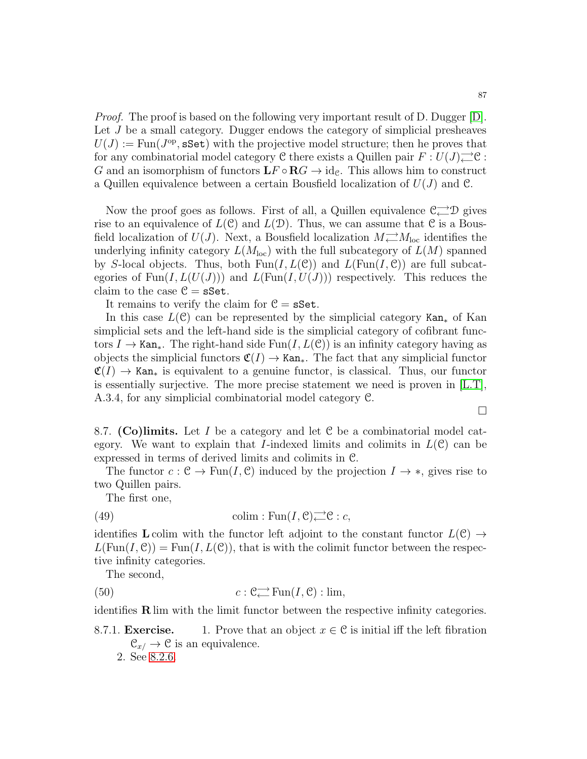*Proof.* The proof is based on the following very important result of D. Dugger [D]. Let $J$ be a small category. Dugger endows the category of simplicial presheaves $U(J) := \mathrm{Fun}(J^{\mathrm{op}}, \mathtt{sSet})$ with the projective model structure; then he proves that for any combinatorial model category $\mathcal{C}$ there exists a Quillen pair $F : U(J) \rightleftarrows \mathcal{C} : G$ and an isomorphism of functors $\mathbf{L}F \circ \mathbf{R}G \to \mathrm{id}_{\mathcal{C}}$. This allows him to construct a Quillen equivalence between a certain Bousfield localization of $U(J)$ and $\mathcal{C}$.

Now the proof goes as follows. First of all, a Quillen equivalence $\mathcal{C} \rightleftarrows \mathcal{D}$ gives rise to an equivalence of $L(\mathcal{C})$ and $L(\mathcal{D})$. Thus, we can assume that $\mathcal{C}$ is a Bousfield localization of $U(J)$. Next, a Bousfield localization $M \rightleftarrows M_{\mathrm{loc}}$ identifies the underlying infinity category $L(M_{\mathrm{loc}})$ with the full subcategory of $L(M)$ spanned by $S$-local objects. Thus, both $\mathrm{Fun}(I, L(\mathcal{C}))$ and $L(\mathrm{Fun}(I, \mathcal{C}))$ are full subcategories of $\mathrm{Fun}(I, L(U(J)))$ and $L(\mathrm{Fun}(I, U(J)))$ respectively. This reduces the claim to the case $\mathcal{C} = \mathtt{sSet}$.

It remains to verify the claim for $\mathcal{C} = \mathtt{sSet}$.

In this case $L(\mathcal{C})$ can be represented by the simplicial category $\mathtt{Kan}_*$ of Kan simplicial sets and the left-hand side is the simplicial category of cofibrant functors $I \to \mathtt{Kan}_*$. The right-hand side $\mathrm{Fun}(I, L(\mathcal{C}))$ is an infinity category having as objects the simplicial functors $\mathfrak{C}(I) \to \mathtt{Kan}_*$. The fact that any simplicial functor $\mathfrak{C}(I) \to \mathtt{Kan}_*$ is equivalent to a genuine functor, is classical. Thus, our functor is essentially surjective. The more precise statement we need is proven in [L.T], A.3.4, for any simplicial combinatorial model category $\mathcal{C}$.

□

8.7. **(Co)limits.** Let $I$ be a category and let $\mathcal{C}$ be a combinatorial model category. We want to explain that $I$-indexed limits and colimits in $L(\mathcal{C})$ can be expressed in terms of derived limits and colimits in $\mathcal{C}$.

The functor $c : \mathcal{C} \to \mathrm{Fun}(I, \mathcal{C})$ induced by the projection $I \to *$, gives rise to two Quillen pairs.

The first one,

$$\mathrm{colim} : \mathrm{Fun}(I, \mathcal{C}) \rightleftarrows \mathcal{C} : c, \tag{49}$$

identifies $\mathbf{L}\,\mathrm{colim}$ with the functor left adjoint to the constant functor $L(\mathcal{C}) \to L(\mathrm{Fun}(I, \mathcal{C})) = \mathrm{Fun}(I, L(\mathcal{C}))$, that is with the colimit functor between the respective infinity categories.

The second,

$$c : \mathcal{C} \rightleftarrows \mathrm{Fun}(I, \mathcal{C}) : \lim, \tag{50}$$

identifies $\mathbf{R}\lim$ with the limit functor between the respective infinity categories.

8.7.1. **Exercise.**
1. Prove that an object $x \in \mathcal{C}$ is initial iff the left fibration $\mathcal{C}_{x/} \to \mathcal{C}$ is an equivalence.
2. See 8.2.6.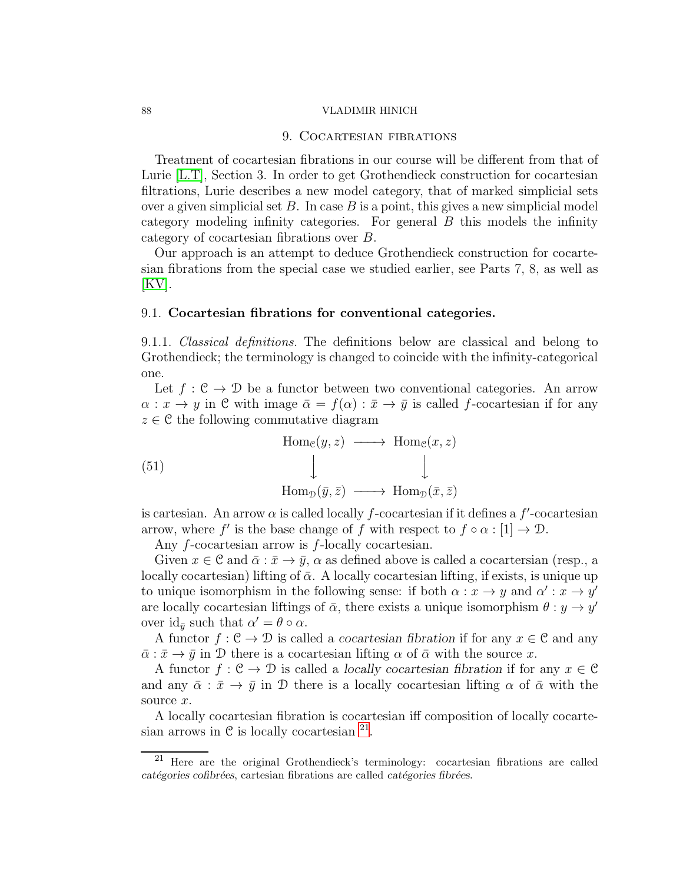## 9. Cocartesian fibrations

Treatment of cocartesian fibrations in our course will be different from that of Lurie [L.T], Section 3. In order to get Grothendieck construction for cocartesian filtrations, Lurie describes a new model category, that of marked simplicial sets over a given simplicial set $B$. In case $B$ is a point, this gives a new simplicial model category modeling infinity categories. For general $B$ this models the infinity category of cocartesian fibrations over $B$.

Our approach is an attempt to deduce Grothendieck construction for cocartesian fibrations from the special case we studied earlier, see Parts 7, 8, as well as [KV].

### 9.1. **Cocartesian fibrations for conventional categories.**

9.1.1. *Classical definitions.* The definitions below are classical and belong to Grothendieck; the terminology is changed to coincide with the infinity-categorical one.

Let $f : \mathcal{C} \to \mathcal{D}$ be a functor between two conventional categories. An arrow $\alpha : x \to y$ in $\mathcal{C}$ with image $\bar{\alpha} = f(\alpha) : \bar{x} \to \bar{y}$ is called $f$-cocartesian if for any $z \in \mathcal{C}$ the following commutative diagram

$$
\begin{array}{ccc}
\mathrm{Hom}_{\mathcal{C}}(y,z) & \longrightarrow & \mathrm{Hom}_{\mathcal{C}}(x,z) \\
\big\downarrow & & \big\downarrow \\
\mathrm{Hom}_{\mathcal{D}}(\bar{y},\bar{z}) & \longrightarrow & \mathrm{Hom}_{\mathcal{D}}(\bar{x},\bar{z})
\end{array}
\tag{51}
$$

is cartesian. An arrow $\alpha$ is called locally $f$-cocartesian if it defines a $f'$-cocartesian arrow, where $f'$ is the base change of $f$ with respect to $f \circ \alpha : [1] \to \mathcal{D}$.

Any $f$-cocartesian arrow is $f$-locally cocartesian.

Given $x \in \mathcal{C}$ and $\bar{\alpha} : \bar{x} \to \bar{y}$, $\alpha$ as defined above is called a cocartersian (resp., a locally cocartesian) lifting of $\bar{\alpha}$. A locally cocartesian lifting, if exists, is unique up to unique isomorphism in the following sense: if both $\alpha : x \to y$ and $\alpha' : x \to y'$ are locally cocartesian liftings of $\bar{\alpha}$, there exists a unique isomorphism $\theta : y \to y'$ over $\mathrm{id}_{\bar{y}}$ such that $\alpha' = \theta \circ \alpha$.

A functor $f : \mathcal{C} \to \mathcal{D}$ is called a *cocartesian fibration* if for any $x \in \mathcal{C}$ and any $\bar{\alpha} : \bar{x} \to \bar{y}$ in $\mathcal{D}$ there is a cocartesian lifting $\alpha$ of $\bar{\alpha}$ with the source $x$.

A functor $f : \mathcal{C} \to \mathcal{D}$ is called a *locally cocartesian fibration* if for any $x \in \mathcal{C}$ and any $\bar{\alpha} : \bar{x} \to \bar{y}$ in $\mathcal{D}$ there is a locally cocartesian lifting $\alpha$ of $\bar{\alpha}$ with the source $x$.

A locally cocartesian fibration is cocartesian iff composition of locally cocartesian arrows in $\mathcal{C}$ is locally cocartesian [21].

[21] Here are the original Grothendieck's terminology: cocartesian fibrations are called *catégories cofibrées*, cartesian fibrations are called *catégories fibrées*.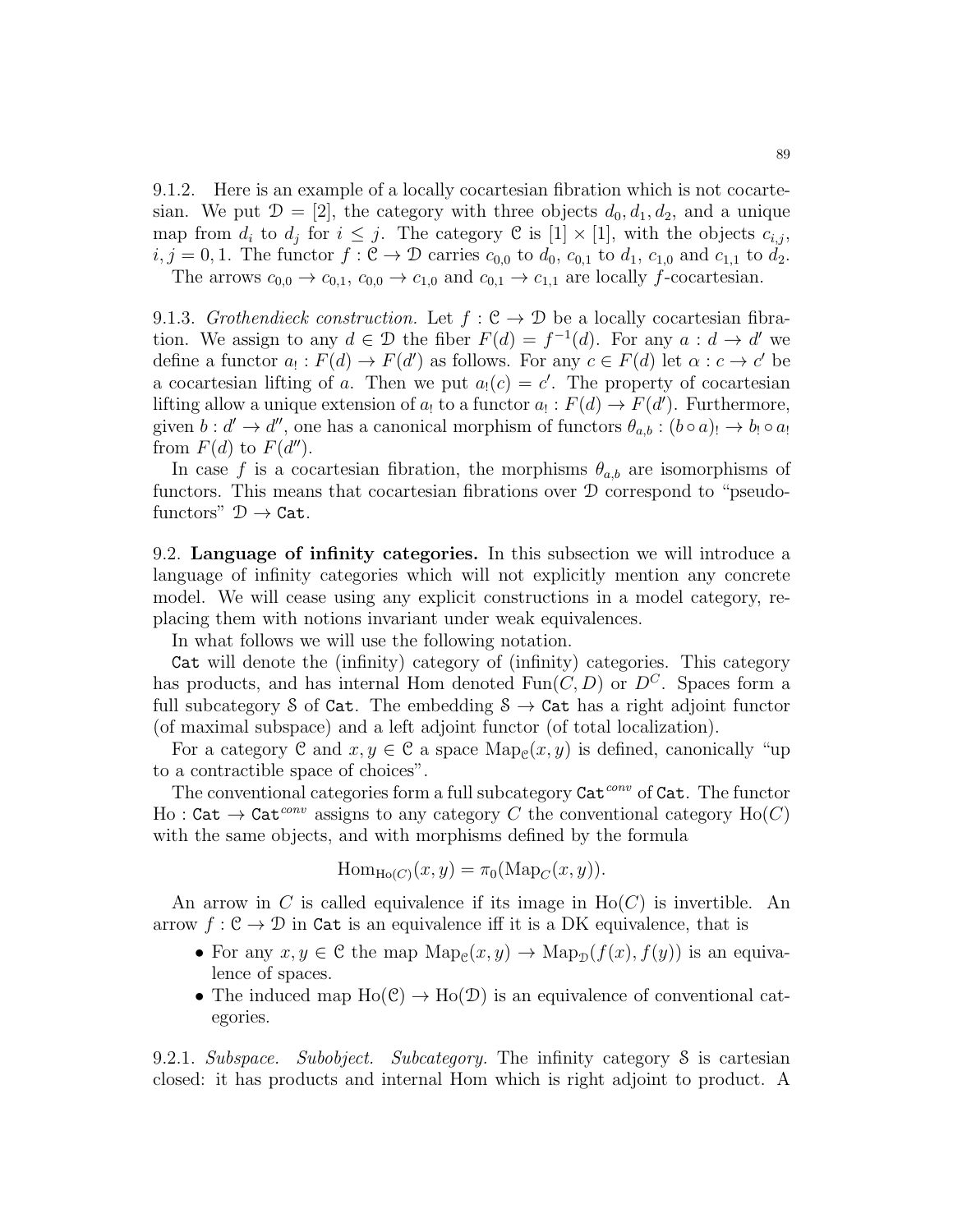9.1.2. Here is an example of a locally cocartesian fibration which is not cocartesian. We put $\mathcal{D} = [2]$, the category with three objects $d_0, d_1, d_2$, and a unique map from $d_i$ to $d_j$ for $i \leq j$. The category $\mathcal{C}$ is $[1] \times [1]$, with the objects $c_{i,j}$, $i, j = 0, 1$. The functor $f : \mathcal{C} \to \mathcal{D}$ carries $c_{0,0}$ to $d_0$, $c_{0,1}$ to $d_1$, $c_{1,0}$ and $c_{1,1}$ to $d_2$.

The arrows $c_{0,0} \to c_{0,1}$, $c_{0,0} \to c_{1,0}$ and $c_{0,1} \to c_{1,1}$ are locally $f$-cocartesian.

9.1.3. *Grothendieck construction.* Let $f : \mathcal{C} \to \mathcal{D}$ be a locally cocartesian fibration. We assign to any $d \in \mathcal{D}$ the fiber $F(d) = f^{-1}(d)$. For any $a : d \to d'$ we define a functor $a_! : F(d) \to F(d')$ as follows. For any $c \in F(d)$ let $\alpha : c \to c'$ be a cocartesian lifting of $a$. Then we put $a_!(c) = c'$. The property of cocartesian lifting allow a unique extension of $a_!$ to a functor $a_! : F(d) \to F(d')$. Furthermore, given $b : d' \to d''$, one has a canonical morphism of functors $\theta_{a,b} : (b \circ a)_! \to b_! \circ a_!$ from $F(d)$ to $F(d'')$.

In case $f$ is a cocartesian fibration, the morphisms $\theta_{a,b}$ are isomorphisms of functors. This means that cocartesian fibrations over $\mathcal{D}$ correspond to "pseudo-functors" $\mathcal{D} \to \mathtt{Cat}$.

9.2. **Language of infinity categories.** In this subsection we will introduce a language of infinity categories which will not explicitly mention any concrete model. We will cease using any explicit constructions in a model category, replacing them with notions invariant under weak equivalences.

In what follows we will use the following notation.

$\mathtt{Cat}$ will denote the (infinity) category of (infinity) categories. This category has products, and has internal Hom denoted $\mathrm{Fun}(C, D)$ or $D^C$. Spaces form a full subcategory $\mathcal{S}$ of $\mathtt{Cat}$. The embedding $\mathcal{S} \to \mathtt{Cat}$ has a right adjoint functor (of maximal subspace) and a left adjoint functor (of total localization).

For a category $\mathcal{C}$ and $x, y \in \mathcal{C}$ a space $\mathrm{Map}_{\mathcal{C}}(x, y)$ is defined, canonically "up to a contractible space of choices".

The conventional categories form a full subcategory $\mathtt{Cat}^{conv}$ of $\mathtt{Cat}$. The functor $\mathrm{Ho} : \mathtt{Cat} \to \mathtt{Cat}^{conv}$ assigns to any category $C$ the conventional category $\mathrm{Ho}(C)$ with the same objects, and with morphisms defined by the formula

$$\mathrm{Hom}_{\mathrm{Ho}(C)}(x, y) = \pi_0(\mathrm{Map}_C(x, y)).$$

An arrow in $C$ is called equivalence if its image in $\mathrm{Ho}(C)$ is invertible. An arrow $f : \mathcal{C} \to \mathcal{D}$ in $\mathtt{Cat}$ is an equivalence iff it is a DK equivalence, that is

- For any $x, y \in \mathcal{C}$ the map $\mathrm{Map}_{\mathcal{C}}(x, y) \to \mathrm{Map}_{\mathcal{D}}(f(x), f(y))$ is an equivalence of spaces.
- The induced map $\mathrm{Ho}(\mathcal{C}) \to \mathrm{Ho}(\mathcal{D})$ is an equivalence of conventional categories.

9.2.1. *Subspace. Subobject. Subcategory.* The infinity category $\mathcal{S}$ is cartesian closed: it has products and internal Hom which is right adjoint to product. A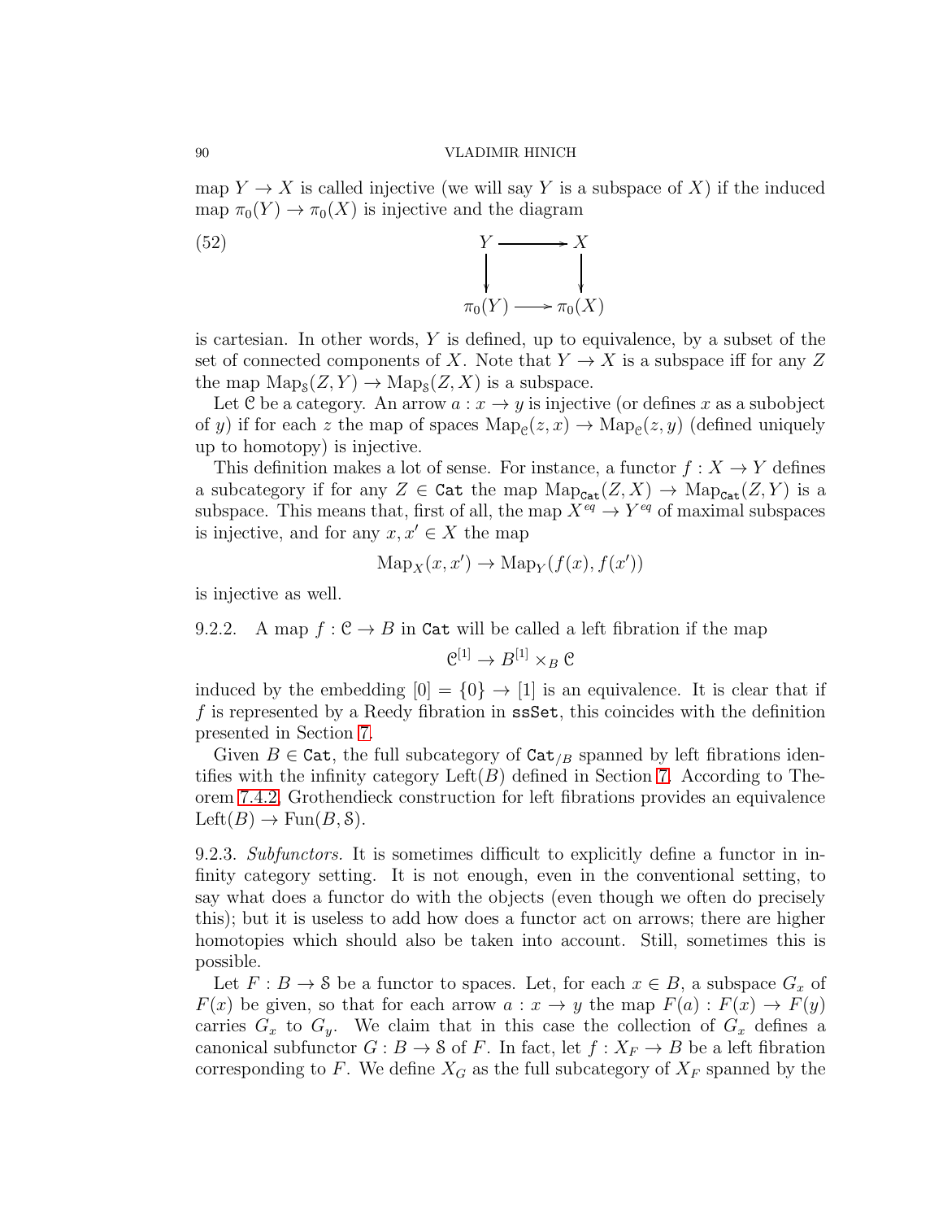map $Y \to X$ is called injective (we will say $Y$ is a subspace of $X$) if the induced map $\pi_0(Y) \to \pi_0(X)$ is injective and the diagram

$$
\begin{array}{ccc}
Y & \longrightarrow & X \\
\downarrow & & \downarrow \\
\pi_0(Y) & \longrightarrow & \pi_0(X)
\end{array}
\tag{52}
$$

is cartesian. In other words, $Y$ is defined, up to equivalence, by a subset of the set of connected components of $X$. Note that $Y \to X$ is a subspace iff for any $Z$ the map $\mathrm{Map}_{\mathcal{S}}(Z,Y) \to \mathrm{Map}_{\mathcal{S}}(Z,X)$ is a subspace.

Let $\mathcal{C}$ be a category. An arrow $a : x \to y$ is injective (or defines $x$ as a subobject of $y$) if for each $z$ the map of spaces $\mathrm{Map}_{\mathcal{C}}(z,x) \to \mathrm{Map}_{\mathcal{C}}(z,y)$ (defined uniquely up to homotopy) is injective.

This definition makes a lot of sense. For instance, a functor $f : X \to Y$ defines a subcategory if for any $Z \in \mathtt{Cat}$ the map $\mathrm{Map}_{\mathtt{Cat}}(Z,X) \to \mathrm{Map}_{\mathtt{Cat}}(Z,Y)$ is a subspace. This means that, first of all, the map $X^{eq} \to Y^{eq}$ of maximal subspaces is injective, and for any $x, x' \in X$ the map

$$
\mathrm{Map}_X(x,x') \to \mathrm{Map}_Y(f(x), f(x'))
$$

is injective as well.

9.2.2. A map $f : \mathcal{C} \to B$ in $\mathtt{Cat}$ will be called a left fibration if the map

$$
\mathcal{C}^{[1]} \to B^{[1]} \times_B \mathcal{C}
$$

induced by the embedding $[0] = \{0\} \to [1]$ is an equivalence. It is clear that if $f$ is represented by a Reedy fibration in $\mathtt{ssSet}$, this coincides with the definition presented in Section 7.

Given $B \in \mathtt{Cat}$, the full subcategory of $\mathtt{Cat}_{/B}$ spanned by left fibrations identifies with the infinity category $\mathrm{Left}(B)$ defined in Section 7. According to Theorem 7.4.2, Grothendieck construction for left fibrations provides an equivalence $\mathrm{Left}(B) \to \mathrm{Fun}(B, \mathcal{S})$.

9.2.3. *Subfunctors.* It is sometimes difficult to explicitly define a functor in infinity category setting. It is not enough, even in the conventional setting, to say what does a functor do with the objects (even though we often do precisely this); but it is useless to add how does a functor act on arrows; there are higher homotopies which should also be taken into account. Still, sometimes this is possible.

Let $F : B \to \mathcal{S}$ be a functor to spaces. Let, for each $x \in B$, a subspace $G_x$ of $F(x)$ be given, so that for each arrow $a : x \to y$ the map $F(a) : F(x) \to F(y)$ carries $G_x$ to $G_y$. We claim that in this case the collection of $G_x$ defines a canonical subfunctor $G : B \to \mathcal{S}$ of $F$. In fact, let $f : X_F \to B$ be a left fibration corresponding to $F$. We define $X_G$ as the full subcategory of $X_F$ spanned by the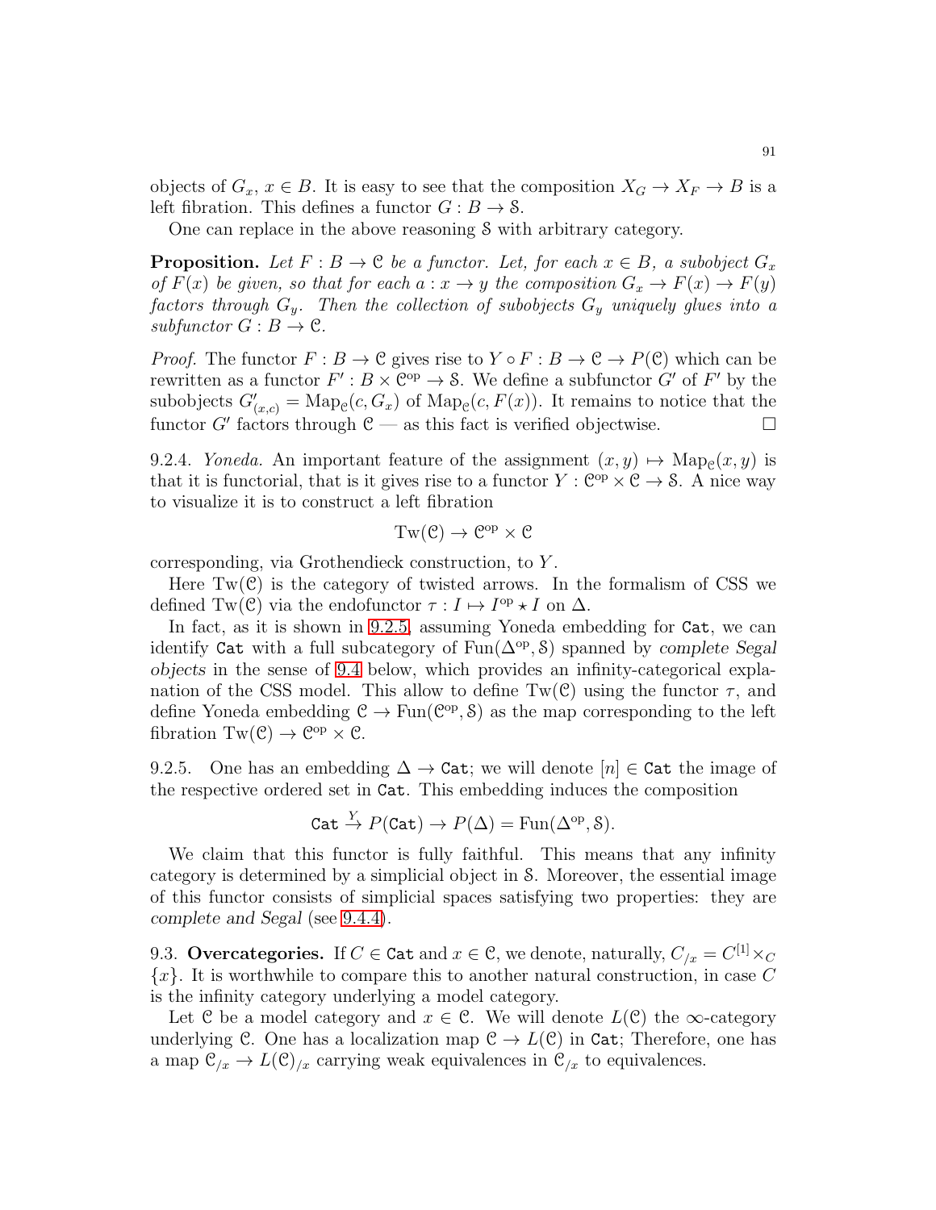objects of $G_x$, $x \in B$. It is easy to see that the composition $X_G \to X_F \to B$ is a left fibration. This defines a functor $G : B \to \mathcal{S}$.

One can replace in the above reasoning $\mathcal{S}$ with arbitrary category.

**Proposition.** *Let $F : B \to \mathcal{C}$ be a functor. Let, for each $x \in B$, a subobject $G_x$ of $F(x)$ be given, so that for each $a : x \to y$ the composition $G_x \to F(x) \to F(y)$ factors through $G_y$. Then the collection of subobjects $G_y$ uniquely glues into a subfunctor $G : B \to \mathcal{C}$.*

*Proof.* The functor $F : B \to \mathcal{C}$ gives rise to $Y \circ F : B \to \mathcal{C} \to P(\mathcal{C})$ which can be rewritten as a functor $F' : B \times \mathcal{C}^{\mathrm{op}} \to \mathcal{S}$. We define a subfunctor $G'$ of $F'$ by the subobjects $G'_{(x,c)} = \mathrm{Map}_{\mathcal{C}}(c, G_x)$ of $\mathrm{Map}_{\mathcal{C}}(c, F(x))$. It remains to notice that the functor $G'$ factors through $\mathcal{C}$ — as this fact is verified objectwise. $\square$

9.2.4. *Yoneda.* An important feature of the assignment $(x, y) \mapsto \mathrm{Map}_{\mathcal{C}}(x, y)$ is that it is functorial, that is it gives rise to a functor $Y : \mathcal{C}^{\mathrm{op}} \times \mathcal{C} \to \mathcal{S}$. A nice way to visualize it is to construct a left fibration

$$\mathrm{Tw}(\mathcal{C}) \to \mathcal{C}^{\mathrm{op}} \times \mathcal{C}$$

corresponding, via Grothendieck construction, to $Y$.

Here $\mathrm{Tw}(\mathcal{C})$ is the category of twisted arrows. In the formalism of CSS we defined $\mathrm{Tw}(\mathcal{C})$ via the endofunctor $\tau : I \mapsto I^{\mathrm{op}} \star I$ on $\Delta$.

In fact, as it is shown in 9.2.5, assuming Yoneda embedding for $\mathtt{Cat}$, we can identify $\mathtt{Cat}$ with a full subcategory of $\mathrm{Fun}(\Delta^{\mathrm{op}}, \mathcal{S})$ spanned by *complete Segal objects* in the sense of 9.4 below, which provides an infinity-categorical explanation of the CSS model. This allow to define $\mathrm{Tw}(\mathcal{C})$ using the functor $\tau$, and define Yoneda embedding $\mathcal{C} \to \mathrm{Fun}(\mathcal{C}^{\mathrm{op}}, \mathcal{S})$ as the map corresponding to the left fibration $\mathrm{Tw}(\mathcal{C}) \to \mathcal{C}^{\mathrm{op}} \times \mathcal{C}$.

9.2.5. One has an embedding $\Delta \to \mathtt{Cat}$; we will denote $[n] \in \mathtt{Cat}$ the image of the respective ordered set in $\mathtt{Cat}$. This embedding induces the composition

$$\mathtt{Cat} \xrightarrow{Y} P(\mathtt{Cat}) \to P(\Delta) = \mathrm{Fun}(\Delta^{\mathrm{op}}, \mathcal{S}).$$

We claim that this functor is fully faithful. This means that any infinity category is determined by a simplicial object in $\mathcal{S}$. Moreover, the essential image of this functor consists of simplicial spaces satisfying two properties: they are *complete and Segal* (see 9.4.4).

9.3. **Overcategories.** If $C \in \mathtt{Cat}$ and $x \in \mathcal{C}$, we denote, naturally, $C_{/x} = C^{[1]} \times_C \{x\}$. It is worthwhile to compare this to another natural construction, in case $C$ is the infinity category underlying a model category.

Let $\mathcal{C}$ be a model category and $x \in \mathcal{C}$. We will denote $L(\mathcal{C})$ the $\infty$-category underlying $\mathcal{C}$. One has a localization map $\mathcal{C} \to L(\mathcal{C})$ in $\mathtt{Cat}$; Therefore, one has a map $\mathcal{C}_{/x} \to L(\mathcal{C})_{/x}$ carrying weak equivalences in $\mathcal{C}_{/x}$ to equivalences.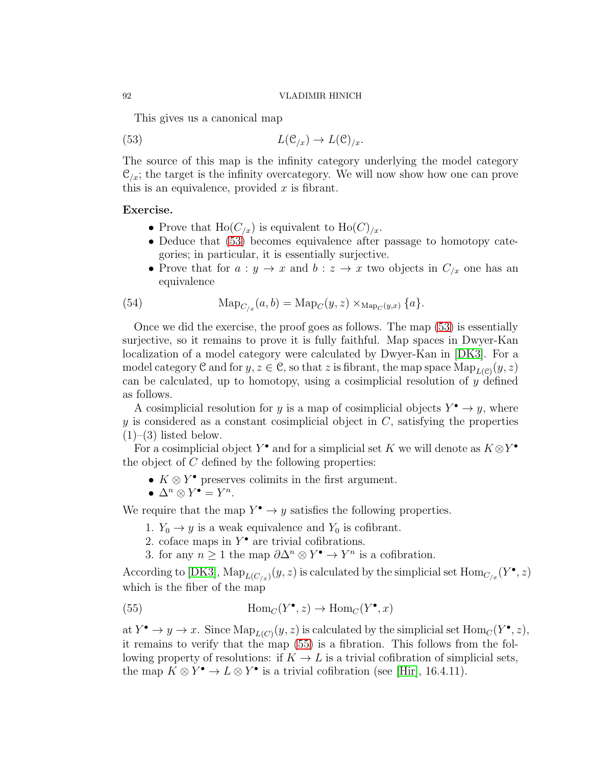This gives us a canonical map

$$L(\mathcal{C}_{/x}) \to L(\mathcal{C})_{/x}. \tag{53}$$

The source of this map is the infinity category underlying the model category $\mathcal{C}_{/x}$; the target is the infinity overcategory. We will now show how one can prove this is an equivalence, provided $x$ is fibrant.

**Exercise.**

- Prove that $\mathrm{Ho}(C_{/x})$ is equivalent to $\mathrm{Ho}(C)_{/x}$.
- Deduce that (53) becomes equivalence after passage to homotopy categories; in particular, it is essentially surjective.
- Prove that for $a : y \to x$ and $b : z \to x$ two objects in $C_{/x}$ one has an equivalence

$$\mathrm{Map}_{C_{/x}}(a, b) = \mathrm{Map}_C(y, z) \times_{\mathrm{Map}_C(y,x)} \{a\}. \tag{54}$$

Once we did the exercise, the proof goes as follows. The map (53) is essentially surjective, so it remains to prove it is fully faithful. Map spaces in Dwyer-Kan localization of a model category were calculated by Dwyer-Kan in [DK3]. For a model category $\mathcal{C}$ and for $y, z \in \mathcal{C}$, so that $z$ is fibrant, the map space $\mathrm{Map}_{L(\mathcal{C})}(y, z)$ can be calculated, up to homotopy, using a cosimplicial resolution of $y$ defined as follows.

A cosimplicial resolution for $y$ is a map of cosimplicial objects $Y^\bullet \to y$, where $y$ is considered as a constant cosimplicial object in $C$, satisfying the properties (1)–(3) listed below.

For a cosimplicial object $Y^\bullet$ and for a simplicial set $K$ we will denote as $K \otimes Y^\bullet$ the object of $C$ defined by the following properties:

- $K \otimes Y^\bullet$ preserves colimits in the first argument.
- $\Delta^n \otimes Y^\bullet = Y^n$.

We require that the map $Y^\bullet \to y$ satisfies the following properties.

1. $Y_0 \to y$ is a weak equivalence and $Y_0$ is cofibrant.
2. coface maps in $Y^\bullet$ are trivial cofibrations.
3. for any $n \geq 1$ the map $\partial\Delta^n \otimes Y^\bullet \to Y^n$ is a cofibration.

According to [DK3], $\mathrm{Map}_{L(C_{/x})}(y, z)$ is calculated by the simplicial set $\mathrm{Hom}_{C_{/x}}(Y^\bullet, z)$ which is the fiber of the map

$$\mathrm{Hom}_C(Y^\bullet, z) \to \mathrm{Hom}_C(Y^\bullet, x) \tag{55}$$

at $Y^\bullet \to y \to x$. Since $\mathrm{Map}_{L(C)}(y, z)$ is calculated by the simplicial set $\mathrm{Hom}_C(Y^\bullet, z)$, it remains to verify that the map (55) is a fibration. This follows from the following property of resolutions: if $K \to L$ is a trivial cofibration of simplicial sets, the map $K \otimes Y^\bullet \to L \otimes Y^\bullet$ is a trivial cofibration (see [Hir], 16.4.11).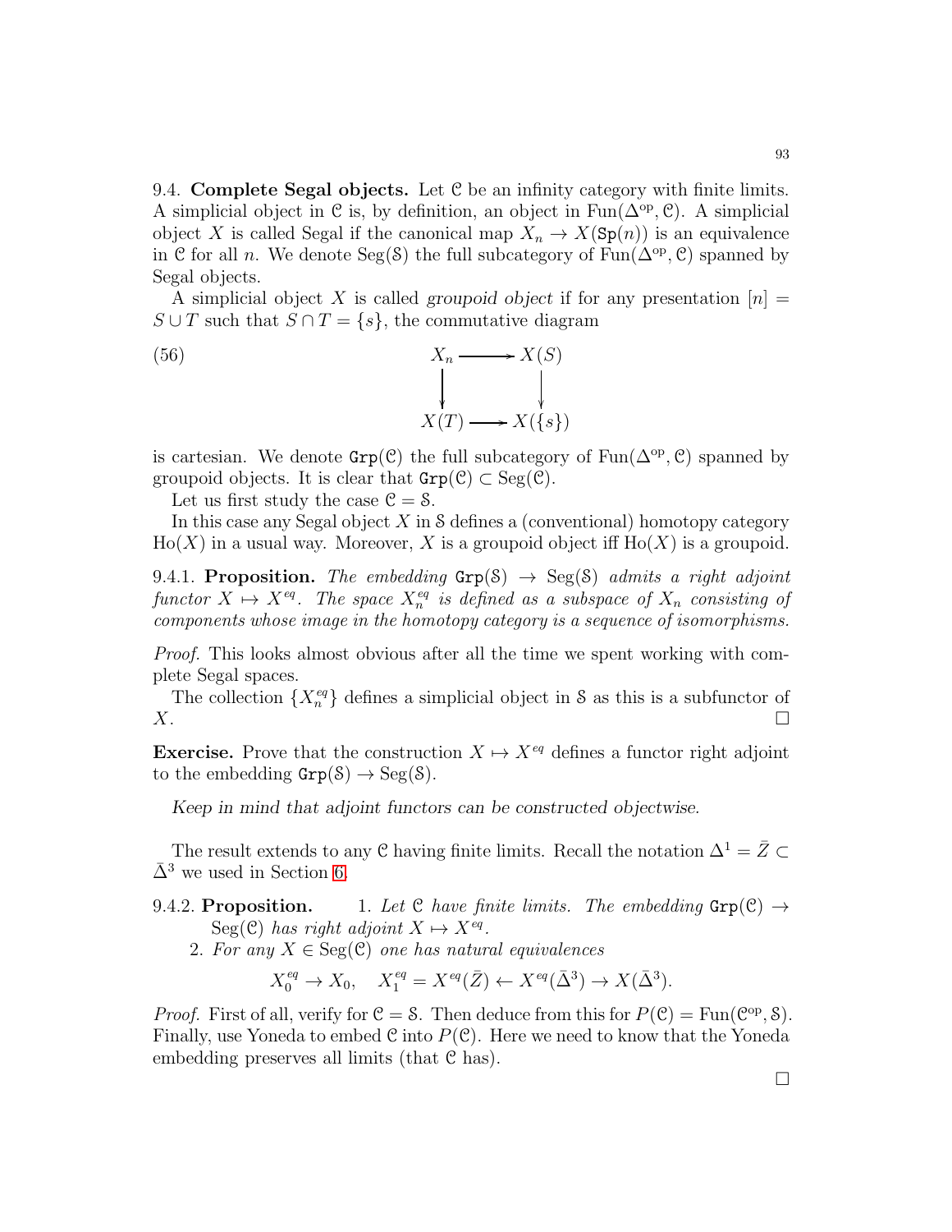9.4. **Complete Segal objects.** Let $\mathcal{C}$ be an infinity category with finite limits. A simplicial object in $\mathcal{C}$ is, by definition, an object in $\mathrm{Fun}(\Delta^{\mathrm{op}}, \mathcal{C})$. A simplicial object $X$ is called Segal if the canonical map $X_n \to X(\mathtt{Sp}(n))$ is an equivalence in $\mathcal{C}$ for all $n$. We denote $\mathrm{Seg}(\mathcal{S})$ the full subcategory of $\mathrm{Fun}(\Delta^{\mathrm{op}}, \mathcal{C})$ spanned by Segal objects.

A simplicial object $X$ is called *groupoid object* if for any presentation $[n] = S \cup T$ such that $S \cap T = \{s\}$, the commutative diagram

$$
\begin{array}{ccc}
X_n & \longrightarrow & X(S) \\
\big\downarrow & & \big\downarrow \\
X(T) & \longrightarrow & X(\{s\})
\end{array}
\tag{56}
$$

is cartesian. We denote $\mathtt{Grp}(\mathcal{C})$ the full subcategory of $\mathrm{Fun}(\Delta^{\mathrm{op}}, \mathcal{C})$ spanned by groupoid objects. It is clear that $\mathtt{Grp}(\mathcal{C}) \subset \mathrm{Seg}(\mathcal{C})$.

Let us first study the case $\mathcal{C} = \mathcal{S}$.

In this case any Segal object $X$ in $\mathcal{S}$ defines a (conventional) homotopy category $\mathrm{Ho}(X)$ in a usual way. Moreover, $X$ is a groupoid object iff $\mathrm{Ho}(X)$ is a groupoid.

9.4.1. **Proposition.** *The embedding $\mathtt{Grp}(\mathcal{S}) \to \mathrm{Seg}(\mathcal{S})$ admits a right adjoint functor $X \mapsto X^{eq}$. The space $X^{eq}_n$ is defined as a subspace of $X_n$ consisting of components whose image in the homotopy category is a sequence of isomorphisms.*

*Proof.* This looks almost obvious after all the time we spent working with complete Segal spaces.

The collection $\{X^{eq}_n\}$ defines a simplicial object in $\mathcal{S}$ as this is a subfunctor of $X$. □

**Exercise.** Prove that the construction $X \mapsto X^{eq}$ defines a functor right adjoint to the embedding $\mathtt{Grp}(\mathcal{S}) \to \mathrm{Seg}(\mathcal{S})$.

*Keep in mind that adjoint functors can be constructed objectwise.*

The result extends to any $\mathcal{C}$ having finite limits. Recall the notation $\Delta^1 = \bar{Z} \subset \bar{\Delta}^3$ we used in Section 6.

9.4.2. **Proposition.**
1. *Let $\mathcal{C}$ have finite limits. The embedding $\mathtt{Grp}(\mathcal{C}) \to \mathrm{Seg}(\mathcal{C})$ has right adjoint $X \mapsto X^{eq}$.*
2. *For any $X \in \mathrm{Seg}(\mathcal{C})$ one has natural equivalences*

$$X^{eq}_0 \to X_0, \quad X^{eq}_1 = X^{eq}(\bar{Z}) \leftarrow X^{eq}(\bar{\Delta}^3) \to X(\bar{\Delta}^3).$$

*Proof.* First of all, verify for $\mathcal{C} = \mathcal{S}$. Then deduce from this for $P(\mathcal{C}) = \mathrm{Fun}(\mathcal{C}^{\mathrm{op}}, \mathcal{S})$. Finally, use Yoneda to embed $\mathcal{C}$ into $P(\mathcal{C})$. Here we need to know that the Yoneda embedding preserves all limits (that $\mathcal{C}$ has).

□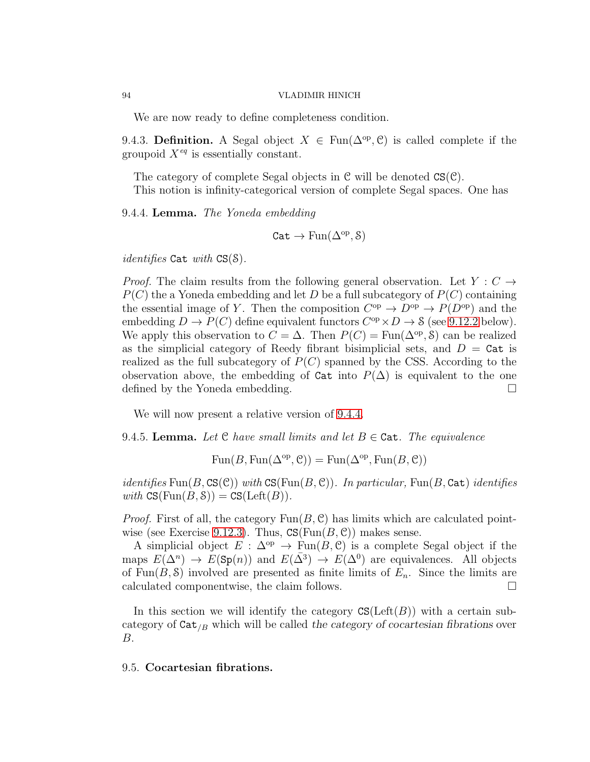We are now ready to define completeness condition.

9.4.3. **Definition.** A Segal object $X \in \mathrm{Fun}(\Delta^{\mathrm{op}}, \mathcal{C})$ is called complete if the groupoid $X^{eq}$ is essentially constant.

The category of complete Segal objects in $\mathcal{C}$ will be denoted $\mathtt{CS}(\mathcal{C})$.

This notion is infinity-categorical version of complete Segal spaces. One has

9.4.4. **Lemma.** *The Yoneda embedding*

$$\mathtt{Cat} \to \mathrm{Fun}(\Delta^{\mathrm{op}}, \mathcal{S})$$

*identifies* $\mathtt{Cat}$ *with* $\mathtt{CS}(\mathcal{S})$.

*Proof.* The claim results from the following general observation. Let $Y : C \to P(C)$ the a Yoneda embedding and let $D$ be a full subcategory of $P(C)$ containing the essential image of $Y$. Then the composition $C^{\mathrm{op}} \to D^{\mathrm{op}} \to P(D^{\mathrm{op}})$ and the embedding $D \to P(C)$ define equivalent functors $C^{\mathrm{op}} \times D \to \mathcal{S}$ (see 9.12.2 below). We apply this observation to $C = \Delta$. Then $P(C) = \mathrm{Fun}(\Delta^{\mathrm{op}}, \mathcal{S})$ can be realized as the simplicial category of Reedy fibrant bisimplicial sets, and $D = \mathtt{Cat}$ is realized as the full subcategory of $P(C)$ spanned by the CSS. According to the observation above, the embedding of $\mathtt{Cat}$ into $P(\Delta)$ is equivalent to the one defined by the Yoneda embedding. $\square$

We will now present a relative version of 9.4.4.

9.4.5. **Lemma.** *Let* $\mathcal{C}$ *have small limits and let* $B \in \mathtt{Cat}$*. The equivalence*

$$\mathrm{Fun}(B, \mathrm{Fun}(\Delta^{\mathrm{op}}, \mathcal{C})) = \mathrm{Fun}(\Delta^{\mathrm{op}}, \mathrm{Fun}(B, \mathcal{C}))$$

*identifies* $\mathrm{Fun}(B, \mathtt{CS}(\mathcal{C}))$ *with* $\mathtt{CS}(\mathrm{Fun}(B, \mathcal{C}))$*. In particular,* $\mathrm{Fun}(B, \mathtt{Cat})$ *identifies with* $\mathtt{CS}(\mathrm{Fun}(B, \mathcal{S})) = \mathtt{CS}(\mathrm{Left}(B))$.

*Proof.* First of all, the category $\mathrm{Fun}(B, \mathcal{C})$ has limits which are calculated pointwise (see Exercise 9.12.3). Thus, $\mathtt{CS}(\mathrm{Fun}(B, \mathcal{C}))$ makes sense.

A simplicial object $E : \Delta^{\mathrm{op}} \to \mathrm{Fun}(B, \mathcal{C})$ is a complete Segal object if the maps $E(\Delta^n) \to E(\mathtt{Sp}(n))$ and $E(\bar{\Delta}^3) \to E(\Delta^0)$ are equivalences. All objects of $\mathrm{Fun}(B, \mathcal{S})$ involved are presented as finite limits of $E_n$. Since the limits are calculated componentwise, the claim follows. $\square$

In this section we will identify the category $\mathtt{CS}(\mathrm{Left}(B))$ with a certain subcategory of $\mathtt{Cat}_{/B}$ which will be called *the category of cocartesian fibrations* over $B$.

## 9.5. Cocartesian fibrations.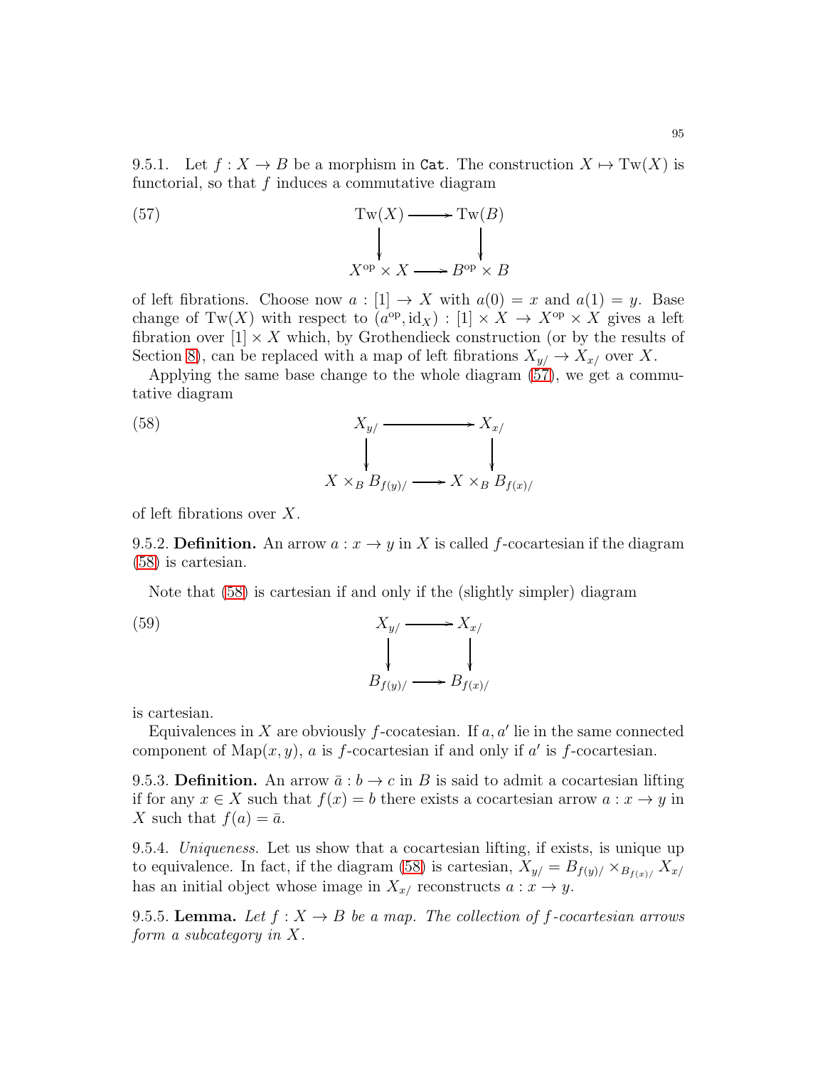9.5.1. Let $f : X \to B$ be a morphism in $\mathtt{Cat}$. The construction $X \mapsto \mathrm{Tw}(X)$ is functorial, so that $f$ induces a commutative diagram

$$\begin{array}{ccc} \mathrm{Tw}(X) & \longrightarrow & \mathrm{Tw}(B) \\ \downarrow & & \downarrow \\ X^{\mathrm{op}} \times X & \longrightarrow & B^{\mathrm{op}} \times B \end{array} \tag{57}$$

of left fibrations. Choose now $a : [1] \to X$ with $a(0) = x$ and $a(1) = y$. Base change of $\mathrm{Tw}(X)$ with respect to $(a^{\mathrm{op}}, \mathrm{id}_X) : [1] \times X \to X^{\mathrm{op}} \times X$ gives a left fibration over $[1] \times X$ which, by Grothendieck construction (or by the results of Section 8), can be replaced with a map of left fibrations $X_{y/} \to X_{x/}$ over $X$.

Applying the same base change to the whole diagram (57), we get a commutative diagram

$$\begin{array}{ccc} X_{y/} & \longrightarrow & X_{x/} \\ \downarrow & & \downarrow \\ X \times_B B_{f(y)/} & \longrightarrow & X \times_B B_{f(x)/} \end{array} \tag{58}$$

of left fibrations over $X$.

9.5.2. **Definition.** An arrow $a : x \to y$ in $X$ is called $f$-cocartesian if the diagram (58) is cartesian.

Note that (58) is cartesian if and only if the (slightly simpler) diagram

$$\begin{array}{ccc} X_{y/} & \longrightarrow & X_{x/} \\ \downarrow & & \downarrow \\ B_{f(y)/} & \longrightarrow & B_{f(x)/} \end{array} \tag{59}$$

is cartesian.

Equivalences in $X$ are obviously $f$-cocatesian. If $a, a'$ lie in the same connected component of $\mathrm{Map}(x, y)$, $a$ is $f$-cocartesian if and only if $a'$ is $f$-cocartesian.

9.5.3. **Definition.** An arrow $\bar{a} : b \to c$ in $B$ is said to admit a cocartesian lifting if for any $x \in X$ such that $f(x) = b$ there exists a cocartesian arrow $a : x \to y$ in $X$ such that $f(a) = \bar{a}$.

9.5.4. *Uniqueness.* Let us show that a cocartesian lifting, if exists, is unique up to equivalence. In fact, if the diagram (58) is cartesian, $X_{y/} = B_{f(y)/} \times_{B_{f(x)/}} X_{x/}$ has an initial object whose image in $X_{x/}$ reconstructs $a : x \to y$.

9.5.5. **Lemma.** *Let $f : X \to B$ be a map. The collection of $f$-cocartesian arrows form a subcategory in $X$.*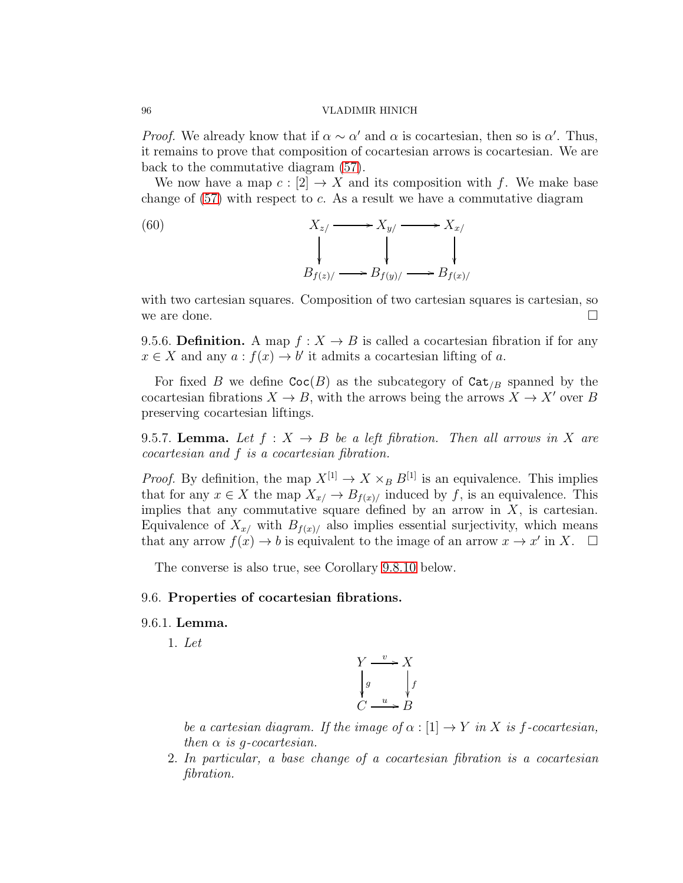*Proof.* We already know that if $\alpha \sim \alpha'$ and $\alpha$ is cocartesian, then so is $\alpha'$. Thus, it remains to prove that composition of cocartesian arrows is cocartesian. We are back to the commutative diagram (57).

We now have a map $c : [2] \to X$ and its composition with $f$. We make base change of (57) with respect to $c$. As a result we have a commutative diagram

$$
\begin{array}{ccccc}
X_{z/} & \longrightarrow & X_{y/} & \longrightarrow & X_{x/} \\
\downarrow & & \downarrow & & \downarrow \\
B_{f(z)/} & \longrightarrow & B_{f(y)/} & \longrightarrow & B_{f(x)/}
\end{array}
\tag{60}
$$

with two cartesian squares. Composition of two cartesian squares is cartesian, so we are done. $\square$

9.5.6. **Definition.** A map $f : X \to B$ is called a cocartesian fibration if for any $x \in X$ and any $a : f(x) \to b'$ it admits a cocartesian lifting of $a$.

For fixed $B$ we define $\mathtt{Coc}(B)$ as the subcategory of $\mathtt{Cat}_{/B}$ spanned by the cocartesian fibrations $X \to B$, with the arrows being the arrows $X \to X'$ over $B$ preserving cocartesian liftings.

9.5.7. **Lemma.** *Let $f : X \to B$ be a left fibration. Then all arrows in $X$ are cocartesian and $f$ is a cocartesian fibration.*

*Proof.* By definition, the map $X^{[1]} \to X \times_B B^{[1]}$ is an equivalence. This implies that for any $x \in X$ the map $X_{x/} \to B_{f(x)/}$ induced by $f$, is an equivalence. This implies that any commutative square defined by an arrow in $X$, is cartesian. Equivalence of $X_{x/}$ with $B_{f(x)/}$ also implies essential surjectivity, which means that any arrow $f(x) \to b$ is equivalent to the image of an arrow $x \to x'$ in $X$. $\square$

The converse is also true, see Corollary 9.8.10 below.

## 9.6. Properties of cocartesian fibrations.

9.6.1. **Lemma.**

1. *Let*

$$
\begin{array}{ccc}
Y & \xrightarrow{v} & X \\
\downarrow{\scriptstyle g} & & \downarrow{\scriptstyle f} \\
C & \xrightarrow{u} & B
\end{array}
$$

*be a cartesian diagram. If the image of $\alpha : [1] \to Y$ in $X$ is $f$-cocartesian, then $\alpha$ is $g$-cocartesian.*

2. *In particular, a base change of a cocartesian fibration is a cocartesian fibration.*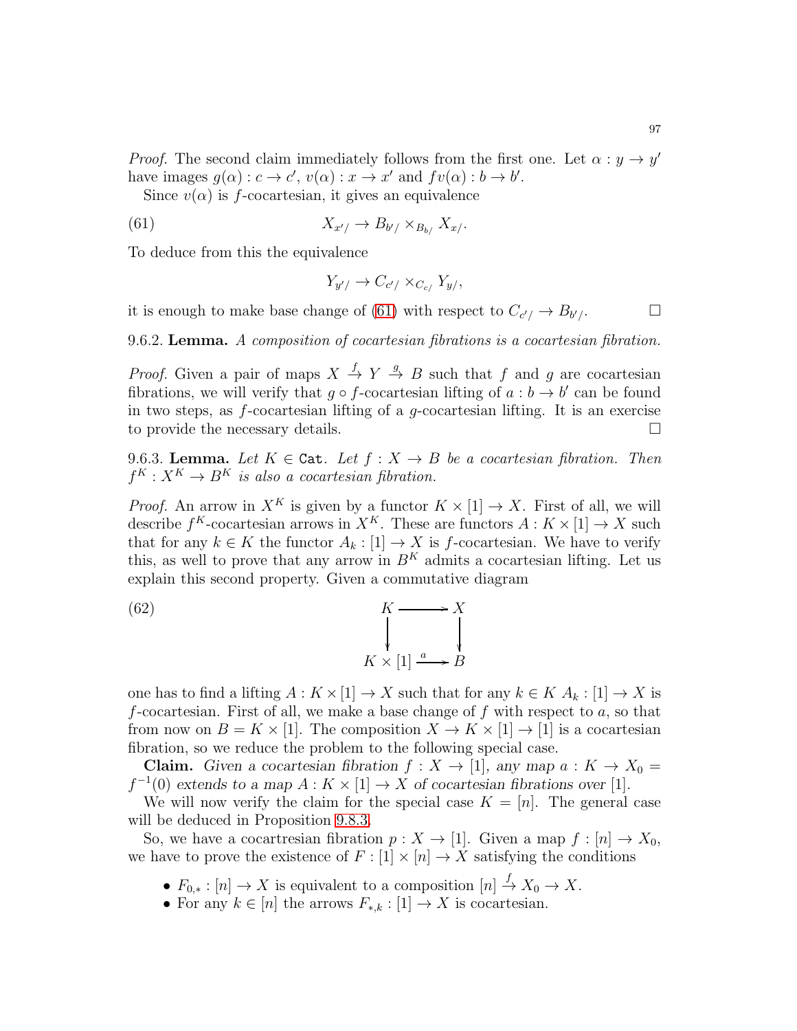*Proof.* The second claim immediately follows from the first one. Let $\alpha : y \to y'$ have images $g(\alpha) : c \to c'$, $v(\alpha) : x \to x'$ and $fv(\alpha) : b \to b'$.

Since $v(\alpha)$ is $f$-cocartesian, it gives an equivalence

$$X_{x'/} \to B_{b'/} \times_{B_{b/}} X_{x/}. \tag{61}$$

To deduce from this the equivalence

$$Y_{y'/} \to C_{c'/} \times_{C_{c/}} Y_{y/},$$

it is enough to make base change of (61) with respect to $C_{c'/} \to B_{b'/}$. □

9.6.2. **Lemma.** *A composition of cocartesian fibrations is a cocartesian fibration.*

*Proof.* Given a pair of maps $X \xrightarrow{f} Y \xrightarrow{g} B$ such that $f$ and $g$ are cocartesian fibrations, we will verify that $g \circ f$-cocartesian lifting of $a : b \to b'$ can be found in two steps, as $f$-cocartesian lifting of a $g$-cocartesian lifting. It is an exercise to provide the necessary details. □

9.6.3. **Lemma.** *Let $K \in \mathtt{Cat}$. Let $f : X \to B$ be a cocartesian fibration. Then $f^K : X^K \to B^K$ is also a cocartesian fibration.*

*Proof.* An arrow in $X^K$ is given by a functor $K \times [1] \to X$. First of all, we will describe $f^K$-cocartesian arrows in $X^K$. These are functors $A : K \times [1] \to X$ such that for any $k \in K$ the functor $A_k : [1] \to X$ is $f$-cocartesian. We have to verify this, as well to prove that any arrow in $B^K$ admits a cocartesian lifting. Let us explain this second property. Given a commutative diagram

$$\begin{array}{ccc} K & \longrightarrow & X \\ \downarrow & & \downarrow \\ K \times [1] & \xrightarrow{a} & B \end{array} \tag{62}$$

one has to find a lifting $A : K \times [1] \to X$ such that for any $k \in K$ $A_k : [1] \to X$ is $f$-cocartesian. First of all, we make a base change of $f$ with respect to $a$, so that from now on $B = K \times [1]$. The composition $X \to K \times [1] \to [1]$ is a cocartesian fibration, so we reduce the problem to the following special case.

**Claim.** *Given a cocartesian fibration $f : X \to [1]$, any map $a : K \to X_0 = f^{-1}(0)$ extends to a map $A : K \times [1] \to X$ of cocartesian fibrations over* [1].

We will now verify the claim for the special case $K = [n]$. The general case will be deduced in Proposition 9.8.3.

So, we have a cocartresian fibration $p : X \to [1]$. Given a map $f : [n] \to X_0$, we have to prove the existence of $F : [1] \times [n] \to X$ satisfying the conditions

- $F_{0,*} : [n] \to X$ is equivalent to a composition $[n] \xrightarrow{f} X_0 \to X$.
- For any $k \in [n]$ the arrows $F_{*,k} : [1] \to X$ is cocartesian.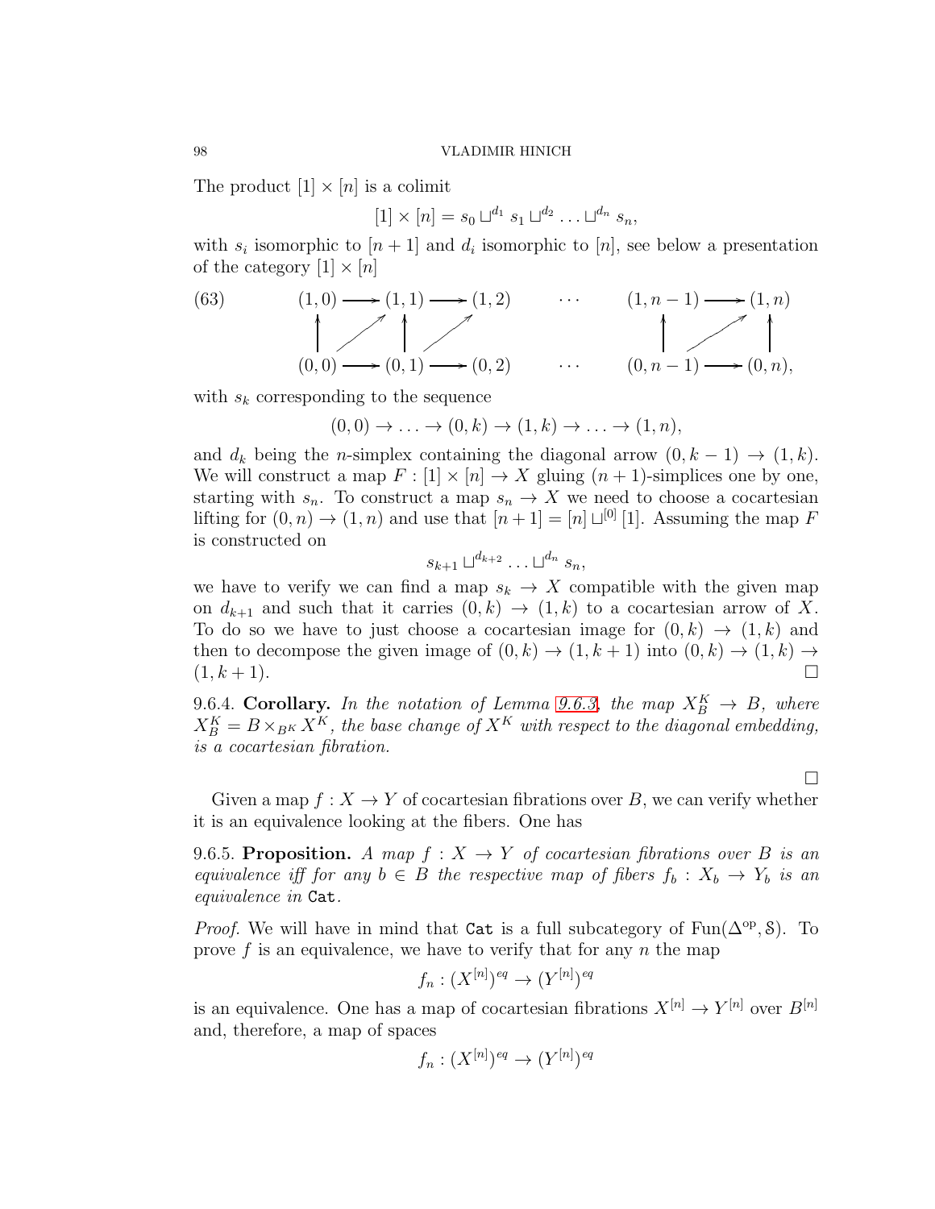The product $[1] \times [n]$ is a colimit

$$[1] \times [n] = s_0 \sqcup^{d_1} s_1 \sqcup^{d_2} \ldots \sqcup^{d_n} s_n,$$

with $s_i$ isomorphic to $[n+1]$ and $d_i$ isomorphic to $[n]$, see below a presentation of the category $[1] \times [n]$

$$\begin{array}{ccccccccc}
(1,0) & \longrightarrow & (1,1) & \longrightarrow & (1,2) & \cdots & (1,n-1) & \longrightarrow & (1,n) \\
\uparrow & \nearrow & \uparrow & \nearrow & & & \uparrow & \nearrow & \uparrow \\
(0,0) & \longrightarrow & (0,1) & \longrightarrow & (0,2) & \cdots & (0,n-1) & \longrightarrow & (0,n),
\end{array} \tag{63}$$

with $s_k$ corresponding to the sequence

$$(0,0) \to \ldots \to (0,k) \to (1,k) \to \ldots \to (1,n),$$

and $d_k$ being the $n$-simplex containing the diagonal arrow $(0,k-1) \to (1,k)$. We will construct a map $F : [1] \times [n] \to X$ gluing $(n+1)$-simplices one by one, starting with $s_n$. To construct a map $s_n \to X$ we need to choose a cocartesian lifting for $(0,n) \to (1,n)$ and use that $[n+1] = [n] \sqcup^{[0]} [1]$. Assuming the map $F$ is constructed on

$$s_{k+1} \sqcup^{d_{k+2}} \ldots \sqcup^{d_n} s_n,$$

we have to verify we can find a map $s_k \to X$ compatible with the given map on $d_{k+1}$ and such that it carries $(0,k) \to (1,k)$ to a cocartesian arrow of $X$. To do so we have to just choose a cocartesian image for $(0,k) \to (1,k)$ and then to decompose the given image of $(0,k) \to (1,k+1)$ into $(0,k) \to (1,k) \to (1,k+1)$. $\square$

9.6.4. **Corollary.** *In the notation of Lemma 9.6.3, the map $X^K_B \to B$, where $X^K_B = B \times_{B^K} X^K$, the base change of $X^K$ with respect to the diagonal embedding, is a cocartesian fibration.*

$\square$

Given a map $f : X \to Y$ of cocartesian fibrations over $B$, we can verify whether it is an equivalence looking at the fibers. One has

9.6.5. **Proposition.** *A map $f : X \to Y$ of cocartesian fibrations over $B$ is an equivalence iff for any $b \in B$ the respective map of fibers $f_b : X_b \to Y_b$ is an equivalence in* $\mathtt{Cat}$.

*Proof.* We will have in mind that $\mathtt{Cat}$ is a full subcategory of $\mathrm{Fun}(\Delta^{\mathrm{op}}, \mathcal{S})$. To prove $f$ is an equivalence, we have to verify that for any $n$ the map

$$f_n : (X^{[n]})^{eq} \to (Y^{[n]})^{eq}$$

is an equivalence. One has a map of cocartesian fibrations $X^{[n]} \to Y^{[n]}$ over $B^{[n]}$ and, therefore, a map of spaces

$$f_n : (X^{[n]})^{eq} \to (Y^{[n]})^{eq}$$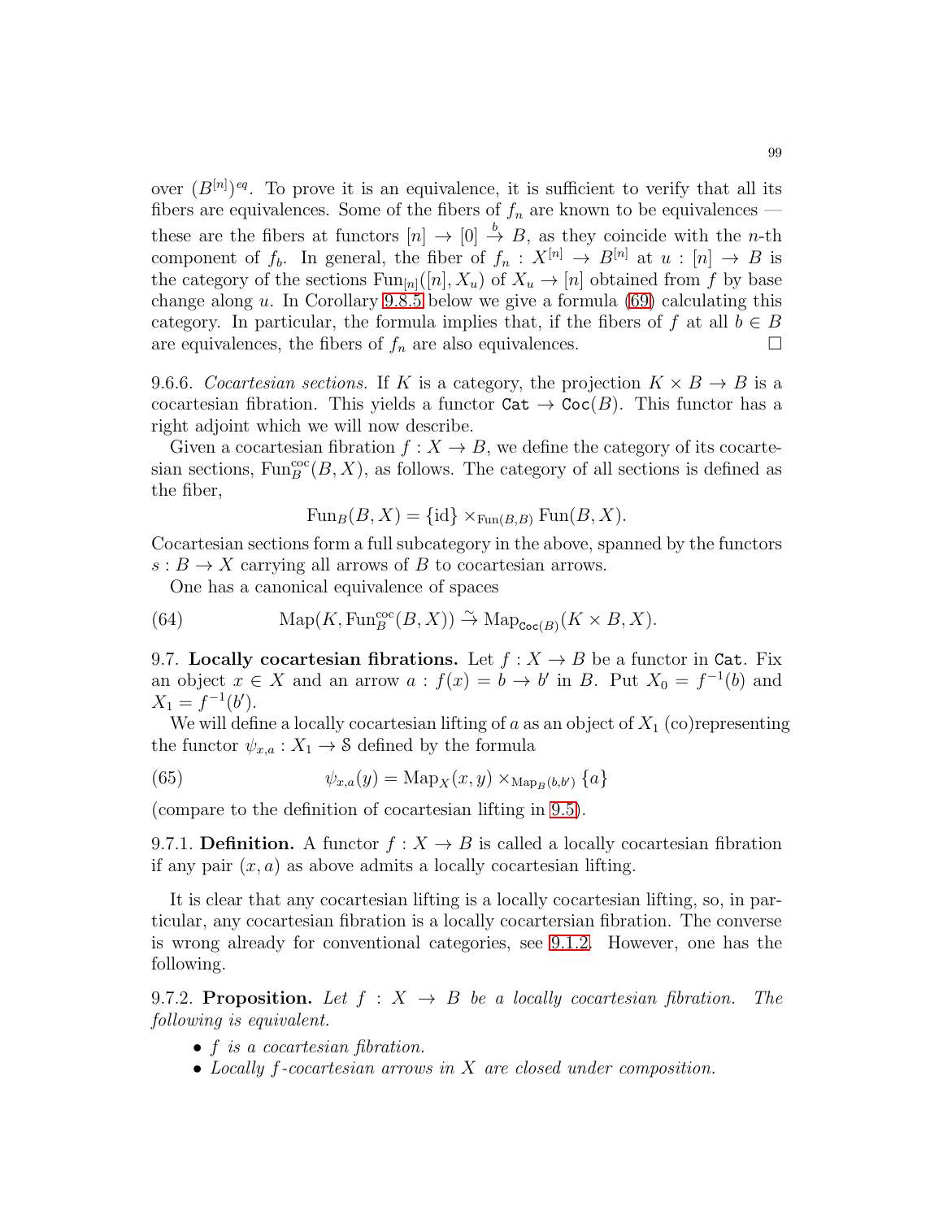over $(B^{[n]})^{eq}$. To prove it is an equivalence, it is sufficient to verify that all its fibers are equivalences. Some of the fibers of $f_n$ are known to be equivalences — these are the fibers at functors $[n] \to [0] \stackrel{b}{\to} B$, as they coincide with the $n$-th component of $f_b$. In general, the fiber of $f_n : X^{[n]} \to B^{[n]}$ at $u : [n] \to B$ is the category of the sections $\mathrm{Fun}_{[n]}([n], X_u)$ of $X_u \to [n]$ obtained from $f$ by base change along $u$. In Corollary 9.8.5 below we give a formula (69) calculating this category. In particular, the formula implies that, if the fibers of $f$ at all $b \in B$ are equivalences, the fibers of $f_n$ are also equivalences. □

9.6.6. *Cocartesian sections.* If $K$ is a category, the projection $K \times B \to B$ is a cocartesian fibration. This yields a functor $\mathtt{Cat} \to \mathtt{Coc}(B)$. This functor has a right adjoint which we will now describe.

Given a cocartesian fibration $f : X \to B$, we define the category of its cocartesian sections, $\mathrm{Fun}^{\mathrm{coc}}_B(B, X)$, as follows. The category of all sections is defined as the fiber,

$$\mathrm{Fun}_B(B, X) = \{\mathrm{id}\} \times_{\mathrm{Fun}(B,B)} \mathrm{Fun}(B, X).$$

Cocartesian sections form a full subcategory in the above, spanned by the functors $s : B \to X$ carrying all arrows of $B$ to cocartesian arrows.

One has a canonical equivalence of spaces

$$\mathrm{Map}(K, \mathrm{Fun}^{\mathrm{coc}}_B(B, X)) \stackrel{\sim}{\to} \mathrm{Map}_{\mathtt{Coc}(B)}(K \times B, X). \tag{64}$$

9.7. **Locally cocartesian fibrations.** Let $f : X \to B$ be a functor in $\mathtt{Cat}$. Fix an object $x \in X$ and an arrow $a : f(x) = b \to b'$ in $B$. Put $X_0 = f^{-1}(b)$ and $X_1 = f^{-1}(b')$.

We will define a locally cocartesian lifting of $a$ as an object of $X_1$ (co)representing the functor $\psi_{x,a} : X_1 \to \mathcal{S}$ defined by the formula

$$\psi_{x,a}(y) = \mathrm{Map}_X(x, y) \times_{\mathrm{Map}_B(b,b')} \{a\} \tag{65}$$

(compare to the definition of cocartesian lifting in 9.5).

9.7.1. **Definition.** A functor $f : X \to B$ is called a locally cocartesian fibration if any pair $(x, a)$ as above admits a locally cocartesian lifting.

It is clear that any cocartesian lifting is a locally cocartesian lifting, so, in particular, any cocartesian fibration is a locally cocartersian fibration. The converse is wrong already for conventional categories, see 9.1.2. However, one has the following.

9.7.2. **Proposition.** *Let $f : X \to B$ be a locally cocartesian fibration. The following is equivalent.*

- *$f$ is a cocartesian fibration.*
- *Locally $f$-cocartesian arrows in $X$ are closed under composition.*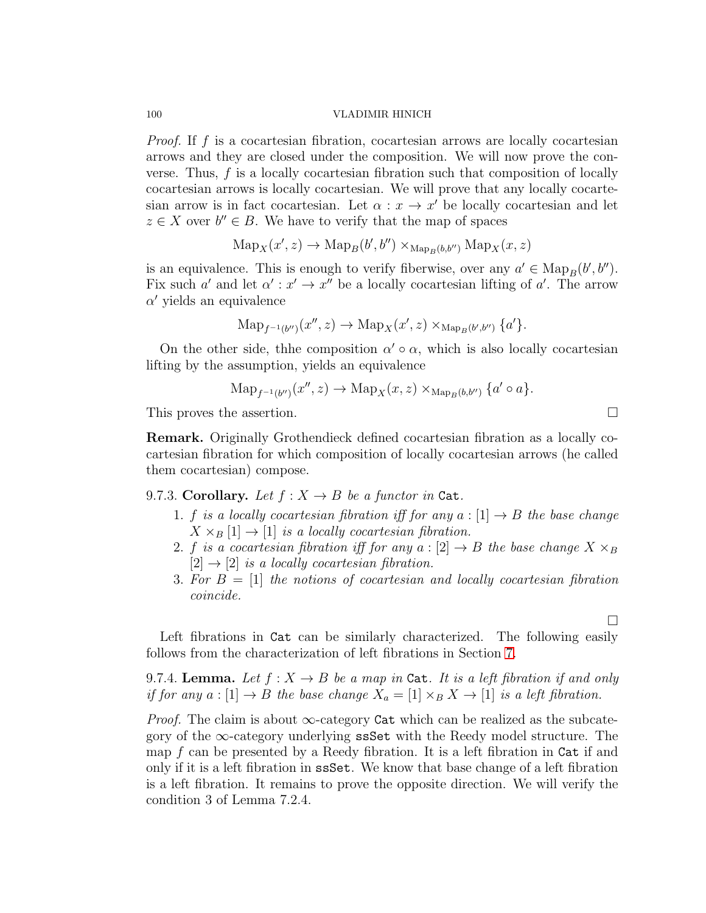*Proof.* If $f$ is a cocartesian fibration, cocartesian arrows are locally cocartesian arrows and they are closed under the composition. We will now prove the converse. Thus, $f$ is a locally cocartesian fibration such that composition of locally cocartesian arrows is locally cocartesian. We will prove that any locally cocartesian arrow is in fact cocartesian. Let $\alpha : x \to x'$ be locally cocartesian and let $z \in X$ over $b'' \in B$. We have to verify that the map of spaces

$$\mathrm{Map}_X(x', z) \to \mathrm{Map}_B(b', b'') \times_{\mathrm{Map}_B(b,b'')} \mathrm{Map}_X(x, z)$$

is an equivalence. This is enough to verify fiberwise, over any $a' \in \mathrm{Map}_B(b', b'')$. Fix such $a'$ and let $\alpha' : x' \to x''$ be a locally cocartesian lifting of $a'$. The arrow $\alpha'$ yields an equivalence

$$\mathrm{Map}_{f^{-1}(b'')}(x'', z) \to \mathrm{Map}_X(x', z) \times_{\mathrm{Map}_B(b',b'')} \{a'\}.$$

On the other side, thhe composition $\alpha' \circ \alpha$, which is also locally cocartesian lifting by the assumption, yields an equivalence

$$\mathrm{Map}_{f^{-1}(b'')}(x'', z) \to \mathrm{Map}_X(x, z) \times_{\mathrm{Map}_B(b,b'')} \{a' \circ a\}.$$

This proves the assertion. $\square$

**Remark.** Originally Grothendieck defined cocartesian fibration as a locally cocartesian fibration for which composition of locally cocartesian arrows (he called them cocartesian) compose.

9.7.3. **Corollary.** *Let $f : X \to B$ be a functor in* `Cat`*.*

1. *$f$ is a locally cocartesian fibration iff for any $a : [1] \to B$ the base change $X \times_B [1] \to [1]$ is a locally cocartesian fibration.*
2. *$f$ is a cocartesian fibration iff for any $a : [2] \to B$ the base change $X \times_B [2] \to [2]$ is a locally cocartesian fibration.*
3. *For $B = [1]$ the notions of cocartesian and locally cocartesian fibration coincide.*

$\square$

Left fibrations in `Cat` can be similarly characterized. The following easily follows from the characterization of left fibrations in Section 7.

9.7.4. **Lemma.** *Let $f : X \to B$ be a map in* `Cat`*. It is a left fibration if and only if for any $a : [1] \to B$ the base change $X_a = [1] \times_B X \to [1]$ is a left fibration.*

*Proof.* The claim is about $\infty$-category `Cat` which can be realized as the subcategory of the $\infty$-category underlying `ssSet` with the Reedy model structure. The map $f$ can be presented by a Reedy fibration. It is a left fibration in `Cat` if and only if it is a left fibration in `ssSet`. We know that base change of a left fibration is a left fibration. It remains to prove the opposite direction. We will verify the condition 3 of Lemma 7.2.4.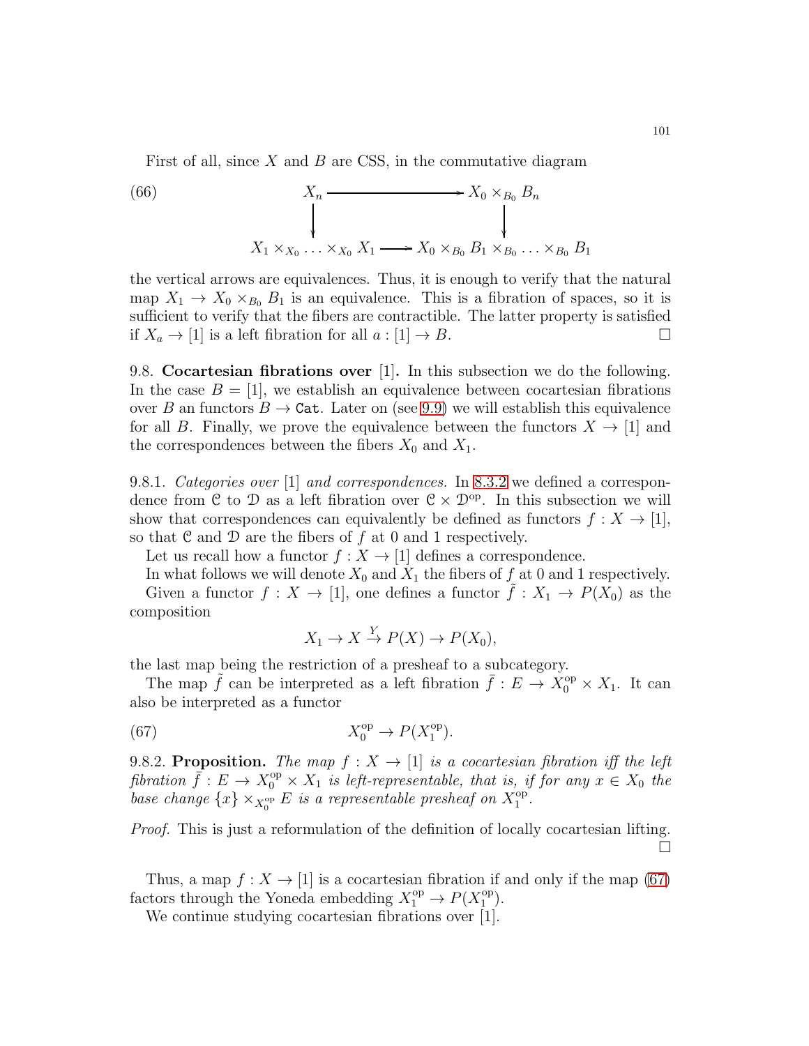First of all, since $X$ and $B$ are CSS, in the commutative diagram

$$
\begin{array}{ccc}
X_n & \longrightarrow & X_0 \times_{B_0} B_n \\
\downarrow & & \downarrow \\
X_1 \times_{X_0} \ldots \times_{X_0} X_1 & \longrightarrow & X_0 \times_{B_0} B_1 \times_{B_0} \ldots \times_{B_0} B_1
\end{array}
\tag{66}
$$

the vertical arrows are equivalences. Thus, it is enough to verify that the natural map $X_1 \to X_0 \times_{B_0} B_1$ is an equivalence. This is a fibration of spaces, so it is sufficient to verify that the fibers are contractible. The latter property is satisfied if $X_a \to [1]$ is a left fibration for all $a : [1] \to B$. $\square$

9.8. **Cocartesian fibrations over** $[1]$**.** In this subsection we do the following. In the case $B = [1]$, we establish an equivalence between cocartesian fibrations over $B$ an functors $B \to \mathtt{Cat}$. Later on (see 9.9) we will establish this equivalence for all $B$. Finally, we prove the equivalence between the functors $X \to [1]$ and the correspondences between the fibers $X_0$ and $X_1$.

9.8.1. *Categories over* $[1]$ *and correspondences.* In 8.3.2 we defined a correspondence from $\mathcal{C}$ to $\mathcal{D}$ as a left fibration over $\mathcal{C} \times \mathcal{D}^{\mathrm{op}}$. In this subsection we will show that correspondences can equivalently be defined as functors $f : X \to [1]$, so that $\mathcal{C}$ and $\mathcal{D}$ are the fibers of $f$ at 0 and 1 respectively.

Let us recall how a functor $f : X \to [1]$ defines a correspondence.

In what follows we will denote $X_0$ and $X_1$ the fibers of $f$ at 0 and 1 respectively.

Given a functor $f : X \to [1]$, one defines a functor $\tilde{f} : X_1 \to P(X_0)$ as the composition

$$
X_1 \to X \xrightarrow{Y} P(X) \to P(X_0),
$$

the last map being the restriction of a presheaf to a subcategory.

The map $\tilde{f}$ can be interpreted as a left fibration $\bar{f} : E \to X_0^{\mathrm{op}} \times X_1$. It can also be interpreted as a functor

$$
X_0^{\mathrm{op}} \to P(X_1^{\mathrm{op}}). \tag{67}
$$

9.8.2. **Proposition.** *The map $f : X \to [1]$ is a cocartesian fibration iff the left fibration $\bar{f} : E \to X_0^{\mathrm{op}} \times X_1$ is left-representable, that is, if for any $x \in X_0$ the base change $\{x\} \times_{X_0^{\mathrm{op}}} E$ is a representable presheaf on $X_1^{\mathrm{op}}$.*

*Proof.* This is just a reformulation of the definition of locally cocartesian lifting. $\square$

Thus, a map $f : X \to [1]$ is a cocartesian fibration if and only if the map (67) factors through the Yoneda embedding $X_1^{\mathrm{op}} \to P(X_1^{\mathrm{op}})$.

We continue studying cocartesian fibrations over $[1]$.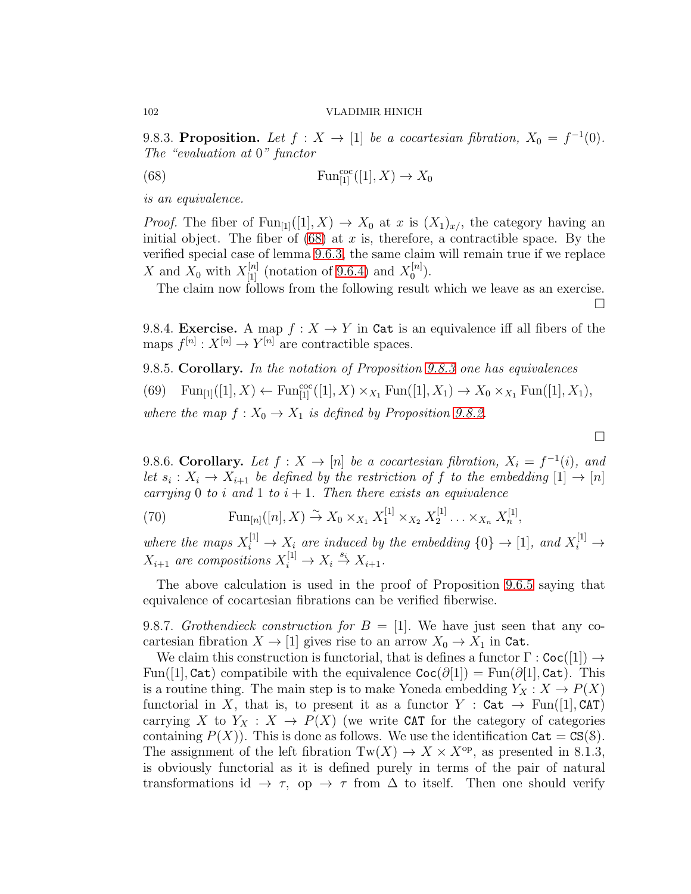9.8.3. **Proposition.** *Let $f : X \to [1]$ be a cocartesian fibration, $X_0 = f^{-1}(0)$. The "evaluation at 0" functor*

$$\mathrm{Fun}^{\mathrm{coc}}_{[1]}([1], X) \to X_0 \tag{68}$$

*is an equivalence.*

*Proof.* The fiber of $\mathrm{Fun}_{[1]}([1], X) \to X_0$ at $x$ is $(X_1)_{x/}$, the category having an initial object. The fiber of (68) at $x$ is, therefore, a contractible space. By the verified special case of lemma 9.6.3, the same claim will remain true if we replace $X$ and $X_0$ with $X^{[n]}_{[1]}$ (notation of 9.6.4) and $X^{[n]}_0$).

The claim now follows from the following result which we leave as an exercise. $\square$

9.8.4. **Exercise.** A map $f : X \to Y$ in $\mathtt{Cat}$ is an equivalence iff all fibers of the maps $f^{[n]} : X^{[n]} \to Y^{[n]}$ are contractible spaces.

9.8.5. **Corollary.** *In the notation of Proposition 9.8.3 one has equivalences*

$$\mathrm{Fun}_{[1]}([1], X) \leftarrow \mathrm{Fun}^{\mathrm{coc}}_{[1]}([1], X) \times_{X_1} \mathrm{Fun}([1], X_1) \to X_0 \times_{X_1} \mathrm{Fun}([1], X_1), \tag{69}$$

*where the map $f : X_0 \to X_1$ is defined by Proposition 9.8.2.*

$\square$

9.8.6. **Corollary.** *Let $f : X \to [n]$ be a cocartesian fibration, $X_i = f^{-1}(i)$, and let $s_i : X_i \to X_{i+1}$ be defined by the restriction of $f$ to the embedding $[1] \to [n]$ carrying $0$ to $i$ and $1$ to $i+1$. Then there exists an equivalence*

$$\mathrm{Fun}_{[n]}([n], X) \xrightarrow{\sim} X_0 \times_{X_1} X_1^{[1]} \times_{X_2} X_2^{[1]} \ldots \times_{X_n} X_n^{[1]}, \tag{70}$$

*where the maps $X_i^{[1]} \to X_i$ are induced by the embedding $\{0\} \to [1]$, and $X_i^{[1]} \to X_{i+1}$ are compositions $X_i^{[1]} \to X_i \xrightarrow{s_i} X_{i+1}$.*

The above calculation is used in the proof of Proposition 9.6.5 saying that equivalence of cocartesian fibrations can be verified fiberwise.

9.8.7. *Grothendieck construction for $B = [1]$.* We have just seen that any cocartesian fibration $X \to [1]$ gives rise to an arrow $X_0 \to X_1$ in $\mathtt{Cat}$.

We claim this construction is functorial, that is defines a functor $\Gamma : \mathtt{Coc}([1]) \to \mathrm{Fun}([1], \mathtt{Cat})$ compatibile with the equivalence $\mathtt{Coc}(\partial[1]) = \mathrm{Fun}(\partial[1], \mathtt{Cat})$. This is a routine thing. The main step is to make Yoneda embedding $Y_X : X \to P(X)$ functorial in $X$, that is, to present it as a functor $Y : \mathtt{Cat} \to \mathrm{Fun}([1], \mathtt{CAT})$ carrying $X$ to $Y_X : X \to P(X)$ (we write $\mathtt{CAT}$ for the category of categories containing $P(X)$). This is done as follows. We use the identification $\mathtt{Cat} = \mathtt{CS}(\mathcal{S})$. The assignment of the left fibration $\mathrm{Tw}(X) \to X \times X^{\mathrm{op}}$, as presented in 8.1.3, is obviously functorial as it is defined purely in terms of the pair of natural transformations $\mathrm{id} \to \tau$, $\mathrm{op} \to \tau$ from $\Delta$ to itself. Then one should verify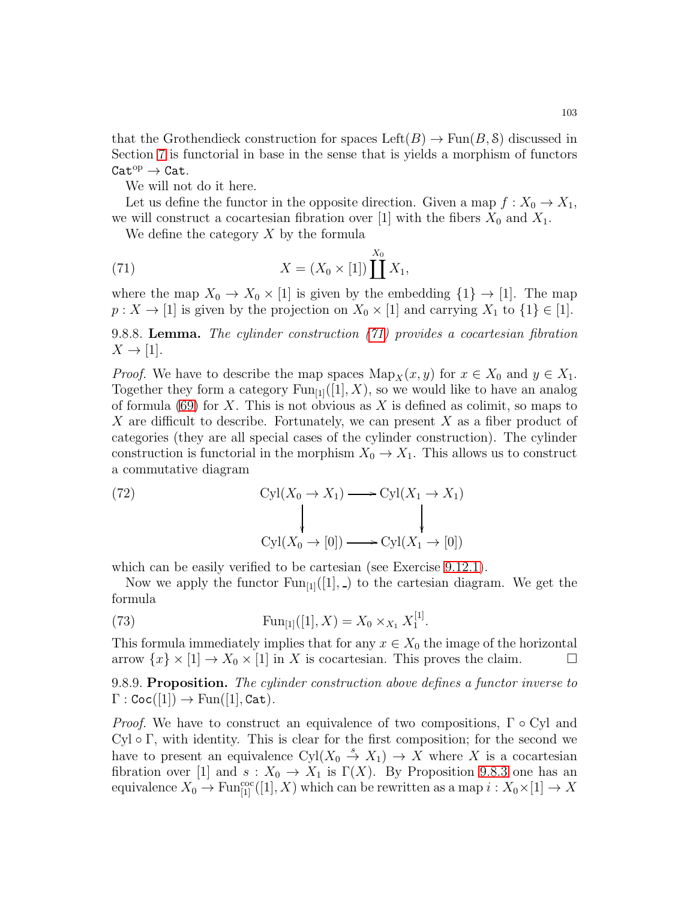that the Grothendieck construction for spaces $\mathrm{Left}(B) \to \mathrm{Fun}(B, \mathcal{S})$ discussed in Section 7 is functorial in base in the sense that is yields a morphism of functors $\mathtt{Cat}^{\mathrm{op}} \to \mathtt{Cat}$.

We will not do it here.

Let us define the functor in the opposite direction. Given a map $f : X_0 \to X_1$, we will construct a cocartesian fibration over $[1]$ with the fibers $X_0$ and $X_1$.

We define the category $X$ by the formula

$$X = (X_0 \times [1]) \coprod^{X_0} X_1, \tag{71}$$

where the map $X_0 \to X_0 \times [1]$ is given by the embedding $\{1\} \to [1]$. The map $p : X \to [1]$ is given by the projection on $X_0 \times [1]$ and carrying $X_1$ to $\{1\} \in [1]$.

9.8.8. **Lemma.** *The cylinder construction (71) provides a cocartesian fibration $X \to [1]$.*

*Proof.* We have to describe the map spaces $\mathrm{Map}_X(x, y)$ for $x \in X_0$ and $y \in X_1$. Together they form a category $\mathrm{Fun}_{[1]}([1], X)$, so we would like to have an analog of formula (69) for $X$. This is not obvious as $X$ is defined as colimit, so maps to $X$ are difficult to describe. Fortunately, we can present $X$ as a fiber product of categories (they are all special cases of the cylinder construction). The cylinder construction is functorial in the morphism $X_0 \to X_1$. This allows us to construct a commutative diagram

$$\begin{array}{ccc} \mathrm{Cyl}(X_0 \to X_1) & \longrightarrow & \mathrm{Cyl}(X_1 \to X_1) \\ \big\downarrow & & \big\downarrow \\ \mathrm{Cyl}(X_0 \to [0]) & \longrightarrow & \mathrm{Cyl}(X_1 \to [0]) \end{array} \tag{72}$$

which can be easily verified to be cartesian (see Exercise 9.12.1).

Now we apply the functor $\mathrm{Fun}_{[1]}([1], \_)$ to the cartesian diagram. We get the formula

$$\mathrm{Fun}_{[1]}([1], X) = X_0 \times_{X_1} X_1^{[1]}. \tag{73}$$

This formula immediately implies that for any $x \in X_0$ the image of the horizontal arrow $\{x\} \times [1] \to X_0 \times [1]$ in $X$ is cocartesian. This proves the claim. $\square$

9.8.9. **Proposition.** *The cylinder construction above defines a functor inverse to $\Gamma : \mathtt{Coc}([1]) \to \mathrm{Fun}([1], \mathtt{Cat})$.*

*Proof.* We have to construct an equivalence of two compositions, $\Gamma \circ \mathrm{Cyl}$ and $\mathrm{Cyl} \circ \Gamma$, with identity. This is clear for the first composition; for the second we have to present an equivalence $\mathrm{Cyl}(X_0 \stackrel{s}{\to} X_1) \to X$ where $X$ is a cocartesian fibration over $[1]$ and $s : X_0 \to X_1$ is $\Gamma(X)$. By Proposition 9.8.3 one has an equivalence $X_0 \to \mathrm{Fun}^{\mathrm{coc}}_{[1]}([1], X)$ which can be rewritten as a map $i : X_0 \times [1] \to X$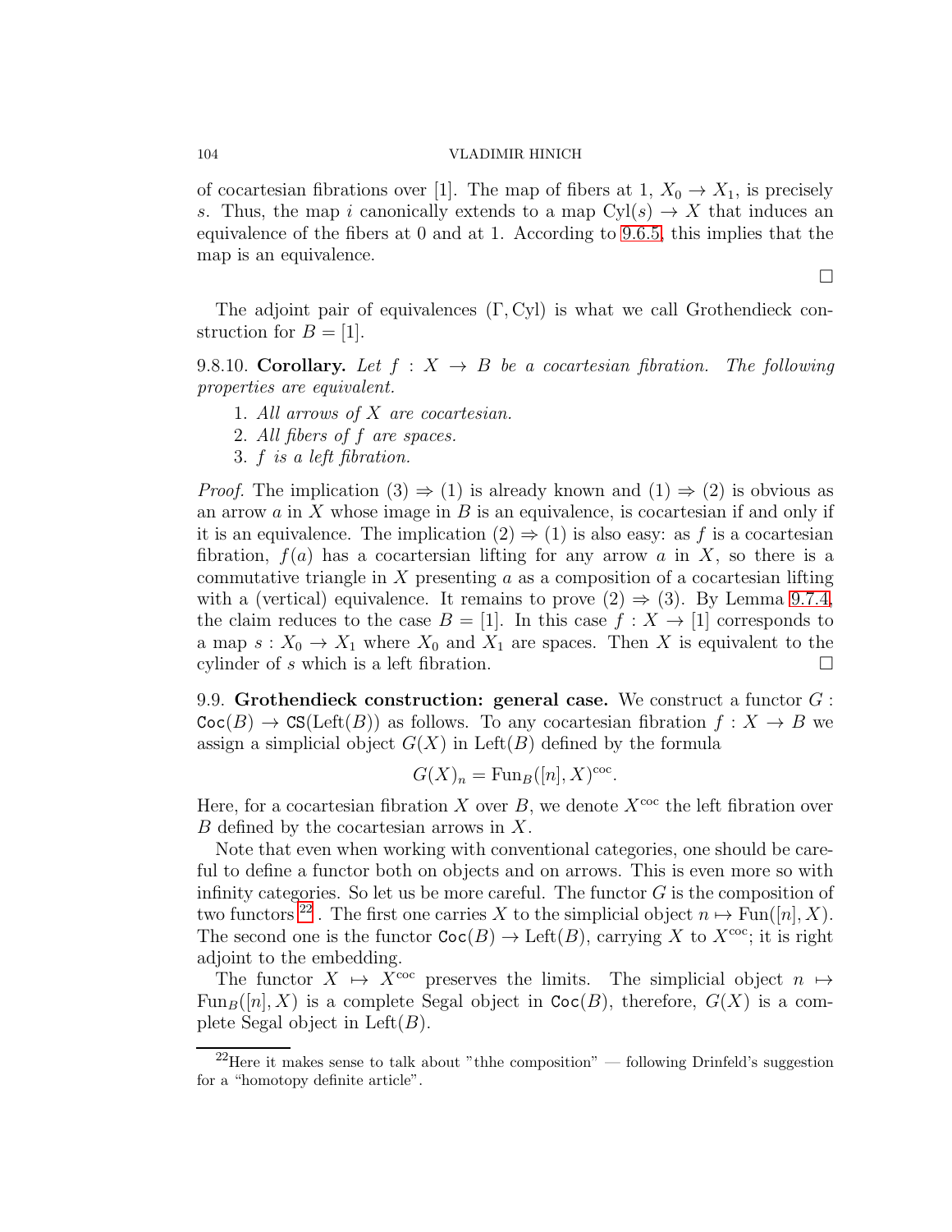of cocartesian fibrations over $[1]$. The map of fibers at 1, $X_0 \to X_1$, is precisely $s$. Thus, the map $i$ canonically extends to a map $\mathrm{Cyl}(s) \to X$ that induces an equivalence of the fibers at 0 and at 1. According to 9.6.5, this implies that the map is an equivalence.

$\square$

The adjoint pair of equivalences $(\Gamma, \mathrm{Cyl})$ is what we call Grothendieck construction for $B = [1]$.

9.8.10. **Corollary.** *Let $f : X \to B$ be a cocartesian fibration. The following properties are equivalent.*

1. *All arrows of $X$ are cocartesian.*
2. *All fibers of $f$ are spaces.*
3. *$f$ is a left fibration.*

*Proof.* The implication (3) $\Rightarrow$ (1) is already known and (1) $\Rightarrow$ (2) is obvious as an arrow $a$ in $X$ whose image in $B$ is an equivalence, is cocartesian if and only if it is an equivalence. The implication (2) $\Rightarrow$ (1) is also easy: as $f$ is a cocartesian fibration, $f(a)$ has a cocartersian lifting for any arrow $a$ in $X$, so there is a commutative triangle in $X$ presenting $a$ as a composition of a cocartesian lifting with a (vertical) equivalence. It remains to prove (2) $\Rightarrow$ (3). By Lemma 9.7.4, the claim reduces to the case $B = [1]$. In this case $f : X \to [1]$ corresponds to a map $s : X_0 \to X_1$ where $X_0$ and $X_1$ are spaces. Then $X$ is equivalent to the cylinder of $s$ which is a left fibration. $\square$

9.9. **Grothendieck construction: general case.** We construct a functor $G : \mathtt{Coc}(B) \to \mathtt{CS}(\mathrm{Left}(B))$ as follows. To any cocartesian fibration $f : X \to B$ we assign a simplicial object $G(X)$ in $\mathrm{Left}(B)$ defined by the formula

$$G(X)_n = \mathrm{Fun}_B([n], X)^{\mathrm{coc}}.$$

Here, for a cocartesian fibration $X$ over $B$, we denote $X^{\mathrm{coc}}$ the left fibration over $B$ defined by the cocartesian arrows in $X$.

Note that even when working with conventional categories, one should be careful to define a functor both on objects and on arrows. This is even more so with infinity categories. So let us be more careful. The functor $G$ is the composition of two functors [22]. The first one carries $X$ to the simplicial object $n \mapsto \mathrm{Fun}([n], X)$. The second one is the functor $\mathtt{Coc}(B) \to \mathrm{Left}(B)$, carrying $X$ to $X^{\mathrm{coc}}$; it is right adjoint to the embedding.

The functor $X \mapsto X^{\mathrm{coc}}$ preserves the limits. The simplicial object $n \mapsto \mathrm{Fun}_B([n], X)$ is a complete Segal object in $\mathtt{Coc}(B)$, therefore, $G(X)$ is a complete Segal object in $\mathrm{Left}(B)$.

[22] Here it makes sense to talk about "thhe composition" — following Drinfeld's suggestion for a "homotopy definite article".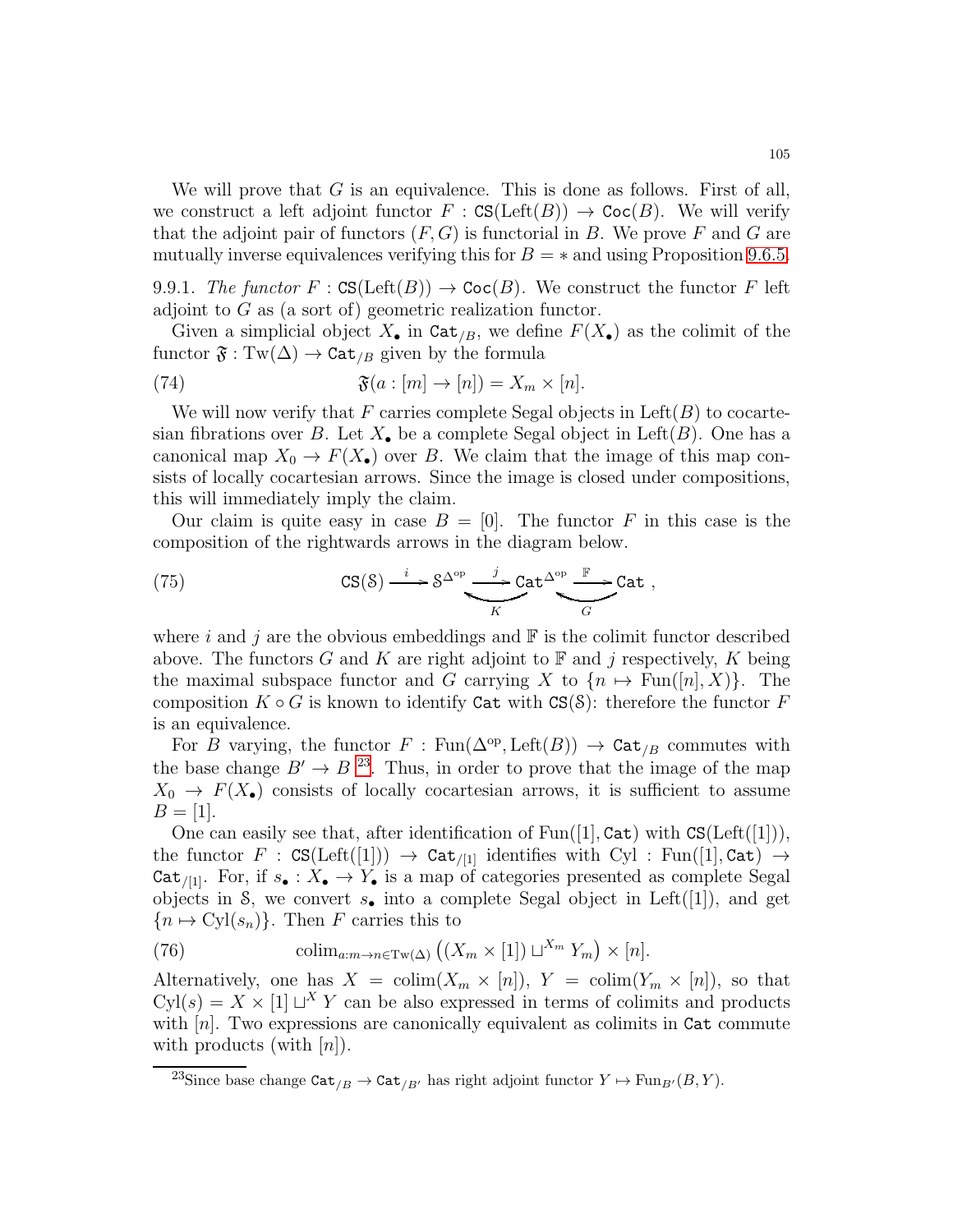We will prove that $G$ is an equivalence. This is done as follows. First of all, we construct a left adjoint functor $F : \mathtt{CS}(\mathrm{Left}(B)) \to \mathtt{Coc}(B)$. We will verify that the adjoint pair of functors $(F, G)$ is functorial in $B$. We prove $F$ and $G$ are mutually inverse equivalences verifying this for $B = *$ and using Proposition 9.6.5.

9.9.1. *The functor* $F : \mathtt{CS}(\mathrm{Left}(B)) \to \mathtt{Coc}(B)$. We construct the functor $F$ left adjoint to $G$ as (a sort of) geometric realization functor.

Given a simplicial object $X_\bullet$ in $\mathtt{Cat}_{/B}$, we define $F(X_\bullet)$ as the colimit of the functor $\mathfrak{F} : \mathrm{Tw}(\Delta) \to \mathtt{Cat}_{/B}$ given by the formula

$$\mathfrak{F}(a : [m] \to [n]) = X_m \times [n]. \tag{74}$$

We will now verify that $F$ carries complete Segal objects in $\mathrm{Left}(B)$ to cocartesian fibrations over $B$. Let $X_\bullet$ be a complete Segal object in $\mathrm{Left}(B)$. One has a canonical map $X_0 \to F(X_\bullet)$ over $B$. We claim that the image of this map consists of locally cocartesian arrows. Since the image is closed under compositions, this will immediately imply the claim.

Our claim is quite easy in case $B = [0]$. The functor $F$ in this case is the composition of the rightwards arrows in the diagram below.

$$\mathtt{CS}(\mathcal{S}) \xrightarrow{\ i\ } \mathcal{S}^{\Delta^{\mathrm{op}}} \underset{K}{\overset{j}{\rightleftarrows}} \mathtt{Cat}^{\Delta^{\mathrm{op}}} \underset{G}{\overset{\mathbb{F}}{\rightleftarrows}} \mathtt{Cat}\ , \tag{75}$$

where $i$ and $j$ are the obvious embeddings and $\mathbb{F}$ is the colimit functor described above. The functors $G$ and $K$ are right adjoint to $\mathbb{F}$ and $j$ respectively, $K$ being the maximal subspace functor and $G$ carrying $X$ to $\{n \mapsto \mathrm{Fun}([n], X)\}$. The composition $K \circ G$ is known to identify $\mathtt{Cat}$ with $\mathtt{CS}(\mathcal{S})$: therefore the functor $F$ is an equivalence.

For $B$ varying, the functor $F : \mathrm{Fun}(\Delta^{\mathrm{op}}, \mathrm{Left}(B)) \to \mathtt{Cat}_{/B}$ commutes with the base change $B' \to B$ [23]. Thus, in order to prove that the image of the map $X_0 \to F(X_\bullet)$ consists of locally cocartesian arrows, it is sufficient to assume $B = [1]$.

One can easily see that, after identification of $\mathrm{Fun}([1], \mathtt{Cat})$ with $\mathtt{CS}(\mathrm{Left}([1]))$, the functor $F : \mathtt{CS}(\mathrm{Left}([1])) \to \mathtt{Cat}_{/[1]}$ identifies with $\mathrm{Cyl} : \mathrm{Fun}([1], \mathtt{Cat}) \to \mathtt{Cat}_{/[1]}$. For, if $s_\bullet : X_\bullet \to Y_\bullet$ is a map of categories presented as complete Segal objects in $\mathcal{S}$, we convert $s_\bullet$ into a complete Segal object in $\mathrm{Left}([1])$, and get $\{n \mapsto \mathrm{Cyl}(s_n)\}$. Then $F$ carries this to

$$\mathrm{colim}_{a : m \to n \in \mathrm{Tw}(\Delta)} \left( (X_m \times [1]) \sqcup^{X_m} Y_m \right) \times [n]. \tag{76}$$

Alternatively, one has $X = \mathrm{colim}(X_m \times [n])$, $Y = \mathrm{colim}(Y_m \times [n])$, so that $\mathrm{Cyl}(s) = X \times [1] \sqcup^X Y$ can be also expressed in terms of colimits and products with $[n]$. Two expressions are canonically equivalent as colimits in $\mathtt{Cat}$ commute with products (with $[n]$).

[23] Since base change $\mathtt{Cat}_{/B} \to \mathtt{Cat}_{/B'}$ has right adjoint functor $Y \mapsto \mathrm{Fun}_{B'}(B, Y)$.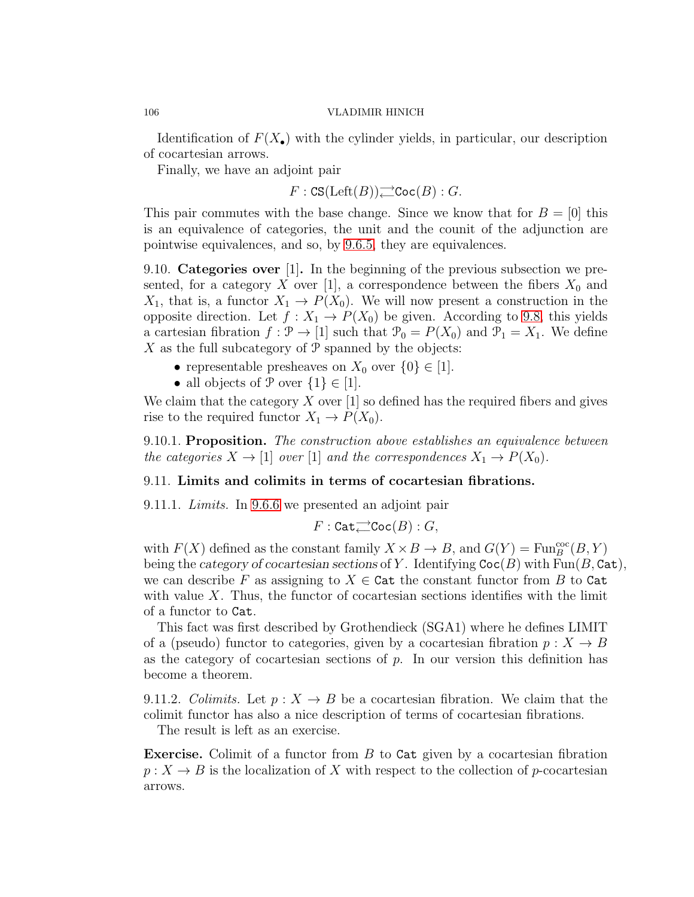Identification of $F(X_\bullet)$ with the cylinder yields, in particular, our description of cocartesian arrows.

Finally, we have an adjoint pair

$$F : \mathtt{CS}(\mathrm{Left}(B)) \rightleftarrows \mathtt{Coc}(B) : G.$$

This pair commutes with the base change. Since we know that for $B = [0]$ this is an equivalence of categories, the unit and the counit of the adjunction are pointwise equivalences, and so, by 9.6.5, they are equivalences.

9.10. **Categories over** $[1]$**.** In the beginning of the previous subsection we presented, for a category $X$ over $[1]$, a correspondence between the fibers $X_0$ and $X_1$, that is, a functor $X_1 \to P(X_0)$. We will now present a construction in the opposite direction. Let $f : X_1 \to P(X_0)$ be given. According to 9.8, this yields a cartesian fibration $f : \mathcal{P} \to [1]$ such that $\mathcal{P}_0 = P(X_0)$ and $\mathcal{P}_1 = X_1$. We define $X$ as the full subcategory of $\mathcal{P}$ spanned by the objects:

- representable presheaves on $X_0$ over $\{0\} \in [1]$.
- all objects of $\mathcal{P}$ over $\{1\} \in [1]$.

We claim that the category $X$ over $[1]$ so defined has the required fibers and gives rise to the required functor $X_1 \to P(X_0)$.

9.10.1. **Proposition.** *The construction above establishes an equivalence between the categories $X \to [1]$ over $[1]$ and the correspondences $X_1 \to P(X_0)$.*

## 9.11. Limits and colimits in terms of cocartesian fibrations.

9.11.1. *Limits.* In 9.6.6 we presented an adjoint pair

$$F : \mathtt{Cat} \rightleftarrows \mathtt{Coc}(B) : G,$$

with $F(X)$ defined as the constant family $X \times B \to B$, and $G(Y) = \mathrm{Fun}_B^{\mathrm{coc}}(B, Y)$ being the *category of cocartesian sections* of $Y$. Identifying $\mathtt{Coc}(B)$ with $\mathrm{Fun}(B, \mathtt{Cat})$, we can describe $F$ as assigning to $X \in \mathtt{Cat}$ the constant functor from $B$ to $\mathtt{Cat}$ with value $X$. Thus, the functor of cocartesian sections identifies with the limit of a functor to $\mathtt{Cat}$.

This fact was first described by Grothendieck (SGA1) where he defines LIMIT of a (pseudo) functor to categories, given by a cocartesian fibration $p : X \to B$ as the category of cocartesian sections of $p$. In our version this definition has become a theorem.

9.11.2. *Colimits.* Let $p : X \to B$ be a cocartesian fibration. We claim that the colimit functor has also a nice description of terms of cocartesian fibrations.

The result is left as an exercise.

**Exercise.** Colimit of a functor from $B$ to $\mathtt{Cat}$ given by a cocartesian fibration $p : X \to B$ is the localization of $X$ with respect to the collection of $p$-cocartesian arrows.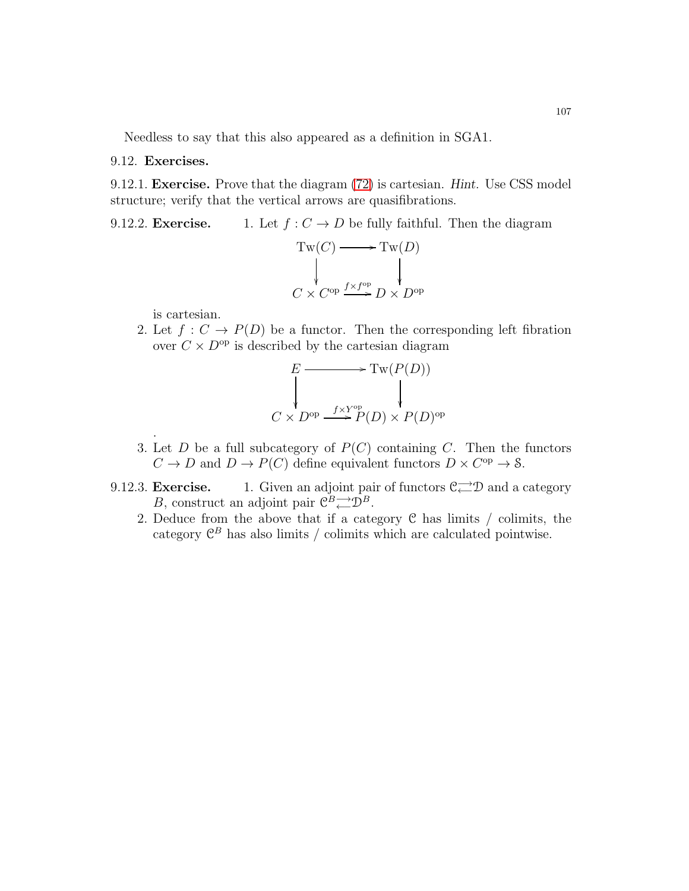Needless to say that this also appeared as a definition in SGA1.

## 9.12. Exercises.

9.12.1. **Exercise.** Prove that the diagram (72) is cartesian. *Hint*. Use CSS model structure; verify that the vertical arrows are quasifibrations.

9.12.2. **Exercise.**

1. Let $f : C \to D$ be fully faithful. Then the diagram

$$\begin{array}{ccc} \mathrm{Tw}(C) & \longrightarrow & \mathrm{Tw}(D) \\ \downarrow & & \downarrow \\ C \times C^{\mathrm{op}} & \xrightarrow{f \times f^{\mathrm{op}}} & D \times D^{\mathrm{op}} \end{array}$$

is cartesian.

2. Let $f : C \to P(D)$ be a functor. Then the corresponding left fibration over $C \times D^{\mathrm{op}}$ is described by the cartesian diagram

$$\begin{array}{ccc} E & \longrightarrow & \mathrm{Tw}(P(D)) \\ \downarrow & & \downarrow \\ C \times D^{\mathrm{op}} & \xrightarrow{f \times Y^{\mathrm{op}}} & P(D) \times P(D)^{\mathrm{op}} \end{array}$$

.

3. Let $D$ be a full subcategory of $P(C)$ containing $C$. Then the functors $C \to D$ and $D \to P(C)$ define equivalent functors $D \times C^{\mathrm{op}} \to \mathcal{S}$.

9.12.3. **Exercise.**

1. Given an adjoint pair of functors $\mathcal{C} \rightleftarrows \mathcal{D}$ and a category $B$, construct an adjoint pair $\mathcal{C}^B \rightleftarrows \mathcal{D}^B$.
2. Deduce from the above that if a category $\mathcal{C}$ has limits / colimits, the category $\mathcal{C}^B$ has also limits / colimits which are calculated pointwise.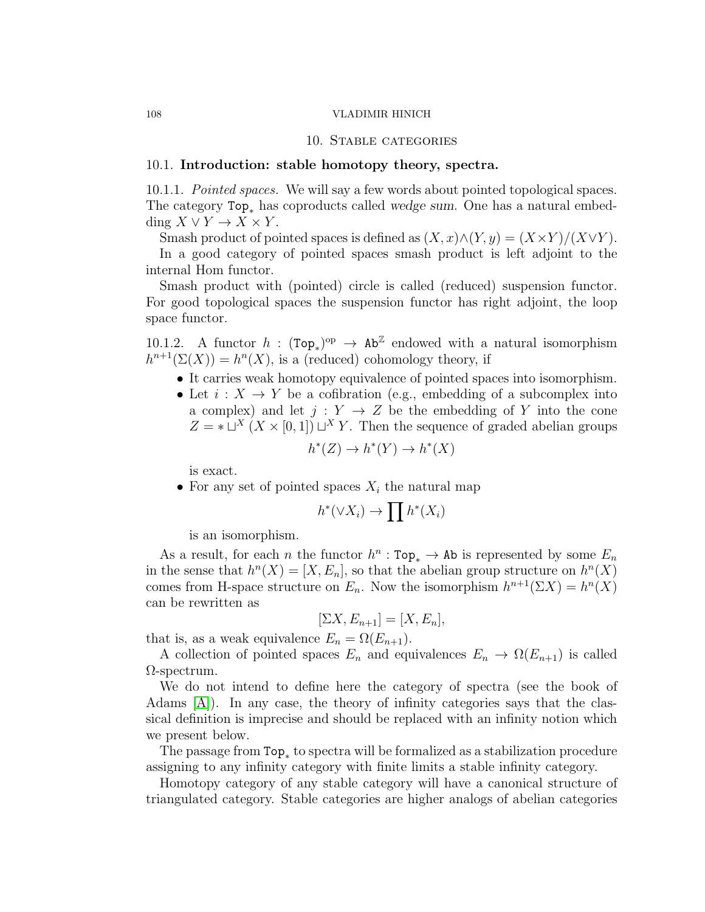## 10. Stable categories

### 10.1. **Introduction: stable homotopy theory, spectra.**

10.1.1. *Pointed spaces.* We will say a few words about pointed topological spaces. The category $\mathtt{Top}_*$ has coproducts called *wedge sum*. One has a natural embedding $X \vee Y \to X \times Y$.

Smash product of pointed spaces is defined as $(X,x) \wedge (Y,y) = (X \times Y)/(X \vee Y)$.

In a good category of pointed spaces smash product is left adjoint to the internal Hom functor.

Smash product with (pointed) circle is called (reduced) suspension functor. For good topological spaces the suspension functor has right adjoint, the loop space functor.

10.1.2. A functor $h : (\mathtt{Top}_*)^{\mathrm{op}} \to \mathtt{Ab}^{\mathbb{Z}}$ endowed with a natural isomorphism $h^{n+1}(\Sigma(X)) = h^n(X)$, is a (reduced) cohomology theory, if

- It carries weak homotopy equivalence of pointed spaces into isomorphism.
- Let $i : X \to Y$ be a cofibration (e.g., embedding of a subcomplex into a complex) and let $j : Y \to Z$ be the embedding of $Y$ into the cone $Z = * \sqcup^X (X \times [0,1]) \sqcup^X Y$. Then the sequence of graded abelian groups
$$h^*(Z) \to h^*(Y) \to h^*(X)$$
is exact.
- For any set of pointed spaces $X_i$ the natural map
$$h^*(\vee X_i) \to \prod h^*(X_i)$$
is an isomorphism.

As a result, for each $n$ the functor $h^n : \mathtt{Top}_* \to \mathtt{Ab}$ is represented by some $E_n$ in the sense that $h^n(X) = [X, E_n]$, so that the abelian group structure on $h^n(X)$ comes from H-space structure on $E_n$. Now the isomorphism $h^{n+1}(\Sigma X) = h^n(X)$ can be rewritten as
$$[\Sigma X, E_{n+1}] = [X, E_n],$$
that is, as a weak equivalence $E_n = \Omega(E_{n+1})$.

A collection of pointed spaces $E_n$ and equivalences $E_n \to \Omega(E_{n+1})$ is called $\Omega$-spectrum.

We do not intend to define here the category of spectra (see the book of Adams [A]). In any case, the theory of infinity categories says that the classical definition is imprecise and should be replaced with an infinity notion which we present below.

The passage from $\mathtt{Top}_*$ to spectra will be formalized as a stabilization procedure assigning to any infinity category with finite limits a stable infinity category.

Homotopy category of any stable category will have a canonical structure of triangulated category. Stable categories are higher analogs of abelian categories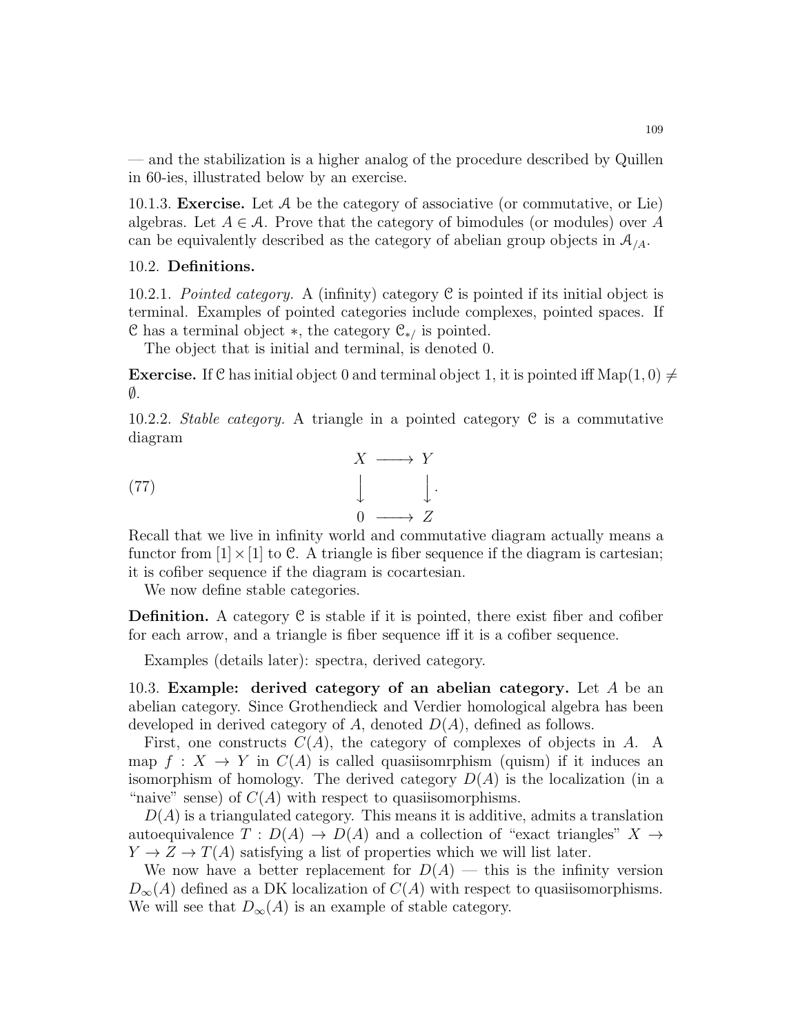— and the stabilization is a higher analog of the procedure described by Quillen in 60-ies, illustrated below by an exercise.

10.1.3. **Exercise.** Let $\mathcal{A}$ be the category of associative (or commutative, or Lie) algebras. Let $A \in \mathcal{A}$. Prove that the category of bimodules (or modules) over $A$ can be equivalently described as the category of abelian group objects in $\mathcal{A}_{/A}$.

### 10.2. **Definitions.**

10.2.1. *Pointed category.* A (infinity) category $\mathcal{C}$ is pointed if its initial object is terminal. Examples of pointed categories include complexes, pointed spaces. If $\mathcal{C}$ has a terminal object $*$, the category $\mathcal{C}_{*/}$ is pointed.

The object that is initial and terminal, is denoted 0.

**Exercise.** If $\mathcal{C}$ has initial object 0 and terminal object 1, it is pointed iff $\mathrm{Map}(1, 0) \neq \emptyset$.

10.2.2. *Stable category.* A triangle in a pointed category $\mathcal{C}$ is a commutative diagram

$$
\begin{array}{ccc}
X & \longrightarrow & Y \\
\Big\downarrow & & \Big\downarrow \\
0 & \longrightarrow & Z
\end{array} . \tag{77}
$$

Recall that we live in infinity world and commutative diagram actually means a functor from $[1] \times [1]$ to $\mathcal{C}$. A triangle is fiber sequence if the diagram is cartesian; it is cofiber sequence if the diagram is cocartesian.

We now define stable categories.

**Definition.** A category $\mathcal{C}$ is stable if it is pointed, there exist fiber and cofiber for each arrow, and a triangle is fiber sequence iff it is a cofiber sequence.

Examples (details later): spectra, derived category.

### 10.3. **Example: derived category of an abelian category.**

Let $A$ be an abelian category. Since Grothendieck and Verdier homological algebra has been developed in derived category of $A$, denoted $D(A)$, defined as follows.

First, one constructs $C(A)$, the category of complexes of objects in $A$. A map $f : X \to Y$ in $C(A)$ is called quasiisomrphism (quism) if it induces an isomorphism of homology. The derived category $D(A)$ is the localization (in a "naive" sense) of $C(A)$ with respect to quasiisomorphisms.

$D(A)$ is a triangulated category. This means it is additive, admits a translation autoequivalence $T : D(A) \to D(A)$ and a collection of "exact triangles" $X \to Y \to Z \to T(A)$ satisfying a list of properties which we will list later.

We now have a better replacement for $D(A)$ — this is the infinity version $D_\infty(A)$ defined as a DK localization of $C(A)$ with respect to quasiisomorphisms. We will see that $D_\infty(A)$ is an example of stable category.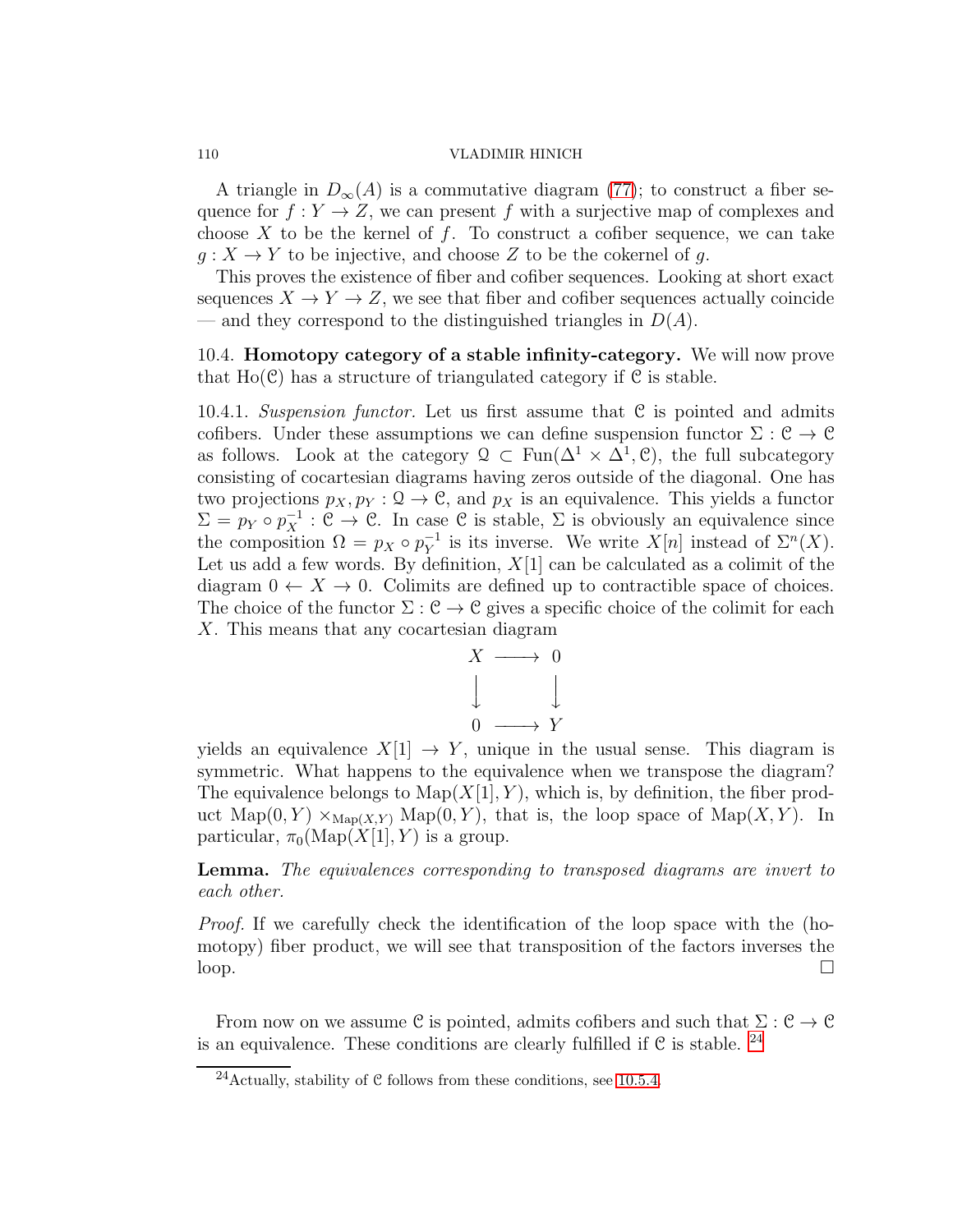A triangle in $D_\infty(A)$ is a commutative diagram (77); to construct a fiber sequence for $f : Y \to Z$, we can present $f$ with a surjective map of complexes and choose $X$ to be the kernel of $f$. To construct a cofiber sequence, we can take $g : X \to Y$ to be injective, and choose $Z$ to be the cokernel of $g$.

This proves the existence of fiber and cofiber sequences. Looking at short exact sequences $X \to Y \to Z$, we see that fiber and cofiber sequences actually coincide — and they correspond to the distinguished triangles in $D(A)$.

10.4. **Homotopy category of a stable infinity-category.** We will now prove that $\mathrm{Ho}(\mathcal{C})$ has a structure of triangulated category if $\mathcal{C}$ is stable.

10.4.1. *Suspension functor.* Let us first assume that $\mathcal{C}$ is pointed and admits cofibers. Under these assumptions we can define suspension functor $\Sigma : \mathcal{C} \to \mathcal{C}$ as follows. Look at the category $\mathcal{Q} \subset \mathrm{Fun}(\Delta^1 \times \Delta^1, \mathcal{C})$, the full subcategory consisting of cocartesian diagrams having zeros outside of the diagonal. One has two projections $p_X, p_Y : \mathcal{Q} \to \mathcal{C}$, and $p_X$ is an equivalence. This yields a functor $\Sigma = p_Y \circ p_X^{-1} : \mathcal{C} \to \mathcal{C}$. In case $\mathcal{C}$ is stable, $\Sigma$ is obviously an equivalence since the composition $\Omega = p_X \circ p_Y^{-1}$ is its inverse. We write $X[n]$ instead of $\Sigma^n(X)$. Let us add a few words. By definition, $X[1]$ can be calculated as a colimit of the diagram $0 \leftarrow X \to 0$. Colimits are defined up to contractible space of choices. The choice of the functor $\Sigma : \mathcal{C} \to \mathcal{C}$ gives a specific choice of the colimit for each $X$. This means that any cocartesian diagram

$$\begin{array}{ccc} X & \longrightarrow & 0 \\ \big\downarrow & & \big\downarrow \\ 0 & \longrightarrow & Y \end{array}$$

yields an equivalence $X[1] \to Y$, unique in the usual sense. This diagram is symmetric. What happens to the equivalence when we transpose the diagram? The equivalence belongs to $\mathrm{Map}(X[1], Y)$, which is, by definition, the fiber product $\mathrm{Map}(0, Y) \times_{\mathrm{Map}(X,Y)} \mathrm{Map}(0, Y)$, that is, the loop space of $\mathrm{Map}(X, Y)$. In particular, $\pi_0(\mathrm{Map}(X[1], Y)$ is a group.

**Lemma.** *The equivalences corresponding to transposed diagrams are invert to each other.*

*Proof.* If we carefully check the identification of the loop space with the (homotopy) fiber product, we will see that transposition of the factors inverses the loop. □

From now on we assume $\mathcal{C}$ is pointed, admits cofibers and such that $\Sigma : \mathcal{C} \to \mathcal{C}$ is an equivalence. These conditions are clearly fulfilled if $\mathcal{C}$ is stable. [24]

---

[24] Actually, stability of $\mathcal{C}$ follows from these conditions, see 10.5.4.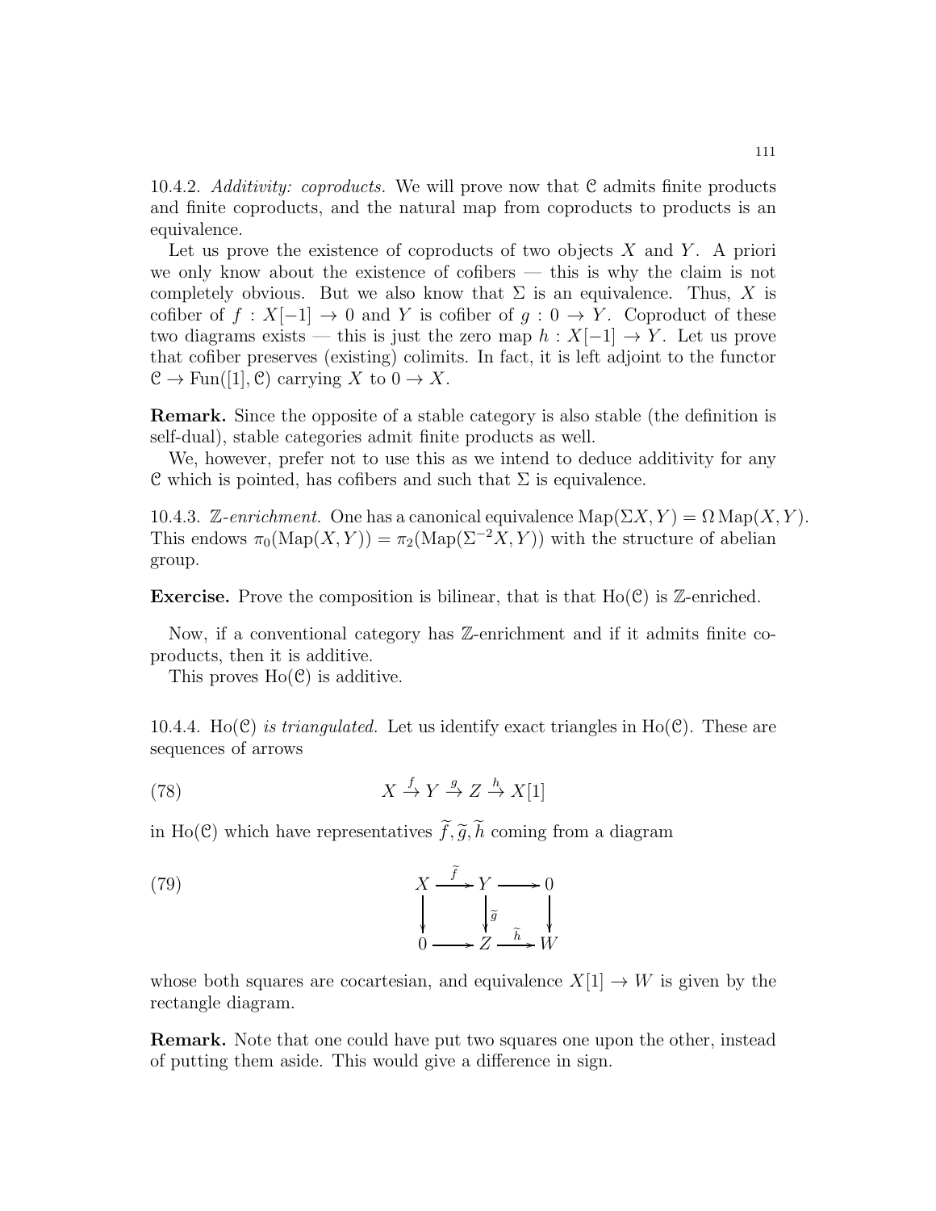10.4.2. *Additivity: coproducts.* We will prove now that $\mathcal{C}$ admits finite products and finite coproducts, and the natural map from coproducts to products is an equivalence.

Let us prove the existence of coproducts of two objects $X$ and $Y$. A priori we only know about the existence of cofibers — this is why the claim is not completely obvious. But we also know that $\Sigma$ is an equivalence. Thus, $X$ is cofiber of $f : X[-1] \to 0$ and $Y$ is cofiber of $g : 0 \to Y$. Coproduct of these two diagrams exists — this is just the zero map $h : X[-1] \to Y$. Let us prove that cofiber preserves (existing) colimits. In fact, it is left adjoint to the functor $\mathcal{C} \to \mathrm{Fun}([1], \mathcal{C})$ carrying $X$ to $0 \to X$.

**Remark.** Since the opposite of a stable category is also stable (the definition is self-dual), stable categories admit finite products as well.

We, however, prefer not to use this as we intend to deduce additivity for any $\mathcal{C}$ which is pointed, has cofibers and such that $\Sigma$ is equivalence.

10.4.3. *$\mathbb{Z}$-enrichment.* One has a canonical equivalence $\mathrm{Map}(\Sigma X, Y) = \Omega \mathrm{Map}(X, Y)$. This endows $\pi_0(\mathrm{Map}(X, Y)) = \pi_2(\mathrm{Map}(\Sigma^{-2} X, Y))$ with the structure of abelian group.

**Exercise.** Prove the composition is bilinear, that is that $\mathrm{Ho}(\mathcal{C})$ is $\mathbb{Z}$-enriched.

Now, if a conventional category has $\mathbb{Z}$-enrichment and if it admits finite coproducts, then it is additive.

This proves $\mathrm{Ho}(\mathcal{C})$ is additive.

10.4.4. $\mathrm{Ho}(\mathcal{C})$ *is triangulated.* Let us identify exact triangles in $\mathrm{Ho}(\mathcal{C})$. These are sequences of arrows

$$X \xrightarrow{f} Y \xrightarrow{g} Z \xrightarrow{h} X[1] \tag{78}$$

in $\mathrm{Ho}(\mathcal{C})$ which have representatives $\widetilde{f}, \widetilde{g}, \widetilde{h}$ coming from a diagram

$$\begin{array}{ccccc} X & \xrightarrow{\widetilde{f}} & Y & \longrightarrow & 0 \\ \downarrow & & \downarrow{\scriptstyle \widetilde{g}} & & \downarrow \\ 0 & \longrightarrow & Z & \xrightarrow{\widetilde{h}} & W \end{array} \tag{79}$$

whose both squares are cocartesian, and equivalence $X[1] \to W$ is given by the rectangle diagram.

**Remark.** Note that one could have put two squares one upon the other, instead of putting them aside. This would give a difference in sign.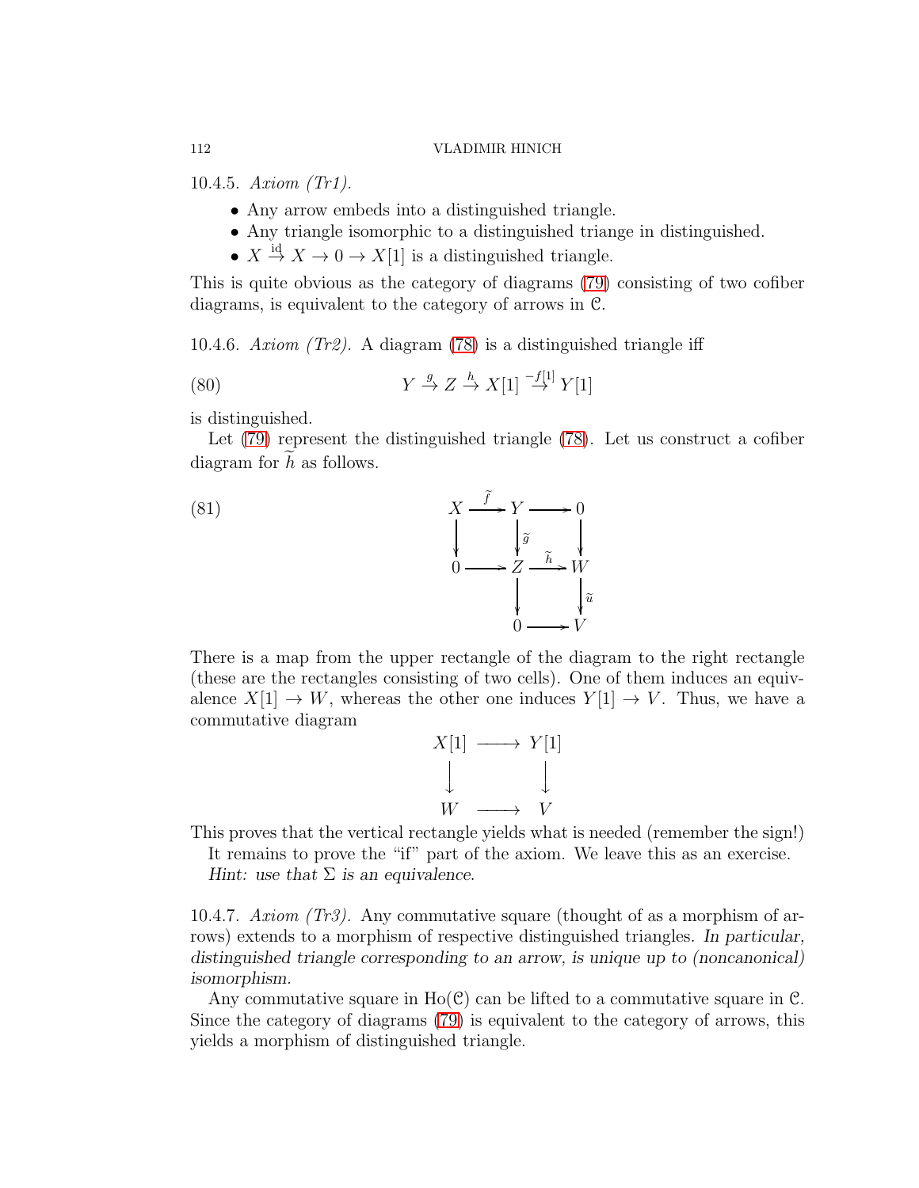10.4.5. *Axiom (Tr1).*

- Any arrow embeds into a distinguished triangle.
- Any triangle isomorphic to a distinguished triange in distinguished.
- $X \stackrel{\text{id}}{\to} X \to 0 \to X[1]$ is a distinguished triangle.

This is quite obvious as the category of diagrams (79) consisting of two cofiber diagrams, is equivalent to the category of arrows in $\mathcal{C}$.

10.4.6. *Axiom (Tr2).* A diagram (78) is a distinguished triangle iff

$$Y \stackrel{g}{\to} Z \stackrel{h}{\to} X[1] \stackrel{-f[1]}{\to} Y[1] \tag{80}$$

is distinguished.

Let (79) represent the distinguished triangle (78). Let us construct a cofiber diagram for $\widetilde{h}$ as follows.

$$\begin{array}{ccccc} X & \xrightarrow{\widetilde{f}} & Y & \longrightarrow & 0 \\ \downarrow & & \downarrow{\scriptstyle \widetilde{g}} & & \downarrow \\ 0 & \longrightarrow & Z & \xrightarrow{\widetilde{h}} & W \\ & & \downarrow & & \downarrow{\scriptstyle \widetilde{u}} \\ & & 0 & \longrightarrow & V \end{array} \tag{81}$$

There is a map from the upper rectangle of the diagram to the right rectangle (these are the rectangles consisting of two cells). One of them induces an equivalence $X[1] \to W$, whereas the other one induces $Y[1] \to V$. Thus, we have a commutative diagram

$$\begin{array}{ccc} X[1] & \longrightarrow & Y[1] \\ \downarrow & & \downarrow \\ W & \longrightarrow & V \end{array}$$

This proves that the vertical rectangle yields what is needed (remember the sign!)

It remains to prove the "if" part of the axiom. We leave this as an exercise. *Hint: use that $\Sigma$ is an equivalence.*

10.4.7. *Axiom (Tr3).* Any commutative square (thought of as a morphism of arrows) extends to a morphism of respective distinguished triangles. *In particular, distinguished triangle corresponding to an arrow, is unique up to (noncanonical) isomorphism.*

Any commutative square in $\text{Ho}(\mathcal{C})$ can be lifted to a commutative square in $\mathcal{C}$. Since the category of diagrams (79) is equivalent to the category of arrows, this yields a morphism of distinguished triangle.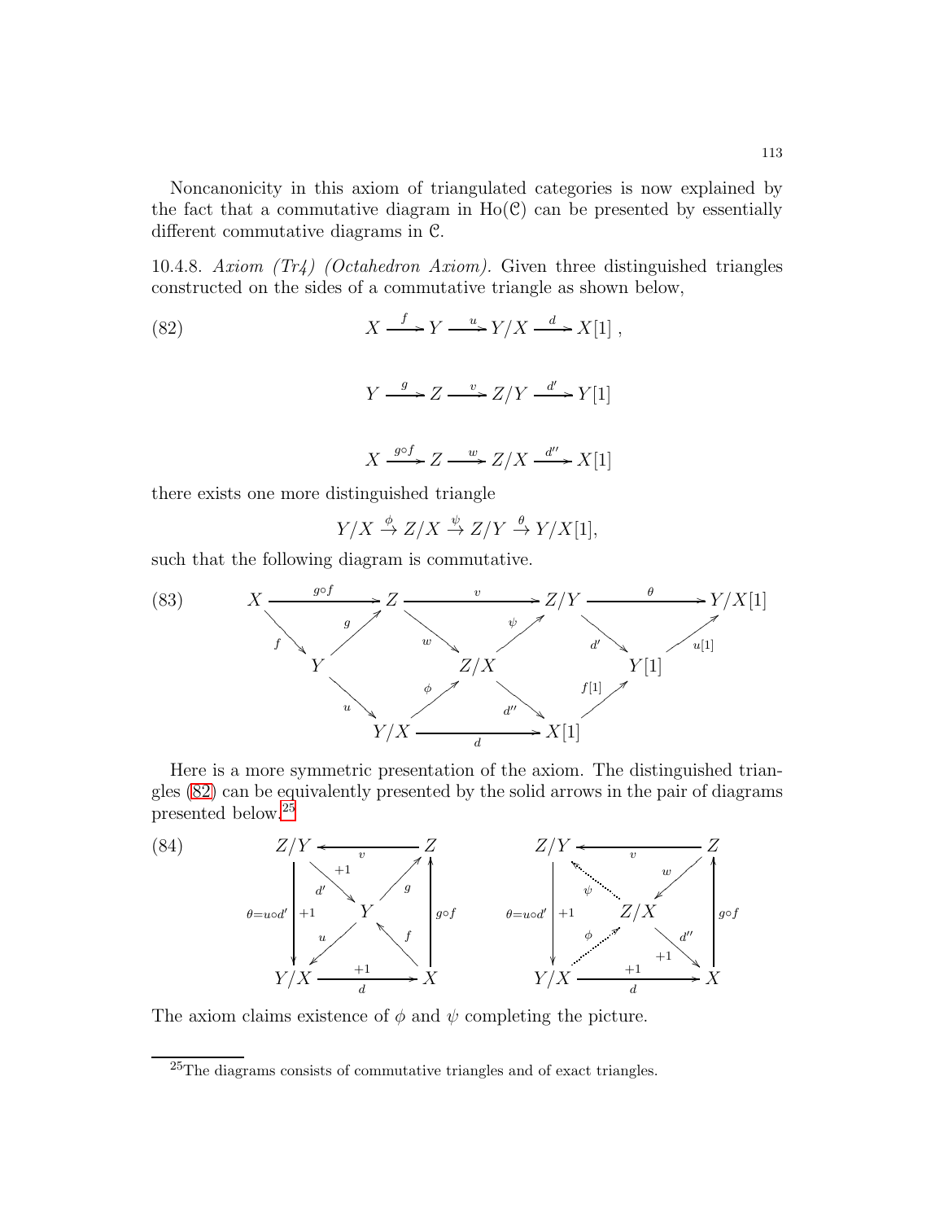Noncanonicity in this axiom of triangulated categories is now explained by the fact that a commutative diagram in $\mathrm{Ho}(\mathcal{C})$ can be presented by essentially different commutative diagrams in $\mathcal{C}$.

10.4.8. *Axiom (Tr4) (Octahedron Axiom).* Given three distinguished triangles constructed on the sides of a commutative triangle as shown below,

$$X \xrightarrow{f} Y \xrightarrow{u} Y/X \xrightarrow{d} X[1]\ , \tag{82}$$

$$Y \xrightarrow{g} Z \xrightarrow{v} Z/Y \xrightarrow{d'} Y[1]$$

$$X \xrightarrow{g\circ f} Z \xrightarrow{w} Z/X \xrightarrow{d''} X[1]$$

there exists one more distinguished triangle

$$Y/X \xrightarrow{\phi} Z/X \xrightarrow{\psi} Z/Y \xrightarrow{\theta} Y/X[1],$$

such that the following diagram is commutative.

$$\begin{array}{ccccccc} X & \xrightarrow{g\circ f} & Z & \xrightarrow{v} & Z/Y & \xrightarrow{\theta} & Y/X[1] \\ {\scriptstyle f}\searrow & \nearrow{\scriptstyle g} & {\scriptstyle w}\searrow & \nearrow{\scriptstyle \psi} & {\scriptstyle d'}\searrow & \nearrow{\scriptstyle u[1]} & \\ & Y & & Z/X & & Y[1] & \\ & {\scriptstyle u}\searrow & \nearrow{\scriptstyle \phi} & {\scriptstyle d''}\searrow & \nearrow{\scriptstyle f[1]} & & \\ & & Y/X & \xrightarrow{d} & X[1] & & \end{array} \tag{83}$$

Here is a more symmetric presentation of the axiom. The distinguished triangles (82) can be equivalently presented by the solid arrows in the pair of diagrams presented below.[25]

$$\begin{array}{ccc} Z/Y & \xleftarrow{v} & Z \\ & {\scriptstyle d'}\searrow^{+1} \quad \nearrow{\scriptstyle g} & \\ {\scriptstyle \theta=u\circ d'}\Big\downarrow{\scriptstyle +1} & Y & \Big\uparrow{\scriptstyle g\circ f} \\ & {\scriptstyle u}\swarrow \quad \nwarrow{\scriptstyle f} & \\ Y/X & \xrightarrow[d]{+1} & X \end{array} \qquad \begin{array}{ccc} Z/Y & \xleftarrow{v} & Z \\ & {\scriptstyle \psi}\nwarrow \quad \swarrow{\scriptstyle w} & \\ {\scriptstyle \theta=u\circ d'}\Big\downarrow{\scriptstyle +1} & Z/X & \Big\uparrow{\scriptstyle g\circ f} \\ & {\scriptstyle \phi}\nearrow \quad \searrow{\scriptstyle d''}^{+1} & \\ Y/X & \xrightarrow[d]{+1} & X \end{array} \tag{84}$$

The axiom claims existence of $\phi$ and $\psi$ completing the picture.

---

[25] The diagrams consists of commutative triangles and of exact triangles.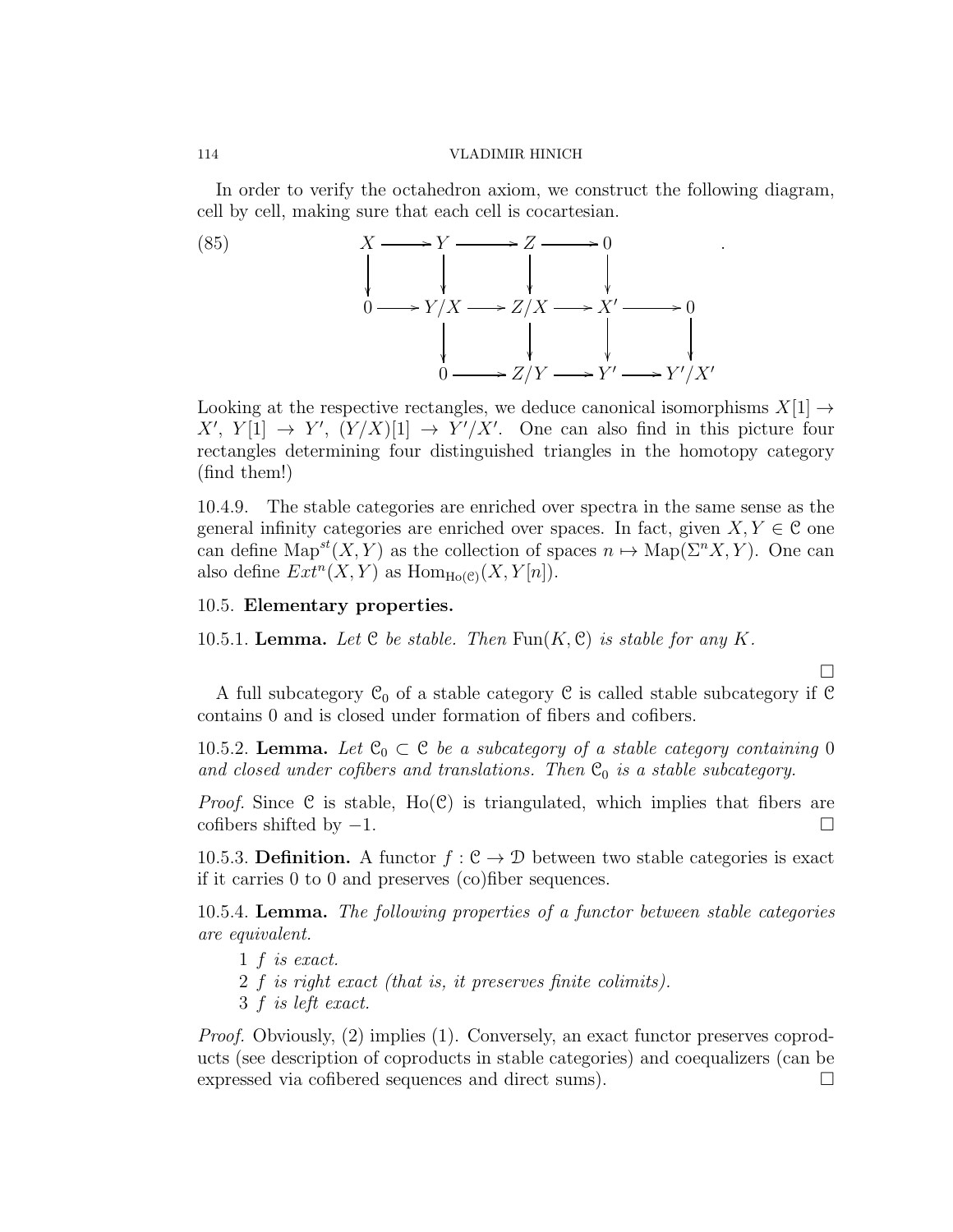In order to verify the octahedron axiom, we construct the following diagram, cell by cell, making sure that each cell is cocartesian.

$$
\begin{array}{ccccccccc}
X & \longrightarrow & Y & \longrightarrow & Z & \longrightarrow & 0 & & \\
\downarrow & & \downarrow & & \downarrow & & \downarrow & & \\
0 & \longrightarrow & Y/X & \longrightarrow & Z/X & \longrightarrow & X' & \longrightarrow & 0 \\
 & & \downarrow & & \downarrow & & \downarrow & & \downarrow \\
 & & 0 & \longrightarrow & Z/Y & \longrightarrow & Y' & \longrightarrow & Y'/X'
\end{array} \qquad (85)
$$

Looking at the respective rectangles, we deduce canonical isomorphisms $X[1] \to X'$, $Y[1] \to Y'$, $(Y/X)[1] \to Y'/X'$. One can also find in this picture four rectangles determining four distinguished triangles in the homotopy category (find them!)

10.4.9. The stable categories are enriched over spectra in the same sense as the general infinity categories are enriched over spaces. In fact, given $X, Y \in \mathcal{C}$ one can define $\mathrm{Map}^{st}(X, Y)$ as the collection of spaces $n \mapsto \mathrm{Map}(\Sigma^n X, Y)$. One can also define $Ext^n(X, Y)$ as $\mathrm{Hom}_{\mathrm{Ho}(\mathcal{C})}(X, Y[n])$.

## 10.5. Elementary properties.

**10.5.1. Lemma.** *Let $\mathcal{C}$ be stable. Then $\mathrm{Fun}(K, \mathcal{C})$ is stable for any $K$.*

□

A full subcategory $\mathcal{C}_0$ of a stable category $\mathcal{C}$ is called stable subcategory if $\mathcal{C}$ contains 0 and is closed under formation of fibers and cofibers.

**10.5.2. Lemma.** *Let $\mathcal{C}_0 \subset \mathcal{C}$ be a subcategory of a stable category containing 0 and closed under cofibers and translations. Then $\mathcal{C}_0$ is a stable subcategory.*

*Proof.* Since $\mathcal{C}$ is stable, $\mathrm{Ho}(\mathcal{C})$ is triangulated, which implies that fibers are cofibers shifted by $-1$. □

**10.5.3. Definition.** A functor $f : \mathcal{C} \to \mathcal{D}$ between two stable categories is exact if it carries 0 to 0 and preserves (co)fiber sequences.

**10.5.4. Lemma.** *The following properties of a functor between stable categories are equivalent.*

1 *$f$ is exact.*
2 *$f$ is right exact (that is, it preserves finite colimits).*
3 *$f$ is left exact.*

*Proof.* Obviously, (2) implies (1). Conversely, an exact functor preserves coproducts (see description of coproducts in stable categories) and coequalizers (can be expressed via cofibered sequences and direct sums). □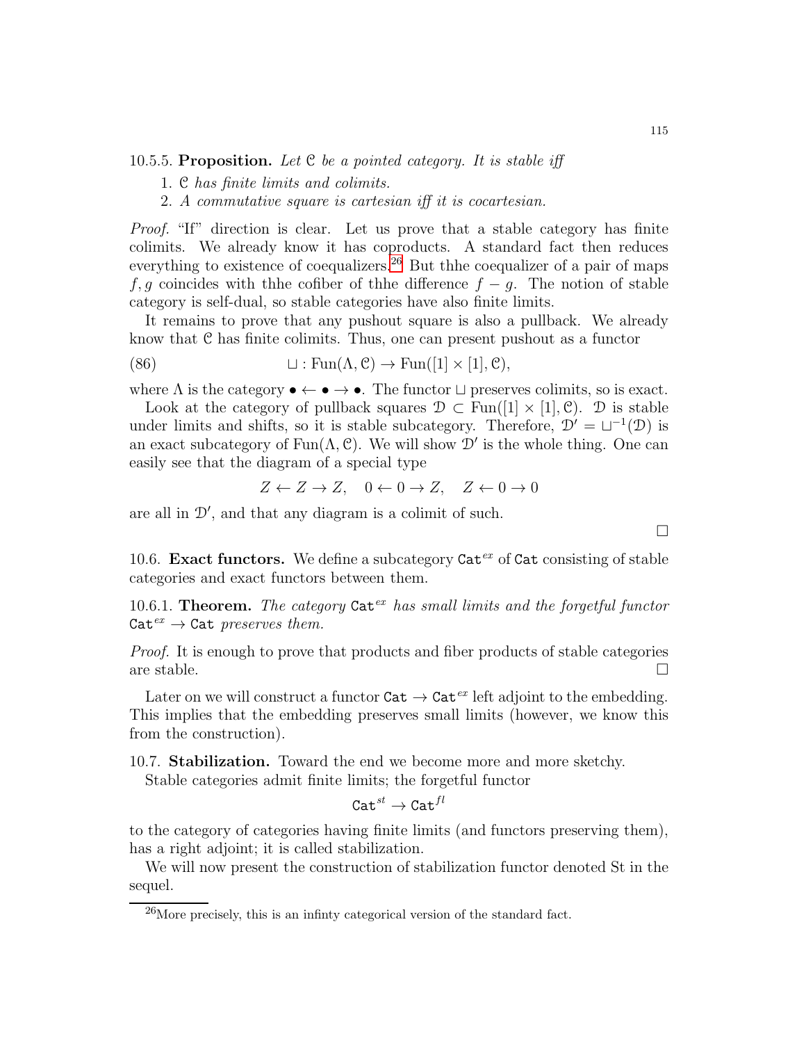10.5.5. **Proposition.** *Let $\mathcal{C}$ be a pointed category. It is stable iff*

1. *$\mathcal{C}$ has finite limits and colimits.*
2. *A commutative square is cartesian iff it is cocartesian.*

*Proof.* "If" direction is clear. Let us prove that a stable category has finite colimits. We already know it has coproducts. A standard fact then reduces everything to existence of coequalizers.[26] But thhe coequalizer of a pair of maps $f, g$ coincides with thhe cofiber of thhe difference $f - g$. The notion of stable category is self-dual, so stable categories have also finite limits.

It remains to prove that any pushout square is also a pullback. We already know that $\mathcal{C}$ has finite colimits. Thus, one can present pushout as a functor

$$\sqcup : \mathrm{Fun}(\Lambda, \mathcal{C}) \to \mathrm{Fun}([1] \times [1], \mathcal{C}), \tag{86}$$

where $\Lambda$ is the category $\bullet \leftarrow \bullet \rightarrow \bullet$. The functor $\sqcup$ preserves colimits, so is exact.

Look at the category of pullback squares $\mathcal{D} \subset \mathrm{Fun}([1] \times [1], \mathcal{C})$. $\mathcal{D}$ is stable under limits and shifts, so it is stable subcategory. Therefore, $\mathcal{D}' = \sqcup^{-1}(\mathcal{D})$ is an exact subcategory of $\mathrm{Fun}(\Lambda, \mathcal{C})$. We will show $\mathcal{D}'$ is the whole thing. One can easily see that the diagram of a special type

$$Z \leftarrow Z \rightarrow Z, \quad 0 \leftarrow 0 \rightarrow Z, \quad Z \leftarrow 0 \rightarrow 0$$

are all in $\mathcal{D}'$, and that any diagram is a colimit of such. □

10.6. **Exact functors.** We define a subcategory $\mathtt{Cat}^{ex}$ of $\mathtt{Cat}$ consisting of stable categories and exact functors between them.

10.6.1. **Theorem.** *The category $\mathtt{Cat}^{ex}$ has small limits and the forgetful functor $\mathtt{Cat}^{ex} \to \mathtt{Cat}$ preserves them.*

*Proof.* It is enough to prove that products and fiber products of stable categories are stable. □

Later on we will construct a functor $\mathtt{Cat} \to \mathtt{Cat}^{ex}$ left adjoint to the embedding. This implies that the embedding preserves small limits (however, we know this from the construction).

10.7. **Stabilization.** Toward the end we become more and more sketchy.

Stable categories admit finite limits; the forgetful functor

$$\mathtt{Cat}^{st} \to \mathtt{Cat}^{fl}$$

to the category of categories having finite limits (and functors preserving them), has a right adjoint; it is called stabilization.

We will now present the construction of stabilization functor denoted St in the sequel.

[26] More precisely, this is an infinty categorical version of the standard fact.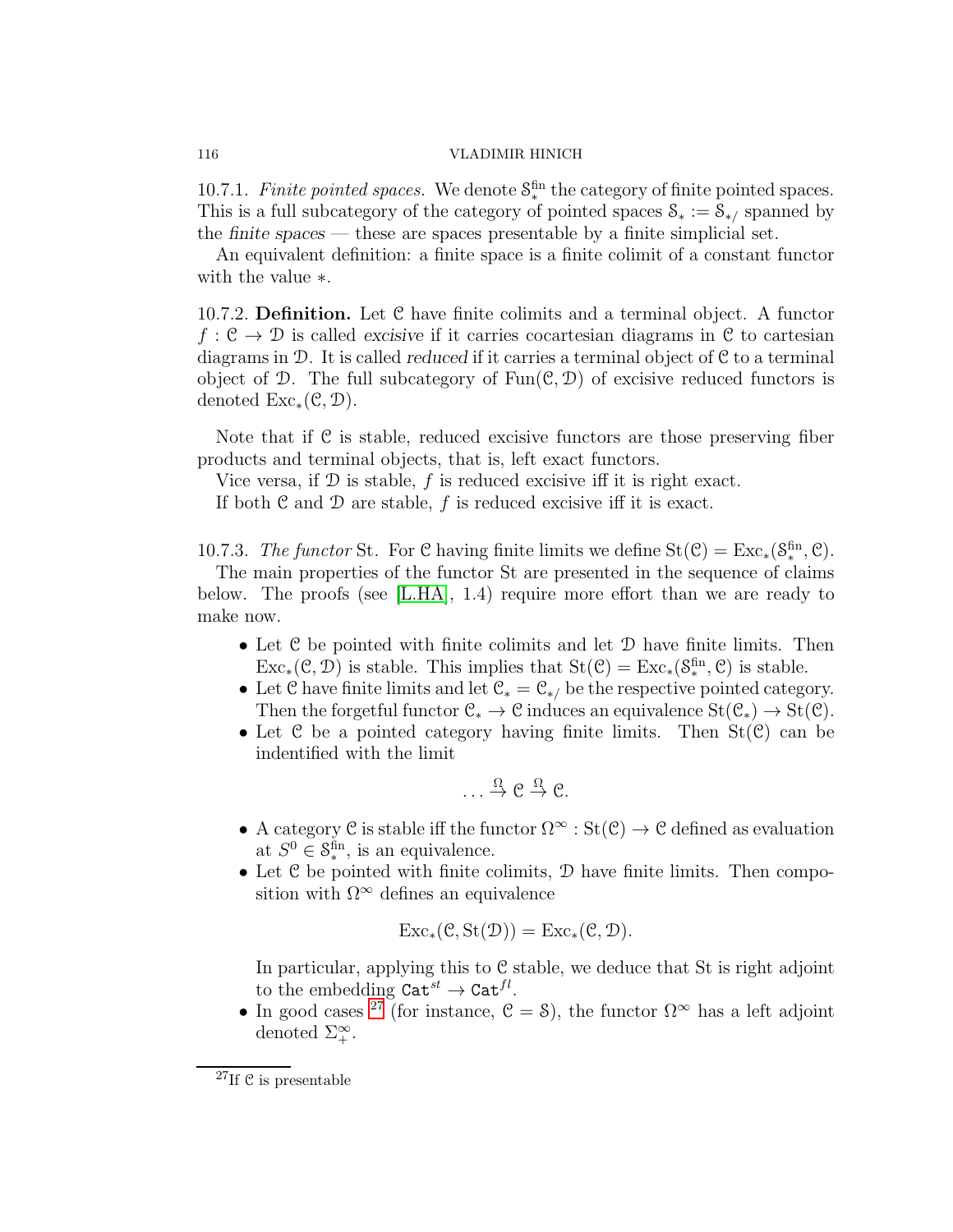10.7.1. *Finite pointed spaces.* We denote $\mathcal{S}_*^{\text{fin}}$ the category of finite pointed spaces. This is a full subcategory of the category of pointed spaces $\mathcal{S}_* := \mathcal{S}_{*/}$ spanned by the *finite spaces* — these are spaces presentable by a finite simplicial set.

An equivalent definition: a finite space is a finite colimit of a constant functor with the value $*$.

10.7.2. **Definition.** Let $\mathcal{C}$ have finite colimits and a terminal object. A functor $f : \mathcal{C} \to \mathcal{D}$ is called *excisive* if it carries cocartesian diagrams in $\mathcal{C}$ to cartesian diagrams in $\mathcal{D}$. It is called *reduced* if it carries a terminal object of $\mathcal{C}$ to a terminal object of $\mathcal{D}$. The full subcategory of $\text{Fun}(\mathcal{C}, \mathcal{D})$ of excisive reduced functors is denoted $\text{Exc}_*(\mathcal{C}, \mathcal{D})$.

Note that if $\mathcal{C}$ is stable, reduced excisive functors are those preserving fiber products and terminal objects, that is, left exact functors.

Vice versa, if $\mathcal{D}$ is stable, $f$ is reduced excisive iff it is right exact.

If both $\mathcal{C}$ and $\mathcal{D}$ are stable, $f$ is reduced excisive iff it is exact.

10.7.3. *The functor* St. For $\mathcal{C}$ having finite limits we define $\text{St}(\mathcal{C}) = \text{Exc}_*(\mathcal{S}_*^{\text{fin}}, \mathcal{C})$.

The main properties of the functor St are presented in the sequence of claims below. The proofs (see [L.HA], 1.4) require more effort than we are ready to make now.

- Let $\mathcal{C}$ be pointed with finite colimits and let $\mathcal{D}$ have finite limits. Then $\text{Exc}_*(\mathcal{C}, \mathcal{D})$ is stable. This implies that $\text{St}(\mathcal{C}) = \text{Exc}_*(\mathcal{S}_*^{\text{fin}}, \mathcal{C})$ is stable.
- Let $\mathcal{C}$ have finite limits and let $\mathcal{C}_* = \mathcal{C}_{*/}$ be the respective pointed category. Then the forgetful functor $\mathcal{C}_* \to \mathcal{C}$ induces an equivalence $\text{St}(\mathcal{C}_*) \to \text{St}(\mathcal{C})$.
- Let $\mathcal{C}$ be a pointed category having finite limits. Then $\text{St}(\mathcal{C})$ can be indentified with the limit

$$\ldots \xrightarrow{\Omega} \mathcal{C} \xrightarrow{\Omega} \mathcal{C}.$$

- A category $\mathcal{C}$ is stable iff the functor $\Omega^\infty : \text{St}(\mathcal{C}) \to \mathcal{C}$ defined as evaluation at $S^0 \in \mathcal{S}_*^{\text{fin}}$, is an equivalence.
- Let $\mathcal{C}$ be pointed with finite colimits, $\mathcal{D}$ have finite limits. Then composition with $\Omega^\infty$ defines an equivalence

$$\text{Exc}_*(\mathcal{C}, \text{St}(\mathcal{D})) = \text{Exc}_*(\mathcal{C}, \mathcal{D}).$$

  In particular, applying this to $\mathcal{C}$ stable, we deduce that St is right adjoint to the embedding $\texttt{Cat}^{st} \to \texttt{Cat}^{fl}$.
- In good cases [27] (for instance, $\mathcal{C} = \mathcal{S}$), the functor $\Omega^\infty$ has a left adjoint denoted $\Sigma_+^\infty$.

[27] If $\mathcal{C}$ is presentable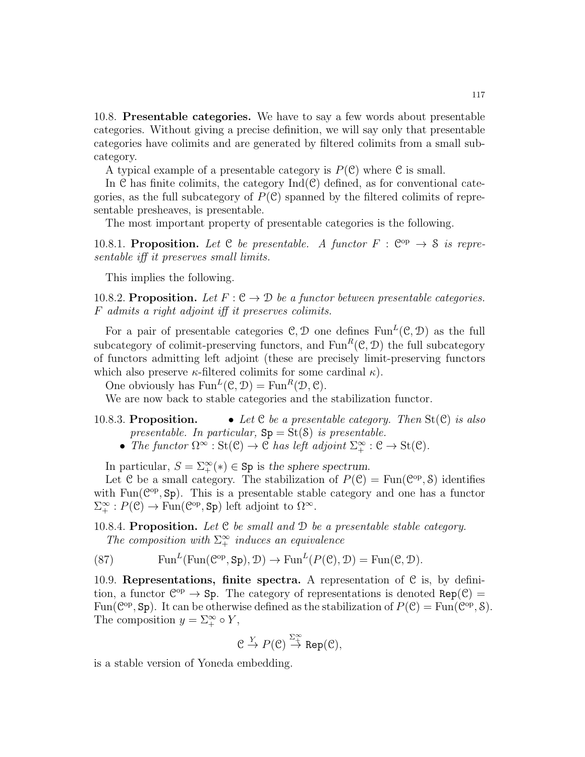**10.8. Presentable categories.** We have to say a few words about presentable categories. Without giving a precise definition, we will say only that presentable categories have colimits and are generated by filtered colimits from a small subcategory.

A typical example of a presentable category is $P(\mathcal{C})$ where $\mathcal{C}$ is small.

In $\mathcal{C}$ has finite colimits, the category $\mathrm{Ind}(\mathcal{C})$ defined, as for conventional categories, as the full subcategory of $P(\mathcal{C})$ spanned by the filtered colimits of representable presheaves, is presentable.

The most important property of presentable categories is the following.

10.8.1. **Proposition.** *Let $\mathcal{C}$ be presentable. A functor $F : \mathcal{C}^{\mathrm{op}} \to \mathcal{S}$ is representable iff it preserves small limits.*

This implies the following.

10.8.2. **Proposition.** *Let $F : \mathcal{C} \to \mathcal{D}$ be a functor between presentable categories. $F$ admits a right adjoint iff it preserves colimits.*

For a pair of presentable categories $\mathcal{C}, \mathcal{D}$ one defines $\mathrm{Fun}^L(\mathcal{C}, \mathcal{D})$ as the full subcategory of colimit-preserving functors, and $\mathrm{Fun}^R(\mathcal{C}, \mathcal{D})$ the full subcategory of functors admitting left adjoint (these are precisely limit-preserving functors which also preserve $\kappa$-filtered colimits for some cardinal $\kappa$).

One obviously has $\mathrm{Fun}^L(\mathcal{C}, \mathcal{D}) = \mathrm{Fun}^R(\mathcal{D}, \mathcal{C})$.

We are now back to stable categories and the stabilization functor.

10.8.3. **Proposition.**
- *Let $\mathcal{C}$ be a presentable category. Then $\mathrm{St}(\mathcal{C})$ is also presentable. In particular, $\mathtt{Sp} = \mathrm{St}(\mathcal{S})$ is presentable.*
- *The functor $\Omega^\infty : \mathrm{St}(\mathcal{C}) \to \mathcal{C}$ has left adjoint $\Sigma^\infty_+ : \mathcal{C} \to \mathrm{St}(\mathcal{C})$.*

In particular, $S = \Sigma^\infty_+(*) \in \mathtt{Sp}$ is *the sphere spectrum*.

Let $\mathcal{C}$ be a small category. The stabilization of $P(\mathcal{C}) = \mathrm{Fun}(\mathcal{C}^{\mathrm{op}}, \mathcal{S})$ identifies with $\mathrm{Fun}(\mathcal{C}^{\mathrm{op}}, \mathtt{Sp})$. This is a presentable stable category and one has a functor $\Sigma^\infty_+ : P(\mathcal{C}) \to \mathrm{Fun}(\mathcal{C}^{\mathrm{op}}, \mathtt{Sp})$ left adjoint to $\Omega^\infty$.

10.8.4. **Proposition.** *Let $\mathcal{C}$ be small and $\mathcal{D}$ be a presentable stable category. The composition with $\Sigma^\infty_+$ induces an equivalence*

$$\mathrm{Fun}^L(\mathrm{Fun}(\mathcal{C}^{\mathrm{op}}, \mathtt{Sp}), \mathcal{D}) \to \mathrm{Fun}^L(P(\mathcal{C}), \mathcal{D}) = \mathrm{Fun}(\mathcal{C}, \mathcal{D}). \tag{87}$$

**10.9. Representations, finite spectra.** A representation of $\mathcal{C}$ is, by definition, a functor $\mathcal{C}^{\mathrm{op}} \to \mathtt{Sp}$. The category of representations is denoted $\mathtt{Rep}(\mathcal{C}) = \mathrm{Fun}(\mathcal{C}^{\mathrm{op}}, \mathtt{Sp})$. It can be otherwise defined as the stabilization of $P(\mathcal{C}) = \mathrm{Fun}(\mathcal{C}^{\mathrm{op}}, \mathcal{S})$. The composition $y = \Sigma^\infty_+ \circ Y$,

$$\mathcal{C} \xrightarrow{Y} P(\mathcal{C}) \xrightarrow{\Sigma^\infty_+} \mathtt{Rep}(\mathcal{C}),$$

is a stable version of Yoneda embedding.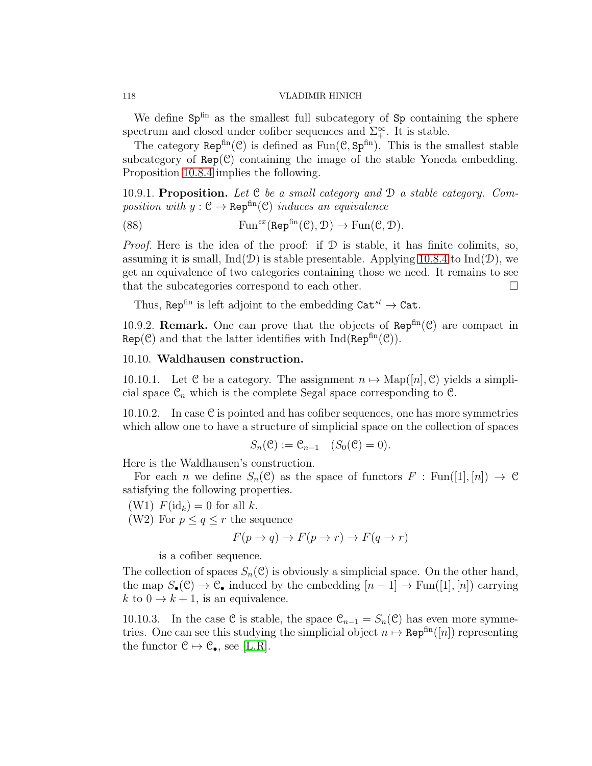We define $\mathtt{Sp}^{\rm fin}$ as the smallest full subcategory of $\mathtt{Sp}$ containing the sphere spectrum and closed under cofiber sequences and $\Sigma^\infty_+$. It is stable.

The category $\mathtt{Rep}^{\rm fin}(\mathcal{C})$ is defined as $\mathrm{Fun}(\mathcal{C}, \mathtt{Sp}^{\rm fin})$. This is the smallest stable subcategory of $\mathtt{Rep}(\mathcal{C})$ containing the image of the stable Yoneda embedding. Proposition 10.8.4 implies the following.

10.9.1. **Proposition.** *Let $\mathcal{C}$ be a small category and $\mathcal{D}$ a stable category. Composition with $y : \mathcal{C} \to \mathtt{Rep}^{\rm fin}(\mathcal{C})$ induces an equivalence*

$$\mathrm{Fun}^{ex}(\mathtt{Rep}^{\rm fin}(\mathcal{C}), \mathcal{D}) \to \mathrm{Fun}(\mathcal{C}, \mathcal{D}). \tag{88}$$

*Proof.* Here is the idea of the proof: if $\mathcal{D}$ is stable, it has finite colimits, so, assuming it is small, $\mathrm{Ind}(\mathcal{D})$ is stable presentable. Applying 10.8.4 to $\mathrm{Ind}(\mathcal{D})$, we get an equivalence of two categories containing those we need. It remains to see that the subcategories correspond to each other. $\square$

Thus, $\mathtt{Rep}^{\rm fin}$ is left adjoint to the embedding $\mathtt{Cat}^{st} \to \mathtt{Cat}$.

10.9.2. **Remark.** One can prove that the objects of $\mathtt{Rep}^{\rm fin}(\mathcal{C})$ are compact in $\mathtt{Rep}(\mathcal{C})$ and that the latter identifies with $\mathrm{Ind}(\mathtt{Rep}^{\rm fin}(\mathcal{C}))$.

## 10.10. **Waldhausen construction.**

10.10.1. Let $\mathcal{C}$ be a category. The assignment $n \mapsto \mathrm{Map}([n], \mathcal{C})$ yields a simplicial space $\mathcal{C}_n$ which is the complete Segal space corresponding to $\mathcal{C}$.

10.10.2. In case $\mathcal{C}$ is pointed and has cofiber sequences, one has more symmetries which allow one to have a structure of simplicial space on the collection of spaces

$$S_n(\mathcal{C}) := \mathcal{C}_{n-1} \quad (S_0(\mathcal{C}) = 0).$$

Here is the Waldhausen's construction.

For each $n$ we define $S_n(\mathcal{C})$ as the space of functors $F : \mathrm{Fun}([1], [n]) \to \mathcal{C}$ satisfying the following properties.

(W1) $F(\mathrm{id}_k) = 0$ for all $k$.

(W2) For $p \leq q \leq r$ the sequence

$$F(p \to q) \to F(p \to r) \to F(q \to r)$$

is a cofiber sequence.

The collection of spaces $S_n(\mathcal{C})$ is obviously a simplicial space. On the other hand, the map $S_\bullet(\mathcal{C}) \to \mathcal{C}_\bullet$ induced by the embedding $[n-1] \to \mathrm{Fun}([1], [n])$ carrying $k$ to $0 \to k+1$, is an equivalence.

10.10.3. In the case $\mathcal{C}$ is stable, the space $\mathcal{C}_{n-1} = S_n(\mathcal{C})$ has even more symmetries. One can see this studying the simplicial object $n \mapsto \mathtt{Rep}^{\rm fin}([n])$ representing the functor $\mathcal{C} \mapsto \mathcal{C}_\bullet$, see [L.R].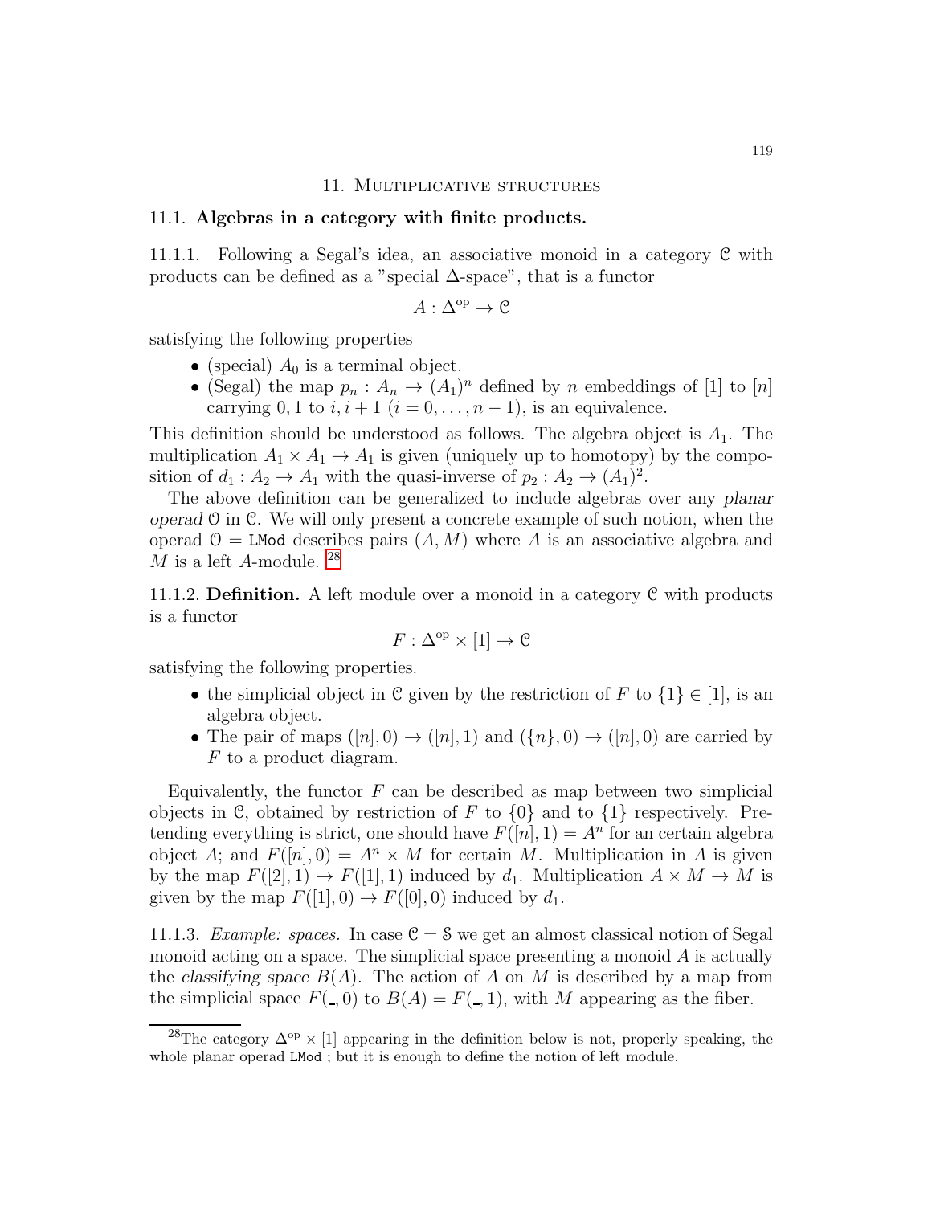## 11. Multiplicative structures

### 11.1. **Algebras in a category with finite products.**

11.1.1. Following a Segal's idea, an associative monoid in a category $\mathcal{C}$ with products can be defined as a "special $\Delta$-space", that is a functor

$$A : \Delta^{\mathrm{op}} \to \mathcal{C}$$

satisfying the following properties

- (special) $A_0$ is a terminal object.
- (Segal) the map $p_n : A_n \to (A_1)^n$ defined by $n$ embeddings of $[1]$ to $[n]$ carrying $0, 1$ to $i, i+1$ ($i = 0, \ldots, n-1$), is an equivalence.

This definition should be understood as follows. The algebra object is $A_1$. The multiplication $A_1 \times A_1 \to A_1$ is given (uniquely up to homotopy) by the composition of $d_1 : A_2 \to A_1$ with the quasi-inverse of $p_2 : A_2 \to (A_1)^2$.

The above definition can be generalized to include algebras over any *planar operad* $\mathcal{O}$ in $\mathcal{C}$. We will only present a concrete example of such notion, when the operad $\mathcal{O} = \mathtt{LMod}$ describes pairs $(A, M)$ where $A$ is an associative algebra and $M$ is a left $A$-module. [28]

11.1.2. **Definition.** A left module over a monoid in a category $\mathcal{C}$ with products is a functor

$$F : \Delta^{\mathrm{op}} \times [1] \to \mathcal{C}$$

satisfying the following properties.

- the simplicial object in $\mathcal{C}$ given by the restriction of $F$ to $\{1\} \in [1]$, is an algebra object.
- The pair of maps $([n], 0) \to ([n], 1)$ and $(\{n\}, 0) \to ([n], 0)$ are carried by $F$ to a product diagram.

Equivalently, the functor $F$ can be described as map between two simplicial objects in $\mathcal{C}$, obtained by restriction of $F$ to $\{0\}$ and to $\{1\}$ respectively. Pretending everything is strict, one should have $F([n], 1) = A^n$ for an certain algebra object $A$; and $F([n], 0) = A^n \times M$ for certain $M$. Multiplication in $A$ is given by the map $F([2], 1) \to F([1], 1)$ induced by $d_1$. Multiplication $A \times M \to M$ is given by the map $F([1], 0) \to F([0], 0)$ induced by $d_1$.

11.1.3. *Example: spaces.* In case $\mathcal{C} = \mathcal{S}$ we get an almost classical notion of Segal monoid acting on a space. The simplicial space presenting a monoid $A$ is actually the *classifying space* $B(A)$. The action of $A$ on $M$ is described by a map from the simplicial space $F(\_, 0)$ to $B(A) = F(\_, 1)$, with $M$ appearing as the fiber.

---

[28] The category $\Delta^{\mathrm{op}} \times [1]$ appearing in the definition below is not, properly speaking, the whole planar operad $\mathtt{LMod}$ ; but it is enough to define the notion of left module.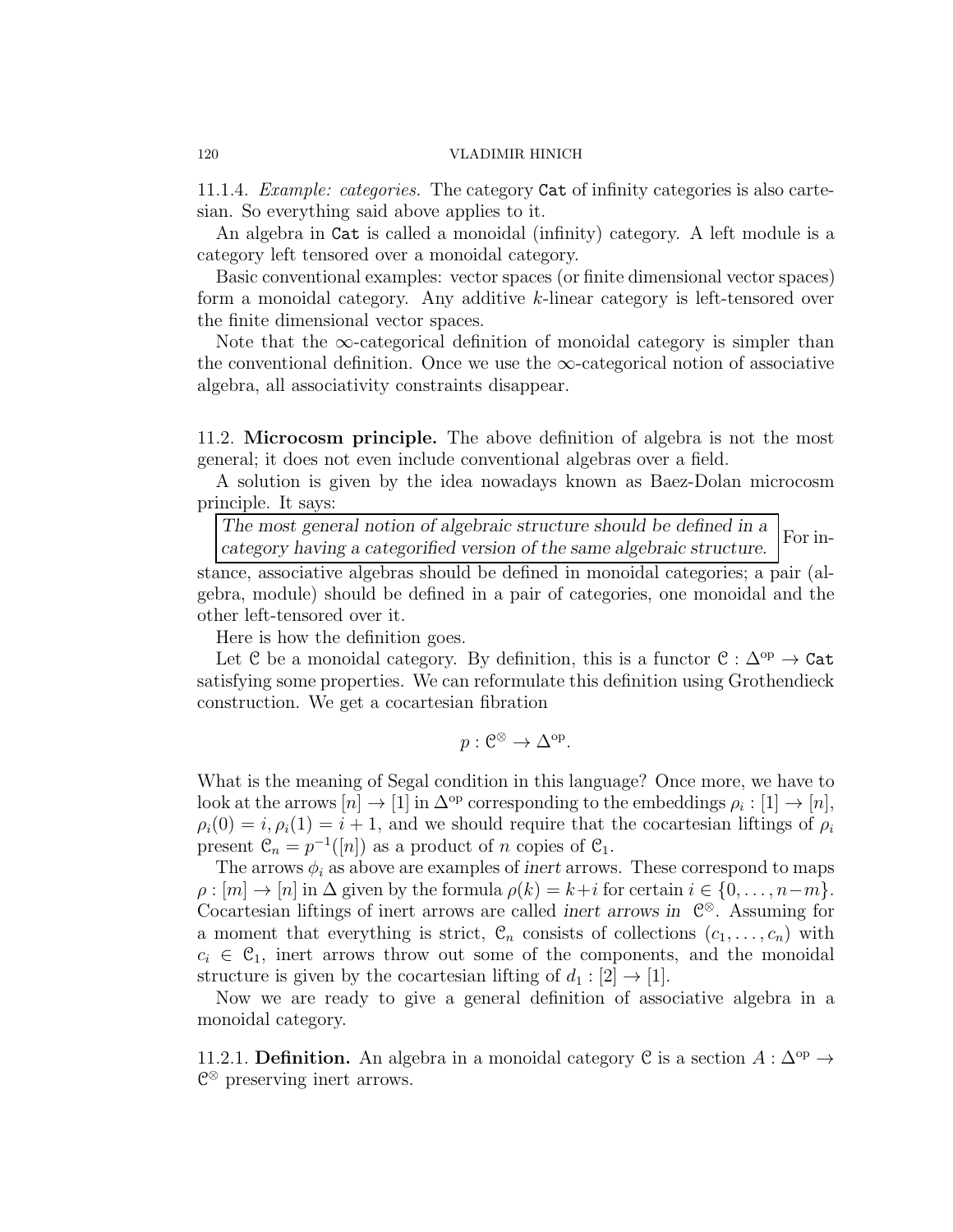11.1.4. *Example: categories.* The category `Cat` of infinity categories is also cartesian. So everything said above applies to it.

An algebra in `Cat` is called a monoidal (infinity) category. A left module is a category left tensored over a monoidal category.

Basic conventional examples: vector spaces (or finite dimensional vector spaces) form a monoidal category. Any additive $k$-linear category is left-tensored over the finite dimensional vector spaces.

Note that the $\infty$-categorical definition of monoidal category is simpler than the conventional definition. Once we use the $\infty$-categorical notion of associative algebra, all associativity constraints disappear.

11.2. **Microcosm principle.** The above definition of algebra is not the most general; it does not even include conventional algebras over a field.

A solution is given by the idea nowadays known as Baez-Dolan microcosm principle. It says:

> *The most general notion of algebraic structure should be defined in a category having a categorified version of the same algebraic structure.*

For instance, associative algebras should be defined in monoidal categories; a pair (algebra, module) should be defined in a pair of categories, one monoidal and the other left-tensored over it.

Here is how the definition goes.

Let $\mathcal{C}$ be a monoidal category. By definition, this is a functor $\mathcal{C} : \Delta^{\mathrm{op}} \to \mathtt{Cat}$ satisfying some properties. We can reformulate this definition using Grothendieck construction. We get a cocartesian fibration

$$p : \mathcal{C}^{\otimes} \to \Delta^{\mathrm{op}}.$$

What is the meaning of Segal condition in this language? Once more, we have to look at the arrows $[n] \to [1]$ in $\Delta^{\mathrm{op}}$ corresponding to the embeddings $\rho_i : [1] \to [n]$, $\rho_i(0) = i, \rho_i(1) = i+1$, and we should require that the cocartesian liftings of $\rho_i$ present $\mathcal{C}_n = p^{-1}([n])$ as a product of $n$ copies of $\mathcal{C}_1$.

The arrows $\phi_i$ as above are examples of *inert* arrows. These correspond to maps $\rho : [m] \to [n]$ in $\Delta$ given by the formula $\rho(k) = k+i$ for certain $i \in \{0, \ldots, n-m\}$. Cocartesian liftings of inert arrows are called *inert arrows in* $\mathcal{C}^{\otimes}$. Assuming for a moment that everything is strict, $\mathcal{C}_n$ consists of collections $(c_1, \ldots, c_n)$ with $c_i \in \mathcal{C}_1$, inert arrows throw out some of the components, and the monoidal structure is given by the cocartesian lifting of $d_1 : [2] \to [1]$.

Now we are ready to give a general definition of associative algebra in a monoidal category.

11.2.1. **Definition.** An algebra in a monoidal category $\mathcal{C}$ is a section $A : \Delta^{\mathrm{op}} \to \mathcal{C}^{\otimes}$ preserving inert arrows.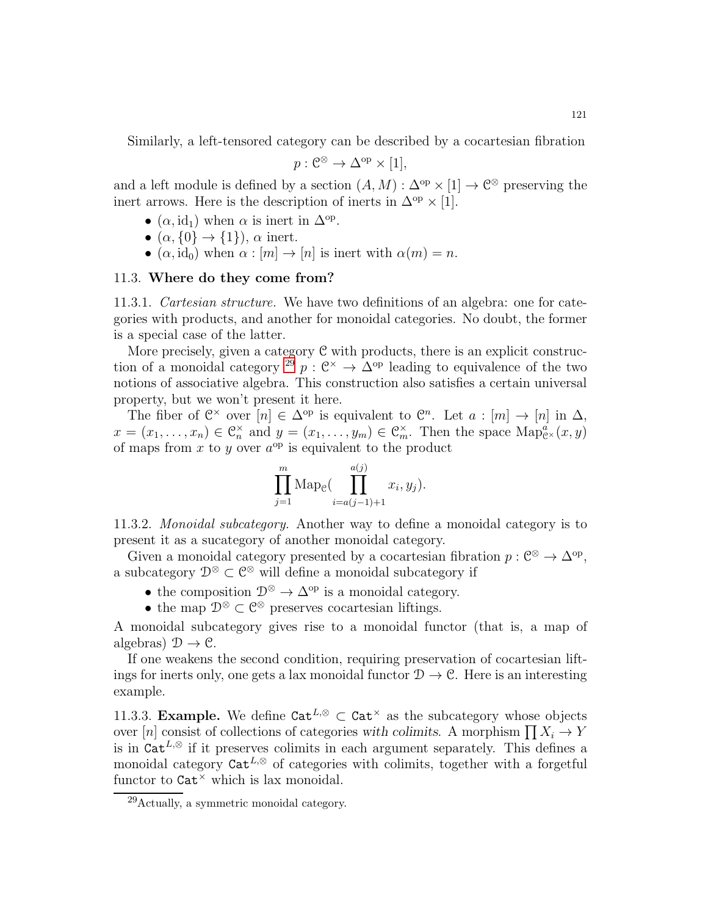Similarly, a left-tensored category can be described by a cocartesian fibration

$$p : \mathcal{C}^{\otimes} \to \Delta^{\mathrm{op}} \times [1],$$

and a left module is defined by a section $(A, M) : \Delta^{\mathrm{op}} \times [1] \to \mathcal{C}^{\otimes}$ preserving the inert arrows. Here is the description of inerts in $\Delta^{\mathrm{op}} \times [1]$.

- $(\alpha, \mathrm{id}_1)$ when $\alpha$ is inert in $\Delta^{\mathrm{op}}$.
- $(\alpha, \{0\} \to \{1\})$, $\alpha$ inert.
- $(\alpha, \mathrm{id}_0)$ when $\alpha : [m] \to [n]$ is inert with $\alpha(m) = n$.

## 11.3. **Where do they come from?**

11.3.1. *Cartesian structure.* We have two definitions of an algebra: one for categories with products, and another for monoidal categories. No doubt, the former is a special case of the latter.

More precisely, given a category $\mathcal{C}$ with products, there is an explicit construction of a monoidal category [29] $p : \mathcal{C}^{\times} \to \Delta^{\mathrm{op}}$ leading to equivalence of the two notions of associative algebra. This construction also satisfies a certain universal property, but we won't present it here.

The fiber of $\mathcal{C}^{\times}$ over $[n] \in \Delta^{\mathrm{op}}$ is equivalent to $\mathcal{C}^n$. Let $a : [m] \to [n]$ in $\Delta$, $x = (x_1, \ldots, x_n) \in \mathcal{C}^{\times}_n$ and $y = (x_1, \ldots, y_m) \in \mathcal{C}^{\times}_m$. Then the space $\mathrm{Map}^a_{\mathcal{C}^{\times}}(x, y)$ of maps from $x$ to $y$ over $a^{\mathrm{op}}$ is equivalent to the product

$$\prod_{j=1}^{m} \mathrm{Map}_{\mathcal{C}}\Big(\prod_{i=a(j-1)+1}^{a(j)} x_i, y_j\Big).$$

11.3.2. *Monoidal subcategory.* Another way to define a monoidal category is to present it as a sucategory of another monoidal category.

Given a monoidal category presented by a cocartesian fibration $p : \mathcal{C}^{\otimes} \to \Delta^{\mathrm{op}}$, a subcategory $\mathcal{D}^{\otimes} \subset \mathcal{C}^{\otimes}$ will define a monoidal subcategory if

- the composition $\mathcal{D}^{\otimes} \to \Delta^{\mathrm{op}}$ is a monoidal category.
- the map $\mathcal{D}^{\otimes} \subset \mathcal{C}^{\otimes}$ preserves cocartesian liftings.

A monoidal subcategory gives rise to a monoidal functor (that is, a map of algebras) $\mathcal{D} \to \mathcal{C}$.

If one weakens the second condition, requiring preservation of cocartesian liftings for inerts only, one gets a lax monoidal functor $\mathcal{D} \to \mathcal{C}$. Here is an interesting example.

11.3.3. **Example.** We define $\mathtt{Cat}^{L,\otimes} \subset \mathtt{Cat}^{\times}$ as the subcategory whose objects over $[n]$ consist of collections of categories *with colimits*. A morphism $\prod X_i \to Y$ is in $\mathtt{Cat}^{L,\otimes}$ if it preserves colimits in each argument separately. This defines a monoidal category $\mathtt{Cat}^{L,\otimes}$ of categories with colimits, together with a forgetful functor to $\mathtt{Cat}^{\times}$ which is lax monoidal.

[29] Actually, a symmetric monoidal category.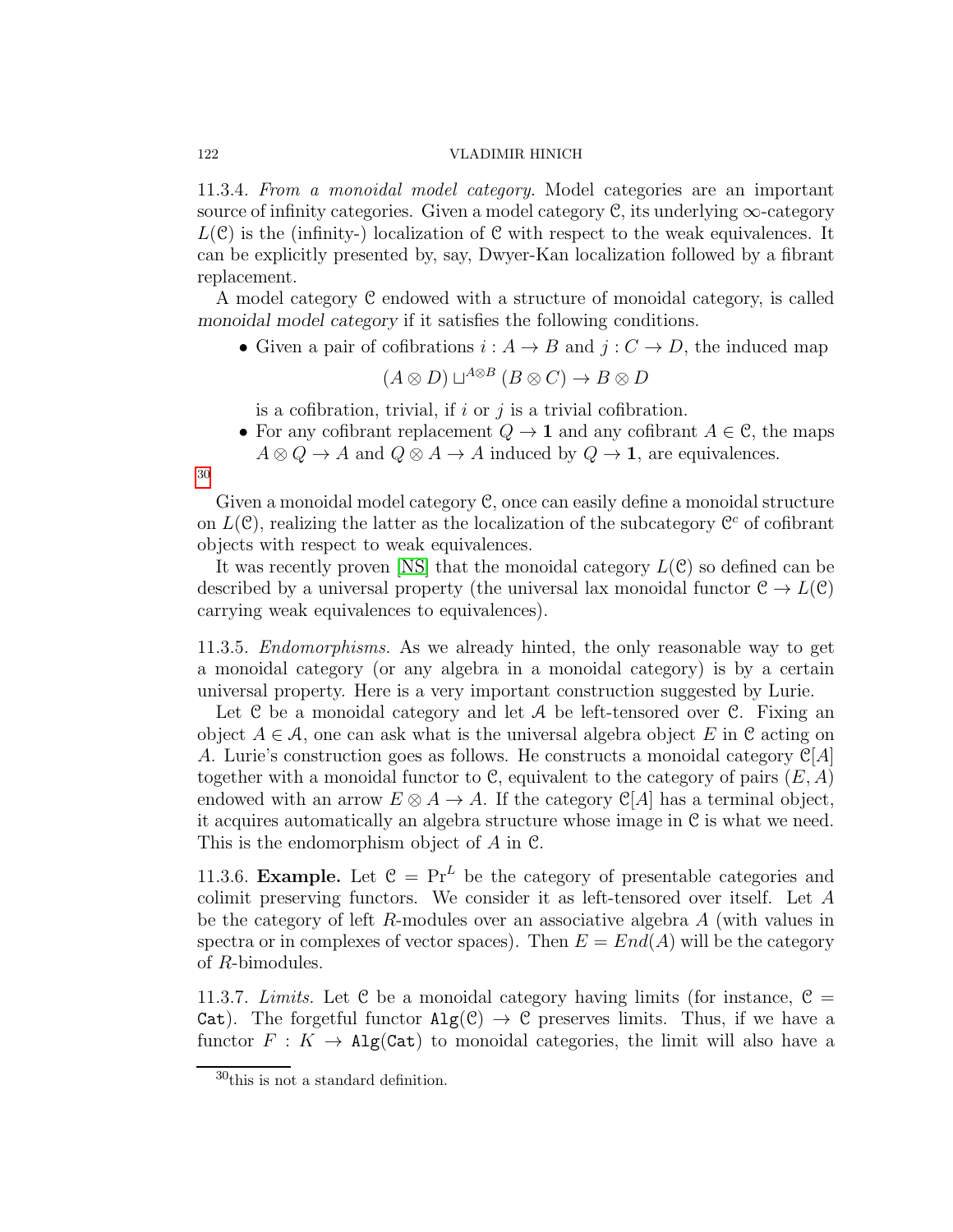11.3.4. *From a monoidal model category.* Model categories are an important source of infinity categories. Given a model category $\mathcal{C}$, its underlying $\infty$-category $L(\mathcal{C})$ is the (infinity-) localization of $\mathcal{C}$ with respect to the weak equivalences. It can be explicitly presented by, say, Dwyer-Kan localization followed by a fibrant replacement.

A model category $\mathcal{C}$ endowed with a structure of monoidal category, is called *monoidal model category* if it satisfies the following conditions.

- Given a pair of cofibrations $i : A \to B$ and $j : C \to D$, the induced map
$$(A \otimes D) \sqcup^{A \otimes B} (B \otimes C) \to B \otimes D$$
is a cofibration, trivial, if $i$ or $j$ is a trivial cofibration.
- For any cofibrant replacement $Q \to \mathbf{1}$ and any cofibrant $A \in \mathcal{C}$, the maps $A \otimes Q \to A$ and $Q \otimes A \to A$ induced by $Q \to \mathbf{1}$, are equivalences.

[30]

Given a monoidal model category $\mathcal{C}$, once can easily define a monoidal structure on $L(\mathcal{C})$, realizing the latter as the localization of the subcategory $\mathcal{C}^c$ of cofibrant objects with respect to weak equivalences.

It was recently proven [NS] that the monoidal category $L(\mathcal{C})$ so defined can be described by a universal property (the universal lax monoidal functor $\mathcal{C} \to L(\mathcal{C})$ carrying weak equivalences to equivalences).

11.3.5. *Endomorphisms.* As we already hinted, the only reasonable way to get a monoidal category (or any algebra in a monoidal category) is by a certain universal property. Here is a very important construction suggested by Lurie.

Let $\mathcal{C}$ be a monoidal category and let $\mathcal{A}$ be left-tensored over $\mathcal{C}$. Fixing an object $A \in \mathcal{A}$, one can ask what is the universal algebra object $E$ in $\mathcal{C}$ acting on $A$. Lurie's construction goes as follows. He constructs a monoidal category $\mathcal{C}[A]$ together with a monoidal functor to $\mathcal{C}$, equivalent to the category of pairs $(E, A)$ endowed with an arrow $E \otimes A \to A$. If the category $\mathcal{C}[A]$ has a terminal object, it acquires automatically an algebra structure whose image in $\mathcal{C}$ is what we need. This is the endomorphism object of $A$ in $\mathcal{C}$.

11.3.6. **Example.** Let $\mathcal{C} = \mathrm{Pr}^L$ be the category of presentable categories and colimit preserving functors. We consider it as left-tensored over itself. Let $A$ be the category of left $R$-modules over an associative algebra $A$ (with values in spectra or in complexes of vector spaces). Then $E = End(A)$ will be the category of $R$-bimodules.

11.3.7. *Limits.* Let $\mathcal{C}$ be a monoidal category having limits (for instance, $\mathcal{C} = \mathtt{Cat}$). The forgetful functor $\mathtt{Alg}(\mathcal{C}) \to \mathcal{C}$ preserves limits. Thus, if we have a functor $F : K \to \mathtt{Alg}(\mathtt{Cat})$ to monoidal categories, the limit will also have a

[30] this is not a standard definition.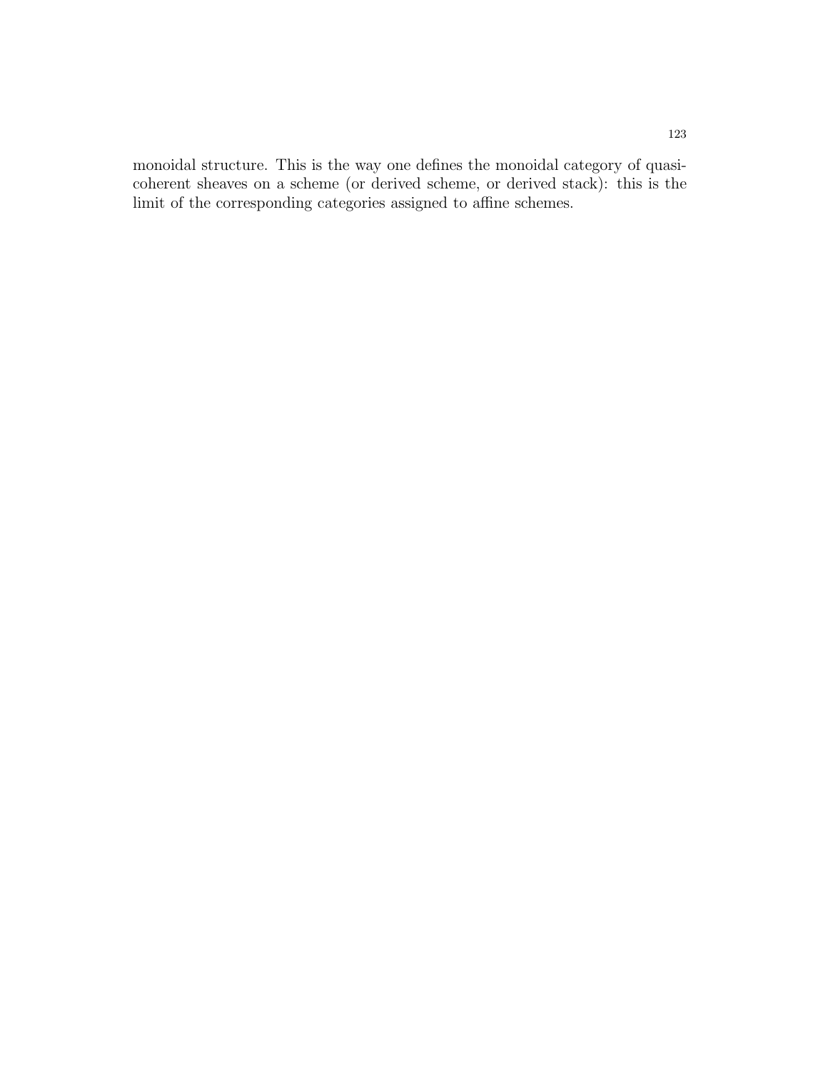monoidal structure. This is the way one defines the monoidal category of quasi-coherent sheaves on a scheme (or derived scheme, or derived stack): this is the limit of the corresponding categories assigned to affine schemes.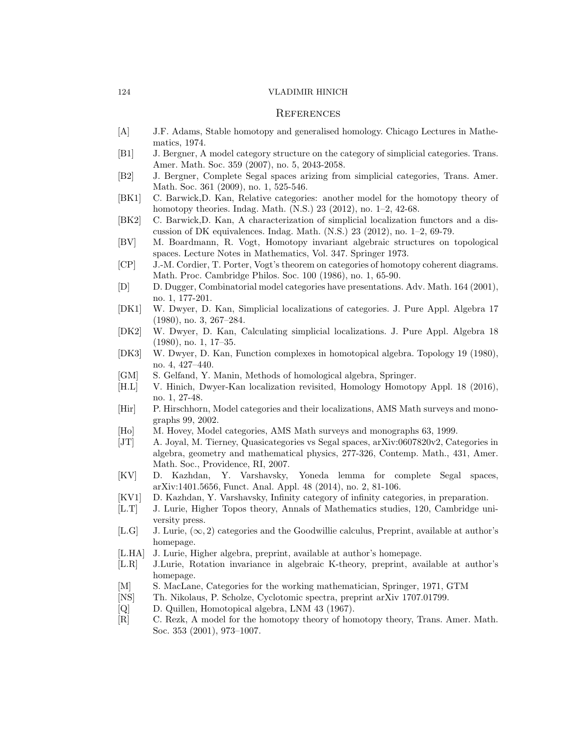## References

[A] J.F. Adams, Stable homotopy and generalised homology. Chicago Lectures in Mathematics, 1974.

[B1] J. Bergner, A model category structure on the category of simplicial categories. Trans. Amer. Math. Soc. 359 (2007), no. 5, 2043-2058.

[B2] J. Bergner, Complete Segal spaces arizing from simplicial categories, Trans. Amer. Math. Soc. 361 (2009), no. 1, 525-546.

[BK1] C. Barwick,D. Kan, Relative categories: another model for the homotopy theory of homotopy theories. Indag. Math. (N.S.) 23 (2012), no. 1–2, 42-68.

[BK2] C. Barwick,D. Kan, A characterization of simplicial localization functors and a discussion of DK equivalences. Indag. Math. (N.S.) 23 (2012), no. 1–2, 69-79.

[BV] M. Boardmann, R. Vogt, Homotopy invariant algebraic structures on topological spaces. Lecture Notes in Mathematics, Vol. 347. Springer 1973.

[CP] J.-M. Cordier, T. Porter, Vogt's theorem on categories of homotopy coherent diagrams. Math. Proc. Cambridge Philos. Soc. 100 (1986), no. 1, 65-90.

[D] D. Dugger, Combinatorial model categories have presentations. Adv. Math. 164 (2001), no. 1, 177-201.

[DK1] W. Dwyer, D. Kan, Simplicial localizations of categories. J. Pure Appl. Algebra 17 (1980), no. 3, 267–284.

[DK2] W. Dwyer, D. Kan, Calculating simplicial localizations. J. Pure Appl. Algebra 18 (1980), no. 1, 17–35.

[DK3] W. Dwyer, D. Kan, Function complexes in homotopical algebra. Topology 19 (1980), no. 4, 427–440.

[GM] S. Gelfand, Y. Manin, Methods of homological algebra, Springer.

[H.L] V. Hinich, Dwyer-Kan localization revisited, Homology Homotopy Appl. 18 (2016), no. 1, 27-48.

[Hir] P. Hirschhorn, Model categories and their localizations, AMS Math surveys and monographs 99, 2002.

[Ho] M. Hovey, Model categories, AMS Math surveys and monographs 63, 1999.

[JT] A. Joyal, M. Tierney, Quasicategories vs Segal spaces, arXiv:0607820v2, Categories in algebra, geometry and mathematical physics, 277-326, Contemp. Math., 431, Amer. Math. Soc., Providence, RI, 2007.

[KV] D. Kazhdan, Y. Varshavsky, Yoneda lemma for complete Segal spaces, arXiv:1401.5656, Funct. Anal. Appl. 48 (2014), no. 2, 81-106.

[KV1] D. Kazhdan, Y. Varshavsky, Infinity category of infinity categories, in preparation.

[L.T] J. Lurie, Higher Topos theory, Annals of Mathematics studies, 120, Cambridge university press.

[L.G] J. Lurie, $(\infty, 2)$ categories and the Goodwillie calculus, Preprint, available at author's homepage.

[L.HA] J. Lurie, Higher algebra, preprint, available at author's homepage.

[L.R] J.Lurie, Rotation invariance in algebraic K-theory, preprint, available at author's homepage.

[M] S. MacLane, Categories for the working mathematician, Springer, 1971, GTM

[NS] Th. Nikolaus, P. Scholze, Cyclotomic spectra, preprint arXiv 1707.01799.

[Q] D. Quillen, Homotopical algebra, LNM 43 (1967).

[R] C. Rezk, A model for the homotopy theory of homotopy theory, Trans. Amer. Math. Soc. 353 (2001), 973–1007.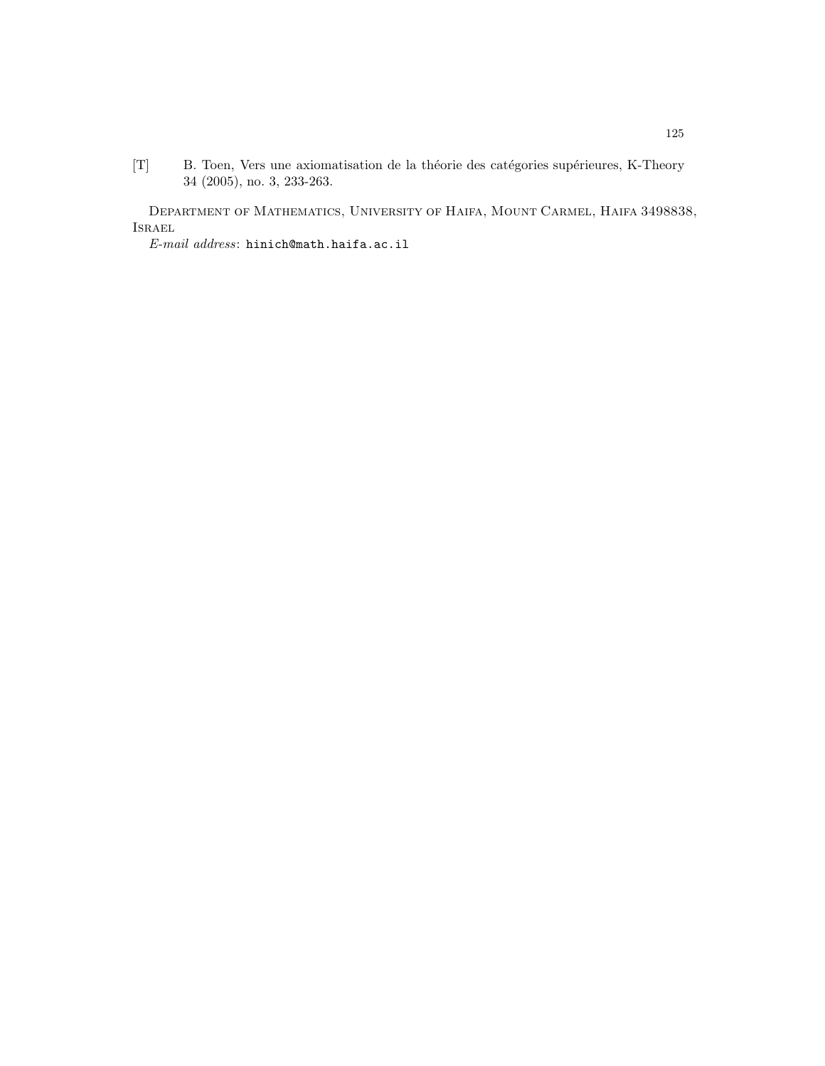[T] B. Toen, Vers une axiomatisation de la théorie des catégories supérieures, K-Theory 34 (2005), no. 3, 233-263.

Department of Mathematics, University of Haifa, Mount Carmel, Haifa 3498838, Israel

*E-mail address*: hinich@math.haifa.ac.il